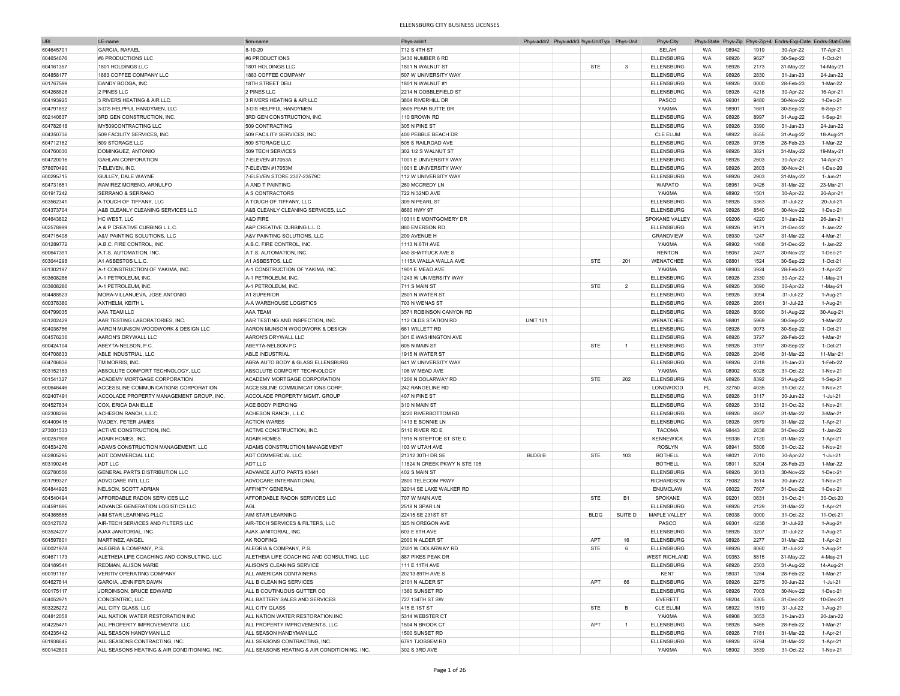# ELLENSBURG CITY BUSINESS LICENSES

| UBI | LE-name | firm-name | Phys-addr1 | Phys-addr2 | Phys-addr3 | Phys-UnitType | Phys-Unit | Phys-City | Phys-State | Phys-Zip | Phys-Zip+4 | Endrs-Exp-Date | Endrs-Stat-Date |
|---|---|---|---|---|---|---|---|---|---|---|---|---|---|
| 604645701 | GARCIA, RAFAEL | 8-10-20 | 712 S 4TH ST | | | | | SELAH | WA | 98942 | 1919 | 30-Apr-22 | 17-Apr-21 |
| 604654676 | #6 PRODUCTIONS LLC | #6 PRODUCTIONS | 3430 NUMBER 6 RD | | | | | ELLENSBURG | WA | 98926 | 9627 | 30-Sep-22 | 1-Oct-21 |
| 604161357 | 1801 HOLDINGS LLC | 1801 HOLDINGS LLC | 1801 N WALNUT ST | | | STE | 3 | ELLENSBURG | WA | 98926 | 2173 | 31-May-22 | 14-May-21 |
| 604858177 | 1883 COFFEE COMPANY LLC | 1883 COFFEE COMPANY | 507 W UNIVERSITY WAY | | | | | ELLENSBURG | WA | 98926 | 2830 | 31-Jan-23 | 24-Jan-22 |
| 601767599 | DANDY BOOGA, INC. | 18TH STREET DELI | 1801 N WALNUT #1 | | | | | ELLENSBURG | WA | 98926 | 0000 | 28-Feb-23 | 1-Mar-22 |
| 604268828 | 2 PINES LLC | 2 PINES LLC | 2214 N COBBLEFIELD ST | | | | | ELLENSBURG | WA | 98926 | 4218 | 30-Apr-22 | 16-Apr-21 |
| 604193925 | 3 RIVERS HEATING & AIR LLC. | 3 RIVERS HEATING & AIR LLC | 3804 RIVERHILL DR | | | | | PASCO | WA | 99301 | 9480 | 30-Nov-22 | 1-Dec-21 |
| 604791692 | 3-D'S HELPFUL HANDYMEN, LLC | 3-D'S HELPFUL HANDYMEN | 5505 PEAR BUTTE DR | | | | | YAKIMA | WA | 98901 | 1681 | 30-Sep-22 | 6-Sep-21 |
| 602140637 | 3RD GEN CONSTRUCTION, INC. | 3RD GEN CONSTRUCTION, INC. | 110 BROWN RD | | | | | ELLENSBURG | WA | 98926 | 8997 | 31-Aug-22 | 1-Sep-21 |
| 604782618 | MY509CONTRACTING LLC | 509 CONTRACTING | 305 N PINE ST | | | | | ELLENSBURG | WA | 98926 | 3390 | 31-Jan-23 | 24-Jan-22 |
| 604350736 | 509 FACILITY SERVICES, INC | 509 FACILITY SERVICES, INC | 400 PEBBLE BEACH DR | | | | | CLE ELUM | WA | 98922 | 8555 | 31-Aug-22 | 18-Aug-21 |
| 604712162 | 509 STORAGE LLC | 509 STORAGE LLC | 505 S RAILROAD AVE | | | | | ELLENSBURG | WA | 98926 | 9735 | 28-Feb-23 | 1-Mar-22 |
| 604760030 | DOMINGUEZ, ANTONIO | 509 TECH SERVICES | 302 1/2 S WALNUT ST | | | | | ELLENSBURG | WA | 98926 | 3821 | 31-May-22 | 19-May-21 |
| 604720016 | GAHLAN CORPORATION | 7-ELEVEN #17053A | 1001 E UNIVERSITY WAY | | | | | ELLENSBURG | WA | 98926 | 2603 | 30-Apr-22 | 14-Apr-21 |
| 578070490 | 7-ELEVEN, INC. | 7-ELEVEN #17053M | 1001 E UNIVERSITY WAY | | | | | ELLENSBURG | WA | 98926 | 2603 | 30-Nov-21 | 1-Dec-20 |
| 600295715 | GULLEY, DALE WAYNE | 7-ELEVEN STORE 2307-23579C | 112 W UNIVERSITY WAY | | | | | ELLENSBURG | WA | 98926 | 2903 | 31-May-22 | 1-Jun-21 |
| 604731651 | RAMIREZ MORENO, ARNULFO | A AND T PAINTING | 260 MCCREDY LN | | | | | WAPATO | WA | 98951 | 9426 | 31-Mar-22 | 23-Mar-21 |
| 601917242 | SERRANO & SERRANO | A S CONTRACTORS | 722 N 32ND AVE | | | | | YAKIMA | WA | 98902 | 1501 | 30-Apr-22 | 20-Apr-21 |
| 603562341 | A TOUCH OF TIFFANY, LLC | A TOUCH OF TIFFANY, LLC | 309 N PEARL ST | | | | | ELLENSBURG | WA | 98926 | 3363 | 31-Jul-22 | 20-Jul-21 |
| 604373704 | A&B CLEANLY CLEANING SERVICES LLC | A&B CLEANLY CLEANING SERVICES, LLC | 8660 HWY 97 | | | | | ELLENSBURG | WA | 98926 | 8540 | 30-Nov-22 | 1-Dec-21 |
| 604643802 | HC WEST, LLC | A&D FIRE | 10311 E MONTGOMERY DR | | | | | SPOKANE VALLEY | WA | 99206 | 4220 | 31-Jan-22 | 26-Jan-21 |
| 602578999 | A & P CREATIVE CURBING L.L.C. | A&P CREATIVE CURBING L.L.C. | 880 EMERSON RD | | | | | ELLENSBURG | WA | 98926 | 9171 | 31-Dec-22 | 1-Jan-22 |
| 604715408 | A&V PAINTING SOLUTIONS, LLC | A&V PAINTING SOLUTIONS, LLC | 209 AVENUE H | | | | | GRANDVIEW | WA | 98930 | 1247 | 31-Mar-22 | 4-Mar-21 |
| 601289772 | A.B.C. FIRE CONTROL, INC. | A.B.C. FIRE CONTROL, INC. | 1113 N 6TH AVE | | | | | YAKIMA | WA | 98902 | 1468 | 31-Dec-22 | 1-Jan-22 |
| 600647391 | A.T.S. AUTOMATION, INC. | A.T.S. AUTOMATION, INC. | 450 SHATTUCK AVE S | | | | | RENTON | WA | 98057 | 2427 | 30-Nov-22 | 1-Dec-21 |
| 603044298 | A1 ASBESTOS L.L.C. | A1 ASBESTOS, LLC | 1115A WALLA WALLA AVE | | | STE | 201 | WENATCHEE | WA | 98801 | 1524 | 30-Sep-22 | 1-Oct-21 |
| 601302197 | A-1 CONSTRUCTION OF YAKIMA, INC. | A-1 CONSTRUCTION OF YAKIMA, INC. | 1901 E MEAD AVE | | | | | YAKIMA | WA | 98903 | 3924 | 28-Feb-23 | 1-Apr-22 |
| 603608286 | A-1 PETROLEUM, INC. | A-1 PETROLEUM, INC. | 1243 W UNIVERSITY WAY | | | | | ELLENSBURG | WA | 98926 | 2330 | 30-Apr-22 | 1-May-21 |
| 603608286 | A-1 PETROLEUM, INC. | A-1 PETROLEUM, INC. | 711 S MAIN ST | | | STE | 2 | ELLENSBURG | WA | 98926 | 3690 | 30-Apr-22 | 1-May-21 |
| 604488823 | MORA-VILLANUEVA, JOSE ANTONIO | A1 SUPERIOR | 2501 N WATER ST | | | | | ELLENSBURG | WA | 98926 | 3094 | 31-Jul-22 | 1-Aug-21 |
| 600378380 | AXTHELM, KEITH L | A-A WAREHOUSE LOGISTICS | 703 N WENAS ST | | | | | ELLENSBURG | WA | 98926 | 2861 | 31-Jul-22 | 1-Aug-21 |
| 604799035 | AAA TEAM LLC | AAA TEAM | 3571 ROBINSON CANYON RD | | | | | ELLENSBURG | WA | 98926 | 8090 | 31-Aug-22 | 30-Aug-21 |
| 601202429 | AAR TESTING LABORATORIES, INC. | AAR TESTING AND INSPECTION, INC. | 112 OLDS STATION RD | UNIT 101 | | | | WENATCHEE | WA | 98801 | 5969 | 30-Sep-22 | 1-Mar-22 |
| 604036756 | AARON MUNSON WOODWORK & DESIGN LLC | AARON MUNSON WOODWORK & DESIGN | 661 WILLETT RD | | | | | ELLENSBURG | WA | 98926 | 9073 | 30-Sep-22 | 1-Oct-21 |
| 604576236 | AARON'S DRYWALL LLC | AARON'S DRYWALL LLC | 301 E WASHINGTON AVE | | | | | ELLENSBURG | WA | 98926 | 3727 | 28-Feb-22 | 1-Mar-21 |
| 600424104 | ABEYTA-NELSON, P.C. | ABEYTA-NELSON PC | 605 N MAIN ST | | | STE | 1 | ELLENSBURG | WA | 98926 | 3197 | 30-Sep-22 | 1-Oct-21 |
| 604708633 | ABLE INDUSTRIAL, LLC | ABLE INDUSTRIAL | 1915 N WATER ST | | | | | ELLENSBURG | WA | 98926 | 2046 | 31-Mar-22 | 11-Mar-21 |
| 604706836 | TM MORRIS, INC. | ABRA AUTO BODY & GLASS ELLENSBURG | 641 W UNIVERSITY WAY | | | | | ELLENSBURG | WA | 98926 | 2318 | 31-Jan-23 | 1-Feb-22 |
| 603152163 | ABSOLUTE COMFORT TECHNOLOGY, LLC | ABSOLUTE COMFORT TECHNOLOGY | 106 W MEAD AVE | | | | | YAKIMA | WA | 98902 | 6028 | 31-Oct-22 | 1-Nov-21 |
| 601541327 | ACADEMY MORTGAGE CORPORATION | ACADEMY MORTGAGE CORPORATION | 1206 N DOLARWAY RD | | | STE | 202 | ELLENSBURG | WA | 98926 | 8392 | 31-Aug-22 | 1-Sep-21 |
| 600646446 | ACCESSLINE COMMUNICATIONS CORPORATION | ACCESSLINE COMMUNICATIONS CORP. | 242 RANGELINE RD | | | | | LONGWOOD | FL | 32750 | 4035 | 31-Oct-22 | 1-Nov-21 |
| 602407491 | ACCOLADE PROPERTY MANAGEMENT GROUP, INC. | ACCOLADE PROPERTY MGMT. GROUP | 407 N PINE ST | | | | | ELLENSBURG | WA | 98926 | 3117 | 30-Jun-22 | 1-Jul-21 |
| 604527834 | COX, ERICA DANIELLE | ACE BODY PIERCING | 310 N MAIN ST | | | | | ELLENSBURG | WA | 98926 | 3312 | 31-Oct-22 | 1-Nov-21 |
| 602308266 | ACHESON RANCH, L.L.C. | ACHESON RANCH, L.L.C. | 3220 RIVERBOTTOM RD | | | | | ELLENSBURG | WA | 98926 | 8937 | 31-Mar-22 | 3-Mar-21 |
| 604409415 | WADEY, PETER JAMES | ACTION WARES | 1413 E BONNIE LN | | | | | ELLENSBURG | WA | 98926 | 9579 | 31-Mar-22 | 1-Apr-21 |
| 273001533 | ACTIVE CONSTRUCTION, INC. | ACTIVE CONSTRUCTION, INC. | 5110 RIVER RD E | | | | | TACOMA | WA | 98443 | 2638 | 31-Dec-22 | 1-Jan-22 |
| 600257908 | ADAIR HOMES, INC. | ADAIR HOMES | 1915 N STEPTOE ST STE C | | | | | KENNEWICK | WA | 99336 | 7120 | 31-Mar-22 | 1-Apr-21 |
| 604534276 | ADAMS CONSTRUCTION MANAGEMENT, LLC | ADAMS CONSTRUCTION MANAGEMENT | 103 W UTAH AVE | | | | | ROSLYN | WA | 98941 | 5806 | 31-Oct-22 | 1-Nov-21 |
| 602805295 | ADT COMMERCIAL LLC | ADT COMMERCIAL LLC | 21312 30TH DR SE | BLDG B | | STE | 103 | BOTHELL | WA | 98021 | 7010 | 30-Apr-22 | 1-Jul-21 |
| 603190246 | ADT LLC | ADT LLC | 11824 N CREEK PKWY N STE 105 | | | | | BOTHELL | WA | 98011 | 8204 | 28-Feb-23 | 1-Mar-22 |
| 602780556 | GENERAL PARTS DISTRIBUTION LLC | ADVANCE AUTO PARTS #3441 | 402 S MAIN ST | | | | | ELLENSBURG | WA | 98926 | 3613 | 30-Nov-22 | 1-Dec-21 |
| 601799327 | ADVOCARE INTL LLC | ADVOCARE INTERNATIONAL | 2800 TELECOM PKWY | | | | | RICHARDSON | TX | 75082 | 3514 | 30-Jun-22 | 1-Nov-21 |
| 604844925 | NELSON, SCOTT ADRIAN | AFFINITY GENERAL | 32014 SE LAKE WALKER RD | | | | | ENUMCLAW | WA | 98022 | 7607 | 31-Dec-22 | 1-Dec-21 |
| 604540494 | AFFORDABLE RADON SERVICES LLC | AFFORDABLE RADON SERVICES LLC | 707 W MAIN AVE | | | STE | B1 | SPOKANE | WA | 99201 | 0631 | 31-Oct-21 | 30-Oct-20 |
| 604591895 | ADVANCE GENERATION LOGISTICS LLC | AGL | 2518 N SPAR LN | | | | | ELLENSBURG | WA | 98926 | 2129 | 31-Mar-22 | 1-Apr-21 |
| 604365565 | AIM STAR LEARNING PLLC | AIM STAR LEARNING | 22415 SE 231ST ST | | | BLDG | SUITE D | MAPLE VALLEY | WA | 98038 | 0000 | 31-Oct-22 | 11-Oct-21 |
| 603127072 | AIR-TECH SERVICES AND FILTERS LLC | AIR-TECH SERVICES & FILTERS, LLC | 325 N OREGON AVE | | | | | PASCO | WA | 99301 | 4236 | 31-Jul-22 | 1-Aug-21 |
| 603524277 | AJAX JANITORIAL, INC. | AJAX JANITORIAL, INC. | 603 E 6TH AVE | | | | | ELLENSBURG | WA | 98926 | 3207 | 31-Jul-22 | 1-Aug-21 |
| 604597801 | MARTINEZ, ANGEL | AK ROOFING | 2000 N ALDER ST | | | APT | 16 | ELLENSBURG | WA | 98926 | 2277 | 31-Mar-22 | 1-Apr-21 |
| 600021978 | ALEGRIA & COMPANY, P.S. | ALEGRIA & COMPANY, P.S. | 2301 W DOLARWAY RD | | | STE | 6 | ELLENSBURG | WA | 98926 | 8060 | 31-Jul-22 | 1-Aug-21 |
| 604671173 | ALETHEIA LIFE COACHING AND CONSULTING, LLC | ALETHEIA LIFE COACHING AND CONSULTING, LLC | 887 PIKES PEAK DR | | | | | WEST RICHLAND | WA | 99353 | 8815 | 31-May-22 | 4-May-21 |
| 604189541 | REDMAN, ALISON MARIE | ALISON'S CLEANING SERVICE | 111 E 11TH AVE | | | | | ELLENSBURG | WA | 98926 | 2503 | 31-Aug-22 | 14-Aug-21 |
| 600191187 | VERITIV OPERATING COMPANY | ALL AMERICAN CONTAINERS | 20213 89TH AVE S | | | | | KENT | WA | 98031 | 1284 | 28-Feb-22 | 1-Mar-21 |
| 604627614 | GARCIA, JENNIFER DAWN | ALL B CLEANING SERVICES | 2101 N ALDER ST | | | APT | 66 | ELLENSBURG | WA | 98926 | 2275 | 30-Jun-22 | 1-Jul-21 |
| 600175117 | JORDINSON, BRUCE EDWARD | ALL B COUTINUOUS GUTTER CO | 1360 SUNSET RD | | | | | ELLENSBURG | WA | 98926 | 7003 | 30-Nov-22 | 1-Dec-21 |
| 604052971 | CONCENTRIC, LLC | ALL BATTERY SALES AND SERVICES | 727 134TH ST SW | | | | | EVERETT | WA | 98204 | 6305 | 31-Dec-22 | 10-Dec-21 |
| 603225272 | ALL CITY GLASS, LLC | ALL CITY GLASS | 415 E 1ST ST | | | STE | B | CLE ELUM | WA | 98922 | 1519 | 31-Jul-22 | 1-Aug-21 |
| 604812058 | ALL NATION WATER RESTORATION INC | ALL NATION WATER RESTORATION INC | 5314 WEBSTER CT | | | | | YAKIMA | WA | 98908 | 3653 | 31-Jan-23 | 20-Jan-22 |
| 604225471 | ALL PROPERTY IMPROVEMENTS, LLC | ALL PROPERTY IMPROVEMENTS, LLC | 1504 N BROOK CT | | | APT | 1 | ELLENSBURG | WA | 98926 | 5465 | 28-Feb-22 | 1-Mar-21 |
| 604235442 | ALL SEASON HANDYMAN LLC | ALL SEASON HANDYMAN LLC | 1500 SUNSET RD | | | | | ELLENSBURG | WA | 98926 | 7181 | 31-Mar-22 | 1-Apr-21 |
| 601938645 | ALL SEASONS CONTRACTING, INC. | ALL SEASONS CONTRACTING, INC. | 6791 TJOSSEM RD | | | | | ELLENSBURG | WA | 98926 | 8794 | 31-Mar-22 | 1-Apr-21 |
| 600142809 | ALL SEASONS HEATING & AIR CONDITIONING, INC. | ALL SEASONS HEATING & AIR CONDITIONING, INC. | 302 S 3RD AVE | | | | | YAKIMA | WA | 98902 | 3539 | 31-Oct-22 | 1-Nov-21 |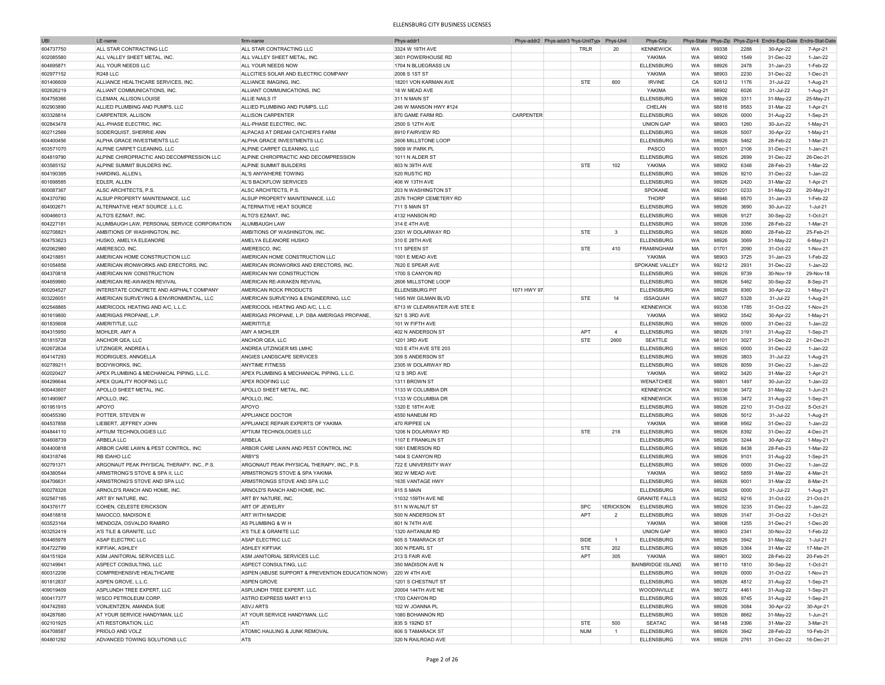# ELLENSBURG CITY BUSINESS LICENSES

| UBI | LE-name | firm-name | Phys-addr1 | Phys-addr2 | Phys-addr3 | Phys-UnitType | Phys-Unit | Phys-City | Phys-State | Phys-Zip | Phys-Zip+4 | Endrs-Exp-Date | Endrs-Stat-Date |
|---|---|---|---|---|---|---|---|---|---|---|---|---|---|
| 604737750 | ALL STAR CONTRACTING LLC | ALL STAR CONTRACTING LLC | 3324 W 19TH AVE | | | TRLR | 20 | KENNEWICK | WA | 99338 | 2288 | 30-Apr-22 | 7-Apr-21 |
| 602085580 | ALL VALLEY SHEET METAL, INC. | ALL VALLEY SHEET METAL, INC. | 3601 POWERHOUSE RD | | | | | YAKIMA | WA | 98902 | 1549 | 31-Dec-22 | 1-Jan-22 |
| 604695871 | ALL YOUR NEEDS LLC | ALL YOUR NEEDS NOW | 1704 N BLUEGRASS LN | | | | | ELLENSBURG | WA | 98926 | 2478 | 31-Jan-23 | 1-Feb-22 |
| 602977152 | R248 LLC | ALLCITIES SOLAR AND ELECTRIC COMPANY | 2008 S 1ST ST | | | | | YAKIMA | WA | 98903 | 2230 | 31-Dec-22 | 1-Dec-21 |
| 601406609 | ALLIANCE HEALTHCARE SERVICES, INC. | ALLIANCE IMAGING, INC. | 18201 VON KARMAN AVE | | | STE | 600 | IRVINE | CA | 92612 | 1176 | 31-Jul-22 | 1-Aug-21 |
| 602626219 | ALLIANT COMMUNICATIONS, INC. | ALLIANT COMMUNICATIONS, INC | 18 W MEAD AVE | | | | | YAKIMA | WA | 98902 | 6026 | 31-Jul-22 | 1-Aug-21 |
| 604758366 | CLEMAN, ALLISON LOUISE | ALLIE NAILS IT | 311 N MAIN ST | | | | | ELLENSBURG | WA | 98926 | 3311 | 31-May-22 | 25-May-21 |
| 602903890 | ALLIED PLUMBING AND PUMPS, LLC | ALLIED PLUMBING AND PUMPS, LLC | 246 W MANSON HWY #124 | | | | | CHELAN | WA | 98816 | 9583 | 31-Mar-22 | 1-Apr-21 |
| 603328814 | CARPENTER, ALLISON | ALLISON CARPENTER | 870 GAME FARM RD. | CARPENTER | | | | ELLENSBURG | WA | 98926 | 0000 | 31-Aug-22 | 1-Sep-21 |
| 602843478 | ALL-PHASE ELECTRIC, INC. | ALL-PHASE ELECTRIC, INC. | 2500 S 12TH AVE | | | | | UNION GAP | WA | 98903 | 1260 | 30-Jun-22 | 1-May-21 |
| 602712569 | SODERQUIST, SHERRIE ANN | ALPACAS AT DREAM CATCHER'S FARM | 8910 FAIRVIEW RD | | | | | ELLENSBURG | WA | 98926 | 5007 | 30-Apr-22 | 1-May-21 |
| 604400456 | ALPHA GRACE INVESTMENTS LLC | ALPHA GRACE INVESTMENTS LLC | 2606 MILLSTONE LOOP | | | | | ELLENSBURG | WA | 98926 | 5462 | 28-Feb-22 | 1-Mar-21 |
| 603571070 | ALPINE CARPET CLEANING, LLC | ALPINE CARPET CLEANING, LLC | 5909 W PARK PL | | | | | PASCO | WA | 99301 | 2106 | 31-Dec-21 | 1-Jan-21 |
| 604819790 | ALPINE CHIROPRACTIC AND DECOMPRESSION LLC | ALPINE CHIROPRACTIC AND DECOMPRESSION | 1011 N ALDER ST | | | | | ELLENSBURG | WA | 98926 | 2699 | 31-Dec-22 | 26-Dec-21 |
| 603585152 | ALPINE SUMMIT BUILDERS INC. | ALPINE SUMMIT BUILDERS | 603 N 39TH AVE | | | STE | 102 | YAKIMA | WA | 98902 | 6348 | 28-Feb-23 | 1-Mar-22 |
| 604190395 | HARDING, ALLEN L | AL'S ANYWHERE TOWING | 520 RUSTIC RD | | | | | ELLENSBURG | WA | 98926 | 9210 | 31-Dec-22 | 1-Jan-22 |
| 601698585 | EDLER, ALLEN | AL'S BACKFLOW SERVICES | 406 W 13TH AVE | | | | | ELLENSBURG | WA | 98926 | 2420 | 31-Mar-22 | 1-Apr-21 |
| 600087367 | ALSC ARCHITECTS, P.S. | ALSC ARCHITECTS, P.S. | 203 N WASHINGTON ST | | | | | SPOKANE | WA | 99201 | 0233 | 31-May-22 | 20-May-21 |
| 604370780 | ALSUP PROPERTY MAINTENANCE, LLC | ALSUP PROPERTY MAINTENANCE, LLC | 2576 THORP CEMETERY RD | | | | | THORP | WA | 98946 | 9570 | 31-Jan-23 | 1-Feb-22 |
| 604002671 | ALTERNATIVE HEAT SOURCE ,L.L.C. | ALTERNATIVE HEAT SOURCE | 711 S MAIN ST | | | | | ELLENSBURG | WA | 98926 | 3690 | 30-Jun-22 | 1-Jul-21 |
| 600466013 | ALTO'S EZ/MAT, INC. | ALTO'S EZ/MAT, INC. | 4132 HANSON RD | | | | | ELLENSBURG | WA | 98926 | 9127 | 30-Sep-22 | 1-Oct-21 |
| 604227181 | ALUMBAUGH LAW, PERSONAL SERVICE CORPORATION | ALUMBAUGH LAW | 314 E 4TH AVE | | | | | ELLENSBURG | WA | 98926 | 3356 | 28-Feb-22 | 1-Mar-21 |
| 602708821 | AMBITIONS OF WASHINGTON, INC. | AMBITIONS OF WASHINGTON, INC. | 2301 W DOLARWAY RD | | | STE | 3 | ELLENSBURG | WA | 98926 | 8060 | 28-Feb-22 | 25-Feb-21 |
| 604753623 | HUSKO, AMELYA ELEANORE | AMELYA ELEANORE HUSKO | 310 E 28TH AVE | | | | | ELLENSBURG | WA | 98926 | 3069 | 31-May-22 | 6-May-21 |
| 602062980 | AMERESCO, INC. | AMERESCO, INC. | 111 SPEEN ST | | | STE | 410 | FRAMINGHAM | MA | 01701 | 2090 | 31-Oct-22 | 1-Nov-21 |
| 604218851 | AMERICAN HOME CONSTRUCTION LLC | AMERICAN HOME CONSTRUCTION LLC | 1001 E MEAD AVE | | | | | YAKIMA | WA | 98903 | 3725 | 31-Jan-23 | 1-Feb-22 |
| 601054856 | AMERICAN IRONWORKS AND ERECTORS, INC. | AMERICAN IRONWORKS AND ERECTORS, INC. | 7620 E SPEAR AVE | | | | | SPOKANE VALLEY | WA | 99212 | 2931 | 31-Dec-22 | 1-Jan-22 |
| 604370818 | AMERICAN NW CONSTRUCTION | AMERICAN NW CONSTRUCTION | 1700 S CANYON RD | | | | | ELLENSBURG | WA | 98926 | 9739 | 30-Nov-19 | 29-Nov-18 |
| 604659960 | AMERICAN RE-AWAKEN REVIVAL | AMERICAN RE-AWAKEN REVIVAL | 2606 MILLSTONE LOOP | | | | | ELLENSBURG | WA | 98926 | 5462 | 30-Sep-22 | 8-Sep-21 |
| 600204527 | INTERSTATE CONCRETE AND ASPHALT COMPANY | AMERICAN ROCK PRODUCTS | ELLENSBURG PIT | 1071 HWY 97 | | | | ELLENSBURG | WA | 98926 | 8360 | 30-Apr-22 | 1-May-21 |
| 603226051 | AMERICAN SURVEYING & ENVIRONMENTAL, LLC | AMERICAN SURVEYING & ENGINEERING, LLC | 1495 NW GILMAN BLVD | | | STE | 14 | ISSAQUAH | WA | 98027 | 5328 | 31-Jul-22 | 1-Aug-21 |
| 602548865 | AMERICOOL HEATING AND A/C, L.L.C. | AMERICOOL HEATING AND A/C, L.L.C. | 6713 W CLEARWATER AVE STE E | | | | | KENNEWICK | WA | 99336 | 1785 | 31-Oct-22 | 1-Nov-21 |
| 601619800 | AMERIGAS PROPANE, L.P. | AMERIGAS PROPANE, L.P. DBA AMERIGAS PROPANE, | 521 S 3RD AVE | | | | | YAKIMA | WA | 98902 | 3542 | 30-Apr-22 | 1-May-21 |
| 601835608 | AMERITITLE, LLC | AMERITITLE | 101 W FIFTH AVE | | | | | ELLENSBURG | WA | 98926 | 0000 | 31-Dec-22 | 1-Jan-22 |
| 604315950 | MOHLER, AMY A | AMY A MOHLER | 402 N ANDERSON ST | | | APT | 4 | ELLENSBURG | WA | 98926 | 3191 | 31-Aug-22 | 1-Sep-21 |
| 601815728 | ANCHOR QEA, LLC | ANCHOR QEA, LLC | 1201 3RD AVE | | | STE | 2600 | SEATTLE | WA | 98101 | 3027 | 31-Dec-22 | 21-Dec-21 |
| 602672634 | UTZINGER, ANDREA L | ANDREA UTZINGER MS LMHC | 103 E 4TH AVE STE 203 | | | | | ELLENSBURG | WA | 98926 | 0000 | 31-Dec-22 | 1-Jan-22 |
| 604147293 | RODRIGUES, ANNGELLA | ANGIES LANDSCAPE SERVICES | 309 S ANDERSON ST | | | | | ELLENSBURG | WA | 98926 | 3803 | 31-Jul-22 | 1-Aug-21 |
| 602789211 | BODYWORKS, INC. | ANYTIME FITNESS | 2305 W DOLARWAY RD | | | | | ELLENSBURG | WA | 98926 | 8059 | 31-Dec-22 | 1-Jan-22 |
| 602020427 | APEX PLUMBING & MECHANICAL PIPING, L.L.C. | APEX PLUMBING & MECHANICAL PIPING, L.L.C. | 12 S 3RD AVE | | | | | YAKIMA | WA | 98902 | 3420 | 31-Mar-22 | 1-Apr-21 |
| 604296644 | APEX QUALITY ROOFING LLC | APEX ROOFING LLC | 1311 BROWN ST | | | | | WENATCHEE | WA | 98801 | 1497 | 30-Jun-22 | 1-Jan-22 |
| 600443607 | APOLLO SHEET METAL, INC. | APOLLO SHEET METAL, INC. | 1133 W COLUMBIA DR | | | | | KENNEWICK | WA | 99336 | 3472 | 31-May-22 | 1-Jun-21 |
| 601490907 | APOLLO, INC. | APOLLO, INC. | 1133 W COLUMBIA DR | | | | | KENNEWICK | WA | 99336 | 3472 | 31-Aug-22 | 1-Sep-21 |
| 601951915 | APOYO | APOYO | 1320 E 18TH AVE | | | | | ELLENSBURG | WA | 98926 | 2210 | 31-Oct-22 | 5-Oct-21 |
| 600455390 | POTTER, STEVEN W | APPLIANCE DOCTOR | 4550 NANEUM RD | | | | | ELLENSBURG | WA | 98926 | 5012 | 31-Jul-22 | 1-Aug-21 |
| 604537858 | LIEBERT, JEFFREY JOHN | APPLIANCE REPAIR EXPERTS OF YAKIMA | 470 RIPPEE LN | | | | | YAKIMA | WA | 98908 | 9562 | 31-Dec-22 | 1-Jan-22 |
| 604844110 | APTIUM TECHNOLOGIES LLC | APTIUM TECHNOLOGIES LLC | 1206 N DOLARWAY RD | | | STE | 218 | ELLENSBURG | WA | 98926 | 8392 | 31-Dec-22 | 4-Dec-21 |
| 604608739 | ARBELA LLC | ARBELA | 1107 E FRANKLIN ST | | | | | ELLENSBURG | WA | 98926 | 3244 | 30-Apr-22 | 1-May-21 |
| 604400818 | ARBOR CARE LAWN & PEST CONTROL, INC | ARBOR CARE LAWN AND PEST CONTROL INC | 1061 EMERSON RD | | | | | ELLENSBURG | WA | 98926 | 8438 | 28-Feb-23 | 1-Mar-22 |
| 604318746 | RB IDAHO LLC | ARBY'S | 1404 S CANYON RD | | | | | ELLENSBURG | WA | 98926 | 9101 | 31-Aug-22 | 1-Sep-21 |
| 602791371 | ARGONAUT PEAK PHYSICAL THERAPY, INC., P.S. | ARGONAUT PEAK PHYSICAL THERAPY, INC., P.S. | 722 E UNIVERSITY WAY | | | | | ELLENSBURG | WA | 98926 | 0000 | 31-Dec-22 | 1-Jan-22 |
| 604380544 | ARMSTRONG'S STOVE & SPA II, LLC | ARMSTRONG'S STOVE & SPA YAKIMA | 902 W MEAD AVE | | | | | YAKIMA | WA | 98902 | 5859 | 31-Mar-22 | 4-Mar-21 |
| 604706631 | ARMSTRONG'S STOVE AND SPA LLC | ARMSTRONGS STOVE AND SPA LLC | 1635 VANTAGE HWY | | | | | ELLENSBURG | WA | 98926 | 9001 | 31-Mar-22 | 8-Mar-21 |
| 600278326 | ARNOLD'S RANCH AND HOME, INC. | ARNOLD'S RANCH AND HOME, INC. | 615 S MAIN | | | | | ELLENSBURG | WA | 98926 | 0000 | 31-Jul-22 | 1-Aug-21 |
| 602567165 | ART BY NATURE, INC. | ART BY NATURE, INC. | 11032 159TH AVE NE | | | | | GRANITE FALLS | WA | 98252 | 9216 | 31-Oct-22 | 21-Oct-21 |
| 604376177 | COHEN, CELESTE ERICKSON | ART OF JEWELRY | 511 N WALNUT ST | | | SPC | 1ERICKSON | ELLENSBURG | WA | 98926 | 3235 | 31-Dec-22 | 1-Jan-22 |
| 604818818 | MAIOCCO, MADISON E | ART WITH MADDIE | 500 N ANDERSON ST | | | APT | 2 | ELLENSBURG | WA | 98926 | 3147 | 31-Oct-22 | 1-Oct-21 |
| 603523164 | MENDOZA, OSVALDO RAMIRO | AS PLUMBING & W H | 601 N 74TH AVE | | | | | YAKIMA | WA | 98908 | 1255 | 31-Dec-21 | 1-Dec-20 |
| 603252419 | A'S TILE & GRANITE, LLC | A'S TILE & GRANITE LLC | 1320 AHTANUM RD | | | | | UNION GAP | WA | 98903 | 2341 | 30-Nov-22 | 1-Feb-22 |
| 604465978 | ASAP ELECTRIC LLC | ASAP ELECTRIC LLC | 605 S TAMARACK ST | | | SIDE | 1 | ELLENSBURG | WA | 98926 | 3942 | 31-May-22 | 1-Jul-21 |
| 604722799 | KIFFIAK, ASHLEY | ASHLEY KIFFIAK | 300 N PEARL ST | | | STE | 202 | ELLENSBURG | WA | 98926 | 3364 | 31-Mar-22 | 17-Mar-21 |
| 604151924 | ASM JANITORIAL SERVICES LLC. | ASM JANITORIAL SERVICES LLC. | 213 S FAIR AVE | | | APT | 305 | YAKIMA | WA | 98901 | 3002 | 28-Feb-22 | 20-Feb-21 |
| 602149941 | ASPECT CONSULTING, LLC | ASPECT CONSULTING, LLC | 350 MADISON AVE N | | | | | BAINBRIDGE ISLAND | WA | 98110 | 1810 | 30-Sep-22 | 1-Oct-21 |
| 600312206 | COMPREHENSIVE HEALTHCARE | ASPEN (ABUSE SUPPORT & PREVENTION EDUCATION NOW) | 220 W 4TH AVE | | | | | ELLENSBURG | WA | 98926 | 0000 | 31-Oct-22 | 1-Nov-21 |
| 601812837 | ASPEN GROVE, L.L.C. | ASPEN GROVE | 1201 S CHESTNUT ST | | | | | ELLENSBURG | WA | 98926 | 4812 | 31-Aug-22 | 1-Sep-21 |
| 409019409 | ASPLUNDH TREE EXPERT, LLC | ASPLUNDH TREE EXPERT, LLC. | 20004 144TH AVE NE | | | | | WOODINVILLE | WA | 98072 | 4461 | 31-Aug-22 | 1-Sep-21 |
| 600417377 | WSCO PETROLEUM CORP. | ASTRO EXPRESS MART #113 | 1703 CANYON RD | | | | | ELLENSBURG | WA | 98926 | 9745 | 31-Aug-22 | 1-Sep-21 |
| 604742593 | VONJENTZEN, AMANDA SUE | ASVJ ARTS | 102 W JOANNA PL | | | | | ELLENSBURG | WA | 98926 | 3084 | 30-Apr-22 | 30-Apr-21 |
| 604287680 | AT YOUR SERVICE HANDYMAN, LLC | AT YOUR SERVICE HANDYMAN, LLC | 1080 BOHANNON RD | | | | | ELLENSBURG | WA | 98926 | 8662 | 31-May-22 | 1-Jun-21 |
| 602101925 | ATI RESTORATION, LLC | ATI | 835 S 192ND ST | | | STE | 500 | SEATAC | WA | 98148 | 2396 | 31-Mar-22 | 3-Mar-21 |
| 604708587 | PRIOLO AND VOLZ | ATOMIC HAULING & JUNK REMOVAL | 606 S TAMARACK ST | | | NUM | 1 | ELLENSBURG | WA | 98926 | 3942 | 28-Feb-22 | 10-Feb-21 |
| 604801292 | ADVANCED TOWING SOLUTIONS LLC | ATS | 320 N RAILROAD AVE | | | | | ELLENSBURG | WA | 98926 | 2761 | 31-Dec-22 | 16-Dec-21 |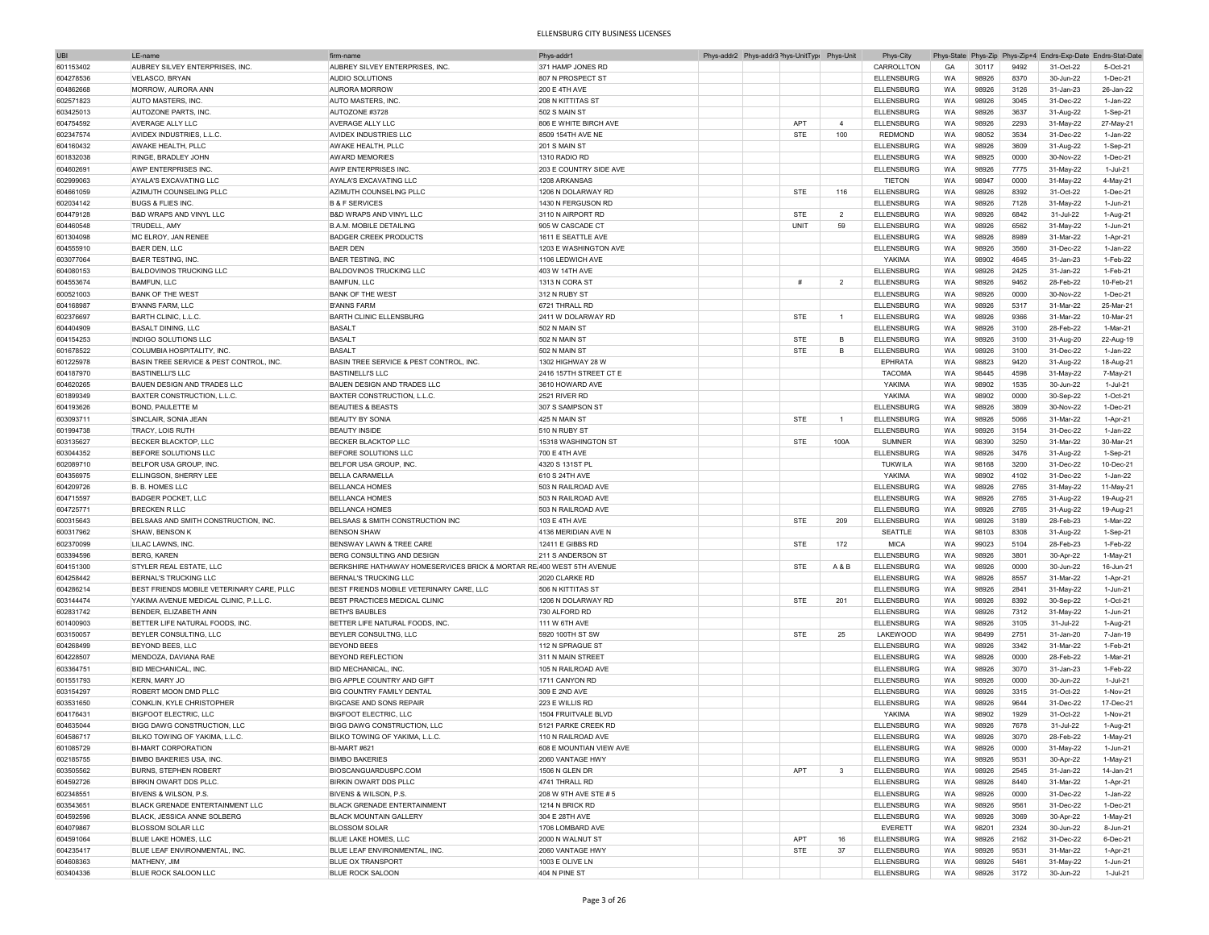# ELLENSBURG CITY BUSINESS LICENSES

| UBI | LE-name | firm-name | Phys-addr1 | Phys-addr2 | Phys-addr3 | Phys-UnitType | Phys-Unit | Phys-City | Phys-State | Phys-Zip | Phys-Zip+4 | Endrs-Exp-Date | Endrs-Stat-Date |
|---|---|---|---|---|---|---|---|---|---|---|---|---|---|
| 601153402 | AUBREY SILVEY ENTERPRISES, INC. | AUBREY SILVEY ENTERPRISES, INC. | 371 HAMP JONES RD | | | | | CARROLLTON | GA | 30117 | 9492 | 31-Oct-22 | 5-Oct-21 |
| 604278536 | VELASCO, BRYAN | AUDIO SOLUTIONS | 807 N PROSPECT ST | | | | | ELLENSBURG | WA | 98926 | 8370 | 30-Jun-22 | 1-Dec-21 |
| 604862668 | MORROW, AURORA ANN | AURORA MORROW | 200 E 4TH AVE | | | | | ELLENSBURG | WA | 98926 | 3126 | 31-Jan-23 | 26-Jan-22 |
| 602571823 | AUTO MASTERS, INC. | AUTO MASTERS, INC. | 208 N KITTITAS ST | | | | | ELLENSBURG | WA | 98926 | 3045 | 31-Dec-22 | 1-Jan-22 |
| 603425013 | AUTOZONE PARTS, INC. | AUTOZONE #3728 | 502 S MAIN ST | | | | | ELLENSBURG | WA | 98926 | 3637 | 31-Aug-22 | 1-Sep-21 |
| 604754592 | AVERAGE ALLY LLC | AVERAGE ALLY LLC | 806 E WHITE BIRCH AVE | | | APT | 4 | ELLENSBURG | WA | 98926 | 2293 | 31-May-22 | 27-May-21 |
| 602347574 | AVIDEX INDUSTRIES, L.L.C. | AVIDEX INDUSTRIES LLC | 8509 154TH AVE NE | | | STE | 100 | REDMOND | WA | 98052 | 3534 | 31-Dec-22 | 1-Jan-22 |
| 604160432 | AWAKE HEALTH, PLLC | AWAKE HEALTH, PLLC | 201 S MAIN ST | | | | | ELLENSBURG | WA | 98926 | 3609 | 31-Aug-22 | 1-Sep-21 |
| 601832038 | RINGE, BRADLEY JOHN | AWARD MEMORIES | 1310 RADIO RD | | | | | ELLENSBURG | WA | 98925 | 0000 | 30-Nov-22 | 1-Dec-21 |
| 604602691 | AWP ENTERPRISES INC. | AWP ENTERPRISES INC. | 203 E COUNTRY SIDE AVE | | | | | ELLENSBURG | WA | 98926 | 7775 | 31-May-22 | 1-Jul-21 |
| 602999063 | AYALA'S EXCAVATING LLC | AYALA'S EXCAVATING LLC | 1208 ARKANSAS | | | | | TIETON | WA | 98947 | 0000 | 31-May-22 | 4-May-21 |
| 604661059 | AZIMUTH COUNSELING PLLC | AZIMUTH COUNSELING PLLC | 1206 N DOLARWAY RD | | | STE | 116 | ELLENSBURG | WA | 98926 | 8392 | 31-Oct-22 | 1-Dec-21 |
| 602034142 | BUGS & FLIES INC. | B & F SERVICES | 1430 N FERGUSON RD | | | | | ELLENSBURG | WA | 98926 | 7128 | 31-May-22 | 1-Jun-21 |
| 604479128 | B&D WRAPS AND VINYL LLC | B&D WRAPS AND VINYL LLC | 3110 N AIRPORT RD | | | STE | 2 | ELLENSBURG | WA | 98926 | 6842 | 31-Jul-22 | 1-Aug-21 |
| 604460548 | TRUDELL, AMY | B.A.M. MOBILE DETAILING | 905 W CASCADE CT | | | UNIT | 59 | ELLENSBURG | WA | 98926 | 6562 | 31-May-22 | 1-Jun-21 |
| 601304098 | MC ELROY, JAN RENEE | BADGER CREEK PRODUCTS | 1611 E SEATTLE AVE | | | | | ELLENSBURG | WA | 98926 | 8989 | 31-Mar-22 | 1-Apr-21 |
| 604555910 | BAER DEN, LLC | BAER DEN | 1203 E WASHINGTON AVE | | | | | ELLENSBURG | WA | 98926 | 3560 | 31-Dec-22 | 1-Jan-22 |
| 603077064 | BAER TESTING, INC. | BAER TESTING, INC | 1106 LEDWICH AVE | | | | | YAKIMA | WA | 98902 | 4645 | 31-Jan-23 | 1-Feb-22 |
| 604080153 | BALDOVINOS TRUCKING LLC | BALDOVINOS TRUCKING LLC | 403 W 14TH AVE | | | | | ELLENSBURG | WA | 98926 | 2425 | 31-Jan-22 | 1-Feb-21 |
| 604553674 | BAMFUN, LLC | BAMFUN, LLC | 1313 N CORA ST | | | # | 2 | ELLENSBURG | WA | 98926 | 9462 | 28-Feb-22 | 10-Feb-21 |
| 600521003 | BANK OF THE WEST | BANK OF THE WEST | 312 N RUBY ST | | | | | ELLENSBURG | WA | 98926 | 0000 | 30-Nov-22 | 1-Dec-21 |
| 604168987 | B'ANNS FARM, LLC | B'ANNS FARM | 6721 THRALL RD | | | | | ELLENSBURG | WA | 98926 | 5317 | 31-Mar-22 | 25-Mar-21 |
| 602376697 | BARTH CLINIC, L.L.C. | BARTH CLINIC ELLENSBURG | 2411 W DOLARWAY RD | | | STE | 1 | ELLENSBURG | WA | 98926 | 9366 | 31-Mar-22 | 10-Mar-21 |
| 604404909 | BASALT DINING, LLC | BASALT | 502 N MAIN ST | | | | | ELLENSBURG | WA | 98926 | 3100 | 28-Feb-22 | 1-Mar-21 |
| 604154253 | INDIGO SOLUTIONS LLC | BASALT | 502 N MAIN ST | | | STE | B | ELLENSBURG | WA | 98926 | 3100 | 31-Aug-20 | 22-Aug-19 |
| 601678522 | COLUMBIA HOSPITALITY, INC. | BASALT | 502 N MAIN ST | | | STE | B | ELLENSBURG | WA | 98926 | 3100 | 31-Dec-22 | 1-Jan-22 |
| 601225978 | BASIN TREE SERVICE & PEST CONTROL, INC. | BASIN TREE SERVICE & PEST CONTROL, INC. | 1302 HIGHWAY 28 W | | | | | EPHRATA | WA | 98823 | 9420 | 31-Aug-22 | 18-Aug-21 |
| 604187970 | BASTINELLI'S LLC | BASTINELLI'S LLC | 2416 157TH STREET CT E | | | | | TACOMA | WA | 98445 | 4598 | 31-May-22 | 7-May-21 |
| 604620265 | BAUEN DESIGN AND TRADES LLC | BAUEN DESIGN AND TRADES LLC | 3610 HOWARD AVE | | | | | YAKIMA | WA | 98902 | 1535 | 30-Jun-22 | 1-Jul-21 |
| 601899349 | BAXTER CONSTRUCTION, L.L.C. | BAXTER CONSTRUCTION, L.L.C. | 2521 RIVER RD | | | | | YAKIMA | WA | 98902 | 0000 | 30-Sep-22 | 1-Oct-21 |
| 604193626 | BOND, PAULETTE M | BEAUTIES & BEASTS | 307 S SAMPSON ST | | | | | ELLENSBURG | WA | 98926 | 3809 | 30-Nov-22 | 1-Dec-21 |
| 603093711 | SINCLAIR, SONIA JEAN | BEAUTY BY SONIA | 425 N MAIN ST | | | STE | 1 | ELLENSBURG | WA | 98926 | 5066 | 31-Mar-22 | 1-Apr-21 |
| 601994738 | TRACY, LOIS RUTH | BEAUTY INSIDE | 510 N RUBY ST | | | | | ELLENSBURG | WA | 98926 | 3154 | 31-Dec-22 | 1-Jan-22 |
| 603135627 | BECKER BLACKTOP, LLC | BECKER BLACKTOP LLC | 15318 WASHINGTON ST | | | STE | 100A | SUMNER | WA | 98390 | 3250 | 31-Mar-22 | 30-Mar-21 |
| 603044352 | BEFORE SOLUTIONS LLC | BEFORE SOLUTIONS LLC | 700 E 4TH AVE | | | | | ELLENSBURG | WA | 98926 | 3476 | 31-Aug-22 | 1-Sep-21 |
| 602089710 | BELFOR USA GROUP, INC. | BELFOR USA GROUP, INC. | 4320 S 131ST PL | | | | | TUKWILA | WA | 98168 | 3200 | 31-Dec-22 | 10-Dec-21 |
| 604356975 | ELLINGSON, SHERRY LEE | BELLA CARAMELLA | 610 S 24TH AVE | | | | | YAKIMA | WA | 98902 | 4102 | 31-Dec-22 | 1-Jan-22 |
| 604209726 | B. B. HOMES LLC | BELLANCA HOMES | 503 N RAILROAD AVE | | | | | ELLENSBURG | WA | 98926 | 2765 | 31-May-22 | 11-May-21 |
| 604715597 | BADGER POCKET, LLC | BELLANCA HOMES | 503 N RAILROAD AVE | | | | | ELLENSBURG | WA | 98926 | 2765 | 31-Aug-22 | 19-Aug-21 |
| 604725771 | BRECKEN R LLC | BELLANCA HOMES | 503 N RAILROAD AVE | | | | | ELLENSBURG | WA | 98926 | 2765 | 31-Aug-22 | 19-Aug-21 |
| 600315643 | BELSAAS AND SMITH CONSTRUCTION, INC. | BELSAAS & SMITH CONSTRUCTION INC | 103 E 4TH AVE | | | STE | 209 | ELLENSBURG | WA | 98926 | 3189 | 28-Feb-23 | 1-Mar-22 |
| 600317962 | SHAW, BENSON K | BENSON SHAW | 4136 MERIDIAN AVE N | | | | | SEATTLE | WA | 98103 | 8308 | 31-Aug-22 | 1-Sep-21 |
| 602370099 | LILAC LAWNS, INC. | BENSWAY LAWN & TREE CARE | 12411 E GIBBS RD | | | STE | 172 | MICA | WA | 99023 | 5104 | 28-Feb-23 | 1-Feb-22 |
| 603394596 | BERG, KAREN | BERG CONSULTING AND DESIGN | 211 S ANDERSON ST | | | | | ELLENSBURG | WA | 98926 | 3801 | 30-Apr-22 | 1-May-21 |
| 604151300 | STYLER REAL ESTATE, LLC | BERKSHIRE HATHAWAY HOMESERVICES BRICK & MORTAR RE | 400 WEST 5TH AVENUE | | | STE | A & B | ELLENSBURG | WA | 98926 | 0000 | 30-Jun-22 | 16-Jun-21 |
| 604258442 | BERNAL'S TRUCKING LLC | BERNAL'S TRUCKING LLC | 2020 CLARKE RD | | | | | ELLENSBURG | WA | 98926 | 8557 | 31-Mar-22 | 1-Apr-21 |
| 604286214 | BEST FRIENDS MOBILE VETERINARY CARE, PLLC | BEST FRIENDS MOBILE VETERINARY CARE, LLC | 506 N KITTITAS ST | | | | | ELLENSBURG | WA | 98926 | 2841 | 31-May-22 | 1-Jun-21 |
| 603144474 | YAKIMA AVENUE MEDICAL CLINIC, P.L.L.C. | BEST PRACTICES MEDICAL CLINIC | 1206 N DOLARWAY RD | | | STE | 201 | ELLENSBURG | WA | 98926 | 8392 | 30-Sep-22 | 1-Oct-21 |
| 602831742 | BENDER, ELIZABETH ANN | BETH'S BAUBLES | 730 ALFORD RD | | | | | ELLENSBURG | WA | 98926 | 7312 | 31-May-22 | 1-Jun-21 |
| 601400903 | BETTER LIFE NATURAL FOODS, INC. | BETTER LIFE NATURAL FOODS, INC. | 111 W 6TH AVE | | | | | ELLENSBURG | WA | 98926 | 3105 | 31-Jul-22 | 1-Aug-21 |
| 603150057 | BEYLER CONSULTING, LLC | BEYLER CONSULTNG, LLC | 5920 100TH ST SW | | | STE | 25 | LAKEWOOD | WA | 98499 | 2751 | 31-Jan-20 | 7-Jan-19 |
| 604268499 | BEYOND BEES, LLC | BEYOND BEES | 112 N SPRAGUE ST | | | | | ELLENSBURG | WA | 98926 | 3342 | 31-Mar-22 | 1-Feb-21 |
| 604228507 | MENDOZA, DAVIANA RAE | BEYOND REFLECTION | 311 N MAIN STREET | | | | | ELLENSBURG | WA | 98926 | 0000 | 28-Feb-22 | 1-Mar-21 |
| 603364751 | BID MECHANICAL, INC. | BID MECHANICAL, INC. | 105 N RAILROAD AVE | | | | | ELLENSBURG | WA | 98926 | 3070 | 31-Jan-23 | 1-Feb-22 |
| 601551793 | KERN, MARY JO | BIG APPLE COUNTRY AND GIFT | 1711 CANYON RD | | | | | ELLENSBURG | WA | 98926 | 0000 | 30-Jun-22 | 1-Jul-21 |
| 603154297 | ROBERT MOON DMD PLLC | BIG COUNTRY FAMILY DENTAL | 309 E 2ND AVE | | | | | ELLENSBURG | WA | 98926 | 3315 | 31-Oct-22 | 1-Nov-21 |
| 603531650 | CONKLIN, KYLE CHRISTOPHER | BIGCASE AND SONS REPAIR | 223 E WILLIS RD | | | | | ELLENSBURG | WA | 98926 | 9644 | 31-Dec-22 | 17-Dec-21 |
| 604176431 | BIGFOOT ELECTRIC, LLC | BIGFOOT ELECTRIC, LLC | 1504 FRUITVALE BLVD | | | | | YAKIMA | WA | 98902 | 1929 | 31-Oct-22 | 1-Nov-21 |
| 604635044 | BIGG DAWG CONSTRUCTION, LLC | BIGG DAWG CONSTRUCTION, LLC | 5121 PARKE CREEK RD | | | | | ELLENSBURG | WA | 98926 | 7678 | 31-Jul-22 | 1-Aug-21 |
| 604586717 | BILKO TOWING OF YAKIMA, L.L.C. | BILKO TOWING OF YAKIMA, L.L.C. | 110 N RAILROAD AVE | | | | | ELLENSBURG | WA | 98926 | 3070 | 28-Feb-22 | 1-May-21 |
| 601085729 | BI-MART CORPORATION | BI-MART #621 | 608 E MOUNTIAN VIEW AVE | | | | | ELLENSBURG | WA | 98926 | 0000 | 31-May-22 | 1-Jun-21 |
| 602185755 | BIMBO BAKERIES USA, INC. | BIMBO BAKERIES | 2060 VANTAGE HWY | | | | | ELLENSBURG | WA | 98926 | 9531 | 30-Apr-22 | 1-May-21 |
| 603505562 | BURNS, STEPHEN ROBERT | BIOSCANGUARDUSPC.COM | 1506 N GLEN DR | | | APT | 3 | ELLENSBURG | WA | 98926 | 2545 | 31-Jan-22 | 14-Jan-21 |
| 604592726 | BIRKIN OWART DDS PLLC. | BIRKIN OWART DDS PLLC | 4741 THRALL RD | | | | | ELLENSBURG | WA | 98926 | 8440 | 31-Mar-22 | 1-Apr-21 |
| 602348551 | BIVENS & WILSON, P.S. | BIVENS & WILSON, P.S. | 208 W 9TH AVE STE # 5 | | | | | ELLENSBURG | WA | 98926 | 0000 | 31-Dec-22 | 1-Jan-22 |
| 603543651 | BLACK GRENADE ENTERTAINMENT LLC | BLACK GRENADE ENTERTAINMENT | 1214 N BRICK RD | | | | | ELLENSBURG | WA | 98926 | 9561 | 31-Dec-22 | 1-Dec-21 |
| 604592596 | BLACK, JESSICA ANNE SOLBERG | BLACK MOUNTAIN GALLERY | 304 E 28TH AVE | | | | | ELLENSBURG | WA | 98926 | 3069 | 30-Apr-22 | 1-May-21 |
| 604079867 | BLOSSOM SOLAR LLC | BLOSSOM SOLAR | 1706 LOMBARD AVE | | | | | EVERETT | WA | 98201 | 2324 | 30-Jun-22 | 8-Jun-21 |
| 604591064 | BLUE LAKE HOMES, LLC | BLUE LAKE HOMES, LLC | 2000 N WALNUT ST | | | APT | 16 | ELLENSBURG | WA | 98926 | 2162 | 31-Dec-22 | 6-Dec-21 |
| 604235417 | BLUE LEAF ENVIRONMENTAL, INC. | BLUE LEAF ENVIRONMENTAL, INC. | 2060 VANTAGE HWY | | | STE | 37 | ELLENSBURG | WA | 98926 | 9531 | 31-Mar-22 | 1-Apr-21 |
| 604608363 | MATHENY, JIM | BLUE OX TRANSPORT | 1003 E OLIVE LN | | | | | ELLENSBURG | WA | 98926 | 5461 | 31-May-22 | 1-Jun-21 |
| 603404336 | BLUE ROCK SALOON LLC | BLUE ROCK SALOON | 404 N PINE ST | | | | | ELLENSBURG | WA | 98926 | 3172 | 30-Jun-22 | 1-Jul-21 |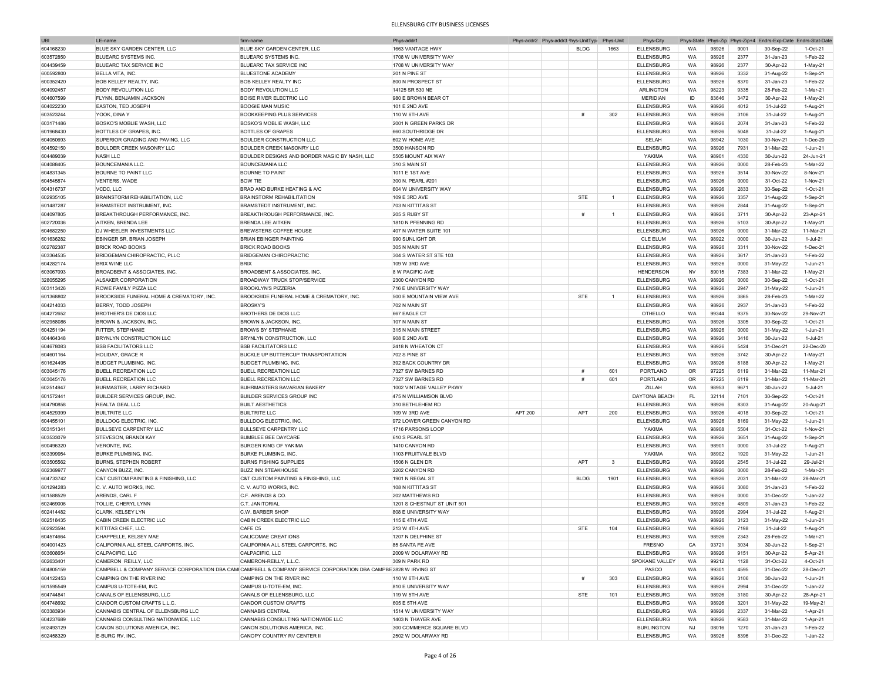# ELLENSBURG CITY BUSINESS LICENSES

| UBI | LE-name | firm-name | Phys-addr1 | Phys-addr2 | Phys-addr3 | Phys-UnitType | Phys-Unit | Phys-City | Phys-State | Phys-Zip | Phys-Zip+4 | Endrs-Exp-Date | Endrs-Stat-Date |
|---|---|---|---|---|---|---|---|---|---|---|---|---|---|
| 604168230 | BLUE SKY GARDEN CENTER, LLC | BLUE SKY GARDEN CENTER, LLC | 1663 VANTAGE HWY | | | BLDG | 1663 | ELLENSBURG | WA | 98926 | 9001 | 30-Sep-22 | 1-Oct-21 |
| 603572850 | BLUEARC SYSTEMS INC. | BLUEARC SYSTEMS INC. | 1708 W UNIVERSITY WAY | | | | | ELLENSBURG | WA | 98926 | 2377 | 31-Jan-23 | 1-Feb-22 |
| 604439459 | BLUEARC TAX SERVICE INC | BLUEARC TAX SERVICE INC | 1708 W UNIVERSITY WAY | | | | | ELLENSBURG | WA | 98926 | 2377 | 30-Apr-22 | 1-May-21 |
| 600592800 | BELLA VITA, INC. | BLUESTONE ACADEMY | 201 N PINE ST | | | | | ELLENSBURG | WA | 98926 | 3332 | 31-Aug-22 | 1-Sep-21 |
| 600352420 | BOB KELLEY REALTY, INC. | BOB KELLEY REALTY INC | 800 N PROSPECT ST | | | | | ELLENSBURG | WA | 98926 | 8370 | 31-Jan-23 | 1-Feb-22 |
| 604092457 | BODY REVOLUTION LLC | BODY REVOLUTION LLC | 14125 SR 530 NE | | | | | ARLINGTON | WA | 98223 | 9335 | 28-Feb-22 | 1-Mar-21 |
| 604607599 | FLYNN, BENJAMIN JACKSON | BOISE RIVER ELECTRIC LLC | 980 E BROWN BEAR CT | | | | | MERIDIAN | ID | 83646 | 3472 | 30-Apr-22 | 1-May-21 |
| 604022230 | EASTON, TED JOSEPH | BOOGIE MAN MUSIC | 101 E 2ND AVE | | | | | ELLENSBURG | WA | 98926 | 4012 | 31-Jul-22 | 1-Aug-21 |
| 603523244 | YOOK, DINA Y | BOOKKEEPING PLUS SERVICES | 110 W 6TH AVE | | | # | 302 | ELLENSBURG | WA | 98926 | 3106 | 31-Jul-22 | 1-Aug-21 |
| 603171486 | BOSKO'S MOBLIE WASH, LLC | BOSKO'S MOBLIE WASH, LLC | 2001 N GREEN PARKS DR | | | | | ELLENSBURG | WA | 98926 | 2074 | 31-Jan-23 | 1-Feb-22 |
| 601968430 | BOTTLES OF GRAPES, INC. | BOTTLES OF GRAPES | 660 SOUTHRIDGE DR | | | | | ELLENSBURG | WA | 98926 | 5048 | 31-Jul-22 | 1-Aug-21 |
| 604050693 | SUPERIOR GRADING AND PAVING, LLC | BOULDER CONSTRUCTION LLC | 602 W HOME AVE | | | | | SELAH | WA | 98942 | 1030 | 30-Nov-21 | 1-Dec-20 |
| 604592150 | BOULDER CREEK MASONRY LLC | BOULDER CREEK MASONRY LLC | 3500 HANSON RD | | | | | ELLENSBURG | WA | 98926 | 7931 | 31-Mar-22 | 1-Jun-21 |
| 604489039 | NASH LLC | BOULDER DESIGNS AND BORDER MAGIC BY NASH, LLC | 5505 MOUNT AIX WAY | | | | | YAKIMA | WA | 98901 | 4330 | 30-Jun-22 | 24-Jun-21 |
| 604088405 | BOUNCEMANIA LLC. | BOUNCEMANIA LLC | 310 S MAIN ST | | | | | ELLENSBURG | WA | 98926 | 0000 | 28-Feb-23 | 1-Mar-22 |
| 604831345 | BOURNE TO PAINT LLC | BOURNE TO PAINT | 1011 E 1ST AVE | | | | | ELLENSBURG | WA | 98926 | 3514 | 30-Nov-22 | 8-Nov-21 |
| 604545874 | VENTERS, WADE | BOW TIE | 300 N. PEARL #201 | | | | | ELLENSBURG | WA | 98926 | 0000 | 31-Oct-22 | 1-Nov-21 |
| 604316737 | VCDC, LLC | BRAD AND BURKE HEATING & A/C | 604 W UNIVERSITY WAY | | | | | ELLENSBURG | WA | 98926 | 2833 | 30-Sep-22 | 1-Oct-21 |
| 602935105 | BRAINSTORM REHABILITATION, LLC | BRAINSTORM REHABILITATION | 109 E 3RD AVE | | | STE | 1 | ELLENSBURG | WA | 98926 | 3357 | 31-Aug-22 | 1-Sep-21 |
| 601487287 | BRAMSTEDT INSTRUMENT, INC. | BRAMSTEDT INSTRUMENT, INC. | 703 N KITTITAS ST | | | | | ELLENSBURG | WA | 98926 | 2844 | 31-Aug-22 | 1-Sep-21 |
| 604097805 | BREAKTHROUGH PERFORMANCE, INC. | BREAKTHROUGH PERFORMANCE, INC. | 205 S RUBY ST | | | # | 1 | ELLENSBURG | WA | 98926 | 3711 | 30-Apr-22 | 23-Apr-21 |
| 602720036 | AITKEN, BRENDA LEE | BRENDA LEE AITKEN | 1810 N PFENNING RD | | | | | ELLENSBURG | WA | 98926 | 5103 | 30-Apr-22 | 1-May-21 |
| 604682250 | DJ WHEELER INVESTMENTS LLC | BREWSTERS COFFEE HOUSE | 407 N WATER SUITE 101 | | | | | ELLENSBURG | WA | 98926 | 0000 | 31-Mar-22 | 11-Mar-21 |
| 601636282 | EBINGER SR, BRIAN JOSEPH | BRIAN EBINGER PAINTING | 990 SUNLIGHT DR | | | | | CLE ELUM | WA | 98922 | 0000 | 30-Jun-22 | 1-Jul-21 |
| 602782387 | BRICK ROAD BOOKS | BRICK ROAD BOOKS | 305 N MAIN ST | | | | | ELLENSBURG | WA | 98926 | 3311 | 30-Nov-22 | 1-Dec-21 |
| 603364535 | BRIDGEMAN CHIROPRACTIC, PLLC | BRIDGEMAN CHIROPRACTIC | 304 S WATER ST STE 103 | | | | | ELLENSBURG | WA | 98926 | 3617 | 31-Jan-23 | 1-Feb-22 |
| 604282174 | BRIX WINE LLC | BRIX | 109 W 3RD AVE | | | | | ELLENSBURG | WA | 98926 | 0000 | 31-May-22 | 1-Jun-21 |
| 603067093 | BROADBENT & ASSOCIATES, INC. | BROADBENT & ASSOCIATES, INC. | 8 W PACIFIC AVE | | | | | HENDERSON | NV | 89015 | 7383 | 31-Mar-22 | 1-May-21 |
| 328055295 | ALSAKER CORPORATION | BROADWAY TRUCK STOP/SERVICE | 2300 CANYON RD | | | | | ELLENSBURG | WA | 98926 | 0000 | 30-Sep-22 | 1-Oct-21 |
| 603113426 | ROWE FAMILY PIZZA LLC | BROOKLYN'S PIZZERIA | 716 E UNIVERSITY WAY | | | | | ELLENSBURG | WA | 98926 | 2947 | 31-May-22 | 1-Jun-21 |
| 601368802 | BROOKSIDE FUNERAL HOME & CREMATORY, INC. | BROOKSIDE FUNERAL HOME & CREMATORY, INC. | 500 E MOUNTAIN VIEW AVE | | | STE | 1 | ELLENSBURG | WA | 98926 | 3865 | 28-Feb-23 | 1-Mar-22 |
| 604214033 | BERRY, TODD JOSEPH | BROSKY'S | 702 N MAIN ST | | | | | ELLENSBURG | WA | 98926 | 2937 | 31-Jan-23 | 1-Feb-22 |
| 604272652 | BROTHER'S DE DIOS LLC | BROTHERS DE DIOS LLC | 667 EAGLE CT | | | | | OTHELLO | WA | 99344 | 9375 | 30-Nov-22 | 29-Nov-21 |
| 602958086 | BROWN & JACKSON, INC. | BROWN & JACKSON, INC. | 107 N MAIN ST | | | | | ELLENSBURG | WA | 98926 | 3305 | 30-Sep-22 | 1-Oct-21 |
| 604251194 | RITTER, STEPHANIE | BROWS BY STEPHANIE | 315 N MAIN STREET | | | | | ELLENSBURG | WA | 98926 | 0000 | 31-May-22 | 1-Jun-21 |
| 604464348 | BRYNLYN CONSTRUCTION LLC | BRYNLYN CONSTRUCTION, LLC | 908 E 2ND AVE | | | | | ELLENSBURG | WA | 98926 | 3416 | 30-Jun-22 | 1-Jul-21 |
| 604678083 | BSB FACILITATORS LLC | BSB FACILITATORS LLC | 2418 N WHEATON CT | | | | | ELLENSBURG | WA | 98926 | 5424 | 31-Dec-21 | 22-Dec-20 |
| 604601164 | HOLIDAY, GRACE R | BUCKLE UP BUTTERCUP TRANSPORTATION | 702 S PINE ST | | | | | ELLENSBURG | WA | 98926 | 3742 | 30-Apr-22 | 1-May-21 |
| 601624495 | BUDGET PLUMBING, INC. | BUDGET PLUMBING, INC. | 392 BACK COUNTRY DR | | | | | ELLENSBURG | WA | 98926 | 8188 | 30-Apr-22 | 1-May-21 |
| 603045176 | BUELL RECREATION LLC | BUELL RECREATION LLC | 7327 SW BARNES RD | | | # | 601 | PORTLAND | OR | 97225 | 6119 | 31-Mar-22 | 11-Mar-21 |
| 603045176 | BUELL RECREATION LLC | BUELL RECREATION LLC | 7327 SW BARNES RD | | | # | 601 | PORTLAND | OR | 97225 | 6119 | 31-Mar-22 | 11-Mar-21 |
| 602514947 | BURMASTER, LARRY RICHARD | BUHRMASTERS BAVARIAN BAKERY | 1002 VINTAGE VALLEY PKWY | | | | | ZILLAH | WA | 98953 | 9671 | 30-Jun-22 | 1-Jul-21 |
| 601572441 | BUILDER SERVICES GROUP, INC. | BUILDER SERVICES GROUP INC | 475 N WILLIAMSON BLVD | | | | | DAYTONA BEACH | FL | 32114 | 7101 | 30-Sep-22 | 1-Oct-21 |
| 604790858 | REALTA GEAL LLC | BUILT AESTHETICS | 310 BETHLEHEM RD | | | | | ELLENSBURG | WA | 98926 | 8303 | 31-Aug-22 | 20-Aug-21 |
| 604529399 | BUILTRITE LLC | BUILTRITE LLC | 109 W 3RD AVE | APT 200 | | APT | 200 | ELLENSBURG | WA | 98926 | 4018 | 30-Sep-22 | 1-Oct-21 |
| 604455101 | BULLDOG ELECTRIC, INC. | BULLDOG ELECTRIC, INC. | 972 LOWER GREEN CANYON RD | | | | | ELLENSBURG | WA | 98926 | 8169 | 31-May-22 | 1-Jun-21 |
| 603151341 | BULLSEYE CARPENTRY LLC | BULLSEYE CARPENTRY LLC | 1716 PARSONS LOOP | | | | | YAKIMA | WA | 98908 | 5504 | 31-Oct-22 | 1-Nov-21 |
| 603533079 | STEVESON, BRANDI KAY | BUMBLEE BEE DAYCARE | 610 S PEARL ST | | | | | ELLENSBURG | WA | 98926 | 3651 | 31-Aug-22 | 1-Sep-21 |
| 600496320 | VERONTE, INC. | BURGER KING OF YAKIMA | 1410 CANYON RD | | | | | ELLENSBURG | WA | 98901 | 0000 | 31-Jul-22 | 1-Aug-21 |
| 603399954 | BURKE PLUMBING, INC. | BURKE PLUMBING, INC. | 1103 FRUITVALE BLVD | | | | | YAKIMA | WA | 98902 | 1920 | 31-May-22 | 1-Jun-21 |
| 603505562 | BURNS, STEPHEN ROBERT | BURNS FISHING SUPPLIES | 1506 N GLEN DR | | | APT | 3 | ELLENSBURG | WA | 98926 | 2545 | 31-Jul-22 | 29-Jul-21 |
| 602369977 | CANYON BUZZ, INC. | BUZZ INN STEAKHOUSE | 2202 CANYON RD | | | | | ELLENSBURG | WA | 98926 | 0000 | 28-Feb-22 | 1-Mar-21 |
| 604733742 | C&T CUSTOM PAINTING & FINISHING, LLC | C&T CUSTOM PAINTING & FINISHING, LLC | 1901 N REGAL ST | | | BLDG | 1901 | ELLENSBURG | WA | 98926 | 2031 | 31-Mar-22 | 28-Mar-21 |
| 601294283 | C. V. AUTO WORKS, INC. | C. V. AUTO WORKS, INC. | 108 N KITTITAS ST | | | | | ELLENSBURG | WA | 98926 | 3080 | 31-Jan-23 | 1-Feb-22 |
| 601588529 | ARENDS, CARL F | C.F. ARENDS & CO. | 202 MATTHEWS RD | | | | | ELLENSBURG | WA | 98926 | 0000 | 31-Dec-22 | 1-Jan-22 |
| 602469006 | TOLLIE, CHERYL LYNN | C.T. JANITORIAL | 1201 S CHESTNUT ST UNIT 501 | | | | | ELLENSBURG | WA | 98926 | 4809 | 31-Jan-23 | 1-Feb-22 |
| 602414482 | CLARK, KELSEY LYN | C.W. BARBER SHOP | 808 E UNIVERSITY WAY | | | | | ELLENSBURG | WA | 98926 | 2994 | 31-Jul-22 | 1-Aug-21 |
| 602518435 | CABIN CREEK ELECTRIC LLC | CABIN CREEK ELECTRIC LLC | 115 E 4TH AVE | | | | | ELLENSBURG | WA | 98926 | 3123 | 31-May-22 | 1-Jun-21 |
| 602923594 | KITTITAS CHEF, LLC. | CAFE C5 | 213 W 4TH AVE | | | STE | 104 | ELLENSBURG | WA | 98926 | 7198 | 31-Jul-22 | 1-Aug-21 |
| 604574664 | CHAPPELLE, KELSEY MAE | CALICOMAE CREATIONS | 1207 N DELPHINE ST | | | | | ELLENSBURG | WA | 98926 | 2343 | 28-Feb-22 | 1-Mar-21 |
| 604001423 | CALIFORNIA ALL STEEL CARPORTS, INC. | CALIFORNIA ALL STEEL CARPORTS, INC | 85 SANTA FE AVE | | | | | FRESNO | CA | 93721 | 3034 | 30-Jun-22 | 1-Sep-21 |
| 603608654 | CALPACIFIC, LLC | CALPACIFIC, LLC | 2009 W DOLARWAY RD | | | | | ELLENSBURG | WA | 98926 | 9151 | 30-Apr-22 | 5-Apr-21 |
| 602633401 | CAMERON REILLY, LLC | CAMERON-REILLY, L.L.C. | 309 N PARK RD | | | | | SPOKANE VALLEY | WA | 99212 | 1128 | 31-Oct-22 | 4-Oct-21 |
| 604805159 | CAMPBELL & COMPANY SERVICE CORPORATION DBA CAMI | CAMPBELL & COMPANY SERVICE CORPORATION DBA CAMPBE | 2828 W IRVING ST | | | | | PASCO | WA | 99301 | 4595 | 31-Dec-22 | 28-Dec-21 |
| 604122453 | CAMPING ON THE RIVER INC | CAMPING ON THE RIVER INC | 110 W 6TH AVE | | | # | 303 | ELLENSBURG | WA | 98926 | 3106 | 30-Jun-22 | 1-Jun-21 |
| 601595549 | CAMPUS U-TOTE-EM, INC. | CAMPUS U-TOTE-EM, INC. | 810 E UNIVERSITY WAY | | | | | ELLENSBURG | WA | 98926 | 2994 | 31-Dec-22 | 1-Jan-22 |
| 604744841 | CANALS OF ELLENSBURG, LLC | CANALS OF ELLENSBURG, LLC | 119 W 5TH AVE | | | STE | 101 | ELLENSBURG | WA | 98926 | 3180 | 30-Apr-22 | 28-Apr-21 |
| 604748692 | CANDOR CUSTOM CRAFTS L.L.C. | CANDOR CUSTOM CRAFTS | 605 E 5TH AVE | | | | | ELLENSBURG | WA | 98926 | 3201 | 31-May-22 | 19-May-21 |
| 603383934 | CANNABIS CENTRAL OF ELLENSBURG LLC | CANNABIS CENTRAL | 1514 W UNIVERSITY WAY | | | | | ELLENSBURG | WA | 98926 | 2337 | 31-Mar-22 | 1-Apr-21 |
| 604237689 | CANNABIS CONSULTING NATIONWIDE, LLC | CANNABIS CONSULTING NATIONWIDE LLC | 1403 N THAYER AVE | | | | | ELLENSBURG | WA | 98926 | 9583 | 31-Mar-22 | 1-Apr-21 |
| 602493129 | CANON SOLUTIONS AMERICA, INC. | CANON SOLUTIONS AMERICA, INC.. | 300 COMMERCE SQUARE BLVD | | | | | BURLINGTON | NJ | 08016 | 1270 | 31-Jan-23 | 1-Feb-22 |
| 602458329 | E-BURG RV, INC. | CANOPY COUNTRY RV CENTER II | 2502 W DOLARWAY RD | | | | | ELLENSBURG | WA | 98926 | 8396 | 31-Dec-22 | 1-Jan-22 |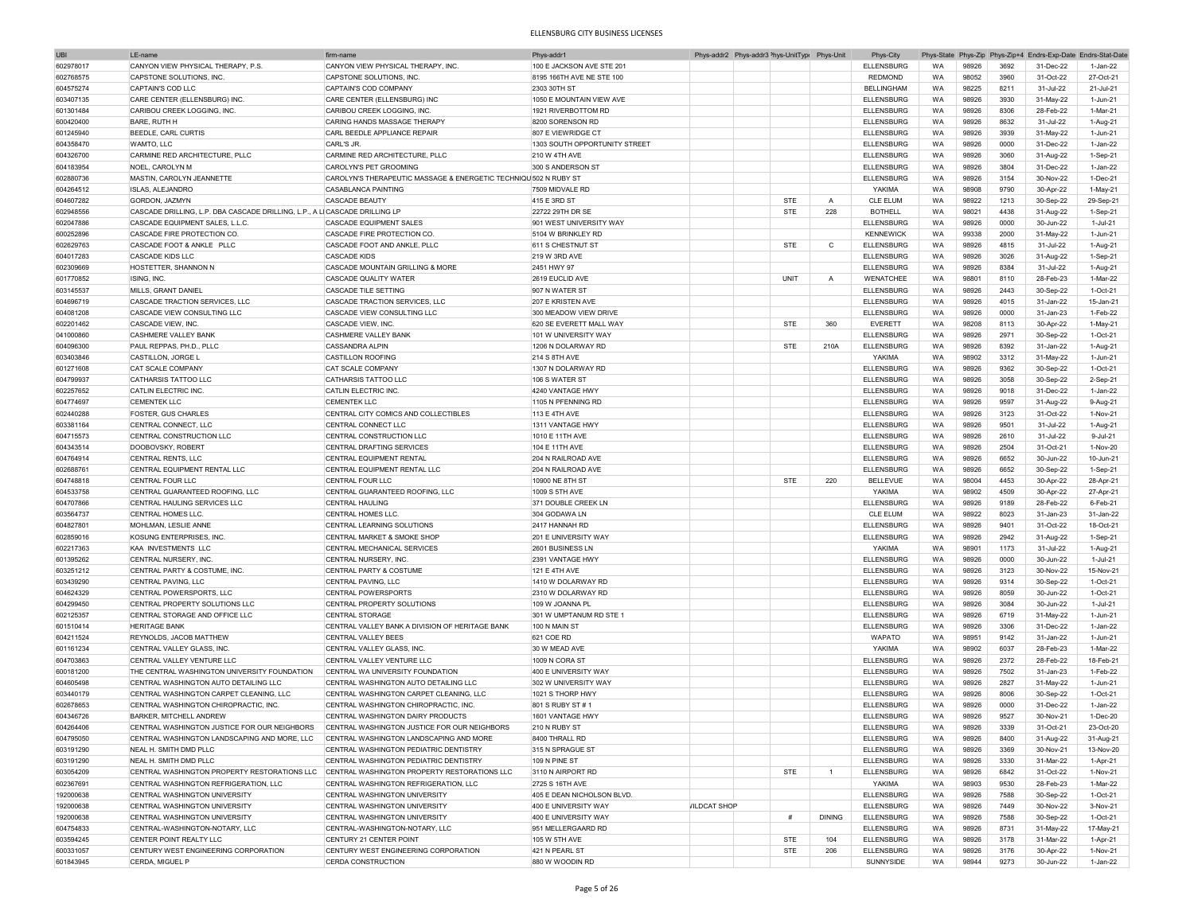# ELLENSBURG CITY BUSINESS LICENSES

| UBI | LE-name | firm-name | Phys-addr1 | Phys-addr2 | Phys-addr3 | Phys-UnitType | Phys-Unit | Phys-City | Phys-State | Phys-Zip | Phys-Zip+4 | Endrs-Exp-Date | Endrs-Stat-Date |
|---|---|---|---|---|---|---|---|---|---|---|---|---|---|
| 602978017 | CANYON VIEW PHYSICAL THERAPY, P.S. | CANYON VIEW PHYSICAL THERAPY, INC. | 100 E JACKSON AVE STE 201 | | | | | ELLENSBURG | WA | 98926 | 3692 | 31-Dec-22 | 1-Jan-22 |
| 602768575 | CAPSTONE SOLUTIONS, INC. | CAPSTONE SOLUTIONS, INC. | 8195 166TH AVE NE STE 100 | | | | | REDMOND | WA | 98052 | 3960 | 31-Oct-22 | 27-Oct-21 |
| 604575274 | CAPTAIN'S COD LLC | CAPTAIN'S COD COMPANY | 2303 30TH ST | | | | | BELLINGHAM | WA | 98225 | 8211 | 31-Jul-22 | 21-Jul-21 |
| 603407135 | CARE CENTER (ELLENSBURG) INC. | CARE CENTER (ELLENSBURG) INC | 1050 E MOUNTAIN VIEW AVE | | | | | ELLENSBURG | WA | 98926 | 3930 | 31-May-22 | 1-Jun-21 |
| 601301484 | CARIBOU CREEK LOGGING, INC. | CARIBOU CREEK LOGGING, INC. | 1921 RIVERBOTTOM RD | | | | | ELLENSBURG | WA | 98926 | 8306 | 28-Feb-22 | 1-Mar-21 |
| 600420400 | BARE, RUTH H | CARING HANDS MASSAGE THERAPY | 8200 SORENSON RD | | | | | ELLENSBURG | WA | 98926 | 8632 | 31-Jul-22 | 1-Aug-21 |
| 601245940 | BEEDLE, CARL CURTIS | CARL BEEDLE APPLIANCE REPAIR | 807 E VIEWRIDGE CT | | | | | ELLENSBURG | WA | 98926 | 3939 | 31-May-22 | 1-Jun-21 |
| 604358470 | WAMTO, LLC | CARL'S JR. | 1303 SOUTH OPPORTUNITY STREET | | | | | ELLENSBURG | WA | 98926 | 0000 | 31-Dec-22 | 1-Jan-22 |
| 604326700 | CARMINE RED ARCHITECTURE, PLLC | CARMINE RED ARCHITECTURE, PLLC | 210 W 4TH AVE | | | | | ELLENSBURG | WA | 98926 | 3060 | 31-Aug-22 | 1-Sep-21 |
| 604183954 | NOEL, CAROLYN M | CAROLYN'S PET GROOMING | 300 S ANDERSON ST | | | | | ELLENSBURG | WA | 98926 | 3804 | 31-Dec-22 | 1-Jan-22 |
| 602880736 | MASTIN, CAROLYN JEANNETTE | CAROLYN'S THERAPEUTIC MASSAGE & ENERGETIC TECHNIQU | 502 N RUBY ST | | | | | ELLENSBURG | WA | 98926 | 3154 | 30-Nov-22 | 1-Dec-21 |
| 604264512 | ISLAS, ALEJANDRO | CASABLANCA PAINTING | 7509 MIDVALE RD | | | | | YAKIMA | WA | 98908 | 9790 | 30-Apr-22 | 1-May-21 |
| 604607282 | GORDON, JAZMYN | CASCADE BEAUTY | 415 E 3RD ST | | | STE | A | CLE ELUM | WA | 98922 | 1213 | 30-Sep-22 | 29-Sep-21 |
| 602948556 | CASCADE DRILLING, L.P. DBA CASCADE DRILLING, L.P., A LI | CASCADE DRILLING LP | 22722 29TH DR SE | | | STE | 228 | BOTHELL | WA | 98021 | 4438 | 31-Aug-22 | 1-Sep-21 |
| 602047886 | CASCADE EQUIPMENT SALES, L.L.C. | CASCADE EQUIPMENT SALES | 901 WEST UNIVERSITY WAY | | | | | ELLENSBURG | WA | 98926 | 0000 | 30-Jun-22 | 1-Jul-21 |
| 600252896 | CASCADE FIRE PROTECTION CO. | CASCADE FIRE PROTECTION CO. | 5104 W BRINKLEY RD | | | | | KENNEWICK | WA | 99338 | 2000 | 31-May-22 | 1-Jun-21 |
| 602629763 | CASCADE FOOT & ANKLE PLLC | CASCADE FOOT AND ANKLE, PLLC | 611 S CHESTNUT ST | | | STE | C | ELLENSBURG | WA | 98926 | 4815 | 31-Jul-22 | 1-Aug-21 |
| 604017283 | CASCADE KIDS LLC | CASCADE KIDS | 219 W 3RD AVE | | | | | ELLENSBURG | WA | 98926 | 3026 | 31-Aug-22 | 1-Sep-21 |
| 602309669 | HOSTETTER, SHANNON N | CASCADE MOUNTAIN GRILLING & MORE | 2451 HWY 97 | | | | | ELLENSBURG | WA | 98926 | 8384 | 31-Jul-22 | 1-Aug-21 |
| 601770852 | ISING, INC. | CASCADE QUALITY WATER | 2619 EUCLID AVE | | | UNIT | A | WENATCHEE | WA | 98801 | 8110 | 28-Feb-23 | 1-Mar-22 |
| 603145537 | MILLS, GRANT DANIEL | CASCADE TILE SETTING | 907 N WATER ST | | | | | ELLENSBURG | WA | 98926 | 2443 | 30-Sep-22 | 1-Oct-21 |
| 604696719 | CASCADE TRACTION SERVICES, LLC | CASCADE TRACTION SERVICES, LLC | 207 E KRISTEN AVE | | | | | ELLENSBURG | WA | 98926 | 4015 | 31-Jan-22 | 15-Jan-21 |
| 604081208 | CASCADE VIEW CONSULTING LLC | CASCADE VIEW CONSULTING LLC | 300 MEADOW VIEW DRIVE | | | | | ELLENSBURG | WA | 98926 | 0000 | 31-Jan-23 | 1-Feb-22 |
| 602201462 | CASCADE VIEW, INC. | CASCADE VIEW, INC. | 620 SE EVERETT MALL WAY | | | STE | 360 | EVERETT | WA | 98208 | 8113 | 30-Apr-22 | 1-May-21 |
| 041000860 | CASHMERE VALLEY BANK | CASHMERE VALLEY BANK | 101 W UNIVERSITY WAY | | | | | ELLENSBURG | WA | 98926 | 2971 | 30-Sep-22 | 1-Oct-21 |
| 604096300 | PAUL REPPAS, PH.D., PLLC | CASSANDRA ALPIN | 1206 N DOLARWAY RD | | | STE | 210A | ELLENSBURG | WA | 98926 | 8392 | 31-Jan-22 | 1-Aug-21 |
| 603403846 | CASTILLON, JORGE L | CASTILLON ROOFING | 214 S 8TH AVE | | | | | YAKIMA | WA | 98902 | 3312 | 31-May-22 | 1-Jun-21 |
| 601271608 | CAT SCALE COMPANY | CAT SCALE COMPANY | 1307 N DOLARWAY RD | | | | | ELLENSBURG | WA | 98926 | 9362 | 30-Sep-22 | 1-Oct-21 |
| 604799937 | CATHARSIS TATTOO LLC | CATHARSIS TATTOO LLC | 106 S WATER ST | | | | | ELLENSBURG | WA | 98926 | 3058 | 30-Sep-22 | 2-Sep-21 |
| 602257652 | CATLIN ELECTRIC INC. | CATLIN ELECTRIC INC. | 4240 VANTAGE HWY | | | | | ELLENSBURG | WA | 98926 | 9018 | 31-Dec-22 | 1-Jan-22 |
| 604774697 | CEMENTEK LLC | CEMENTEK LLC | 1105 N PFENNING RD | | | | | ELLENSBURG | WA | 98926 | 9597 | 31-Aug-22 | 9-Aug-21 |
| 602440288 | FOSTER, GUS CHARLES | CENTRAL CITY COMICS AND COLLECTIBLES | 113 E 4TH AVE | | | | | ELLENSBURG | WA | 98926 | 3123 | 31-Oct-22 | 1-Nov-21 |
| 603381164 | CENTRAL CONNECT, LLC | CENTRAL CONNECT LLC | 1311 VANTAGE HWY | | | | | ELLENSBURG | WA | 98926 | 9501 | 31-Jul-22 | 1-Aug-21 |
| 604715573 | CENTRAL CONSTRUCTION LLC | CENTRAL CONSTRUCTION LLC | 1010 E 11TH AVE | | | | | ELLENSBURG | WA | 98926 | 2610 | 31-Jul-22 | 9-Jul-21 |
| 604343514 | DOOBOVSKY, ROBERT | CENTRAL DRAFTING SERVICES | 104 E 11TH AVE | | | | | ELLENSBURG | WA | 98926 | 2504 | 31-Oct-21 | 1-Nov-20 |
| 604764914 | CENTRAL RENTS, LLC | CENTRAL EQUIPMENT RENTAL | 204 N RAILROAD AVE | | | | | ELLENSBURG | WA | 98926 | 6652 | 30-Jun-22 | 10-Jun-21 |
| 602688761 | CENTRAL EQUIPMENT RENTAL LLC | CENTRAL EQUIPMENT RENTAL LLC | 204 N RAILROAD AVE | | | | | ELLENSBURG | WA | 98926 | 6652 | 30-Sep-22 | 1-Sep-21 |
| 604748818 | CENTRAL FOUR LLC | CENTRAL FOUR LLC | 10900 NE 8TH ST | | | STE | 220 | BELLEVUE | WA | 98004 | 4453 | 30-Apr-22 | 28-Apr-21 |
| 604533758 | CENTRAL GUARANTEED ROOFING, LLC | CENTRAL GUARANTEED ROOFING, LLC | 1009 S 5TH AVE | | | | | YAKIMA | WA | 98902 | 4509 | 30-Apr-22 | 27-Apr-21 |
| 604707866 | CENTRAL HAULING SERVICES LLC | CENTRAL HAULING | 371 DOUBLE CREEK LN | | | | | ELLENSBURG | WA | 98926 | 9189 | 28-Feb-22 | 6-Feb-21 |
| 603564737 | CENTRAL HOMES LLC. | CENTRAL HOMES LLC. | 304 GODAWA LN | | | | | CLE ELUM | WA | 98922 | 8023 | 31-Jan-23 | 31-Jan-22 |
| 604827801 | MOHLMAN, LESLIE ANNE | CENTRAL LEARNING SOLUTIONS | 2417 HANNAH RD | | | | | ELLENSBURG | WA | 98926 | 9401 | 31-Oct-22 | 18-Oct-21 |
| 602859016 | KOSUNG ENTERPRISES, INC. | CENTRAL MARKET & SMOKE SHOP | 201 E UNIVERSITY WAY | | | | | ELLENSBURG | WA | 98926 | 2942 | 31-Aug-22 | 1-Sep-21 |
| 602217363 | KAA INVESTMENTS LLC | CENTRAL MECHANICAL SERVICES | 2601 BUSINESS LN | | | | | YAKIMA | WA | 98901 | 1173 | 31-Jul-22 | 1-Aug-21 |
| 601395262 | CENTRAL NURSERY, INC. | CENTRAL NURSERY, INC. | 2391 VANTAGE HWY | | | | | ELLENSBURG | WA | 98926 | 0000 | 30-Jun-22 | 1-Jul-21 |
| 603251212 | CENTRAL PARTY & COSTUME, INC. | CENTRAL PARTY & COSTUME | 121 E 4TH AVE | | | | | ELLENSBURG | WA | 98926 | 3123 | 30-Nov-22 | 15-Nov-21 |
| 603439290 | CENTRAL PAVING, LLC | CENTRAL PAVING, LLC | 1410 W DOLARWAY RD | | | | | ELLENSBURG | WA | 98926 | 9314 | 30-Sep-22 | 1-Oct-21 |
| 604624329 | CENTRAL POWERSPORTS, LLC | CENTRAL POWERSPORTS | 2310 W DOLARWAY RD | | | | | ELLENSBURG | WA | 98926 | 8059 | 30-Jun-22 | 1-Oct-21 |
| 604299450 | CENTRAL PROPERTY SOLUTIONS LLC | CENTRAL PROPERTY SOLUTIONS | 109 W JOANNA PL | | | | | ELLENSBURG | WA | 98926 | 3084 | 30-Jun-22 | 1-Jul-21 |
| 602125357 | CENTRAL STORAGE AND OFFICE LLC | CENTRAL STORAGE | 301 W UMPTANUM RD STE 1 | | | | | ELLENSBURG | WA | 98926 | 6719 | 31-May-22 | 1-Jun-21 |
| 601510414 | HERITAGE BANK | CENTRAL VALLEY BANK A DIVISION OF HERITAGE BANK | 100 N MAIN ST | | | | | ELLENSBURG | WA | 98926 | 3306 | 31-Dec-22 | 1-Jan-22 |
| 604211524 | REYNOLDS, JACOB MATTHEW | CENTRAL VALLEY BEES | 621 COE RD | | | | | WAPATO | WA | 98951 | 9142 | 31-Jan-22 | 1-Jun-21 |
| 601161234 | CENTRAL VALLEY GLASS, INC. | CENTRAL VALLEY GLASS, INC. | 30 W MEAD AVE | | | | | YAKIMA | WA | 98902 | 6037 | 28-Feb-23 | 1-Mar-22 |
| 604703863 | CENTRAL VALLEY VENTURE LLC | CENTRAL VALLEY VENTURE LLC | 1009 N CORA ST | | | | | ELLENSBURG | WA | 98926 | 2372 | 28-Feb-22 | 18-Feb-21 |
| 600181200 | THE CENTRAL WASHINGTON UNIVERSITY FOUNDATION | CENTRAL WA UNIVERSITY FOUNDATION | 400 E UNIVERSITY WAY | | | | | ELLENSBURG | WA | 98926 | 7502 | 31-Jan-23 | 1-Feb-22 |
| 604605498 | CENTRAL WASHINGTON AUTO DETAILING LLC | CENTRAL WASHINGTON AUTO DETAILING LLC | 302 W UNIVERSITY WAY | | | | | ELLENSBURG | WA | 98926 | 2827 | 31-May-22 | 1-Jun-21 |
| 603440179 | CENTRAL WASHINGTON CARPET CLEANING, LLC | CENTRAL WASHINGTON CARPET CLEANING, LLC | 1021 S THORP HWY | | | | | ELLENSBURG | WA | 98926 | 8006 | 30-Sep-22 | 1-Oct-21 |
| 602678653 | CENTRAL WASHINGTON CHIROPRACTIC, INC. | CENTRAL WASHINGTON CHIROPRACTIC, INC. | 801 S RUBY ST # 1 | | | | | ELLENSBURG | WA | 98926 | 0000 | 31-Dec-22 | 1-Jan-22 |
| 604346726 | BARKER, MITCHELL ANDREW | CENTRAL WASHINGTON DAIRY PRODUCTS | 1601 VANTAGE HWY | | | | | ELLENSBURG | WA | 98926 | 9527 | 30-Nov-21 | 1-Dec-20 |
| 604264406 | CENTRAL WASHINGTON JUSTICE FOR OUR NEIGHBORS | CENTRAL WASHINGTON JUSTICE FOR OUR NEIGHBORS | 210 N RUBY ST | | | | | ELLENSBURG | WA | 98926 | 3339 | 31-Oct-21 | 23-Oct-20 |
| 604795050 | CENTRAL WASHINGTON LANDSCAPING AND MORE, LLC | CENTRAL WASHINGTON LANDSCAPING AND MORE | 8400 THRALL RD | | | | | ELLENSBURG | WA | 98926 | 8400 | 31-Aug-22 | 31-Aug-21 |
| 603191290 | NEAL H. SMITH DMD PLLC | CENTRAL WASHINGTON PEDIATRIC DENTISTRY | 315 N SPRAGUE ST | | | | | ELLENSBURG | WA | 98926 | 3369 | 30-Nov-21 | 13-Nov-20 |
| 603191290 | NEAL H. SMITH DMD PLLC | CENTRAL WASHINGTON PEDIATRIC DENTISTRY | 109 N PINE ST | | | | | ELLENSBURG | WA | 98926 | 3330 | 31-Mar-22 | 1-Apr-21 |
| 603054209 | CENTRAL WASHINGTON PROPERTY RESTORATIONS LLC | CENTRAL WASHINGTON PROPERTY RESTORATIONS LLC | 3110 N AIRPORT RD | | | STE | 1 | ELLENSBURG | WA | 98926 | 6842 | 31-Oct-22 | 1-Nov-21 |
| 602367691 | CENTRAL WASHINGTON REFRIGERATION, LLC | CENTRAL WASHINGTON REFRIGERATION, LLC | 2725 S 16TH AVE | | | | | YAKIMA | WA | 98903 | 9530 | 28-Feb-23 | 1-Mar-22 |
| 192000638 | CENTRAL WASHINGTON UNIVERSITY | CENTRAL WASHINGTON UNIVERSITY | 405 E DEAN NICHOLSON BLVD. | | | | | ELLENSBURG | WA | 98926 | 7588 | 30-Sep-22 | 1-Oct-21 |
| 192000638 | CENTRAL WASHINGTON UNIVERSITY | CENTRAL WASHINGTON UNIVERSITY | 400 E UNIVERSITY WAY | VILDCAT SHOP | | | | ELLENSBURG | WA | 98926 | 7449 | 30-Nov-22 | 3-Nov-21 |
| 192000638 | CENTRAL WASHINGTON UNIVERSITY | CENTRAL WASHINGTON UNIVERSITY | 400 E UNIVERSITY WAY | | | # | DINING | ELLENSBURG | WA | 98926 | 7588 | 30-Sep-22 | 1-Oct-21 |
| 604754833 | CENTRAL-WASHINGTON-NOTARY, LLC | CENTRAL-WASHINGTON-NOTARY, LLC | 951 MELLERGAARD RD | | | | | ELLENSBURG | WA | 98926 | 8731 | 31-May-22 | 17-May-21 |
| 603594245 | CENTER POINT REALTY LLC | CENTURY 21 CENTER POINT | 105 W 5TH AVE | | | STE | 104 | ELLENSBURG | WA | 98926 | 3178 | 31-Mar-22 | 1-Apr-21 |
| 600331057 | CENTURY WEST ENGINEERING CORPORATION | CENTURY WEST ENGINEERING CORPORATION | 421 N PEARL ST | | | STE | 206 | ELLENSBURG | WA | 98926 | 3176 | 30-Apr-22 | 1-Nov-21 |
| 601843945 | CERDA, MIGUEL P | CERDA CONSTRUCTION | 880 W WOODIN RD | | | | | SUNNYSIDE | WA | 98944 | 9273 | 30-Jun-22 | 1-Jan-22 |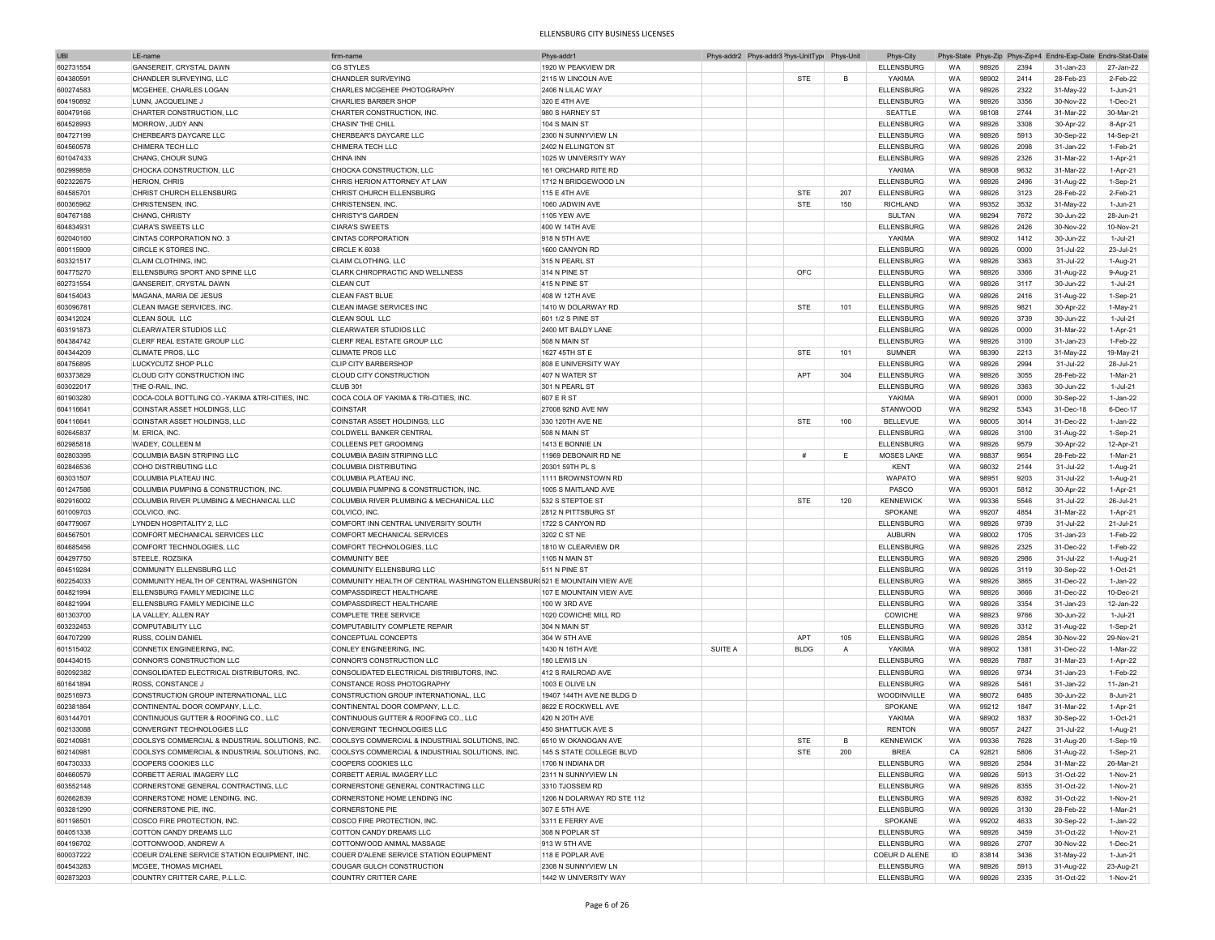# ELLENSBURG CITY BUSINESS LICENSES

| UBI | LE-name | firm-name | Phys-addr1 | Phys-addr2 | Phys-addr3 | Phys-UnitType | Phys-Unit | Phys-City | Phys-State | Phys-Zip | Phys-Zip+4 | Endrs-Exp-Date | Endrs-Stat-Date |
|---|---|---|---|---|---|---|---|---|---|---|---|---|---|
| 602731554 | GANSEREIT, CRYSTAL DAWN | CG STYLES | 1920 W PEAKVIEW DR | | | | | ELLENSBURG | WA | 98926 | 2394 | 31-Jan-23 | 27-Jan-22 |
| 604380591 | CHANDLER SURVEYING, LLC | CHANDLER SURVEYING | 2115 W LINCOLN AVE | | | STE | B | YAKIMA | WA | 98902 | 2414 | 28-Feb-23 | 2-Feb-22 |
| 600274583 | MCGEHEE, CHARLES LOGAN | CHARLES MCGEHEE PHOTOGRAPHY | 2406 N LILAC WAY | | | | | ELLENSBURG | WA | 98926 | 2322 | 31-May-22 | 1-Jun-21 |
| 604190892 | LUNN, JACQUELINE J | CHARLIES BARBER SHOP | 320 E 4TH AVE | | | | | ELLENSBURG | WA | 98926 | 3356 | 30-Nov-22 | 1-Dec-21 |
| 600479166 | CHARTER CONSTRUCTION, LLC | CHARTER CONSTRUCTION, INC. | 980 S HARNEY ST | | | | | SEATTLE | WA | 98108 | 2744 | 31-Mar-22 | 30-Mar-21 |
| 604528993 | MORROW, JUDY ANN | CHASIN' THE CHILL | 104 S MAIN ST | | | | | ELLENSBURG | WA | 98926 | 3308 | 30-Apr-22 | 8-Apr-21 |
| 604727199 | CHERBEAR'S DAYCARE LLC | CHERBEAR'S DAYCARE LLC | 2300 N SUNNYVIEW LN | | | | | ELLENSBURG | WA | 98926 | 5913 | 30-Sep-22 | 14-Sep-21 |
| 604560578 | CHIMERA TECH LLC | CHIMERA TECH LLC | 2402 N ELLINGTON ST | | | | | ELLENSBURG | WA | 98926 | 2098 | 31-Jan-22 | 1-Feb-21 |
| 601047433 | CHANG, CHOUR SUNG | CHINA INN | 1025 W UNIVERSITY WAY | | | | | ELLENSBURG | WA | 98926 | 2326 | 31-Mar-22 | 1-Apr-21 |
| 602999859 | CHOCKA CONSTRUCTION, LLC | CHOCKA CONSTRUCTION, LLC | 161 ORCHARD RITE RD | | | | | YAKIMA | WA | 98908 | 9632 | 31-Mar-22 | 1-Apr-21 |
| 602322675 | HERION, CHRIS | CHRIS HERION ATTORNEY AT LAW | 1712 N BRIDGEWOOD LN | | | | | ELLENSBURG | WA | 98926 | 2496 | 31-Aug-22 | 1-Sep-21 |
| 604585701 | CHRIST CHURCH ELLENSBURG | CHRIST CHURCH ELLENSBURG | 115 E 4TH AVE | | | STE | 207 | ELLENSBURG | WA | 98926 | 3123 | 28-Feb-22 | 2-Feb-21 |
| 600365962 | CHRISTENSEN, INC. | CHRISTENSEN, INC. | 1060 JADWIN AVE | | | STE | 150 | RICHLAND | WA | 99352 | 3532 | 31-May-22 | 1-Jun-21 |
| 604767188 | CHANG, CHRISTY | CHRISTY'S GARDEN | 1105 YEW AVE | | | | | SULTAN | WA | 98294 | 7672 | 30-Jun-22 | 28-Jun-21 |
| 604834931 | CIARA'S SWEETS LLC | CIARA'S SWEETS | 400 W 14TH AVE | | | | | ELLENSBURG | WA | 98926 | 2426 | 30-Nov-22 | 10-Nov-21 |
| 602040160 | CINTAS CORPORATION NO. 3 | CINTAS CORPORATION | 918 N 5TH AVE | | | | | YAKIMA | WA | 98902 | 1412 | 30-Jun-22 | 1-Jul-21 |
| 600115909 | CIRCLE K STORES INC. | CIRCLE K 6038 | 1600 CANYON RD | | | | | ELLENSBURG | WA | 98926 | 0000 | 31-Jul-22 | 23-Jul-21 |
| 603321517 | CLAIM CLOTHING, INC. | CLAIM CLOTHING, LLC | 315 N PEARL ST | | | | | ELLENSBURG | WA | 98926 | 3363 | 31-Jul-22 | 1-Aug-21 |
| 604775270 | ELLENSBURG SPORT AND SPINE LLC | CLARK CHIROPRACTIC AND WELLNESS | 314 N PINE ST | | | OFC | | ELLENSBURG | WA | 98926 | 3366 | 31-Aug-22 | 9-Aug-21 |
| 602731554 | GANSEREIT, CRYSTAL DAWN | CLEAN CUT | 415 N PINE ST | | | | | ELLENSBURG | WA | 98926 | 3117 | 30-Jun-22 | 1-Jul-21 |
| 604154043 | MAGANA, MARIA DE JESUS | CLEAN FAST BLUE | 408 W 12TH AVE | | | | | ELLENSBURG | WA | 98926 | 2416 | 31-Aug-22 | 1-Sep-21 |
| 603096781 | CLEAN IMAGE SERVICES, INC. | CLEAN IMAGE SERVICES INC | 1410 W DOLARWAY RD | | | STE | 101 | ELLENSBURG | WA | 98926 | 9821 | 30-Apr-22 | 1-May-21 |
| 603412024 | CLEAN SOUL LLC | CLEAN SOUL LLC | 601 1/2 S PINE ST | | | | | ELLENSBURG | WA | 98926 | 3739 | 30-Jun-22 | 1-Jul-21 |
| 603191873 | CLEARWATER STUDIOS LLC | CLEARWATER STUDIOS LLC | 2400 MT BALDY LANE | | | | | ELLENSBURG | WA | 98926 | 0000 | 31-Mar-22 | 1-Apr-21 |
| 604384742 | CLERF REAL ESTATE GROUP LLC | CLERF REAL ESTATE GROUP LLC | 508 N MAIN ST | | | | | ELLENSBURG | WA | 98926 | 3100 | 31-Jan-23 | 1-Feb-22 |
| 604344209 | CLIMATE PROS, LLC | CLIMATE PROS LLC | 1627 45TH ST E | | | STE | 101 | SUMNER | WA | 98390 | 2213 | 31-May-22 | 19-May-21 |
| 604756895 | LUCKYCUTZ SHOP PLLC | CLIP CITY BARBERSHOP | 808 E UNIVERSITY WAY | | | | | ELLENSBURG | WA | 98926 | 2994 | 31-Jul-22 | 28-Jul-21 |
| 603373829 | CLOUD CITY CONSTRUCTION INC | CLOUD CITY CONSTRUCTION | 407 N WATER ST | | | APT | 304 | ELLENSBURG | WA | 98926 | 3055 | 28-Feb-22 | 1-Mar-21 |
| 603022017 | THE O-RAIL, INC. | CLUB 301 | 301 N PEARL ST | | | | | ELLENSBURG | WA | 98926 | 3363 | 30-Jun-22 | 1-Jul-21 |
| 601903280 | COCA-COLA BOTTLING CO.-YAKIMA &TRI-CITIES, INC. | COCA COLA OF YAKIMA & TRI-CITIES, INC. | 607 E R ST | | | | | YAKIMA | WA | 98901 | 0000 | 30-Sep-22 | 1-Jan-22 |
| 604116641 | COINSTAR ASSET HOLDINGS, LLC | COINSTAR | 27008 92ND AVE NW | | | | | STANWOOD | WA | 98292 | 5343 | 31-Dec-18 | 6-Dec-17 |
| 604116641 | COINSTAR ASSET HOLDINGS, LLC | COINSTAR ASSET HOLDINGS, LLC | 330 120TH AVE NE | | | STE | 100 | BELLEVUE | WA | 98005 | 3014 | 31-Dec-22 | 1-Jan-22 |
| 602645837 | M. ERICA, INC. | COLDWELL BANKER CENTRAL | 508 N MAIN ST | | | | | ELLENSBURG | WA | 98926 | 3100 | 31-Aug-22 | 1-Sep-21 |
| 602985818 | WADEY, COLLEEN M | COLLEENS PET GROOMING | 1413 E BONNIE LN | | | | | ELLENSBURG | WA | 98926 | 9579 | 30-Apr-22 | 12-Apr-21 |
| 602803395 | COLUMBIA BASIN STRIPING LLC | COLUMBIA BASIN STRIPING LLC | 11969 DEBONAIR RD NE | | | # | E | MOSES LAKE | WA | 98837 | 9654 | 28-Feb-22 | 1-Mar-21 |
| 602846536 | COHO DISTRIBUTING LLC | COLUMBIA DISTRIBUTING | 20301 59TH PL S | | | | | KENT | WA | 98032 | 2144 | 31-Jul-22 | 1-Aug-21 |
| 603031507 | COLUMBIA PLATEAU INC. | COLUMBIA PLATEAU INC. | 1111 BROWNSTOWN RD | | | | | WAPATO | WA | 98951 | 9203 | 31-Jul-22 | 1-Aug-21 |
| 601247586 | COLUMBIA PUMPING & CONSTRUCTION, INC. | COLUMBIA PUMPING & CONSTRUCTION, INC. | 1005 S MAITLAND AVE | | | | | PASCO | WA | 99301 | 5812 | 30-Apr-22 | 1-Apr-21 |
| 602916002 | COLUMBIA RIVER PLUMBING & MECHANICAL LLC | COLUMBIA RIVER PLUMBING & MECHANICAL LLC | 532 S STEPTOE ST | | | STE | 120 | KENNEWICK | WA | 99336 | 5546 | 31-Jul-22 | 26-Jul-21 |
| 601009703 | COLVICO, INC. | COLVICO, INC. | 2812 N PITTSBURG ST | | | | | SPOKANE | WA | 99207 | 4854 | 31-Mar-22 | 1-Apr-21 |
| 604779067 | LYNDEN HOSPITALITY 2, LLC | COMFORT INN CENTRAL UNIVERSITY SOUTH | 1722 S CANYON RD | | | | | ELLENSBURG | WA | 98926 | 9739 | 31-Jul-22 | 21-Jul-21 |
| 604567501 | COMFORT MECHANICAL SERVICES LLC | COMFORT MECHANICAL SERVICES | 3202 C ST NE | | | | | AUBURN | WA | 98002 | 1705 | 31-Jan-23 | 1-Feb-22 |
| 604685456 | COMFORT TECHNOLOGIES, LLC | COMFORT TECHNOLOGIES, LLC | 1810 W CLEARVIEW DR | | | | | ELLENSBURG | WA | 98926 | 2325 | 31-Dec-22 | 1-Feb-22 |
| 604297750 | STEELE, ROZSIKA | COMMUNITY BEE | 1105 N MAIN ST | | | | | ELLENSBURG | WA | 98926 | 2986 | 31-Jul-22 | 1-Aug-21 |
| 604519284 | COMMUNITY ELLENSBURG LLC | COMMUNITY ELLENSBURG LLC | 511 N PINE ST | | | | | ELLENSBURG | WA | 98926 | 3119 | 30-Sep-22 | 1-Oct-21 |
| 602254033 | COMMUNITY HEALTH OF CENTRAL WASHINGTON | COMMUNITY HEALTH OF CENTRAL WASHINGTON ELLENSBUR( | 521 E MOUNTAIN VIEW AVE | | | | | ELLENSBURG | WA | 98926 | 3865 | 31-Dec-22 | 1-Jan-22 |
| 604821994 | ELLENSBURG FAMILY MEDICINE LLC | COMPASSDIRECT HEALTHCARE | 107 E MOUNTAIN VIEW AVE | | | | | ELLENSBURG | WA | 98926 | 3666 | 31-Dec-22 | 10-Dec-21 |
| 604821994 | ELLENSBURG FAMILY MEDICINE LLC | COMPASSDIRECT HEALTHCARE | 100 W 3RD AVE | | | | | ELLENSBURG | WA | 98926 | 3354 | 31-Jan-23 | 12-Jan-22 |
| 601303700 | LA VALLEY, ALLEN RAY | COMPLETE TREE SERVICE | 1020 COWICHE MILL RD | | | | | COWICHE | WA | 98923 | 9766 | 30-Jun-22 | 1-Jul-21 |
| 603232453 | COMPUTABILITY LLC | COMPUTABILITY COMPLETE REPAIR | 304 N MAIN ST | | | | | ELLENSBURG | WA | 98926 | 3312 | 31-Aug-22 | 1-Sep-21 |
| 604707299 | RUSS, COLIN DANIEL | CONCEPTUAL CONCEPTS | 304 W 5TH AVE | | | APT | 105 | ELLENSBURG | WA | 98926 | 2854 | 30-Nov-22 | 29-Nov-21 |
| 601515402 | CONNETIX ENGINEERING, INC. | CONLEY ENGINEERING, INC. | 1430 N 16TH AVE | SUITE A | | BLDG | A | YAKIMA | WA | 98902 | 1381 | 31-Dec-22 | 1-Mar-22 |
| 604434015 | CONNOR'S CONSTRUCTION LLC | CONNOR'S CONSTRUCTION LLC | 180 LEWIS LN | | | | | ELLENSBURG | WA | 98926 | 7887 | 31-Mar-23 | 1-Apr-22 |
| 602092382 | CONSOLIDATED ELECTRICAL DISTRIBUTORS, INC. | CONSOLIDATED ELECTRICAL DISTRIBUTORS, INC. | 412 S RAILROAD AVE | | | | | ELLENSBURG | WA | 98926 | 9734 | 31-Jan-23 | 1-Feb-22 |
| 601641894 | ROSS, CONSTANCE J | CONSTANCE ROSS PHOTOGRAPHY | 1003 E OLIVE LN | | | | | ELLENSBURG | WA | 98926 | 5461 | 31-Jan-22 | 11-Jan-21 |
| 602516973 | CONSTRUCTION GROUP INTERNATIONAL, LLC | CONSTRUCTION GROUP INTERNATIONAL, LLC | 19407 144TH AVE NE BLDG D | | | | | WOODINVILLE | WA | 98072 | 6485 | 30-Jun-22 | 8-Jun-21 |
| 602381864 | CONTINENTAL DOOR COMPANY, L.L.C. | CONTINENTAL DOOR COMPANY, L.L.C. | 8622 E ROCKWELL AVE | | | | | SPOKANE | WA | 99212 | 1847 | 31-Mar-22 | 1-Apr-21 |
| 603144701 | CONTINUOUS GUTTER & ROOFING CO., LLC | CONTINUOUS GUTTER & ROOFING CO., LLC | 420 N 20TH AVE | | | | | YAKIMA | WA | 98902 | 1837 | 30-Sep-22 | 1-Oct-21 |
| 602133088 | CONVERGINT TECHNOLOGIES LLC | CONVERGINT TECHNOLOGIES LLC | 450 SHATTUCK AVE S | | | | | RENTON | WA | 98057 | 2427 | 31-Jul-22 | 1-Aug-21 |
| 602140981 | COOLSYS COMMERCIAL & INDUSTRIAL SOLUTIONS, INC. | COOLSYS COMMERCIAL & INDUSTRIAL SOLUTIONS, INC. | 6510 W OKANOGAN AVE | | | STE | B | KENNEWICK | WA | 99336 | 7628 | 31-Aug-20 | 1-Sep-19 |
| 602140981 | COOLSYS COMMERCIAL & INDUSTRIAL SOLUTIONS, INC. | COOLSYS COMMERCIAL & INDUSTRIAL SOLUTIONS, INC. | 145 S STATE COLLEGE BLVD | | | STE | 200 | BREA | CA | 92821 | 5806 | 31-Aug-22 | 1-Sep-21 |
| 604730333 | COOPERS COOKIES LLC | COOPERS COOKIES LLC | 1706 N INDIANA DR | | | | | ELLENSBURG | WA | 98926 | 2584 | 31-Mar-22 | 26-Mar-21 |
| 604660579 | CORBETT AERIAL IMAGERY LLC | CORBETT AERIAL IMAGERY LLC | 2311 N SUNNYVIEW LN | | | | | ELLENSBURG | WA | 98926 | 5913 | 31-Oct-22 | 1-Nov-21 |
| 603552148 | CORNERSTONE GENERAL CONTRACTING, LLC | CORNERSTONE GENERAL CONTRACTING LLC | 3310 TJOSSEM RD | | | | | ELLENSBURG | WA | 98926 | 8355 | 31-Oct-22 | 1-Nov-21 |
| 602662839 | CORNERSTONE HOME LENDING, INC. | CORNERSTONE HOME LENDING INC | 1206 N DOLARWAY RD STE 112 | | | | | ELLENSBURG | WA | 98926 | 8392 | 31-Oct-22 | 1-Nov-21 |
| 603281290 | CORNERSTONE PIE, INC. | CORNERSTONE PIE | 307 E 5TH AVE | | | | | ELLENSBURG | WA | 98926 | 3130 | 28-Feb-22 | 1-Mar-21 |
| 601198501 | COSCO FIRE PROTECTION, INC. | COSCO FIRE PROTECTION, INC. | 3311 E FERRY AVE | | | | | SPOKANE | WA | 99202 | 4633 | 30-Sep-22 | 1-Jan-22 |
| 604051338 | COTTON CANDY DREAMS LLC | COTTON CANDY DREAMS LLC | 308 N POPLAR ST | | | | | ELLENSBURG | WA | 98926 | 3459 | 31-Oct-22 | 1-Nov-21 |
| 604196702 | COTTONWOOD, ANDREW A | COTTONWOOD ANIMAL MASSAGE | 913 W 5TH AVE | | | | | ELLENSBURG | WA | 98926 | 2707 | 30-Nov-22 | 1-Dec-21 |
| 600037222 | COEUR D'ALENE SERVICE STATION EQUIPMENT, INC. | COUER D'ALENE SERVICE STATION EQUIPMENT | 118 E POPLAR AVE | | | | | COEUR D ALENE | ID | 83814 | 3436 | 31-May-22 | 1-Jun-21 |
| 604543283 | MCGEE, THOMAS MICHAEL | COUGAR GULCH CONSTRUCTION | 2308 N SUNNYVIEW LN | | | | | ELLENSBURG | WA | 98926 | 5913 | 31-Aug-22 | 23-Aug-21 |
| 602873203 | COUNTRY CRITTER CARE, P.L.L.C. | COUNTRY CRITTER CARE | 1442 W UNIVERSITY WAY | | | | | ELLENSBURG | WA | 98926 | 2335 | 31-Oct-22 | 1-Nov-21 |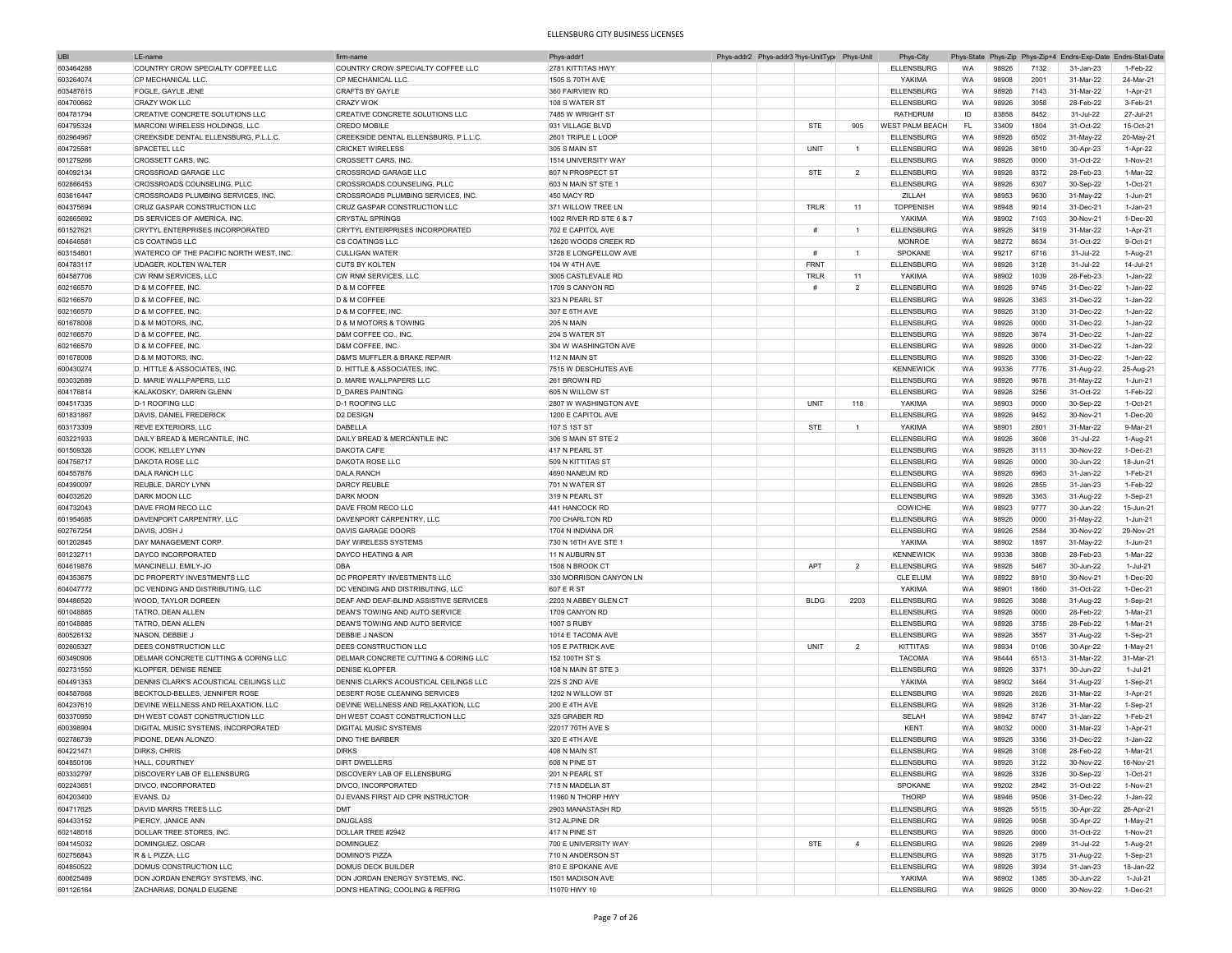# ELLENSBURG CITY BUSINESS LICENSES

| UBI | LE-name | firm-name | Phys-addr1 | Phys-addr2 | Phys-addr3 | Phys-UnitType | Phys-Unit | Phys-City | Phys-State | Phys-Zip | Phys-Zip+4 | Endrs-Exp-Date | Endrs-Stat-Date |
|---|---|---|---|---|---|---|---|---|---|---|---|---|---|
| 603464288 | COUNTRY CROW SPECIALTY COFFEE LLC | COUNTRY CROW SPECIALTY COFFEE LLC | 2781 KITTITAS HWY | | | | | ELLENSBURG | WA | 98926 | 7132 | 31-Jan-23 | 1-Feb-22 |
| 603264074 | CP MECHANICAL LLC. | CP MECHANICAL LLC. | 1505 S 70TH AVE | | | | | YAKIMA | WA | 98908 | 2001 | 31-Mar-22 | 24-Mar-21 |
| 603487615 | FOGLE, GAYLE JENE | CRAFTS BY GAYLE | 360 FAIRVIEW RD | | | | | ELLENSBURG | WA | 98926 | 7143 | 31-Mar-22 | 1-Apr-21 |
| 604700662 | CRAZY WOK LLC | CRAZY WOK | 108 S WATER ST | | | | | ELLENSBURG | WA | 98926 | 3058 | 28-Feb-22 | 3-Feb-21 |
| 604781794 | CREATIVE CONCRETE SOLUTIONS LLC | CREATIVE CONCRETE SOLUTIONS LLC | 7485 W WRIGHT ST | | | | | RATHDRUM | ID | 83858 | 8452 | 31-Jul-22 | 27-Jul-21 |
| 604795324 | MARCONI WIRELESS HOLDINGS, LLC | CREDO MOBILE | 931 VILLAGE BLVD | | | STE | 905 | WEST PALM BEACH | FL | 33409 | 1804 | 31-Oct-22 | 15-Oct-21 |
| 602964967 | CREEKSIDE DENTAL ELLENSBURG, P.L.L.C. | CREEKSIDE DENTAL ELLENSBURG, P.L.L.C. | 2601 TRIPLE L LOOP | | | | | ELLENSBURG | WA | 98926 | 6502 | 31-May-22 | 20-May-21 |
| 604725581 | SPACETEL LLC | CRICKET WIRELESS | 305 S MAIN ST | | | UNIT | 1 | ELLENSBURG | WA | 98926 | 3610 | 30-Apr-23 | 1-Apr-22 |
| 601279266 | CROSSETT CARS, INC. | CROSSETT CARS, INC. | 1514 UNIVERSITY WAY | | | | | ELLENSBURG | WA | 98926 | 0000 | 31-Oct-22 | 1-Nov-21 |
| 604092134 | CROSSROAD GARAGE LLC | CROSSROAD GARAGE LLC | 807 N PROSPECT ST | | | STE | 2 | ELLENSBURG | WA | 98926 | 8372 | 28-Feb-23 | 1-Mar-22 |
| 602866453 | CROSSROADS COUNSELING, PLLC | CROSSROADS COUNSELING, PLLC | 603 N MAIN ST STE 1 | | | | | ELLENSBURG | WA | 98926 | 6307 | 30-Sep-22 | 1-Oct-21 |
| 603616447 | CROSSROADS PLUMBING SERVICES, INC. | CROSSROADS PLUMBING SERVICES, INC. | 450 MACY RD | | | | | ZILLAH | WA | 98953 | 9630 | 31-May-22 | 1-Jun-21 |
| 604375694 | CRUZ GASPAR CONSTRUCTION LLC | CRUZ GASPAR CONSTRUCTION LLC | 371 WILLOW TREE LN | | | TRLR | 11 | TOPPENISH | WA | 98948 | 9014 | 31-Dec-21 | 1-Jan-21 |
| 602665692 | DS SERVICES OF AMERICA, INC. | CRYSTAL SPRINGS | 1002 RIVER RD STE 6 & 7 | | | | | YAKIMA | WA | 98902 | 7103 | 30-Nov-21 | 1-Dec-20 |
| 601527621 | CRYTYL ENTERPRISES INCORPORATED | CRYTYL ENTERPRISES INCORPORATED | 702 E CAPITOL AVE | | | # | 1 | ELLENSBURG | WA | 98926 | 3419 | 31-Mar-22 | 1-Apr-21 |
| 604646581 | CS COATINGS LLC | CS COATINGS LLC | 12620 WOODS CREEK RD | | | | | MONROE | WA | 98272 | 8634 | 31-Oct-22 | 9-Oct-21 |
| 603154601 | WATERCO OF THE PACIFIC NORTH WEST, INC. | CULLIGAN WATER | 3728 E LONGFELLOW AVE | | | # | 1 | SPOKANE | WA | 99217 | 6716 | 31-Jul-22 | 1-Aug-21 |
| 604783117 | UDAGER, KOLTEN WALTER | CUTS BY KOLTEN | 104 W 4TH AVE | | | FRNT | | ELLENSBURG | WA | 98926 | 3128 | 31-Jul-22 | 14-Jul-21 |
| 604587706 | CW RNM SERVICES, LLC | CW RNM SERVICES, LLC | 3005 CASTLEVALE RD | | | TRLR | 11 | YAKIMA | WA | 98902 | 1039 | 28-Feb-23 | 1-Jan-22 |
| 602166570 | D & M COFFEE, INC. | D & M COFFEE | 1709 S CANYON RD | | | # | 2 | ELLENSBURG | WA | 98926 | 9745 | 31-Dec-22 | 1-Jan-22 |
| 602166570 | D & M COFFEE, INC. | D & M COFFEE | 323 N PEARL ST | | | | | ELLENSBURG | WA | 98926 | 3363 | 31-Dec-22 | 1-Jan-22 |
| 602166570 | D & M COFFEE, INC. | D & M COFFEE, INC. | 307 E 5TH AVE | | | | | ELLENSBURG | WA | 98926 | 3130 | 31-Dec-22 | 1-Jan-22 |
| 601678008 | D & M MOTORS, INC. | D & M MOTORS & TOWING | 205 N MAIN | | | | | ELLENSBURG | WA | 98926 | 0000 | 31-Dec-22 | 1-Jan-22 |
| 602166570 | D & M COFFEE, INC. | D&M COFFEE CO., INC. | 204 S WATER ST | | | | | ELLENSBURG | WA | 98926 | 3674 | 31-Dec-22 | 1-Jan-22 |
| 602166570 | D & M COFFEE, INC. | D&M COFFEE, INC. | 304 W WASHINGTON AVE | | | | | ELLENSBURG | WA | 98926 | 0000 | 31-Dec-22 | 1-Jan-22 |
| 601678008 | D & M MOTORS, INC. | D&M'S MUFFLER & BRAKE REPAIR | 112 N MAIN ST | | | | | ELLENSBURG | WA | 98926 | 3306 | 31-Dec-22 | 1-Jan-22 |
| 600430274 | D. HITTLE & ASSOCIATES, INC. | D. HITTLE & ASSOCIATES, INC. | 7515 W DESCHUTES AVE | | | | | KENNEWICK | WA | 99336 | 7776 | 31-Aug-22 | 25-Aug-21 |
| 603032689 | D. MARIE WALLPAPERS, LLC | D. MARIE WALLPAPERS LLC | 261 BROWN RD | | | | | ELLENSBURG | WA | 98926 | 9678 | 31-May-22 | 1-Jun-21 |
| 604176814 | KALAKOSKY, DARRIN GLENN | D_DARES PAINTING | 605 N WILLOW ST | | | | | ELLENSBURG | WA | 98926 | 3256 | 31-Oct-22 | 1-Feb-22 |
| 604517335 | D-1 ROOFING LLC | D-1 ROOFING LLC | 2807 W WASHINGTON AVE | | | UNIT | 118 | YAKIMA | WA | 98903 | 0000 | 30-Sep-22 | 1-Oct-21 |
| 601831867 | DAVIS, DANIEL FREDERICK | D2 DESIGN | 1200 E CAPITOL AVE | | | | | ELLENSBURG | WA | 98926 | 9452 | 30-Nov-21 | 1-Dec-20 |
| 603173309 | REVE EXTERIORS, LLC | DABELLA | 107 S 1ST ST | | | STE | 1 | YAKIMA | WA | 98901 | 2801 | 31-Mar-22 | 9-Mar-21 |
| 603221933 | DAILY BREAD & MERCANTILE, INC. | DAILY BREAD & MERCANTILE INC | 306 S MAIN ST STE 2 | | | | | ELLENSBURG | WA | 98926 | 3608 | 31-Jul-22 | 1-Aug-21 |
| 601509326 | COOK, KELLEY LYNN | DAKOTA CAFE | 417 N PEARL ST | | | | | ELLENSBURG | WA | 98926 | 3111 | 30-Nov-22 | 1-Dec-21 |
| 604758717 | DAKOTA ROSE LLC | DAKOTA ROSE LLC | 509 N KITTITAS ST | | | | | ELLENSBURG | WA | 98926 | 0000 | 30-Jun-22 | 18-Jun-21 |
| 604557876 | DALA RANCH LLC | DALA RANCH | 4690 NANEUM RD | | | | | ELLENSBURG | WA | 98926 | 6963 | 31-Jan-22 | 1-Feb-21 |
| 604390097 | REUBLE, DARCY LYNN | DARCY REUBLE | 701 N WATER ST | | | | | ELLENSBURG | WA | 98926 | 2855 | 31-Jan-23 | 1-Feb-22 |
| 604032620 | DARK MOON LLC | DARK MOON | 319 N PEARL ST | | | | | ELLENSBURG | WA | 98926 | 3363 | 31-Aug-22 | 1-Sep-21 |
| 604732043 | DAVE FROM RECO LLC | DAVE FROM RECO LLC | 441 HANCOCK RD | | | | | COWICHE | WA | 98923 | 9777 | 30-Jun-22 | 15-Jun-21 |
| 601954685 | DAVENPORT CARPENTRY, LLC | DAVENPORT CARPENTRY, LLC | 700 CHARLTON RD | | | | | ELLENSBURG | WA | 98926 | 0000 | 31-May-22 | 1-Jun-21 |
| 602767254 | DAVIS, JOSH J | DAVIS GARAGE DOORS | 1704 N INDIANA DR | | | | | ELLENSBURG | WA | 98926 | 2584 | 30-Nov-22 | 29-Nov-21 |
| 601202845 | DAY MANAGEMENT CORP. | DAY WIRELESS SYSTEMS | 730 N 16TH AVE STE 1 | | | | | YAKIMA | WA | 98902 | 1897 | 31-May-22 | 1-Jun-21 |
| 601232711 | DAYCO INCORPORATED | DAYCO HEATING & AIR | 11 N AUBURN ST | | | | | KENNEWICK | WA | 99336 | 3808 | 28-Feb-23 | 1-Mar-22 |
| 604619876 | MANCINELLI, EMILY-JO | DBA | 1508 N BROOK CT | | | APT | 2 | ELLENSBURG | WA | 98926 | 5467 | 30-Jun-22 | 1-Jul-21 |
| 604353675 | DC PROPERTY INVESTMENTS LLC | DC PROPERTY INVESTMENTS LLC | 330 MORRISON CANYON LN | | | | | CLE ELUM | WA | 98922 | 8910 | 30-Nov-21 | 1-Dec-20 |
| 604047772 | DC VENDING AND DISTRIBUTING, LLC | DC VENDING AND DISTRIBUTING, LLC | 607 E R ST | | | | | YAKIMA | WA | 98901 | 1860 | 31-Oct-22 | 1-Dec-21 |
| 604486520 | WOOD, TAYLOR DOREEN | DEAF AND DEAF-BLIND ASSISTIVE SERVICES | 2203 N ABBEY GLEN CT | | | BLDG | 2203 | ELLENSBURG | WA | 98926 | 3088 | 31-Aug-22 | 1-Sep-21 |
| 601048885 | TATRO, DEAN ALLEN | DEAN'S TOWING AND AUTO SERVICE | 1709 CANYON RD | | | | | ELLENSBURG | WA | 98926 | 0000 | 28-Feb-22 | 1-Mar-21 |
| 601048885 | TATRO, DEAN ALLEN | DEAN'S TOWING AND AUTO SERVICE | 1007 S RUBY | | | | | ELLENSBURG | WA | 98926 | 3755 | 28-Feb-22 | 1-Mar-21 |
| 600526132 | NASON, DEBBIE J | DEBBIE J NASON | 1014 E TACOMA AVE | | | | | ELLENSBURG | WA | 98926 | 3557 | 31-Aug-22 | 1-Sep-21 |
| 602605327 | DEES CONSTRUCTION LLC | DEES CONSTRUCTION LLC | 105 E PATRICK AVE | | | UNIT | 2 | KITTITAS | WA | 98934 | 0106 | 30-Apr-22 | 1-May-21 |
| 603490906 | DELMAR CONCRETE CUTTING & CORING LLC | DELMAR CONCRETE CUTTING & CORING LLC | 152 100TH ST S | | | | | TACOMA | WA | 98444 | 6513 | 31-Mar-22 | 31-Mar-21 |
| 602731550 | KLOPFER, DENISE RENEE | DENISE KLOPFER | 108 N MAIN ST STE 3 | | | | | ELLENSBURG | WA | 98926 | 3371 | 30-Jun-22 | 1-Jul-21 |
| 604491353 | DENNIS CLARK'S ACOUSTICAL CEILINGS LLC | DENNIS CLARK'S ACOUSTICAL CEILINGS LLC | 225 S 2ND AVE | | | | | YAKIMA | WA | 98902 | 3464 | 31-Aug-22 | 1-Sep-21 |
| 604587668 | BECKTOLD-BELLES, JENNIFER ROSE | DESERT ROSE CLEANING SERVICES | 1202 N WILLOW ST | | | | | ELLENSBURG | WA | 98926 | 2626 | 31-Mar-22 | 1-Apr-21 |
| 604237610 | DEVINE WELLNESS AND RELAXATION, LLC | DEVINE WELLNESS AND RELAXATION, LLC | 200 E 4TH AVE | | | | | ELLENSBURG | WA | 98926 | 3126 | 31-Mar-22 | 1-Sep-21 |
| 603370950 | DH WEST COAST CONSTRUCTION LLC | DH WEST COAST CONSTRUCTION LLC | 325 GRABER RD | | | | | SELAH | WA | 98942 | 8747 | 31-Jan-22 | 1-Feb-21 |
| 600398904 | DIGITAL MUSIC SYSTEMS, INCORPORATED | DIGITAL MUSIC SYSTEMS | 22017 70TH AVE S | | | | | KENT | WA | 98032 | 0000 | 31-Mar-22 | 1-Apr-21 |
| 602786739 | PIDONE, DEAN ALONZO | DINO THE BARBER | 320 E 4TH AVE | | | | | ELLENSBURG | WA | 98926 | 3356 | 31-Dec-22 | 1-Jan-22 |
| 604221471 | DIRKS, CHRIS | DIRKS | 408 N MAIN ST | | | | | ELLENSBURG | WA | 98926 | 3108 | 28-Feb-22 | 1-Mar-21 |
| 604850106 | HALL, COURTNEY | DIRT DWELLERS | 608 N PINE ST | | | | | ELLENSBURG | WA | 98926 | 3122 | 30-Nov-22 | 16-Nov-21 |
| 603332797 | DISCOVERY LAB OF ELLENSBURG | DISCOVERY LAB OF ELLENSBURG | 201 N PEARL ST | | | | | ELLENSBURG | WA | 98926 | 3326 | 30-Sep-22 | 1-Oct-21 |
| 602243651 | DIVCO, INCORPORATED | DIVCO, INCORPORATED | 715 N MADELIA ST | | | | | SPOKANE | WA | 99202 | 2842 | 31-Oct-22 | 1-Nov-21 |
| 604203400 | EVANS, DJ | DJ EVANS FIRST AID CPR INSTRUCTOR | 11960 N THORP HWY | | | | | THORP | WA | 98946 | 9506 | 31-Dec-22 | 1-Jan-22 |
| 604717625 | DAVID MARRS TREES LLC | DMT | 2903 MANASTASH RD | | | | | ELLENSBURG | WA | 98926 | 5515 | 30-Apr-22 | 26-Apr-21 |
| 604433152 | PIERCY, JANICE ANN | DNJGLASS | 312 ALPINE DR | | | | | ELLENSBURG | WA | 98926 | 9058 | 30-Apr-22 | 1-May-21 |
| 602148018 | DOLLAR TREE STORES, INC. | DOLLAR TREE #2942 | 417 N PINE ST | | | | | ELLENSBURG | WA | 98926 | 0000 | 31-Oct-22 | 1-Nov-21 |
| 604145032 | DOMINGUEZ, OSCAR | DOMINGUEZ | 700 E UNIVERSITY WAY | | | STE | 4 | ELLENSBURG | WA | 98926 | 2989 | 31-Jul-22 | 1-Aug-21 |
| 602756843 | R & L PIZZA, LLC | DOMINO'S PIZZA | 710 N ANDERSON ST | | | | | ELLENSBURG | WA | 98926 | 3175 | 31-Aug-22 | 1-Sep-21 |
| 604850522 | DOMUS CONSTRUCTION LLC | DOMUS DECK BUILDER | 810 E SPOKANE AVE | | | | | ELLENSBURG | WA | 98926 | 3934 | 31-Jan-23 | 18-Jan-22 |
| 600625489 | DON JORDAN ENERGY SYSTEMS, INC. | DON JORDAN ENERGY SYSTEMS, INC. | 1501 MADISON AVE | | | | | YAKIMA | WA | 98902 | 1385 | 30-Jun-22 | 1-Jul-21 |
| 601126164 | ZACHARIAS, DONALD EUGENE | DON'S HEATING, COOLING & REFRIG | 11070 HWY 10 | | | | | ELLENSBURG | WA | 98926 | 0000 | 30-Nov-22 | 1-Dec-21 |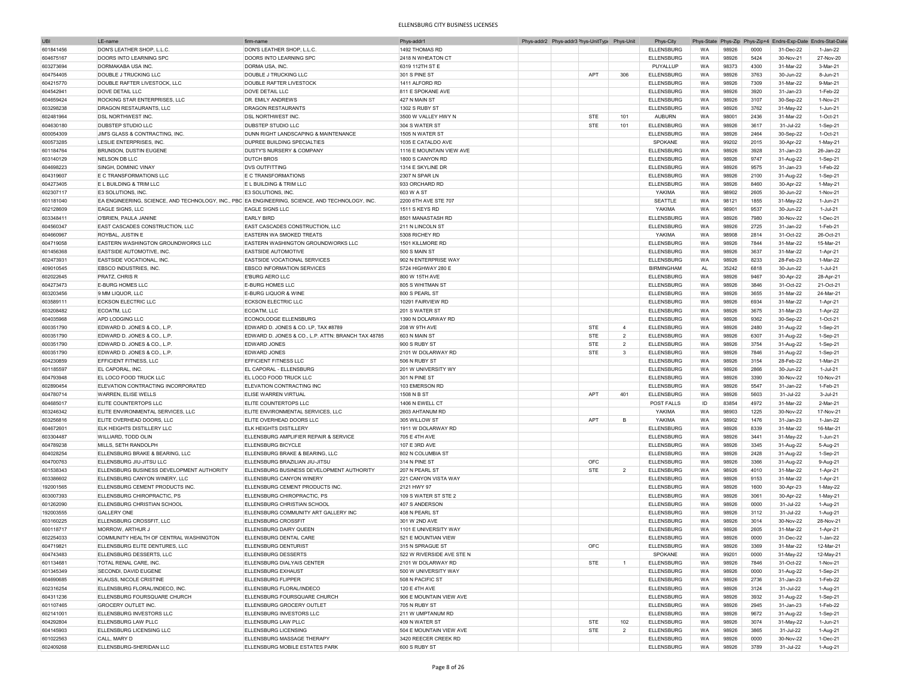# ELLENSBURG CITY BUSINESS LICENSES

| UBI | LE-name | firm-name | Phys-addr1 | Phys-addr2 | Phys-addr3 | Phys-UnitType | Phys-Unit | Phys-City | Phys-State | Phys-Zip | Phys-Zip+4 | Endrs-Exp-Date | Endrs-Stat-Date |
|---|---|---|---|---|---|---|---|---|---|---|---|---|---|
| 601841456 | DON'S LEATHER SHOP, L.L.C. | DON'S LEATHER SHOP, L.L.C. | 1492 THOMAS RD | | | | | ELLENSBURG | WA | 98926 | 0000 | 31-Dec-22 | 1-Jan-22 |
| 604675167 | DOORS INTO LEARNING SPC | DOORS INTO LEARNING SPC | 2418 N WHEATON CT | | | | | ELLENSBURG | WA | 98926 | 5424 | 30-Nov-21 | 27-Nov-20 |
| 603273694 | DORMAKABA USA INC. | DORMA USA, INC. | 6319 112TH ST E | | | | | PUYALLUP | WA | 98373 | 4300 | 31-Mar-22 | 3-Mar-21 |
| 604754405 | DOUBLE J TRUCKING LLC | DOUBLE J TRUCKING LLC | 301 S PINE ST | | | APT | 306 | ELLENSBURG | WA | 98926 | 3763 | 30-Jun-22 | 8-Jun-21 |
| 604215770 | DOUBLE RAFTER LIVESTOCK, LLC | DOUBLE RAFTER LIVESTOCK | 1411 ALFORD RD | | | | | ELLENSBURG | WA | 98926 | 7309 | 31-Mar-22 | 9-Mar-21 |
| 604542941 | DOVE DETAIL LLC | DOVE DETAIL LLC | 811 E SPOKANE AVE | | | | | ELLENSBURG | WA | 98926 | 3920 | 31-Jan-23 | 1-Feb-22 |
| 604659424 | ROCKING STAR ENTERPRISES, LLC | DR. EMILY ANDREWS | 427 N MAIN ST | | | | | ELLENSBURG | WA | 98926 | 3107 | 30-Sep-22 | 1-Nov-21 |
| 603298238 | DRAGON RESTAURANTS, LLC | DRAGON RESTAURANTS | 1302 S RUBY ST | | | | | ELLENSBURG | WA | 98926 | 3762 | 31-May-22 | 1-Jun-21 |
| 602481964 | DSL NORTHWEST INC. | DSL NORTHWEST INC. | 3500 W VALLEY HWY N | | | STE | 101 | AUBURN | WA | 98001 | 2436 | 31-Mar-22 | 1-Oct-21 |
| 604630180 | DUBSTEP STUDIO LLC | DUBSTEP STUDIO LLC | 304 S WATER ST | | | STE | 101 | ELLENSBURG | WA | 98926 | 3617 | 31-Jul-22 | 1-Sep-21 |
| 600054309 | JIM'S GLASS & CONTRACTING, INC. | DUNN RIGHT LANDSCAPING & MAINTENANCE | 1505 N WATER ST | | | | | ELLENSBURG | WA | 98926 | 2464 | 30-Sep-22 | 1-Oct-21 |
| 600573285 | LESLIE ENTERPRISES, INC. | DUPREE BUILDING SPECIALTIES | 1035 E CATALDO AVE | | | | | SPOKANE | WA | 99202 | 2015 | 30-Apr-22 | 1-May-21 |
| 601184764 | BRUNSON, DUSTIN EUGENE | DUSTY'S NURSERY & COMPANY | 1116 E MOUNTAIN VIEW AVE | | | | | ELLENSBURG | WA | 98926 | 3928 | 31-Jan-23 | 26-Jan-22 |
| 603140129 | NELSON DB LLC | DUTCH BROS | 1800 S CANYON RD | | | | | ELLENSBURG | WA | 98926 | 9747 | 31-Aug-22 | 1-Sep-21 |
| 604698223 | SINGH, DOMINIC VINAY | DVS OUTFITTING | 1314 E SKYLINE DR | | | | | ELLENSBURG | WA | 98926 | 9575 | 31-Jan-23 | 1-Feb-22 |
| 604319607 | E C TRANSFORMATIONS LLC | E C TRANSFORMATIONS | 2307 N SPAR LN | | | | | ELLENSBURG | WA | 98926 | 2100 | 31-Aug-22 | 1-Sep-21 |
| 604273405 | E L BUILDING & TRIM LLC | E L BUILDING & TRIM LLC | 933 ORCHARD RD | | | | | ELLENSBURG | WA | 98926 | 8460 | 30-Apr-22 | 1-May-21 |
| 602307117 | E3 SOLUTIONS, INC. | E3 SOLUTIONS, INC. | 603 W A ST | | | | | YAKIMA | WA | 98902 | 2605 | 30-Jun-22 | 1-Nov-21 |
| 601181040 | EA ENGINEERING, SCIENCE, AND TECHNOLOGY, INC., PBC | EA ENGINEERING, SCIENCE, AND TECHNOLOGY, INC. | 2200 6TH AVE STE 707 | | | | | SEATTLE | WA | 98121 | 1855 | 31-May-22 | 1-Jun-21 |
| 602128609 | EAGLE SIGNS, LLC | EAGLE SIGNS LLC | 1511 S KEYS RD | | | | | YAKIMA | WA | 98901 | 9537 | 30-Jun-22 | 1-Jul-21 |
| 603348411 | O'BRIEN, PAULA JANINE | EARLY BIRD | 8501 MANASTASH RD | | | | | ELLENSBURG | WA | 98926 | 7980 | 30-Nov-22 | 1-Dec-21 |
| 604560347 | EAST CASCADES CONSTRUCTION, LLC | EAST CASCADES CONSTRUCTION, LLC | 211 N LINCOLN ST | | | | | ELLENSBURG | WA | 98926 | 2725 | 31-Jan-22 | 1-Feb-21 |
| 604660967 | ROYBAL, JUSTIN E | EASTERN WA SMOKED TREATS | 5308 RICHEY RD | | | | | YAKIMA | WA | 98908 | 2814 | 31-Oct-22 | 26-Oct-21 |
| 604719058 | EASTERN WASHINGTON GROUNDWORKS LLC | EASTERN WASHINGTON GROUNDWORKS LLC | 1501 KILLMORE RD | | | | | ELLENSBURG | WA | 98926 | 7844 | 31-Mar-22 | 15-Mar-21 |
| 601456368 | EASTSIDE AUTOMOTIVE, INC. | EASTSIDE AUTOMOTIVE | 500 S MAIN ST | | | | | ELLENSBURG | WA | 98926 | 3637 | 31-Mar-22 | 1-Apr-21 |
| 602473931 | EASTSIDE VOCATIONAL, INC. | EASTSIDE VOCATIONAL SERVICES | 902 N ENTERPRISE WAY | | | | | ELLENSBURG | WA | 98926 | 8233 | 28-Feb-23 | 1-Mar-22 |
| 409010545 | EBSCO INDUSTRIES, INC. | EBSCO INFORMATION SERVICES | 5724 HIGHWAY 280 E | | | | | BIRMINGHAM | AL | 35242 | 6818 | 30-Jun-22 | 1-Jul-21 |
| 602022645 | PRATZ, CHRIS R | E'BURG AERO LLC | 800 W 15TH AVE | | | | | ELLENSBURG | WA | 98926 | 9467 | 30-Apr-22 | 28-Apr-21 |
| 604273473 | E-BURG HOMES LLC | E-BURG HOMES LLC | 805 S WHITMAN ST | | | | | ELLENSBURG | WA | 98926 | 3846 | 31-Oct-22 | 21-Oct-21 |
| 603203456 | 9 MM LIQUOR, LLC | E-BURG LIQUOR & WINE | 800 S PEARL ST | | | | | ELLENSBURG | WA | 98926 | 3655 | 31-Mar-22 | 24-Mar-21 |
| 603589111 | ECKSON ELECTRIC LLC | ECKSON ELECTRIC LLC | 10291 FAIRVIEW RD | | | | | ELLENSBURG | WA | 98926 | 6934 | 31-Mar-22 | 1-Apr-21 |
| 603208482 | ECOATM, LLC | ECOATM, LLC | 201 S WATER ST | | | | | ELLENSBURG | WA | 98926 | 3675 | 31-Mar-23 | 1-Apr-22 |
| 604035968 | APD LODGING LLC | ECONOLODGE ELLENSBURG | 1390 N DOLARWAY RD | | | | | ELLENSBURG | WA | 98926 | 9362 | 30-Sep-22 | 1-Oct-21 |
| 600351790 | EDWARD D. JONES & CO., L.P. | EDWARD D. JONES & CO. LP, TAX #8789 | 208 W 9TH AVE | | | STE | 4 | ELLENSBURG | WA | 98926 | 2480 | 31-Aug-22 | 1-Sep-21 |
| 600351790 | EDWARD D. JONES & CO., L.P. | EDWARD D. JONES & CO., L.P. ATTN: BRANCH TAX 48785 | 603 N MAIN ST | | | STE | 2 | ELLENSBURG | WA | 98926 | 6307 | 31-Aug-22 | 1-Sep-21 |
| 600351790 | EDWARD D. JONES & CO., L.P. | EDWARD JONES | 900 S RUBY ST | | | STE | 2 | ELLENSBURG | WA | 98926 | 3754 | 31-Aug-22 | 1-Sep-21 |
| 600351790 | EDWARD D. JONES & CO., L.P. | EDWARD JONES | 2101 W DOLARWAY RD | | | STE | 3 | ELLENSBURG | WA | 98926 | 7846 | 31-Aug-22 | 1-Sep-21 |
| 604230859 | EFFICIENT FITNESS, LLC | EFFICIENT FITNESS LLC | 506 N RUBY ST | | | | | ELLENSBURG | WA | 98926 | 3154 | 28-Feb-22 | 1-Mar-21 |
| 601185597 | EL CAPORAL, INC. | EL CAPORAL - ELLENSBURG | 201 W UNIVERSITY WY | | | | | ELLENSBURG | WA | 98926 | 2866 | 30-Jun-22 | 1-Jul-21 |
| 604793948 | EL LOCO FOOD TRUCK LLC | EL LOCO FOOD TRUCK LLC | 301 N PINE ST | | | | | ELLENSBURG | WA | 98926 | 3390 | 30-Nov-22 | 10-Nov-21 |
| 602890454 | ELEVATION CONTRACTING INCORPORATED | ELEVATION CONTRACTING INC | 103 EMERSON RD | | | | | ELLENSBURG | WA | 98926 | 5547 | 31-Jan-22 | 1-Feb-21 |
| 604780714 | WARREN, ELISE WELLS | ELISE WARREN VIRTUAL | 1508 N B ST | | | APT | 401 | ELLENSBURG | WA | 98926 | 5603 | 31-Jul-22 | 3-Jul-21 |
| 604685017 | ELITE COUNTERTOPS LLC | ELITE COUNTERTOPS LLC | 1406 N EWELL CT | | | | | POST FALLS | ID | 83854 | 4972 | 31-Mar-22 | 2-Mar-21 |
| 603246342 | ELITE ENVIRONMENTAL SERVICES, LLC | ELITE ENVIRONMENTAL SERVICES, LLC | 2603 AHTANUM RD | | | | | YAKIMA | WA | 98903 | 1225 | 30-Nov-22 | 17-Nov-21 |
| 603256816 | ELITE OVERHEAD DOORS, LLC | ELITE OVERHEAD DOORS LLC | 305 WILLOW ST | | | APT | B | YAKIMA | WA | 98902 | 1476 | 31-Jan-23 | 1-Jan-22 |
| 604672601 | ELK HEIGHTS DISTILLERY LLC | ELK HEIGHTS DISTILLERY | 1911 W DOLARWAY RD | | | | | ELLENSBURG | WA | 98926 | 8339 | 31-Mar-22 | 16-Mar-21 |
| 603304487 | WILLIARD, TODD OLIN | ELLENSBURG AMPLIFIER REPAIR & SERVICE | 705 E 4TH AVE | | | | | ELLENSBURG | WA | 98926 | 3441 | 31-May-22 | 1-Jun-21 |
| 604789238 | MILLS, SETH RANDOLPH | ELLENSBURG BICYCLE | 107 E 3RD AVE | | | | | ELLENSBURG | WA | 98926 | 3345 | 31-Aug-22 | 5-Aug-21 |
| 604028254 | ELLENSBURG BRAKE & BEARING, LLC | ELLENSBURG BRAKE & BEARING, LLC | 802 N COLUMBIA ST | | | | | ELLENSBURG | WA | 98926 | 2428 | 31-Aug-22 | 1-Sep-21 |
| 604700763 | ELLENSBURG JIU-JITSU LLC | ELLENSBURG BRAZILIAN JIU-JITSU | 314 N PINE ST | | | OFC | | ELLENSBURG | WA | 98926 | 3366 | 31-Aug-22 | 9-Aug-21 |
| 601538343 | ELLENSBURG BUSINESS DEVELOPMENT AUTHORITY | ELLENSBURG BUSINESS DEVELOPMENT AUTHORITY | 207 N PEARL ST | | | STE | 2 | ELLENSBURG | WA | 98926 | 4010 | 31-Mar-22 | 1-Apr-21 |
| 603386602 | ELLENSBURG CANYON WINERY, LLC | ELLENSBURG CANYON WINERY | 221 CANYON VISTA WAY | | | | | ELLENSBURG | WA | 98926 | 9153 | 31-Mar-22 | 1-Apr-21 |
| 192001565 | ELLENSBURG CEMENT PRODUCTS INC. | ELLENSBURG CEMENT PRODUCTS INC. | 2121 HWY 97 | | | | | ELLENSBURG | WA | 98926 | 1600 | 30-Apr-23 | 1-May-22 |
| 603007393 | ELLENSBURG CHIROPRACTIC, PS | ELLENSBURG CHIROPRACTIC, PS | 109 S WATER ST STE 2 | | | | | ELLENSBURG | WA | 98926 | 3061 | 30-Apr-22 | 1-May-21 |
| 601262090 | ELLENSBURG CHRISTIAN SCHOOL | ELLENSBURG CHRISTIAN SCHOOL | 407 S ANDERSON | | | | | ELLENSBURG | WA | 98926 | 0000 | 31-Jul-22 | 1-Aug-21 |
| 192003555 | GALLERY ONE | ELLENSBURG COMMUNITY ART GALLERY INC | 408 N PEARL ST | | | | | ELLENSBURG | WA | 98926 | 3112 | 31-Jul-22 | 1-Aug-21 |
| 603160225 | ELLENSBURG CROSSFIT, LLC | ELLENSBURG CROSSFIT | 301 W 2ND AVE | | | | | ELLENSBURG | WA | 98926 | 3014 | 30-Nov-22 | 28-Nov-21 |
| 600118717 | MORROW, ARTHUR J | ELLENSBURG DAIRY QUEEN | 1101 E UNIVERSITY WAY | | | | | ELLENSBURG | WA | 98926 | 2605 | 31-Mar-22 | 1-Apr-21 |
| 602254033 | COMMUNITY HEALTH OF CENTRAL WASHINGTON | ELLENSBURG DENTAL CARE | 521 E MOUNTIAN VIEW | | | | | ELLENSBURG | WA | 98926 | 0000 | 31-Dec-22 | 1-Jan-22 |
| 604719821 | ELLENSBURG ELITE DENTURES, LLC | ELLENSBURG DENTURIST | 315 N SPRAGUE ST | | | OFC | | ELLENSBURG | WA | 98926 | 3369 | 31-Mar-22 | 12-Mar-21 |
| 604743483 | ELLENSBURG DESSERTS, LLC | ELLENSBURG DESSERTS | 522 W RIVERSIDE AVE STE N | | | | | SPOKANE | WA | 99201 | 0000 | 31-May-22 | 12-May-21 |
| 601134681 | TOTAL RENAL CARE, INC. | ELLENSBURG DIALYAIS CENTER | 2101 W DOLARWAY RD | | | STE | 1 | ELLENSBURG | WA | 98926 | 7846 | 31-Oct-22 | 1-Nov-21 |
| 601345349 | SECONDI, DAVID EUGENE | ELLENSBURG EXHAUST | 500 W UNIVERSITY WAY | | | | | ELLENSBURG | WA | 98926 | 0000 | 31-Aug-22 | 1-Sep-21 |
| 604690685 | KLAUSS, NICOLE CRISTINE | ELLENSBURG FLIPPER | 508 N PACIFIC ST | | | | | ELLENSBURG | WA | 98926 | 2736 | 31-Jan-23 | 1-Feb-22 |
| 602316254 | ELLENSBURG FLORAL/INDECO, INC. | ELLENSBURG FLORAL/INDECO | 120 E 4TH AVE | | | | | ELLENSBURG | WA | 98926 | 3124 | 31-Jul-22 | 1-Aug-21 |
| 604311236 | ELLENSBURG FOURSQUARE CHURCH | ELLENSBURG FOURSQUARE CHURCH | 906 E MOUNTAIN VIEW AVE | | | | | ELLENSBURG | WA | 98926 | 3932 | 31-Aug-22 | 1-Sep-21 |
| 601107465 | GROCERY OUTLET INC. | ELLENSBURG GROCERY OUTLET | 705 N RUBY ST | | | | | ELLENSBURG | WA | 98926 | 2945 | 31-Jan-23 | 1-Feb-22 |
| 602141001 | ELLENSBURG INVESTORS LLC | ELLENSBURG INVESTORS LLC | 211 W UMPTANUM RD | | | | | ELLENSBURG | WA | 98926 | 9672 | 31-Aug-22 | 1-Sep-21 |
| 604292804 | ELLENSBURG LAW PLLC | ELLENSBURG LAW PLLC | 409 N WATER ST | | | STE | 102 | ELLENSBURG | WA | 98926 | 3074 | 31-May-22 | 1-Jun-21 |
| 604145903 | ELLENSBURG LICENSING LLC | ELLENSBURG LICENSING | 504 E MOUNTAIN VIEW AVE | | | STE | 2 | ELLENSBURG | WA | 98926 | 3865 | 31-Jul-22 | 1-Aug-21 |
| 601022563 | CALL, MARY D | ELLENSBURG MASSAGE THERAPY | 3420 REECER CREEK RD | | | | | ELLENSBURG | WA | 98926 | 0000 | 30-Nov-22 | 1-Dec-21 |
| 602409268 | ELLENSBURG-SHERIDAN LLC | ELLENSBURG MOBILE ESTATES PARK | 600 S RUBY ST | | | | | ELLENSBURG | WA | 98926 | 3789 | 31-Jul-22 | 1-Aug-21 |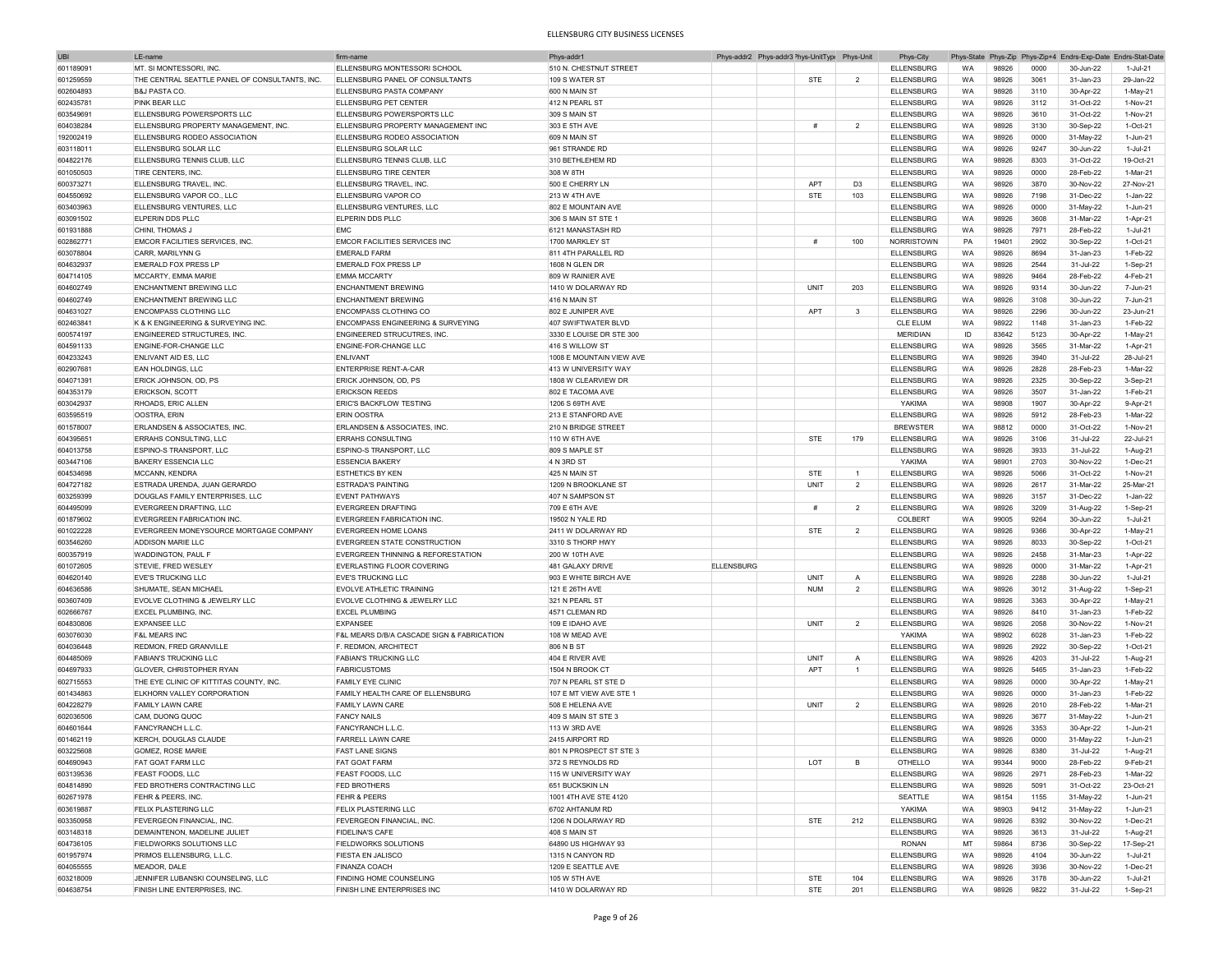# ELLENSBURG CITY BUSINESS LICENSES

| UBI | LE-name | firm-name | Phys-addr1 | Phys-addr2 | Phys-addr3 | Phys-UnitType | Phys-Unit | Phys-City | Phys-State | Phys-Zip | Phys-Zip+4 | Endrs-Exp-Date | Endrs-Stat-Date |
|---|---|---|---|---|---|---|---|---|---|---|---|---|---|
| 601189091 | MT. SI MONTESSORI, INC. | ELLENSBURG MONTESSORI SCHOOL | 510 N. CHESTNUT STREET | | | | | ELLENSBURG | WA | 98926 | 0000 | 30-Jun-22 | 1-Jul-21 |
| 601259559 | THE CENTRAL SEATTLE PANEL OF CONSULTANTS, INC. | ELLENSBURG PANEL OF CONSULTANTS | 109 S WATER ST | | | STE | 2 | ELLENSBURG | WA | 98926 | 3061 | 31-Jan-23 | 29-Jan-22 |
| 602604893 | B&J PASTA CO. | ELLENSBURG PASTA COMPANY | 600 N MAIN ST | | | | | ELLENSBURG | WA | 98926 | 3110 | 30-Apr-22 | 1-May-21 |
| 602435781 | PINK BEAR LLC | ELLENSBURG PET CENTER | 412 N PEARL ST | | | | | ELLENSBURG | WA | 98926 | 3112 | 31-Oct-22 | 1-Nov-21 |
| 603549691 | ELLENSBURG POWERSPORTS LLC | ELLENSBURG POWERSPORTS LLC | 309 S MAIN ST | | | | | ELLENSBURG | WA | 98926 | 3610 | 31-Oct-22 | 1-Nov-21 |
| 604038284 | ELLENSBURG PROPERTY MANAGEMENT, INC. | ELLENSBURG PROPERTY MANAGEMENT INC | 303 E 5TH AVE | | | # | 2 | ELLENSBURG | WA | 98926 | 3130 | 30-Sep-22 | 1-Oct-21 |
| 192002419 | ELLENSBURG RODEO ASSOCIATION | ELLENSBURG RODEO ASSOCIATION | 609 N MAIN ST | | | | | ELLENSBURG | WA | 98926 | 0000 | 31-May-22 | 1-Jun-21 |
| 603118011 | ELLENSBURG SOLAR LLC | ELLENSBURG SOLAR LLC | 961 STRANDE RD | | | | | ELLENSBURG | WA | 98926 | 9247 | 30-Jun-22 | 1-Jul-21 |
| 604822176 | ELLENSBURG TENNIS CLUB, LLC | ELLENSBURG TENNIS CLUB, LLC | 310 BETHLEHEM RD | | | | | ELLENSBURG | WA | 98926 | 8303 | 31-Oct-22 | 19-Oct-21 |
| 601050503 | TIRE CENTERS, INC. | ELLENSBURG TIRE CENTER | 308 W 8TH | | | | | ELLENSBURG | WA | 98926 | 0000 | 28-Feb-22 | 1-Mar-21 |
| 600373271 | ELLENSBURG TRAVEL, INC. | ELLENSBURG TRAVEL, INC. | 500 E CHERRY LN | | | APT | D3 | ELLENSBURG | WA | 98926 | 3870 | 30-Nov-22 | 27-Nov-21 |
| 604550692 | ELLENSBURG VAPOR CO., LLC | ELLENSBURG VAPOR CO | 213 W 4TH AVE | | | STE | 103 | ELLENSBURG | WA | 98926 | 7198 | 31-Dec-22 | 1-Jan-22 |
| 603403963 | ELLENSBURG VENTURES, LLC | ELLENSBURG VENTURES, LLC | 802 E MOUNTAIN AVE | | | | | ELLENSBURG | WA | 98926 | 0000 | 31-May-22 | 1-Jun-21 |
| 603091502 | ELPERIN DDS PLLC | ELPERIN DDS PLLC | 306 S MAIN ST STE 1 | | | | | ELLENSBURG | WA | 98926 | 3608 | 31-Mar-22 | 1-Apr-21 |
| 601931888 | CHINI, THOMAS J | EMC | 6121 MANASTASH RD | | | | | ELLENSBURG | WA | 98926 | 7971 | 28-Feb-22 | 1-Jul-21 |
| 602862771 | EMCOR FACILITIES SERVICES, INC. | EMCOR FACILITIES SERVICES INC | 1700 MARKLEY ST | | | # | 100 | NORRISTOWN | PA | 19401 | 2902 | 30-Sep-22 | 1-Oct-21 |
| 603078804 | CARR, MARILYNN G | EMERALD FARM | 811 4TH PARALLEL RD | | | | | ELLENSBURG | WA | 98926 | 8694 | 31-Jan-23 | 1-Feb-22 |
| 604632937 | EMERALD FOX PRESS LP | EMERALD FOX PRESS LP | 1608 N GLEN DR | | | | | ELLENSBURG | WA | 98926 | 2544 | 31-Jul-22 | 1-Sep-21 |
| 604714105 | MCCARTY, EMMA MARIE | EMMA MCCARTY | 809 W RAINIER AVE | | | | | ELLENSBURG | WA | 98926 | 9464 | 28-Feb-22 | 4-Feb-21 |
| 604602749 | ENCHANTMENT BREWING LLC | ENCHANTMENT BREWING | 1410 W DOLARWAY RD | | | UNIT | 203 | ELLENSBURG | WA | 98926 | 9314 | 30-Jun-22 | 7-Jun-21 |
| 604602749 | ENCHANTMENT BREWING LLC | ENCHANTMENT BREWING | 416 N MAIN ST | | | | | ELLENSBURG | WA | 98926 | 3108 | 30-Jun-22 | 7-Jun-21 |
| 604631027 | ENCOMPASS CLOTHING LLC | ENCOMPASS CLOTHING CO | 802 E JUNIPER AVE | | | APT | 3 | ELLENSBURG | WA | 98926 | 2296 | 30-Jun-22 | 23-Jun-21 |
| 602463841 | K & K ENGINEERING & SURVEYING INC. | ENCOMPASS ENGINEERING & SURVEYING | 407 SWIFTWATER BLVD | | | | | CLE ELUM | WA | 98922 | 1148 | 31-Jan-23 | 1-Feb-22 |
| 600574197 | ENGINEERED STRUCTURES, INC. | ENGINEERED STRUCUTRES, INC. | 3330 E LOUISE DR STE 300 | | | | | MERIDIAN | ID | 83642 | 5123 | 30-Apr-22 | 1-May-21 |
| 604591133 | ENGINE-FOR-CHANGE LLC | ENGINE-FOR-CHANGE LLC | 416 S WILLOW ST | | | | | ELLENSBURG | WA | 98926 | 3565 | 31-Mar-22 | 1-Apr-21 |
| 604233243 | ENLIVANT AID ES, LLC | ENLIVANT | 1008 E MOUNTAIN VIEW AVE | | | | | ELLENSBURG | WA | 98926 | 3940 | 31-Jul-22 | 28-Jul-21 |
| 602907681 | EAN HOLDINGS, LLC | ENTERPRISE RENT-A-CAR | 413 W UNIVERSITY WAY | | | | | ELLENSBURG | WA | 98926 | 2828 | 28-Feb-23 | 1-Mar-22 |
| 604071391 | ERICK JOHNSON, OD, PS | ERICK JOHNSON, OD, PS | 1808 W CLEARVIEW DR | | | | | ELLENSBURG | WA | 98926 | 2325 | 30-Sep-22 | 3-Sep-21 |
| 604353179 | ERICKSON, SCOTT | ERICKSON REEDS | 802 E TACOMA AVE | | | | | ELLENSBURG | WA | 98926 | 3507 | 31-Jan-22 | 1-Feb-21 |
| 603042937 | RHOADS, ERIC ALLEN | ERIC'S BACKFLOW TESTING | 1206 S 69TH AVE | | | | | YAKIMA | WA | 98908 | 1907 | 30-Apr-22 | 9-Apr-21 |
| 603595519 | OOSTRA, ERIN | ERIN OOSTRA | 213 E STANFORD AVE | | | | | ELLENSBURG | WA | 98926 | 5912 | 28-Feb-23 | 1-Mar-22 |
| 601578007 | ERLANDSEN & ASSOCIATES, INC. | ERLANDSEN & ASSOCIATES, INC. | 210 N BRIDGE STREET | | | | | BREWSTER | WA | 98812 | 0000 | 31-Oct-22 | 1-Nov-21 |
| 604395651 | ERRAHS CONSULTING, LLC | ERRAHS CONSULTING | 110 W 6TH AVE | | | STE | 179 | ELLENSBURG | WA | 98926 | 3106 | 31-Jul-22 | 22-Jul-21 |
| 604013758 | ESPINO-S TRANSPORT, LLC | ESPINO-S TRANSPORT, LLC | 809 S MAPLE ST | | | | | ELLENSBURG | WA | 98926 | 3933 | 31-Jul-22 | 1-Aug-21 |
| 603447106 | BAKERY ESSENCIA LLC | ESSENCIA BAKERY | 4 N 3RD ST | | | | | YAKIMA | WA | 98901 | 2703 | 30-Nov-22 | 1-Dec-21 |
| 604534698 | MCCANN, KENDRA | ESTHETICS BY KEN | 425 N MAIN ST | | | STE | 1 | ELLENSBURG | WA | 98926 | 5066 | 31-Oct-22 | 1-Nov-21 |
| 604727182 | ESTRADA URENDA, JUAN GERARDO | ESTRADA'S PAINTING | 1209 N BROOKLANE ST | | | UNIT | 2 | ELLENSBURG | WA | 98926 | 2617 | 31-Mar-22 | 25-Mar-21 |
| 603259399 | DOUGLAS FAMILY ENTERPRISES, LLC | EVENT PATHWAYS | 407 N SAMPSON ST | | | | | ELLENSBURG | WA | 98926 | 3157 | 31-Dec-22 | 1-Jan-22 |
| 604495099 | EVERGREEN DRAFTING, LLC | EVERGREEN DRAFTING | 709 E 6TH AVE | | | # | 2 | ELLENSBURG | WA | 98926 | 3209 | 31-Aug-22 | 1-Sep-21 |
| 601879602 | EVERGREEN FABRICATION INC. | EVERGREEN FABRICATION INC. | 19502 N YALE RD | | | | | COLBERT | WA | 99005 | 9264 | 30-Jun-22 | 1-Jul-21 |
| 601022228 | EVERGREEN MONEYSOURCE MORTGAGE COMPANY | EVERGREEN HOME LOANS | 2411 W DOLARWAY RD | | | STE | 2 | ELLENSBURG | WA | 98926 | 9366 | 30-Apr-22 | 1-May-21 |
| 603546260 | ADDISON MARIE LLC | EVERGREEN STATE CONSTRUCTION | 3310 S THORP HWY | | | | | ELLENSBURG | WA | 98926 | 8033 | 30-Sep-22 | 1-Oct-21 |
| 600357919 | WADDINGTON, PAUL F | EVERGREEN THINNING & REFORESTATION | 200 W 10TH AVE | | | | | ELLENSBURG | WA | 98926 | 2458 | 31-Mar-23 | 1-Apr-22 |
| 601072605 | STEVIE, FRED WESLEY | EVERLASTING FLOOR COVERING | 481 GALAXY DRIVE | ELLENSBURG | | | | ELLENSBURG | WA | 98926 | 0000 | 31-Mar-22 | 1-Apr-21 |
| 604620140 | EVE'S TRUCKING LLC | EVE'S TRUCKING LLC | 903 E WHITE BIRCH AVE | | | UNIT | A | ELLENSBURG | WA | 98926 | 2288 | 30-Jun-22 | 1-Jul-21 |
| 604636586 | SHUMATE, SEAN MICHAEL | EVOLVE ATHLETIC TRAINING | 121 E 26TH AVE | | | NUM | 2 | ELLENSBURG | WA | 98926 | 3012 | 31-Aug-22 | 1-Sep-21 |
| 603607409 | EVOLVE CLOTHING & JEWELRY LLC | EVOLVE CLOTHING & JEWELRY LLC | 321 N PEARL ST | | | | | ELLENSBURG | WA | 98926 | 3363 | 30-Apr-22 | 1-May-21 |
| 602666767 | EXCEL PLUMBING, INC. | EXCEL PLUMBING | 4571 CLEMAN RD | | | | | ELLENSBURG | WA | 98926 | 8410 | 31-Jan-23 | 1-Feb-22 |
| 604830806 | EXPANSEE LLC | EXPANSEE | 109 E IDAHO AVE | | | UNIT | 2 | ELLENSBURG | WA | 98926 | 2058 | 30-Nov-22 | 1-Nov-21 |
| 603076030 | F&L MEARS INC | F&L MEARS D/B/A CASCADE SIGN & FABRICATION | 108 W MEAD AVE | | | | | YAKIMA | WA | 98902 | 6028 | 31-Jan-23 | 1-Feb-22 |
| 604036448 | REDMON, FRED GRANVILLE | F. REDMON, ARCHITECT | 806 N B ST | | | | | ELLENSBURG | WA | 98926 | 2922 | 30-Sep-22 | 1-Oct-21 |
| 604485069 | FABIAN'S TRUCKING LLC | FABIAN'S TRUCKING LLC | 404 E RIVER AVE | | | UNIT | A | ELLENSBURG | WA | 98926 | 4203 | 31-Jul-22 | 1-Aug-21 |
| 604697933 | GLOVER, CHRISTOPHER RYAN | FABRICUSTOMS | 1504 N BROOK CT | | | APT | 1 | ELLENSBURG | WA | 98926 | 5465 | 31-Jan-23 | 1-Feb-22 |
| 602715553 | THE EYE CLINIC OF KITTITAS COUNTY, INC. | FAMILY EYE CLINIC | 707 N PEARL ST STE D | | | | | ELLENSBURG | WA | 98926 | 0000 | 30-Apr-22 | 1-May-21 |
| 601434863 | ELKHORN VALLEY CORPORATION | FAMILY HEALTH CARE OF ELLENSBURG | 107 E MT VIEW AVE STE 1 | | | | | ELLENSBURG | WA | 98926 | 0000 | 31-Jan-23 | 1-Feb-22 |
| 604228279 | FAMILY LAWN CARE | FAMILY LAWN CARE | 508 E HELENA AVE | | | UNIT | 2 | ELLENSBURG | WA | 98926 | 2010 | 28-Feb-22 | 1-Mar-21 |
| 602036506 | CAM, DUONG QUOC | FANCY NAILS | 409 S MAIN ST STE 3 | | | | | ELLENSBURG | WA | 98926 | 3677 | 31-May-22 | 1-Jun-21 |
| 604601644 | FANCYRANCH L.L.C. | FANCYRANCH L.L.C. | 113 W 3RD AVE | | | | | ELLENSBURG | WA | 98926 | 3353 | 30-Apr-22 | 1-Jun-21 |
| 601462119 | KERCH, DOUGLAS CLAUDE | FARRELL LAWN CARE | 2415 AIRPORT RD | | | | | ELLENSBURG | WA | 98926 | 0000 | 31-May-22 | 1-Jun-21 |
| 603225608 | GOMEZ, ROSE MARIE | FAST LANE SIGNS | 801 N PROSPECT ST STE 3 | | | | | ELLENSBURG | WA | 98926 | 8380 | 31-Jul-22 | 1-Aug-21 |
| 604690943 | FAT GOAT FARM LLC | FAT GOAT FARM | 372 S REYNOLDS RD | | | LOT | B | OTHELLO | WA | 99344 | 9000 | 28-Feb-22 | 9-Feb-21 |
| 603139536 | FEAST FOODS, LLC | FEAST FOODS, LLC | 115 W UNIVERSITY WAY | | | | | ELLENSBURG | WA | 98926 | 2971 | 28-Feb-23 | 1-Mar-22 |
| 604814890 | FED BROTHERS CONTRACTING LLC | FED BROTHERS | 651 BUCKSKIN LN | | | | | ELLENSBURG | WA | 98926 | 5091 | 31-Oct-22 | 23-Oct-21 |
| 602671978 | FEHR & PEERS, INC. | FEHR & PEERS | 1001 4TH AVE STE 4120 | | | | | SEATTLE | WA | 98154 | 1155 | 31-May-22 | 1-Jun-21 |
| 603619887 | FELIX PLASTERING LLC | FELIX PLASTERING LLC | 6702 AHTANUM RD | | | | | YAKIMA | WA | 98903 | 9412 | 31-May-22 | 1-Jun-21 |
| 603350958 | FEVERGEON FINANCIAL, INC. | FEVERGEON FINANCIAL, INC. | 1206 N DOLARWAY RD | | | STE | 212 | ELLENSBURG | WA | 98926 | 8392 | 30-Nov-22 | 1-Dec-21 |
| 603148318 | DEMAINTENON, MADELINE JULIET | FIDELINA'S CAFE | 408 S MAIN ST | | | | | ELLENSBURG | WA | 98926 | 3613 | 31-Jul-22 | 1-Aug-21 |
| 604736105 | FIELDWORKS SOLUTIONS LLC | FIELDWORKS SOLUTIONS | 64890 US HIGHWAY 93 | | | | | RONAN | MT | 59864 | 8736 | 30-Sep-22 | 17-Sep-21 |
| 601957974 | PRIMOS ELLENSBURG, L.L.C. | FIESTA EN JALISCO | 1315 N CANYON RD | | | | | ELLENSBURG | WA | 98926 | 4104 | 30-Jun-22 | 1-Jul-21 |
| 604055555 | MEADOR, DALE | FINANZA COACH | 1209 E SEATTLE AVE | | | | | ELLENSBURG | WA | 98926 | 3936 | 30-Nov-22 | 1-Dec-21 |
| 603218009 | JENNIFER LUBANSKI COUNSELING, LLC | FINDING HOME COUNSELING | 105 W 5TH AVE | | | STE | 104 | ELLENSBURG | WA | 98926 | 3178 | 30-Jun-22 | 1-Jul-21 |
| 604638754 | FINISH LINE ENTERPRISES, INC. | FINISH LINE ENTERPRISES INC | 1410 W DOLARWAY RD | | | STE | 201 | ELLENSBURG | WA | 98926 | 9822 | 31-Jul-22 | 1-Sep-21 |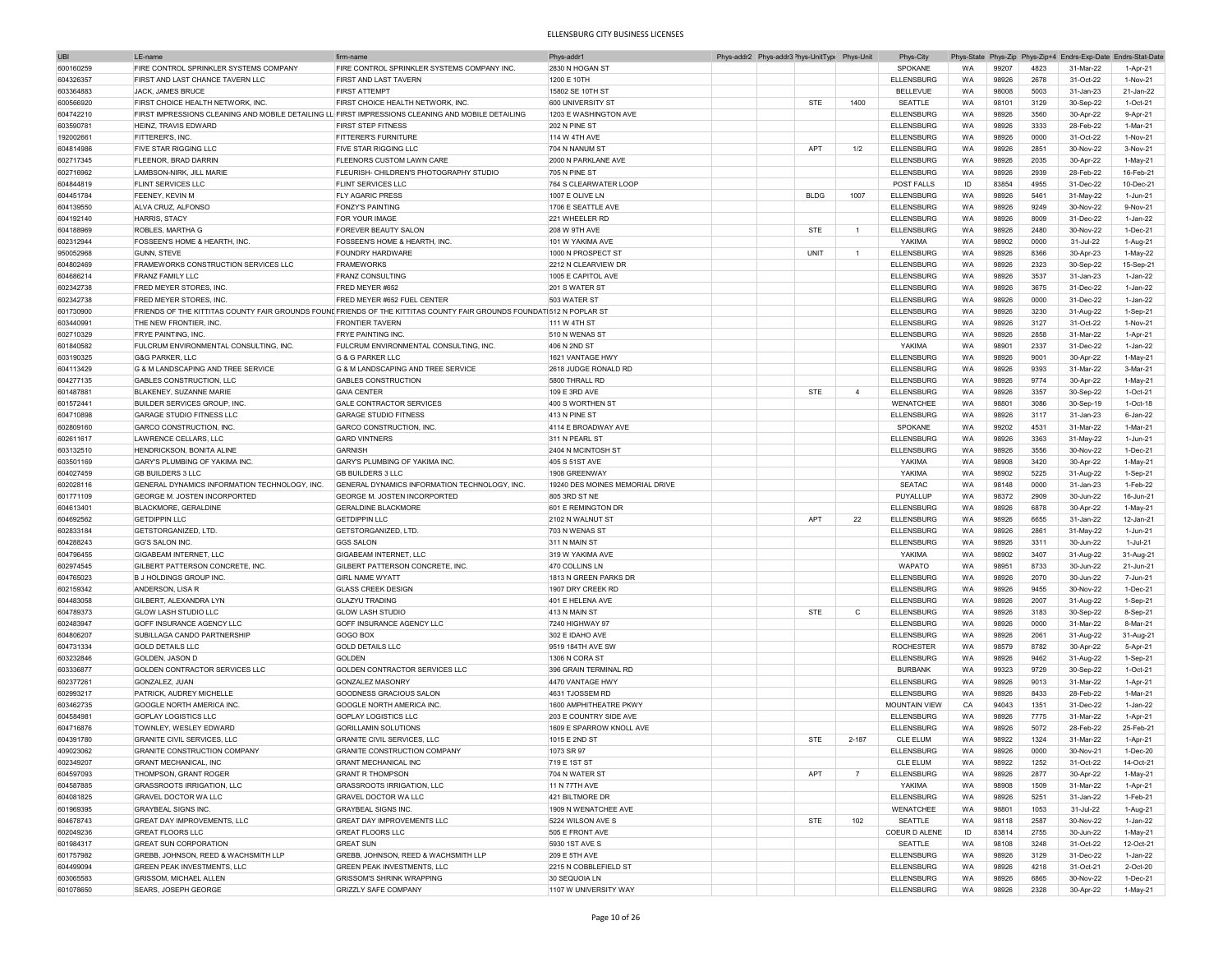# ELLENSBURG CITY BUSINESS LICENSES

| UBI | LE-name | firm-name | Phys-addr1 | Phys-addr2 | Phys-addr3 | Phys-UnitType | Phys-Unit | Phys-City | Phys-State | Phys-Zip | Phys-Zip+4 | Endrs-Exp-Date | Endrs-Stat-Date |
|---|---|---|---|---|---|---|---|---|---|---|---|---|---|
| 600160259 | FIRE CONTROL SPRINKLER SYSTEMS COMPANY | FIRE CONTROL SPRINKLER SYSTEMS COMPANY INC. | 2830 N HOGAN ST | | | | | SPOKANE | WA | 99207 | 4823 | 31-Mar-22 | 1-Apr-21 |
| 604326357 | FIRST AND LAST CHANCE TAVERN LLC | FIRST AND LAST TAVERN | 1200 E 10TH | | | | | ELLENSBURG | WA | 98926 | 2678 | 31-Oct-22 | 1-Nov-21 |
| 603364883 | JACK, JAMES BRUCE | FIRST ATTEMPT | 15802 SE 10TH ST | | | | | BELLEVUE | WA | 98008 | 5003 | 31-Jan-23 | 21-Jan-22 |
| 600566920 | FIRST CHOICE HEALTH NETWORK, INC. | FIRST CHOICE HEALTH NETWORK, INC. | 600 UNIVERSITY ST | | | STE | 1400 | SEATTLE | WA | 98101 | 3129 | 30-Sep-22 | 1-Oct-21 |
| 604742210 | FIRST IMPRESSIONS CLEANING AND MOBILE DETAILING LL | FIRST IMPRESSIONS CLEANING AND MOBILE DETAILING | 1203 E WASHINGTON AVE | | | | | ELLENSBURG | WA | 98926 | 3560 | 30-Apr-22 | 9-Apr-21 |
| 603590781 | HEINZ, TRAVIS EDWARD | FIRST STEP FITNESS | 202 N PINE ST | | | | | ELLENSBURG | WA | 98926 | 3333 | 28-Feb-22 | 1-Mar-21 |
| 192002661 | FITTERER'S, INC. | FITTERER'S FURNITURE | 114 W 4TH AVE | | | | | ELLENSBURG | WA | 98926 | 0000 | 31-Oct-22 | 1-Nov-21 |
| 604814986 | FIVE STAR RIGGING LLC | FIVE STAR RIGGING LLC | 704 N NANUM ST | | | APT | 1/2 | ELLENSBURG | WA | 98926 | 2851 | 30-Nov-22 | 3-Nov-21 |
| 602717345 | FLEENOR, BRAD DARRIN | FLEENORS CUSTOM LAWN CARE | 2000 N PARKLANE AVE | | | | | ELLENSBURG | WA | 98926 | 2035 | 30-Apr-22 | 1-May-21 |
| 602716962 | LAMBSON-NIRK, JILL MARIE | FLEURISH- CHILDREN'S PHOTOGRAPHY STUDIO | 705 N PINE ST | | | | | ELLENSBURG | WA | 98926 | 2939 | 28-Feb-22 | 16-Feb-21 |
| 604844819 | FLINT SERVICES LLC | FLINT SERVICES LLC | 764 S CLEARWATER LOOP | | | | | POST FALLS | ID | 83854 | 4955 | 31-Dec-22 | 10-Dec-21 |
| 604451784 | FEENEY, KEVIN M | FLY AGARIC PRESS | 1007 E OLIVE LN | | | BLDG | 1007 | ELLENSBURG | WA | 98926 | 5461 | 31-May-22 | 1-Jun-21 |
| 604139550 | ALVA CRUZ, ALFONSO | FONZY'S PAINTING | 1706 E SEATTLE AVE | | | | | ELLENSBURG | WA | 98926 | 9249 | 30-Nov-22 | 9-Nov-21 |
| 604192140 | HARRIS, STACY | FOR YOUR IMAGE | 221 WHEELER RD | | | | | ELLENSBURG | WA | 98926 | 8009 | 31-Dec-22 | 1-Jan-22 |
| 604188969 | ROBLES, MARTHA G | FOREVER BEAUTY SALON | 208 W 9TH AVE | | | STE | 1 | ELLENSBURG | WA | 98926 | 2480 | 30-Nov-22 | 1-Dec-21 |
| 602312944 | FOSSEEN'S HOME & HEARTH, INC. | FOSSEEN'S HOME & HEARTH, INC. | 101 W YAKIMA AVE | | | | | YAKIMA | WA | 98902 | 0000 | 31-Jul-22 | 1-Aug-21 |
| 950052968 | GUNN, STEVE | FOUNDRY HARDWARE | 1000 N PROSPECT ST | | | UNIT | 1 | ELLENSBURG | WA | 98926 | 8366 | 30-Apr-23 | 1-May-22 |
| 604802469 | FRAMEWORKS CONSTRUCTION SERVICES LLC | FRAMEWORKS | 2212 N CLEARVIEW DR | | | | | ELLENSBURG | WA | 98926 | 2323 | 30-Sep-22 | 15-Sep-21 |
| 604686214 | FRANZ FAMILY LLC | FRANZ CONSULTING | 1005 E CAPITOL AVE | | | | | ELLENSBURG | WA | 98926 | 3537 | 31-Jan-23 | 1-Jan-22 |
| 602342738 | FRED MEYER STORES, INC. | FRED MEYER #652 | 201 S WATER ST | | | | | ELLENSBURG | WA | 98926 | 3675 | 31-Dec-22 | 1-Jan-22 |
| 602342738 | FRED MEYER STORES, INC. | FRED MEYER #652 FUEL CENTER | 503 WATER ST | | | | | ELLENSBURG | WA | 98926 | 0000 | 31-Dec-22 | 1-Jan-22 |
| 601730900 | FRIENDS OF THE KITTITAS COUNTY FAIR GROUNDS FOUND | FRIENDS OF THE KITTITAS COUNTY FAIR GROUNDS FOUNDATI | 512 N POPLAR ST | | | | | ELLENSBURG | WA | 98926 | 3230 | 31-Aug-22 | 1-Sep-21 |
| 603440991 | THE NEW FRONTIER, INC. | FRONTIER TAVERN | 111 W 4TH ST | | | | | ELLENSBURG | WA | 98926 | 3127 | 31-Oct-22 | 1-Nov-21 |
| 602710329 | FRYE PAINTING, INC. | FRYE PAINTING INC. | 510 N WENAS ST | | | | | ELLENSBURG | WA | 98926 | 2858 | 31-Mar-22 | 1-Apr-21 |
| 601840582 | FULCRUM ENVIRONMENTAL CONSULTING, INC. | FULCRUM ENVIRONMENTAL CONSULTING, INC. | 406 N 2ND ST | | | | | YAKIMA | WA | 98901 | 2337 | 31-Dec-22 | 1-Jan-22 |
| 603190325 | G&G PARKER, LLC | G & G PARKER LLC | 1621 VANTAGE HWY | | | | | ELLENSBURG | WA | 98926 | 9001 | 30-Apr-22 | 1-May-21 |
| 604113429 | G & M LANDSCAPING AND TREE SERVICE | G & M LANDSCAPING AND TREE SERVICE | 2618 JUDGE RONALD RD | | | | | ELLENSBURG | WA | 98926 | 9393 | 31-Mar-22 | 3-Mar-21 |
| 604277135 | GABLES CONSTRUCTION, LLC | GABLES CONSTRUCTION | 5800 THRALL RD | | | | | ELLENSBURG | WA | 98926 | 9774 | 30-Apr-22 | 1-May-21 |
| 601487881 | BLAKENEY, SUZANNE MARIE | GAIA CENTER | 109 E 3RD AVE | | | STE | 4 | ELLENSBURG | WA | 98926 | 3357 | 30-Sep-22 | 1-Oct-21 |
| 601572441 | BUILDER SERVICES GROUP, INC. | GALE CONTRACTOR SERVICES | 400 S WORTHEN ST | | | | | WENATCHEE | WA | 98801 | 3086 | 30-Sep-19 | 1-Oct-18 |
| 604710898 | GARAGE STUDIO FITNESS LLC | GARAGE STUDIO FITNESS | 413 N PINE ST | | | | | ELLENSBURG | WA | 98926 | 3117 | 31-Jan-23 | 6-Jan-22 |
| 602809160 | GARCO CONSTRUCTION, INC. | GARCO CONSTRUCTION, INC. | 4114 E BROADWAY AVE | | | | | SPOKANE | WA | 99202 | 4531 | 31-Mar-22 | 1-Mar-21 |
| 602611617 | LAWRENCE CELLARS, LLC | GARD VINTNERS | 311 N PEARL ST | | | | | ELLENSBURG | WA | 98926 | 3363 | 31-May-22 | 1-Jun-21 |
| 603132510 | HENDRICKSON, BONITA ALINE | GARNISH | 2404 N MCINTOSH ST | | | | | ELLENSBURG | WA | 98926 | 3556 | 30-Nov-22 | 1-Dec-21 |
| 603501169 | GARY'S PLUMBING OF YAKIMA INC. | GARY'S PLUMBING OF YAKIMA INC. | 405 S 51ST AVE | | | | | YAKIMA | WA | 98908 | 3420 | 30-Apr-22 | 1-May-21 |
| 604027459 | GB BUILDERS 3 LLC | GB BUILDERS 3 LLC | 1908 GREENWAY | | | | | YAKIMA | WA | 98902 | 5225 | 31-Aug-22 | 1-Sep-21 |
| 602028116 | GENERAL DYNAMICS INFORMATION TECHNOLOGY, INC. | GENERAL DYNAMICS INFORMATION TECHNOLOGY, INC. | 19240 DES MOINES MEMORIAL DRIVE | | | | | SEATAC | WA | 98148 | 0000 | 31-Jan-23 | 1-Feb-22 |
| 601771109 | GEORGE M. JOSTEN INCORPORTED | GEORGE M. JOSTEN INCORPORTED | 805 3RD ST NE | | | | | PUYALLUP | WA | 98372 | 2909 | 30-Jun-22 | 16-Jun-21 |
| 604613401 | BLACKMORE, GERALDINE | GERALDINE BLACKMORE | 601 E REMINGTON DR | | | | | ELLENSBURG | WA | 98926 | 6878 | 30-Apr-22 | 1-May-21 |
| 604692562 | GETDIPPIN LLC | GETDIPPIN LLC | 2102 N WALNUT ST | | | APT | 22 | ELLENSBURG | WA | 98926 | 6655 | 31-Jan-22 | 12-Jan-21 |
| 602833184 | GETSTORGANIZED, LTD. | GETSTORGANIZED, LTD. | 703 N WENAS ST | | | | | ELLENSBURG | WA | 98926 | 2861 | 31-May-22 | 1-Jun-21 |
| 604288243 | GG'S SALON INC. | GGS SALON | 311 N MAIN ST | | | | | ELLENSBURG | WA | 98926 | 3311 | 30-Jun-22 | 1-Jul-21 |
| 604796455 | GIGABEAM INTERNET, LLC | GIGABEAM INTERNET, LLC | 319 W YAKIMA AVE | | | | | YAKIMA | WA | 98902 | 3407 | 31-Aug-22 | 31-Aug-21 |
| 602974545 | GILBERT PATTERSON CONCRETE, INC. | GILBERT PATTERSON CONCRETE, INC. | 470 COLLINS LN | | | | | WAPATO | WA | 98951 | 8733 | 30-Jun-22 | 21-Jun-21 |
| 604765023 | B J HOLDINGS GROUP INC. | GIRL NAME WYATT | 1813 N GREEN PARKS DR | | | | | ELLENSBURG | WA | 98926 | 2070 | 30-Jun-22 | 7-Jun-21 |
| 602159342 | ANDERSON, LISA R | GLASS CREEK DESIGN | 1907 DRY CREEK RD | | | | | ELLENSBURG | WA | 98926 | 9455 | 30-Nov-22 | 1-Dec-21 |
| 604483058 | GILBERT, ALEXANDRA LYN | GLAZYU TRADING | 401 E HELENA AVE | | | | | ELLENSBURG | WA | 98926 | 2007 | 31-Aug-22 | 1-Sep-21 |
| 604789373 | GLOW LASH STUDIO LLC | GLOW LASH STUDIO | 413 N MAIN ST | | | STE | C | ELLENSBURG | WA | 98926 | 3183 | 30-Sep-22 | 8-Sep-21 |
| 602483947 | GOFF INSURANCE AGENCY LLC | GOFF INSURANCE AGENCY LLC | 7240 HIGHWAY 97 | | | | | ELLENSBURG | WA | 98926 | 0000 | 31-Mar-22 | 8-Mar-21 |
| 604806207 | SUBILLAGA CANDO PARTNERSHIP | GOGO BOX | 302 E IDAHO AVE | | | | | ELLENSBURG | WA | 98926 | 2061 | 31-Aug-22 | 31-Aug-21 |
| 604731334 | GOLD DETAILS LLC | GOLD DETAILS LLC | 9519 184TH AVE SW | | | | | ROCHESTER | WA | 98579 | 8782 | 30-Apr-22 | 5-Apr-21 |
| 603232846 | GOLDEN, JASON D | GOLDEN | 1306 N CORA ST | | | | | ELLENSBURG | WA | 98926 | 9462 | 31-Aug-22 | 1-Sep-21 |
| 603336877 | GOLDEN CONTRACTOR SERVICES LLC | GOLDEN CONTRACTOR SERVICES LLC | 396 GRAIN TERMINAL RD | | | | | BURBANK | WA | 99323 | 9729 | 30-Sep-22 | 1-Oct-21 |
| 602377261 | GONZALEZ, JUAN | GONZALEZ MASONRY | 4470 VANTAGE HWY | | | | | ELLENSBURG | WA | 98926 | 9013 | 31-Mar-22 | 1-Apr-21 |
| 602993217 | PATRICK, AUDREY MICHELLE | GOODNESS GRACIOUS SALON | 4631 TJOSSEM RD | | | | | ELLENSBURG | WA | 98926 | 8433 | 28-Feb-22 | 1-Mar-21 |
| 603462735 | GOOGLE NORTH AMERICA INC. | GOOGLE NORTH AMERICA INC. | 1600 AMPHITHEATRE PKWY | | | | | MOUNTAIN VIEW | CA | 94043 | 1351 | 31-Dec-22 | 1-Jan-22 |
| 604584981 | GOPLAY LOGISTICS LLC | GOPLAY LOGISTICS LLC | 203 E COUNTRY SIDE AVE | | | | | ELLENSBURG | WA | 98926 | 7775 | 31-Mar-22 | 1-Apr-21 |
| 604716876 | TOWNLEY, WESLEY EDWARD | GORILLAMIN SOLUTIONS | 1609 E SPARROW KNOLL AVE | | | | | ELLENSBURG | WA | 98926 | 5072 | 28-Feb-22 | 25-Feb-21 |
| 604391780 | GRANITE CIVIL SERVICES, LLC | GRANITE CIVIL SERVICES, LLC | 1015 E 2ND ST | | | STE | 2-187 | CLE ELUM | WA | 98922 | 1324 | 31-Mar-22 | 1-Apr-21 |
| 409023062 | GRANITE CONSTRUCTION COMPANY | GRANITE CONSTRUCTION COMPANY | 1073 SR 97 | | | | | ELLENSBURG | WA | 98926 | 0000 | 30-Nov-21 | 1-Dec-20 |
| 602349207 | GRANT MECHANICAL, INC | GRANT MECHANICAL INC | 719 E 1ST ST | | | | | CLE ELUM | WA | 98922 | 1252 | 31-Oct-22 | 14-Oct-21 |
| 604597093 | THOMPSON, GRANT ROGER | GRANT R THOMPSON | 704 N WATER ST | | | APT | 7 | ELLENSBURG | WA | 98926 | 2877 | 30-Apr-22 | 1-May-21 |
| 604587885 | GRASSROOTS IRRIGATION, LLC | GRASSROOTS IRRIGATION, LLC | 11 N 77TH AVE | | | | | YAKIMA | WA | 98908 | 1509 | 31-Mar-22 | 1-Apr-21 |
| 604081825 | GRAVEL DOCTOR WA LLC | GRAVEL DOCTOR WA LLC | 421 BILTMORE DR | | | | | ELLENSBURG | WA | 98926 | 5251 | 31-Jan-22 | 1-Feb-21 |
| 601969395 | GRAYBEAL SIGNS INC. | GRAYBEAL SIGNS INC. | 1909 N WENATCHEE AVE | | | | | WENATCHEE | WA | 98801 | 1053 | 31-Jul-22 | 1-Aug-21 |
| 604678743 | GREAT DAY IMPROVEMENTS, LLC | GREAT DAY IMPROVEMENTS LLC | 5224 WILSON AVE S | | | STE | 102 | SEATTLE | WA | 98118 | 2587 | 30-Nov-22 | 1-Jan-22 |
| 602049236 | GREAT FLOORS LLC | GREAT FLOORS LLC | 505 E FRONT AVE | | | | | COEUR D ALENE | ID | 83814 | 2755 | 30-Jun-22 | 1-May-21 |
| 601984317 | GREAT SUN CORPORATION | GREAT SUN | 5930 1ST AVE S | | | | | SEATTLE | WA | 98108 | 3248 | 31-Oct-22 | 12-Oct-21 |
| 601757982 | GREBB, JOHNSON, REED & WACHSMITH LLP | GREBB, JOHNSON, REED & WACHSMITH LLP | 209 E 5TH AVE | | | | | ELLENSBURG | WA | 98926 | 3129 | 31-Dec-22 | 1-Jan-22 |
| 604499094 | GREEN PEAK INVESTMENTS, LLC | GREEN PEAK INVESTMENTS, LLC | 2215 N COBBLEFIELD ST | | | | | ELLENSBURG | WA | 98926 | 4218 | 31-Oct-21 | 2-Oct-20 |
| 603065583 | GRISSOM, MICHAEL ALLEN | GRISSOM'S SHRINK WRAPPING | 30 SEQUOIA LN | | | | | ELLENSBURG | WA | 98926 | 6865 | 30-Nov-22 | 1-Dec-21 |
| 601078650 | SEARS, JOSEPH GEORGE | GRIZZLY SAFE COMPANY | 1107 W UNIVERSITY WAY | | | | | ELLENSBURG | WA | 98926 | 2328 | 30-Apr-22 | 1-May-21 |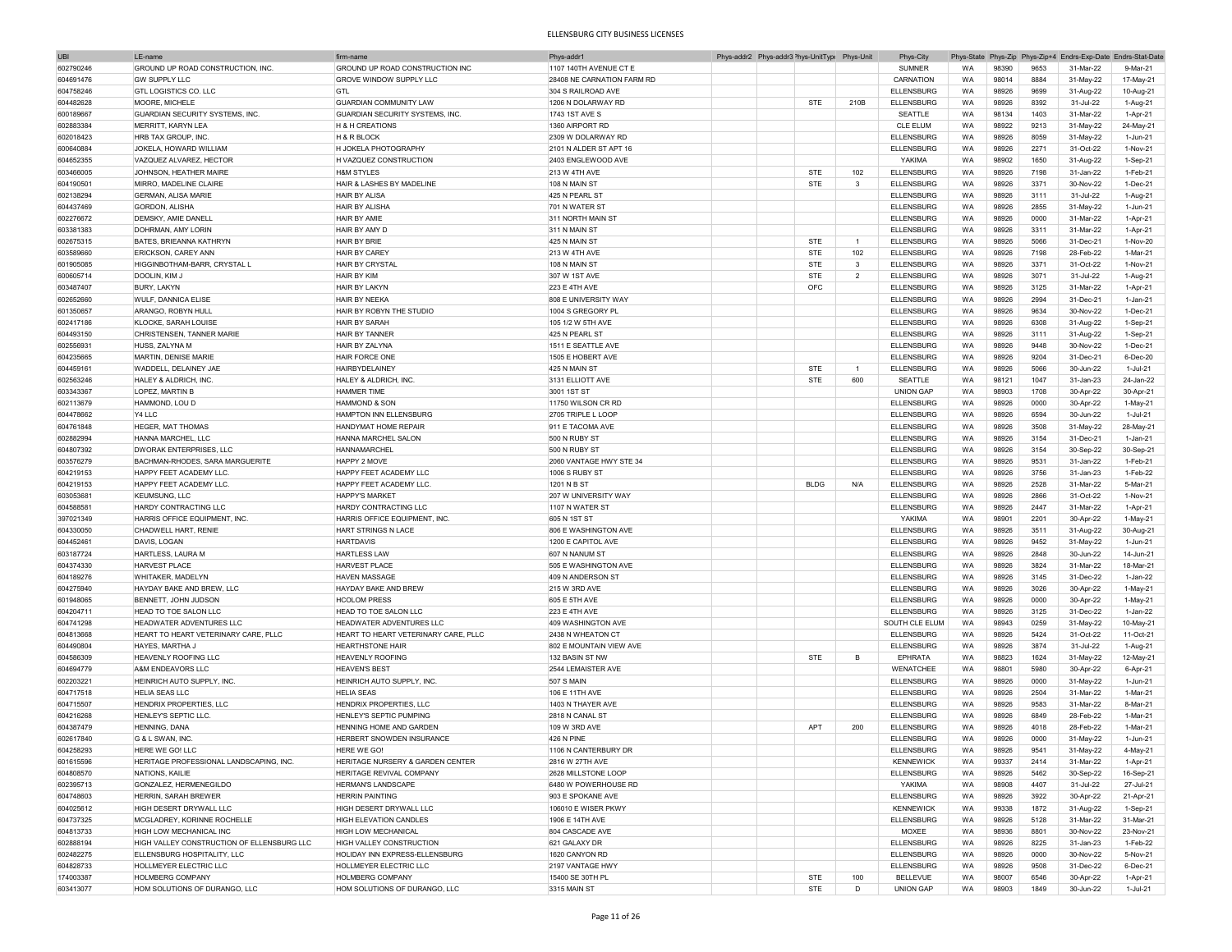| UBI | LE-name | firm-name | Phys-addr1 | Phys-addr2 | Phys-addr3 | Phys-UnitType | Phys-Unit | Phys-City | Phys-State | Phys-Zip | Phys-Zip+4 | Endrs-Exp-Date | Endrs-Stat-Date |
|---|---|---|---|---|---|---|---|---|---|---|---|---|---|
| 602790246 | GROUND UP ROAD CONSTRUCTION, INC. | GROUND UP ROAD CONSTRUCTION INC | 1107 140TH AVENUE CT E | | | | | SUMNER | WA | 98390 | 9653 | 31-Mar-22 | 9-Mar-21 |
| 604691476 | GW SUPPLY LLC | GROVE WINDOW SUPPLY LLC | 28408 NE CARNATION FARM RD | | | | | CARNATION | WA | 98014 | 8884 | 31-May-22 | 17-May-21 |
| 604758246 | GTL LOGISTICS CO. LLC | GTL | 304 S RAILROAD AVE | | | | | ELLENSBURG | WA | 98926 | 9699 | 31-Aug-22 | 10-Aug-21 |
| 604482628 | MOORE, MICHELE | GUARDIAN COMMUNITY LAW | 1206 N DOLARWAY RD | | | STE | 210B | ELLENSBURG | WA | 98926 | 8392 | 31-Jul-22 | 1-Aug-21 |
| 600189667 | GUARDIAN SECURITY SYSTEMS, INC. | GUARDIAN SECURITY SYSTEMS, INC. | 1743 1ST AVE S | | | | | SEATTLE | WA | 98134 | 1403 | 31-Mar-22 | 1-Apr-21 |
| 602883384 | MERRITT, KARYN LEA | H & H CREATIONS | 1360 AIRPORT RD | | | | | CLE ELUM | WA | 98922 | 9213 | 31-May-22 | 24-May-21 |
| 602018423 | HRB TAX GROUP, INC. | H & R BLOCK | 2309 W DOLARWAY RD | | | | | ELLENSBURG | WA | 98926 | 8059 | 31-May-22 | 1-Jun-21 |
| 600640884 | JOKELA, HOWARD WILLIAM | H JOKELA PHOTOGRAPHY | 2101 N ALDER ST APT 16 | | | | | ELLENSBURG | WA | 98926 | 2271 | 31-Oct-22 | 1-Nov-21 |
| 604652355 | VAZQUEZ ALVAREZ, HECTOR | H VAZQUEZ CONSTRUCTION | 2403 ENGLEWOOD AVE | | | | | YAKIMA | WA | 98902 | 1650 | 31-Aug-22 | 1-Sep-21 |
| 603466005 | JOHNSON, HEATHER MAIRE | H&M STYLES | 213 W 4TH AVE | | | STE | 102 | ELLENSBURG | WA | 98926 | 7198 | 31-Jan-22 | 1-Feb-21 |
| 604190501 | MIRRO, MADELINE CLAIRE | HAIR & LASHES BY MADELINE | 108 N MAIN ST | | | STE | 3 | ELLENSBURG | WA | 98926 | 3371 | 30-Nov-22 | 1-Dec-21 |
| 602138294 | GERMAN, ALISA MARIE | HAIR BY ALISA | 425 N PEARL ST | | | | | ELLENSBURG | WA | 98926 | 3111 | 31-Jul-22 | 1-Aug-21 |
| 604437469 | GORDON, ALISHA | HAIR BY ALISHA | 701 N WATER ST | | | | | ELLENSBURG | WA | 98926 | 2855 | 31-May-22 | 1-Jun-21 |
| 602276672 | DEMSKY, AMIE DANELL | HAIR BY AMIE | 311 NORTH MAIN ST | | | | | ELLENSBURG | WA | 98926 | 0000 | 31-Mar-22 | 1-Apr-21 |
| 603381383 | DOHRMAN, AMY LORIN | HAIR BY AMY D | 311 N MAIN ST | | | | | ELLENSBURG | WA | 98926 | 3311 | 31-Mar-22 | 1-Apr-21 |
| 602675315 | BATES, BRIEANNA KATHRYN | HAIR BY BRIE | 425 N MAIN ST | | | STE | 1 | ELLENSBURG | WA | 98926 | 5066 | 31-Dec-21 | 1-Nov-20 |
| 603589660 | ERICKSON, CAREY ANN | HAIR BY CAREY | 213 W 4TH AVE | | | STE | 102 | ELLENSBURG | WA | 98926 | 7198 | 28-Feb-22 | 1-Mar-21 |
| 601905085 | HIGGINBOTHAM-BARR, CRYSTAL L | HAIR BY CRYSTAL | 108 N MAIN ST | | | STE | 3 | ELLENSBURG | WA | 98926 | 3371 | 31-Oct-22 | 1-Nov-21 |
| 600605714 | DOOLIN, KIM J | HAIR BY KIM | 307 W 1ST AVE | | | STE | 2 | ELLENSBURG | WA | 98926 | 3071 | 31-Jul-22 | 1-Aug-21 |
| 603487407 | BURY, LAKYN | HAIR BY LAKYN | 223 E 4TH AVE | | | OFC | | ELLENSBURG | WA | 98926 | 3125 | 31-Mar-22 | 1-Apr-21 |
| 602652660 | WULF, DANNICA ELISE | HAIR BY NEEKA | 808 E UNIVERSITY WAY | | | | | ELLENSBURG | WA | 98926 | 2994 | 31-Dec-21 | 1-Jan-21 |
| 601350657 | ARANGO, ROBYN HULL | HAIR BY ROBYN THE STUDIO | 1004 S GREGORY PL | | | | | ELLENSBURG | WA | 98926 | 9634 | 30-Nov-22 | 1-Dec-21 |
| 602417186 | KLOCKE, SARAH LOUISE | HAIR BY SARAH | 105 1/2 W 5TH AVE | | | | | ELLENSBURG | WA | 98926 | 6308 | 31-Aug-22 | 1-Sep-21 |
| 604493150 | CHRISTENSEN, TANNER MARIE | HAIR BY TANNER | 425 N PEARL ST | | | | | ELLENSBURG | WA | 98926 | 3111 | 31-Aug-22 | 1-Sep-21 |
| 602556931 | HUSS, ZALYNA M | HAIR BY ZALYNA | 1511 E SEATTLE AVE | | | | | ELLENSBURG | WA | 98926 | 9448 | 30-Nov-22 | 1-Dec-21 |
| 604235665 | MARTIN, DENISE MARIE | HAIR FORCE ONE | 1505 E HOBERT AVE | | | | | ELLENSBURG | WA | 98926 | 9204 | 31-Dec-21 | 6-Dec-20 |
| 604459161 | WADDELL, DELAINEY JAE | HAIRBYDELAINEY | 425 N MAIN ST | | | STE | 1 | ELLENSBURG | WA | 98926 | 5066 | 30-Jun-22 | 1-Jul-21 |
| 602563246 | HALEY & ALDRICH, INC. | HALEY & ALDRICH, INC. | 3131 ELLIOTT AVE | | | STE | 600 | SEATTLE | WA | 98121 | 1047 | 31-Jan-23 | 24-Jan-22 |
| 603343367 | LOPEZ, MARTIN B | HAMMER TIME | 3001 1ST ST | | | | | UNION GAP | WA | 98903 | 1708 | 30-Apr-22 | 30-Apr-21 |
| 602113679 | HAMMOND, LOU D | HAMMOND & SON | 11750 WILSON CR RD | | | | | ELLENSBURG | WA | 98926 | 0000 | 30-Apr-22 | 1-May-21 |
| 604478662 | Y4 LLC | HAMPTON INN ELLENSBURG | 2705 TRIPLE L LOOP | | | | | ELLENSBURG | WA | 98926 | 6594 | 30-Jun-22 | 1-Jul-21 |
| 604761848 | HEGER, MAT THOMAS | HANDYMAT HOME REPAIR | 911 E TACOMA AVE | | | | | ELLENSBURG | WA | 98926 | 3508 | 31-May-22 | 28-May-21 |
| 602882994 | HANNA MARCHEL, LLC | HANNA MARCHEL SALON | 500 N RUBY ST | | | | | ELLENSBURG | WA | 98926 | 3154 | 31-Dec-21 | 1-Jan-21 |
| 604807392 | DWORAK ENTERPRISES, LLC | HANNAMARCHEL | 500 N RUBY ST | | | | | ELLENSBURG | WA | 98926 | 3154 | 30-Sep-22 | 30-Sep-21 |
| 603576279 | BACHMAN-RHODES, SARA MARGUERITE | HAPPY 2 MOVE | 2060 VANTAGE HWY STE 34 | | | | | ELLENSBURG | WA | 98926 | 9531 | 31-Jan-22 | 1-Feb-21 |
| 604219153 | HAPPY FEET ACADEMY LLC. | HAPPY FEET ACADEMY LLC | 1006 S RUBY ST | | | | | ELLENSBURG | WA | 98926 | 3756 | 31-Jan-23 | 1-Feb-22 |
| 604219153 | HAPPY FEET ACADEMY LLC. | HAPPY FEET ACADEMY LLC. | 1201 N B ST | | | BLDG | N/A | ELLENSBURG | WA | 98926 | 2528 | 31-Mar-22 | 5-Mar-21 |
| 603053681 | KEUMSUNG, LLC | HAPPY'S MARKET | 207 W UNIVERSITY WAY | | | | | ELLENSBURG | WA | 98926 | 2866 | 31-Oct-22 | 1-Nov-21 |
| 604588581 | HARDY CONTRACTING LLC | HARDY CONTRACTING LLC | 1107 N WATER ST | | | | | ELLENSBURG | WA | 98926 | 2447 | 31-Mar-22 | 1-Apr-21 |
| 397021349 | HARRIS OFFICE EQUIPMENT, INC. | HARRIS OFFICE EQUIPMENT, INC. | 605 N 1ST ST | | | | | YAKIMA | WA | 98901 | 2201 | 30-Apr-22 | 1-May-21 |
| 604330050 | CHADWELL HART, RENIE | HART STRINGS N LACE | 806 E WASHINGTON AVE | | | | | ELLENSBURG | WA | 98926 | 3511 | 31-Aug-22 | 30-Aug-21 |
| 604452461 | DAVIS, LOGAN | HARTDAVIS | 1200 E CAPITOL AVE | | | | | ELLENSBURG | WA | 98926 | 9452 | 31-May-22 | 1-Jun-21 |
| 603187724 | HARTLESS, LAURA M | HARTLESS LAW | 607 N NANUM ST | | | | | ELLENSBURG | WA | 98926 | 2848 | 30-Jun-22 | 14-Jun-21 |
| 604374330 | HARVEST PLACE | HARVEST PLACE | 505 E WASHINGTON AVE | | | | | ELLENSBURG | WA | 98926 | 3824 | 31-Mar-22 | 18-Mar-21 |
| 604189276 | WHITAKER, MADELYN | HAVEN MASSAGE | 409 N ANDERSON ST | | | | | ELLENSBURG | WA | 98926 | 3145 | 31-Dec-22 | 1-Jan-22 |
| 604275940 | HAYDAY BAKE AND BREW, LLC | HAYDAY BAKE AND BREW | 215 W 3RD AVE | | | | | ELLENSBURG | WA | 98926 | 3026 | 30-Apr-22 | 1-May-21 |
| 601948065 | BENNETT, JOHN JUDSON | HCOLOM PRESS | 605 E 5TH AVE | | | | | ELLENSBURG | WA | 98926 | 0000 | 30-Apr-22 | 1-May-21 |
| 604204711 | HEAD TO TOE SALON LLC | HEAD TO TOE SALON LLC | 223 E 4TH AVE | | | | | ELLENSBURG | WA | 98926 | 3125 | 31-Dec-22 | 1-Jan-22 |
| 604741298 | HEADWATER ADVENTURES LLC | HEADWATER ADVENTURES LLC | 409 WASHINGTON AVE | | | | | SOUTH CLE ELUM | WA | 98943 | 0259 | 31-May-22 | 10-May-21 |
| 604813668 | HEART TO HEART VETERINARY CARE, PLLC | HEART TO HEART VETERINARY CARE, PLLC | 2438 N WHEATON CT | | | | | ELLENSBURG | WA | 98926 | 5424 | 31-Oct-22 | 11-Oct-21 |
| 604490804 | HAYES, MARTHA J | HEARTHSTONE HAIR | 802 E MOUNTAIN VIEW AVE | | | | | ELLENSBURG | WA | 98926 | 3874 | 31-Jul-22 | 1-Aug-21 |
| 604586309 | HEAVENLY ROOFING LLC | HEAVENLY ROOFING | 132 BASIN ST NW | | | STE | B | EPHRATA | WA | 98823 | 1624 | 31-May-22 | 12-May-21 |
| 604694779 | A&M ENDEAVORS LLC | HEAVEN'S BEST | 2544 LEMAISTER AVE | | | | | WENATCHEE | WA | 98801 | 5980 | 30-Apr-22 | 6-Apr-21 |
| 602203221 | HEINRICH AUTO SUPPLY, INC. | HEINRICH AUTO SUPPLY, INC. | 507 S MAIN | | | | | ELLENSBURG | WA | 98926 | 0000 | 31-May-22 | 1-Jun-21 |
| 604717518 | HELIA SEAS LLC | HELIA SEAS | 106 E 11TH AVE | | | | | ELLENSBURG | WA | 98926 | 2504 | 31-Mar-22 | 1-Mar-21 |
| 604715507 | HENDRIX PROPERTIES, LLC | HENDRIX PROPERTIES, LLC | 1403 N THAYER AVE | | | | | ELLENSBURG | WA | 98926 | 9583 | 31-Mar-22 | 8-Mar-21 |
| 604216268 | HENLEY'S SEPTIC LLC. | HENLEY'S SEPTIC PUMPING | 2818 N CANAL ST | | | | | ELLENSBURG | WA | 98926 | 6849 | 28-Feb-22 | 1-Mar-21 |
| 604387479 | HENNING, DANA | HENNING HOME AND GARDEN | 109 W 3RD AVE | | | APT | 200 | ELLENSBURG | WA | 98926 | 4018 | 28-Feb-22 | 1-Mar-21 |
| 602617840 | G & L SWAN, INC. | HERBERT SNOWDEN INSURANCE | 426 N PINE | | | | | ELLENSBURG | WA | 98926 | 0000 | 31-May-22 | 1-Jun-21 |
| 604258293 | HERE WE GO! LLC | HERE WE GO! | 1106 N CANTERBURY DR | | | | | ELLENSBURG | WA | 98926 | 9541 | 31-May-22 | 4-May-21 |
| 601615596 | HERITAGE PROFESSIONAL LANDSCAPING, INC. | HERITAGE NURSERY & GARDEN CENTER | 2816 W 27TH AVE | | | | | KENNEWICK | WA | 99337 | 2414 | 31-Mar-22 | 1-Apr-21 |
| 604808570 | NATIONS, KAILIE | HERITAGE REVIVAL COMPANY | 2628 MILLSTONE LOOP | | | | | ELLENSBURG | WA | 98926 | 5462 | 30-Sep-22 | 16-Sep-21 |
| 602395713 | GONZALEZ, HERMENEGILDO | HERMAN'S LANDSCAPE | 6480 W POWERHOUSE RD | | | | | YAKIMA | WA | 98908 | 4407 | 31-Jul-22 | 27-Jul-21 |
| 604748603 | HERRIN, SARAH BREWER | HERRIN PAINTING | 903 E SPOKANE AVE | | | | | ELLENSBURG | WA | 98926 | 3922 | 30-Apr-22 | 21-Apr-21 |
| 604025612 | HIGH DESERT DRYWALL LLC | HIGH DESERT DRYWALL LLC | 106010 E WISER PKWY | | | | | KENNEWICK | WA | 99338 | 1872 | 31-Aug-22 | 1-Sep-21 |
| 604737325 | MCGLADREY, KORINNE ROCHELLE | HIGH ELEVATION CANDLES | 1906 E 14TH AVE | | | | | ELLENSBURG | WA | 98926 | 5128 | 31-Mar-22 | 31-Mar-21 |
| 604813733 | HIGH LOW MECHANICAL LLC | HIGH LOW MECHANICAL | 804 CASCADE AVE | | | | | MOXEE | WA | 98936 | 8801 | 30-Nov-22 | 23-Nov-21 |
| 602888194 | HIGH VALLEY CONSTRUCTION OF ELLENSBURG LLC | HIGH VALLEY CONSTRUCTION | 621 GALAXY DR | | | | | ELLENSBURG | WA | 98926 | 8225 | 31-Jan-23 | 1-Feb-22 |
| 602482275 | ELLENSBURG HOSPITALITY, LLC | HOLIDAY INN EXPRESS-ELLENSBURG | 1620 CANYON RD | | | | | ELLENSBURG | WA | 98926 | 0000 | 30-Nov-22 | 5-Nov-21 |
| 604828733 | HOLLMEYER ELECTRIC LLC | HOLLMEYER ELECTRIC LLC | 2197 VANTAGE HWY | | | | | ELLENSBURG | WA | 98926 | 9508 | 31-Dec-22 | 6-Dec-21 |
| 174003387 | HOLMBERG COMPANY | HOLMBERG COMPANY | 15400 SE 30TH PL | | | STE | 100 | BELLEVUE | WA | 98007 | 6546 | 30-Apr-22 | 1-Apr-21 |
| 603413077 | HOM SOLUTIONS OF DURANGO, LLC | HOM SOLUTIONS OF DURANGO, LLC | 3315 MAIN ST | | | STE | D | UNION GAP | WA | 98903 | 1849 | 30-Jun-22 | 1-Jul-21 |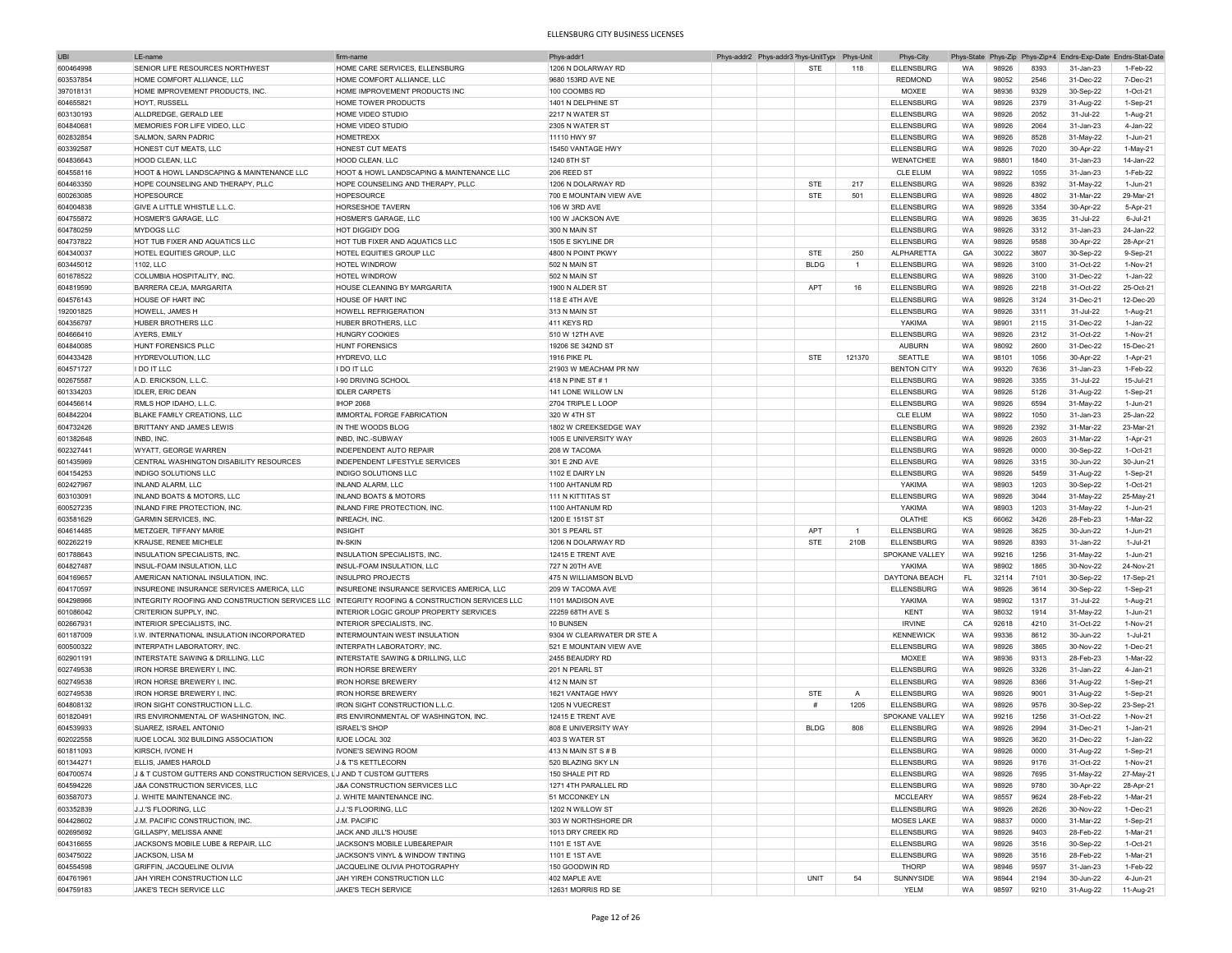# ELLENSBURG CITY BUSINESS LICENSES

| UBI | LE-name | firm-name | Phys-addr1 | Phys-addr2 | Phys-addr3 | Phys-UnitType | Phys-Unit | Phys-City | Phys-State | Phys-Zip | Phys-Zip+4 | Endrs-Exp-Date | Endrs-Stat-Date |
|---|---|---|---|---|---|---|---|---|---|---|---|---|---|
| 600464998 | SENIOR LIFE RESOURCES NORTHWEST | HOME CARE SERVICES, ELLENSBURG | 1206 N DOLARWAY RD | | | STE | 118 | ELLENSBURG | WA | 98926 | 8393 | 31-Jan-23 | 1-Feb-22 |
| 603537854 | HOME COMFORT ALLIANCE, LLC | HOME COMFORT ALLIANCE, LLC | 9680 153RD AVE NE | | | | | REDMOND | WA | 98052 | 2546 | 31-Dec-22 | 7-Dec-21 |
| 397018131 | HOME IMPROVEMENT PRODUCTS, INC. | HOME IMPROVEMENT PRODUCTS INC | 100 COOMBS RD | | | | | MOXEE | WA | 98936 | 9329 | 30-Sep-22 | 1-Oct-21 |
| 604655821 | HOYT, RUSSELL | HOME TOWER PRODUCTS | 1401 N DELPHINE ST | | | | | ELLENSBURG | WA | 98926 | 2379 | 31-Aug-22 | 1-Sep-21 |
| 603130193 | ALLDREDGE, GERALD LEE | HOME VIDEO STUDIO | 2217 N WATER ST | | | | | ELLENSBURG | WA | 98926 | 2052 | 31-Jul-22 | 1-Aug-21 |
| 604840681 | MEMORIES FOR LIFE VIDEO, LLC | HOME VIDEO STUDIO | 2305 N WATER ST | | | | | ELLENSBURG | WA | 98926 | 2064 | 31-Jan-23 | 4-Jan-22 |
| 602832854 | SALMON, SARN PADRIC | HOMETREXX | 11110 HWY 97 | | | | | ELLENSBURG | WA | 98926 | 8528 | 31-May-22 | 1-Jun-21 |
| 603392587 | HONEST CUT MEATS, LLC | HONEST CUT MEATS | 15450 VANTAGE HWY | | | | | ELLENSBURG | WA | 98926 | 7020 | 30-Apr-22 | 1-May-21 |
| 604836643 | HOOD CLEAN, LLC | HOOD CLEAN, LLC | 1240 8TH ST | | | | | WENATCHEE | WA | 98801 | 1840 | 31-Jan-23 | 14-Jan-22 |
| 604558116 | HOOT & HOWL LANDSCAPING & MAINTENANCE LLC | HOOT & HOWL LANDSCAPING & MAINTENANCE LLC | 206 REED ST | | | | | CLE ELUM | WA | 98922 | 1055 | 31-Jan-23 | 1-Feb-22 |
| 604463350 | HOPE COUNSELING AND THERAPY, PLLC | HOPE COUNSELING AND THERAPY, PLLC | 1206 N DOLARWAY RD | | | STE | 217 | ELLENSBURG | WA | 98926 | 8392 | 31-May-22 | 1-Jun-21 |
| 600263085 | HOPESOURCE | HOPESOURCE | 700 E MOUNTAIN VIEW AVE | | | STE | 501 | ELLENSBURG | WA | 98926 | 4802 | 31-Mar-22 | 29-Mar-21 |
| 604004838 | GIVE A LITTLE WHISTLE L.L.C. | HORSESHOE TAVERN | 106 W 3RD AVE | | | | | ELLENSBURG | WA | 98926 | 3354 | 30-Apr-22 | 5-Apr-21 |
| 604755872 | HOSMER'S GARAGE, LLC | HOSMER'S GARAGE, LLC | 100 W JACKSON AVE | | | | | ELLENSBURG | WA | 98926 | 3635 | 31-Jul-22 | 6-Jul-21 |
| 604780259 | MYDOGS LLC | HOT DIGGIDY DOG | 300 N MAIN ST | | | | | ELLENSBURG | WA | 98926 | 3312 | 31-Jan-23 | 24-Jan-22 |
| 604737822 | HOT TUB FIXER AND AQUATICS LLC | HOT TUB FIXER AND AQUATICS LLC | 1505 E SKYLINE DR | | | | | ELLENSBURG | WA | 98926 | 9588 | 30-Apr-22 | 28-Apr-21 |
| 604340037 | HOTEL EQUITIES GROUP, LLC | HOTEL EQUITIES GROUP LLC | 4800 N POINT PKWY | | | STE | 250 | ALPHARETTA | GA | 30022 | 3807 | 30-Sep-22 | 9-Sep-21 |
| 603445012 | 1102, LLC | HOTEL WINDROW | 502 N MAIN ST | | | BLDG | 1 | ELLENSBURG | WA | 98926 | 3100 | 31-Oct-22 | 1-Nov-21 |
| 601678522 | COLUMBIA HOSPITALITY, INC. | HOTEL WINDROW | 502 N MAIN ST | | | | | ELLENSBURG | WA | 98926 | 3100 | 31-Dec-22 | 1-Jan-22 |
| 604819590 | BARRERA CEJA, MARGARITA | HOUSE CLEANING BY MARGARITA | 1900 N ALDER ST | | | APT | 16 | ELLENSBURG | WA | 98926 | 2218 | 31-Oct-22 | 25-Oct-21 |
| 604576143 | HOUSE OF HART INC | HOUSE OF HART INC | 118 E 4TH AVE | | | | | ELLENSBURG | WA | 98926 | 3124 | 31-Dec-21 | 12-Dec-20 |
| 192001825 | HOWELL, JAMES H | HOWELL REFRIGERATION | 313 N MAIN ST | | | | | ELLENSBURG | WA | 98926 | 3311 | 31-Jul-22 | 1-Aug-21 |
| 604356797 | HUBER BROTHERS LLC | HUBER BROTHERS, LLC | 411 KEYS RD | | | | | YAKIMA | WA | 98901 | 2115 | 31-Dec-22 | 1-Jan-22 |
| 604666410 | AYERS, EMILY | HUNGRY COOKIES | 510 W 12TH AVE | | | | | ELLENSBURG | WA | 98926 | 2312 | 31-Oct-22 | 1-Nov-21 |
| 604840085 | HUNT FORENSICS PLLC | HUNT FORENSICS | 19206 SE 342ND ST | | | | | AUBURN | WA | 98092 | 2600 | 31-Dec-22 | 15-Dec-21 |
| 604433428 | HYDREVOLUTION, LLC | HYDREVO, LLC | 1916 PIKE PL | | | STE | 121370 | SEATTLE | WA | 98101 | 1056 | 30-Apr-22 | 1-Apr-21 |
| 604571727 | I DO IT LLC | I DO IT LLC | 21903 W MEACHAM PR NW | | | | | BENTON CITY | WA | 99320 | 7636 | 31-Jan-23 | 1-Feb-22 |
| 602675587 | A.D. ERICKSON, L.L.C. | I-90 DRIVING SCHOOL | 418 N PINE ST # 1 | | | | | ELLENSBURG | WA | 98926 | 3355 | 31-Jul-22 | 15-Jul-21 |
| 601334203 | IDLER, ERIC DEAN | IDLER CARPETS | 141 LONE WILLOW LN | | | | | ELLENSBURG | WA | 98926 | 5126 | 31-Aug-22 | 1-Sep-21 |
| 604456614 | RMLS HOP IDAHO, L.L.C. | IHOP 2068 | 2704 TRIPLE L LOOP | | | | | ELLENSBURG | WA | 98926 | 6594 | 31-May-22 | 1-Jun-21 |
| 604842204 | BLAKE FAMILY CREATIONS, LLC | IMMORTAL FORGE FABRICATION | 320 W 4TH ST | | | | | CLE ELUM | WA | 98922 | 1050 | 31-Jan-23 | 25-Jan-22 |
| 604732426 | BRITTANY AND JAMES LEWIS | IN THE WOODS BLOG | 1802 W CREEKSEDGE WAY | | | | | ELLENSBURG | WA | 98926 | 2392 | 31-Mar-22 | 23-Mar-21 |
| 601382648 | INBD, INC. | INBD, INC.-SUBWAY | 1005 E UNIVERSITY WAY | | | | | ELLENSBURG | WA | 98926 | 2603 | 31-Mar-22 | 1-Apr-21 |
| 602327441 | WYATT, GEORGE WARREN | INDEPENDENT AUTO REPAIR | 208 W TACOMA | | | | | ELLENSBURG | WA | 98926 | 0000 | 30-Sep-22 | 1-Oct-21 |
| 601435969 | CENTRAL WASHINGTON DISABILITY RESOURCES | INDEPENDENT LIFESTYLE SERVICES | 301 E 2ND AVE | | | | | ELLENSBURG | WA | 98926 | 3315 | 30-Jun-22 | 30-Jun-21 |
| 604154253 | INDIGO SOLUTIONS LLC | INDIGO SOLUTIONS LLC | 1102 E DAIRY LN | | | | | ELLENSBURG | WA | 98926 | 5459 | 31-Aug-22 | 1-Sep-21 |
| 602427967 | INLAND ALARM, LLC | INLAND ALARM, LLC | 1100 AHTANUM RD | | | | | YAKIMA | WA | 98903 | 1203 | 30-Sep-22 | 1-Oct-21 |
| 603103091 | INLAND BOATS & MOTORS, LLC | INLAND BOATS & MOTORS | 111 N KITTITAS ST | | | | | ELLENSBURG | WA | 98926 | 3044 | 31-May-22 | 25-May-21 |
| 600527235 | INLAND FIRE PROTECTION, INC. | INLAND FIRE PROTECTION, INC. | 1100 AHTANUM RD | | | | | YAKIMA | WA | 98903 | 1203 | 31-May-22 | 1-Jun-21 |
| 603581629 | GARMIN SERVICES, INC. | INREACH, INC. | 1200 E 151ST ST | | | | | OLATHE | KS | 66062 | 3426 | 28-Feb-23 | 1-Mar-22 |
| 604614485 | METZGER, TIFFANY MARIE | INSIGHT | 301 S PEARL ST | | | APT | 1 | ELLENSBURG | WA | 98926 | 3625 | 30-Jun-22 | 1-Jun-21 |
| 602262219 | KRAUSE, RENEE MICHELE | IN-SKIN | 1206 N DOLARWAY RD | | | STE | 210B | ELLENSBURG | WA | 98926 | 8393 | 31-Jan-22 | 1-Jul-21 |
| 601788643 | INSULATION SPECIALISTS, INC. | INSULATION SPECIALISTS, INC. | 12415 E TRENT AVE | | | | | SPOKANE VALLEY | WA | 99216 | 1256 | 31-May-22 | 1-Jun-21 |
| 604827487 | INSUL-FOAM INSULATION, LLC | INSUL-FOAM INSULATION, LLC | 727 N 20TH AVE | | | | | YAKIMA | WA | 98902 | 1865 | 30-Nov-22 | 24-Nov-21 |
| 604169657 | AMERICAN NATIONAL INSULATION, INC. | INSULPRO PROJECTS | 475 N WILLIAMSON BLVD | | | | | DAYTONA BEACH | FL | 32114 | 7101 | 30-Sep-22 | 17-Sep-21 |
| 604170597 | INSUREONE INSURANCE SERVICES AMERICA, LLC | INSUREONE INSURANCE SERVICES AMERICA, LLC | 209 W TACOMA AVE | | | | | ELLENSBURG | WA | 98926 | 3614 | 30-Sep-22 | 1-Sep-21 |
| 604298966 | INTEGRITY ROOFING AND CONSTRUCTION SERVICES LLC | INTEGRITY ROOFING & CONSTRUCTION SERVICES LLC | 1101 MADISON AVE | | | | | YAKIMA | WA | 98902 | 1317 | 31-Jul-22 | 1-Aug-21 |
| 601086042 | CRITERION SUPPLY, INC. | INTERIOR LOGIC GROUP PROPERTY SERVICES | 22259 68TH AVE S | | | | | KENT | WA | 98032 | 1914 | 31-May-22 | 1-Jun-21 |
| 602667931 | INTERIOR SPECIALISTS, INC. | INTERIOR SPECIALISTS, INC. | 10 BUNSEN | | | | | IRVINE | CA | 92618 | 4210 | 31-Oct-22 | 1-Nov-21 |
| 601187009 | I.W. INTERNATIONAL INSULATION INCORPORATED | INTERMOUNTAIN WEST INSULATION | 9304 W CLEARWATER DR STE A | | | | | KENNEWICK | WA | 99336 | 8612 | 30-Jun-22 | 1-Jul-21 |
| 600500322 | INTERPATH LABORATORY, INC. | INTERPATH LABORATORY, INC. | 521 E MOUNTAIN VIEW AVE | | | | | ELLENSBURG | WA | 98926 | 3865 | 30-Nov-22 | 1-Dec-21 |
| 602901191 | INTERSTATE SAWING & DRILLING, LLC | INTERSTATE SAWING & DRILLING, LLC | 2455 BEAUDRY RD | | | | | MOXEE | WA | 98936 | 9313 | 28-Feb-23 | 1-Mar-22 |
| 602749538 | IRON HORSE BREWERY I, INC. | IRON HORSE BREWERY | 201 N PEARL ST | | | | | ELLENSBURG | WA | 98926 | 3326 | 31-Jan-22 | 4-Jan-21 |
| 602749538 | IRON HORSE BREWERY I, INC. | IRON HORSE BREWERY | 412 N MAIN ST | | | | | ELLENSBURG | WA | 98926 | 8366 | 31-Aug-22 | 1-Sep-21 |
| 602749538 | IRON HORSE BREWERY I, INC. | IRON HORSE BREWERY | 1621 VANTAGE HWY | | | STE | A | ELLENSBURG | WA | 98926 | 9001 | 31-Aug-22 | 1-Sep-21 |
| 604808132 | IRON SIGHT CONSTRUCTION L.L.C. | IRON SIGHT CONSTRUCTION L.L.C. | 1205 N VUECREST | | | # | 1205 | ELLENSBURG | WA | 98926 | 9576 | 30-Sep-22 | 23-Sep-21 |
| 601820491 | IRS ENVIRONMENTAL OF WASHINGTON, INC. | IRS ENVIRONMENTAL OF WASHINGTON, INC. | 12415 E TRENT AVE | | | | | SPOKANE VALLEY | WA | 99216 | 1256 | 31-Oct-22 | 1-Nov-21 |
| 604539933 | SUAREZ, ISRAEL ANTONIO | ISRAEL'S SHOP | 808 E UNIVERSITY WAY | | | BLDG | 808 | ELLENSBURG | WA | 98926 | 2994 | 31-Dec-21 | 1-Jan-21 |
| 602022558 | IUOE LOCAL 302 BUILDING ASSOCIATION | IUOE LOCAL 302 | 403 S WATER ST | | | | | ELLENSBURG | WA | 98926 | 3620 | 31-Dec-22 | 1-Jan-22 |
| 601811093 | KIRSCH, IVONE H | IVONE'S SEWING ROOM | 413 N MAIN ST S # B | | | | | ELLENSBURG | WA | 98926 | 0000 | 31-Aug-22 | 1-Sep-21 |
| 601344271 | ELLIS, JAMES HAROLD | J & T'S KETTLECORN | 520 BLAZING SKY LN | | | | | ELLENSBURG | WA | 98926 | 9176 | 31-Oct-22 | 1-Nov-21 |
| 604700574 | J & T CUSTOM GUTTERS AND CONSTRUCTION SERVICES, L | J AND T CUSTOM GUTTERS | 150 SHALE PIT RD | | | | | ELLENSBURG | WA | 98926 | 7695 | 31-May-22 | 27-May-21 |
| 604594226 | J&A CONSTRUCTION SERVICES, LLC | J&A CONSTRUCTION SERVICES LLC | 1271 4TH PARALLEL RD | | | | | ELLENSBURG | WA | 98926 | 9780 | 30-Apr-22 | 28-Apr-21 |
| 603587073 | J. WHITE MAINTENANCE INC. | J. WHITE MAINTENANCE INC. | 51 MCCONKEY LN | | | | | MCCLEARY | WA | 98557 | 9624 | 28-Feb-22 | 1-Mar-21 |
| 603352839 | J.J.'S FLOORING, LLC | J.J.'S FLOORING, LLC | 1202 N WILLOW ST | | | | | ELLENSBURG | WA | 98926 | 2626 | 30-Nov-22 | 1-Dec-21 |
| 604428602 | J.M. PACIFIC CONSTRUCTION, INC. | J.M. PACIFIC | 303 W NORTHSHORE DR | | | | | MOSES LAKE | WA | 98837 | 0000 | 31-Mar-22 | 1-Sep-21 |
| 602695692 | GILLASPY, MELISSA ANNE | JACK AND JILL'S HOUSE | 1013 DRY CREEK RD | | | | | ELLENSBURG | WA | 98926 | 9403 | 28-Feb-22 | 1-Mar-21 |
| 604316655 | JACKSON'S MOBILE LUBE & REPAIR, LLC | JACKSON'S MOBILE LUBE&REPAIR | 1101 E 1ST AVE | | | | | ELLENSBURG | WA | 98926 | 3516 | 30-Sep-22 | 1-Oct-21 |
| 603475022 | JACKSON, LISA M | JACKSON'S VINYL & WINDOW TINTING | 1101 E 1ST AVE | | | | | ELLENSBURG | WA | 98926 | 3516 | 28-Feb-22 | 1-Mar-21 |
| 604554598 | GRIFFIN, JACQUELINE OLIVIA | JACQUELINE OLIVIA PHOTOGRAPHY | 150 GOODWIN RD | | | | | THORP | WA | 98946 | 9597 | 31-Jan-23 | 1-Feb-22 |
| 604761961 | JAH YIREH CONSTRUCTION LLC | JAH YIREH CONSTRUCTION LLC | 402 MAPLE AVE | | | UNIT | 54 | SUNNYSIDE | WA | 98944 | 2194 | 30-Jun-22 | 4-Jun-21 |
| 604759183 | JAKE'S TECH SERVICE LLC | JAKE'S TECH SERVICE | 12631 MORRIS RD SE | | | | | YELM | WA | 98597 | 9210 | 31-Aug-22 | 11-Aug-21 |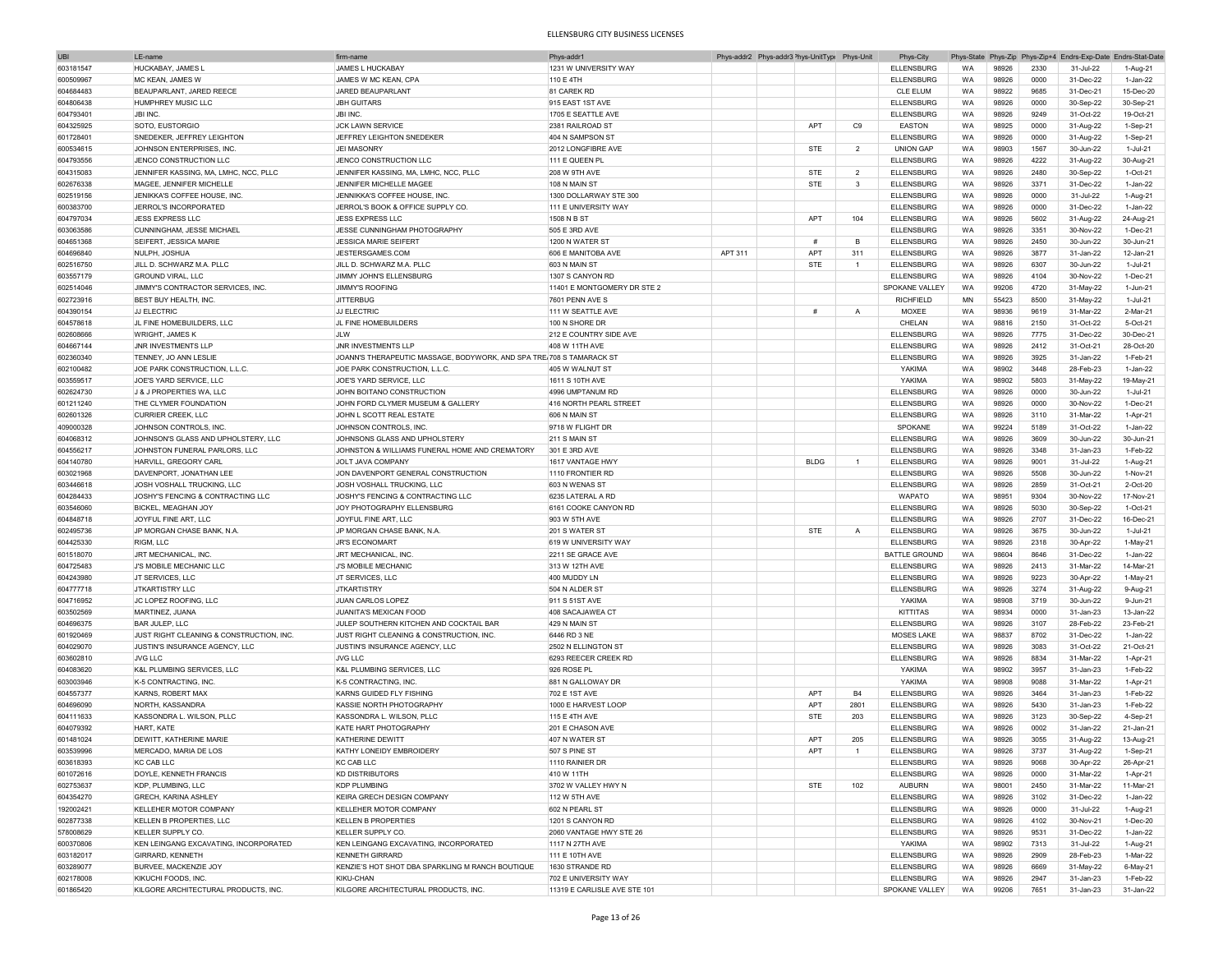# ELLENSBURG CITY BUSINESS LICENSES

| UBI | LE-name | firm-name | Phys-addr1 | Phys-addr2 | Phys-addr3 | Phys-UnitType | Phys-Unit | Phys-City | Phys-State | Phys-Zip | Phys-Zip+4 | Endrs-Exp-Date | Endrs-Stat-Date |
|---|---|---|---|---|---|---|---|---|---|---|---|---|---|
| 603181547 | HUCKABAY, JAMES L | JAMES L HUCKABAY | 1231 W UNIVERSITY WAY | | | | | ELLENSBURG | WA | 98926 | 2330 | 31-Jul-22 | 1-Aug-21 |
| 600509967 | MC KEAN, JAMES W | JAMES W MC KEAN, CPA | 110 E 4TH | | | | | ELLENSBURG | WA | 98926 | 0000 | 31-Dec-22 | 1-Jan-22 |
| 604684483 | BEAUPARLANT, JARED REECE | JARED BEAUPARLANT | 81 CAREK RD | | | | | CLE ELUM | WA | 98922 | 9685 | 31-Dec-21 | 15-Dec-20 |
| 604806438 | HUMPHREY MUSIC LLC | JBH GUITARS | 915 EAST 1ST AVE | | | | | ELLENSBURG | WA | 98926 | 0000 | 30-Sep-22 | 30-Sep-21 |
| 604793401 | JBI INC. | JBI INC. | 1705 E SEATTLE AVE | | | | | ELLENSBURG | WA | 98926 | 9249 | 31-Oct-22 | 19-Oct-21 |
| 604325925 | SOTO, EUSTORGIO | JCK LAWN SERVICE | 2381 RAILROAD ST | | | APT | C9 | EASTON | WA | 98925 | 0000 | 31-Aug-22 | 1-Sep-21 |
| 601728401 | SNEDEKER, JEFFREY LEIGHTON | JEFFREY LEIGHTON SNEDEKER | 404 N SAMPSON ST | | | | | ELLENSBURG | WA | 98926 | 0000 | 31-Aug-22 | 1-Sep-21 |
| 600534615 | JOHNSON ENTERPRISES, INC. | JEI MASONRY | 2012 LONGFIBRE AVE | | | STE | 2 | UNION GAP | WA | 98903 | 1567 | 30-Jun-22 | 1-Jul-21 |
| 604793556 | JENCO CONSTRUCTION LLC | JENCO CONSTRUCTION LLC | 111 E QUEEN PL | | | | | ELLENSBURG | WA | 98926 | 4222 | 31-Aug-22 | 30-Aug-21 |
| 604315083 | JENNIFER KASSING, MA, LMHC, NCC, PLLC | JENNIFER KASSING, MA, LMHC, NCC, PLLC | 208 W 9TH AVE | | | STE | 2 | ELLENSBURG | WA | 98926 | 2480 | 30-Sep-22 | 1-Oct-21 |
| 602676338 | MAGEE, JENNIFER MICHELLE | JENNIFER MICHELLE MAGEE | 108 N MAIN ST | | | STE | 3 | ELLENSBURG | WA | 98926 | 3371 | 31-Dec-22 | 1-Jan-22 |
| 602519156 | JENIKKA'S COFFEE HOUSE, INC. | JENNIKKA'S COFFEE HOUSE, INC. | 1300 DOLLARWAY STE 300 | | | | | ELLENSBURG | WA | 98926 | 0000 | 31-Jul-22 | 1-Aug-21 |
| 600383700 | JERROL'S INCORPORATED | JERROL'S BOOK & OFFICE SUPPLY CO. | 111 E UNIVERSITY WAY | | | | | ELLENSBURG | WA | 98926 | 0000 | 31-Dec-22 | 1-Jan-22 |
| 604797034 | JESS EXPRESS LLC | JESS EXPRESS LLC | 1508 N B ST | | | APT | 104 | ELLENSBURG | WA | 98926 | 5602 | 31-Aug-22 | 24-Aug-21 |
| 603063586 | CUNNINGHAM, JESSE MICHAEL | JESSE CUNNINGHAM PHOTOGRAPHY | 505 E 3RD AVE | | | | | ELLENSBURG | WA | 98926 | 3351 | 30-Nov-22 | 1-Dec-21 |
| 604651368 | SEIFERT, JESSICA MARIE | JESSICA MARIE SEIFERT | 1200 N WATER ST | | | # | B | ELLENSBURG | WA | 98926 | 2450 | 30-Jun-22 | 30-Jun-21 |
| 604696840 | NULPH, JOSHUA | JESTERSGAMES.COM | 606 E MANITOBA AVE | APT 311 | | APT | 311 | ELLENSBURG | WA | 98926 | 3877 | 31-Jan-22 | 12-Jan-21 |
| 602516750 | JILL D. SCHWARZ M.A. PLLC | JILL D. SCHWARZ M.A. PLLC | 603 N MAIN ST | | | STE | 1 | ELLENSBURG | WA | 98926 | 6307 | 30-Jun-22 | 1-Jul-21 |
| 603557179 | GROUND VIRAL, LLC | JIMMY JOHN'S ELLENSBURG | 1307 S CANYON RD | | | | | ELLENSBURG | WA | 98926 | 4104 | 30-Nov-22 | 1-Dec-21 |
| 602514046 | JIMMY'S CONTRACTOR SERVICES, INC. | JIMMY'S ROOFING | 11401 E MONTGOMERY DR STE 2 | | | | | SPOKANE VALLEY | WA | 99206 | 4720 | 31-May-22 | 1-Jun-21 |
| 602723916 | BEST BUY HEALTH, INC. | JITTERBUG | 7601 PENN AVE S | | | | | RICHFIELD | MN | 55423 | 8500 | 31-May-22 | 1-Jul-21 |
| 604390154 | JJ ELECTRIC | JJ ELECTRIC | 111 W SEATTLE AVE | | | # | A | MOXEE | WA | 98936 | 9619 | 31-Mar-22 | 2-Mar-21 |
| 604578618 | JL FINE HOMEBUILDERS, LLC | JL FINE HOMEBUILDERS | 100 N SHORE DR | | | | | CHELAN | WA | 98816 | 2150 | 31-Oct-22 | 5-Oct-21 |
| 602608666 | WRIGHT, JAMES K | JLW | 212 E COUNTRY SIDE AVE | | | | | ELLENSBURG | WA | 98926 | 7775 | 31-Dec-22 | 30-Dec-21 |
| 604667144 | JNR INVESTMENTS LLP | JNR INVESTMENTS LLP | 408 W 11TH AVE | | | | | ELLENSBURG | WA | 98926 | 2412 | 31-Oct-21 | 28-Oct-20 |
| 602360340 | TENNEY, JO ANN LESLIE | JOANN'S THERAPEUTIC MASSAGE, BODYWORK, AND SPA TRE | 708 S TAMARACK ST | | | | | ELLENSBURG | WA | 98926 | 3925 | 31-Jan-22 | 1-Feb-21 |
| 602100482 | JOE PARK CONSTRUCTION, L.L.C. | JOE PARK CONSTRUCTION, L.L.C. | 405 W WALNUT ST | | | | | YAKIMA | WA | 98902 | 3448 | 28-Feb-23 | 1-Jan-22 |
| 603559517 | JOE'S YARD SERVICE, LLC | JOE'S YARD SERVICE, LLC | 1611 S 10TH AVE | | | | | YAKIMA | WA | 98902 | 5803 | 31-May-22 | 19-May-21 |
| 602624730 | J & J PROPERTIES WA, LLC | JOHN BOITANO CONSTRUCTION | 4996 UMPTANUM RD | | | | | ELLENSBURG | WA | 98926 | 0000 | 30-Jun-22 | 1-Jul-21 |
| 601211240 | THE CLYMER FOUNDATION | JOHN FORD CLYMER MUSEUM & GALLERY | 416 NORTH PEARL STREET | | | | | ELLENSBURG | WA | 98926 | 0000 | 30-Nov-22 | 1-Dec-21 |
| 602601326 | CURRIER CREEK, LLC | JOHN L SCOTT REAL ESTATE | 606 N MAIN ST | | | | | ELLENSBURG | WA | 98926 | 3110 | 31-Mar-22 | 1-Apr-21 |
| 409000328 | JOHNSON CONTROLS, INC. | JOHNSON CONTROLS, INC. | 9718 W FLIGHT DR | | | | | SPOKANE | WA | 99224 | 5189 | 31-Oct-22 | 1-Jan-22 |
| 604068312 | JOHNSON'S GLASS AND UPHOLSTERY, LLC | JOHNSONS GLASS AND UPHOLSTERY | 211 S MAIN ST | | | | | ELLENSBURG | WA | 98926 | 3609 | 30-Jun-22 | 30-Jun-21 |
| 604556217 | JOHNSTON FUNERAL PARLORS, LLC | JOHNSTON & WILLIAMS FUNERAL HOME AND CREMATORY | 301 E 3RD AVE | | | | | ELLENSBURG | WA | 98926 | 3348 | 31-Jan-23 | 1-Feb-22 |
| 604140780 | HARVILL, GREGORY CARL | JOLT JAVA COMPANY | 1617 VANTAGE HWY | | | BLDG | 1 | ELLENSBURG | WA | 98926 | 9001 | 31-Jul-22 | 1-Aug-21 |
| 603021968 | DAVENPORT, JONATHAN LEE | JON DAVENPORT GENERAL CONSTRUCTION | 1110 FRONTIER RD | | | | | ELLENSBURG | WA | 98926 | 5508 | 30-Jun-22 | 1-Nov-21 |
| 603446618 | JOSH VOSHALL TRUCKING, LLC | JOSH VOSHALL TRUCKING, LLC | 603 N WENAS ST | | | | | ELLENSBURG | WA | 98926 | 2859 | 31-Oct-21 | 2-Oct-20 |
| 604284433 | JOSHY'S FENCING & CONTRACTING LLC | JOSHY'S FENCING & CONTRACTING LLC | 6235 LATERAL A RD | | | | | WAPATO | WA | 98951 | 9304 | 30-Nov-22 | 17-Nov-21 |
| 603546060 | BICKEL, MEAGHAN JOY | JOY PHOTOGRAPHY ELLENSBURG | 6161 COOKE CANYON RD | | | | | ELLENSBURG | WA | 98926 | 5030 | 30-Sep-22 | 1-Oct-21 |
| 604848718 | JOYFUL FINE ART, LLC | JOYFUL FINE ART, LLC | 903 W 5TH AVE | | | | | ELLENSBURG | WA | 98926 | 2707 | 31-Dec-22 | 16-Dec-21 |
| 602495736 | JP MORGAN CHASE BANK, N.A. | JP MORGAN CHASE BANK, N.A. | 201 S WATER ST | | | STE | A | ELLENSBURG | WA | 98926 | 3675 | 30-Jun-22 | 1-Jul-21 |
| 604425330 | RIGM, LLC | JR'S ECONOMART | 619 W UNIVERSITY WAY | | | | | ELLENSBURG | WA | 98926 | 2318 | 30-Apr-22 | 1-May-21 |
| 601518070 | JRT MECHANICAL, INC. | JRT MECHANICAL, INC. | 2211 SE GRACE AVE | | | | | BATTLE GROUND | WA | 98604 | 8646 | 31-Dec-22 | 1-Jan-22 |
| 604725483 | J'S MOBILE MECHANIC LLC | J'S MOBILE MECHANIC | 313 W 12TH AVE | | | | | ELLENSBURG | WA | 98926 | 2413 | 31-Mar-22 | 14-Mar-21 |
| 604243980 | JT SERVICES, LLC | JT SERVICES, LLC | 400 MUDDY LN | | | | | ELLENSBURG | WA | 98926 | 9223 | 30-Apr-22 | 1-May-21 |
| 604777718 | JTKARTISTRY LLC | JTKARTISTRY | 504 N ALDER ST | | | | | ELLENSBURG | WA | 98926 | 3274 | 31-Aug-22 | 9-Aug-21 |
| 604716952 | JC LOPEZ ROOFING, LLC | JUAN CARLOS LOPEZ | 911 S 51ST AVE | | | | | YAKIMA | WA | 98908 | 3719 | 30-Jun-22 | 9-Jun-21 |
| 603502569 | MARTINEZ, JUANA | JUANITA'S MEXICAN FOOD | 408 SACAJAWEA CT | | | | | KITTITAS | WA | 98934 | 0000 | 31-Jan-23 | 13-Jan-22 |
| 604696375 | BAR JULEP, LLC | JULEP SOUTHERN KITCHEN AND COCKTAIL BAR | 429 N MAIN ST | | | | | ELLENSBURG | WA | 98926 | 3107 | 28-Feb-22 | 23-Feb-21 |
| 601920469 | JUST RIGHT CLEANING & CONSTRUCTION, INC. | JUST RIGHT CLEANING & CONSTRUCTION, INC. | 6446 RD 3 NE | | | | | MOSES LAKE | WA | 98837 | 8702 | 31-Dec-22 | 1-Jan-22 |
| 604029070 | JUSTIN'S INSURANCE AGENCY, LLC | JUSTIN'S INSURANCE AGENCY, LLC | 2502 N ELLINGTON ST | | | | | ELLENSBURG | WA | 98926 | 3083 | 31-Oct-22 | 21-Oct-21 |
| 603602810 | JVG LLC | JVG LLC | 6293 REECER CREEK RD | | | | | ELLENSBURG | WA | 98926 | 8834 | 31-Mar-22 | 1-Apr-21 |
| 604083620 | K&L PLUMBING SERVICES, LLC | K&L PLUMBING SERVICES, LLC | 926 ROSE PL | | | | | YAKIMA | WA | 98902 | 3957 | 31-Jan-23 | 1-Feb-22 |
| 603003946 | K-5 CONTRACTING, INC. | K-5 CONTRACTING, INC. | 881 N GALLOWAY DR | | | | | YAKIMA | WA | 98908 | 9088 | 31-Mar-22 | 1-Apr-21 |
| 604557377 | KARNS, ROBERT MAX | KARNS GUIDED FLY FISHING | 702 E 1ST AVE | | | APT | B4 | ELLENSBURG | WA | 98926 | 3464 | 31-Jan-23 | 1-Feb-22 |
| 604696090 | NORTH, KASSANDRA | KASSIE NORTH PHOTOGRAPHY | 1000 E HARVEST LOOP | | | APT | 2801 | ELLENSBURG | WA | 98926 | 5430 | 31-Jan-23 | 1-Feb-22 |
| 604111633 | KASSONDRA L. WILSON, PLLC | KASSONDRA L. WILSON, PLLC | 115 E 4TH AVE | | | STE | 203 | ELLENSBURG | WA | 98926 | 3123 | 30-Sep-22 | 4-Sep-21 |
| 604079392 | HART, KATE | KATE HART PHOTOGRAPHY | 201 E CHASON AVE | | | | | ELLENSBURG | WA | 98926 | 0002 | 31-Jan-22 | 21-Jan-21 |
| 601481024 | DEWITT, KATHERINE MARIE | KATHERINE DEWITT | 407 N WATER ST | | | APT | 205 | ELLENSBURG | WA | 98926 | 3055 | 31-Aug-22 | 13-Aug-21 |
| 603539996 | MERCADO, MARIA DE LOS | KATHY LONEIDY EMBROIDERY | 507 S PINE ST | | | APT | 1 | ELLENSBURG | WA | 98926 | 3737 | 31-Aug-22 | 1-Sep-21 |
| 603618393 | KC CAB LLC | KC CAB LLC | 1110 RAINIER DR | | | | | ELLENSBURG | WA | 98926 | 9068 | 30-Apr-22 | 26-Apr-21 |
| 601072616 | DOYLE, KENNETH FRANCIS | KD DISTRIBUTORS | 410 W 11TH | | | | | ELLENSBURG | WA | 98926 | 0000 | 31-Mar-22 | 1-Apr-21 |
| 602753637 | KDP, PLUMBING, LLC | KDP PLUMBING | 3702 W VALLEY HWY N | | | STE | 102 | AUBURN | WA | 98001 | 2450 | 31-Mar-22 | 11-Mar-21 |
| 604354270 | GRECH, KARINA ASHLEY | KEIRA GRECH DESIGN COMPANY | 112 W 5TH AVE | | | | | ELLENSBURG | WA | 98926 | 3102 | 31-Dec-22 | 1-Jan-22 |
| 192002421 | KELLEHER MOTOR COMPANY | KELLEHER MOTOR COMPANY | 602 N PEARL ST | | | | | ELLENSBURG | WA | 98926 | 0000 | 31-Jul-22 | 1-Aug-21 |
| 602877338 | KELLEN B PROPERTIES, LLC | KELLEN B PROPERTIES | 1201 S CANYON RD | | | | | ELLENSBURG | WA | 98926 | 4102 | 30-Nov-21 | 1-Dec-20 |
| 578008629 | KELLER SUPPLY CO. | KELLER SUPPLY CO. | 2060 VANTAGE HWY STE 26 | | | | | ELLENSBURG | WA | 98926 | 9531 | 31-Dec-22 | 1-Jan-22 |
| 600370806 | KEN LEINGANG EXCAVATING, INCORPORATED | KEN LEINGANG EXCAVATING, INCORPORATED | 1117 N 27TH AVE | | | | | YAKIMA | WA | 98902 | 7313 | 31-Jul-22 | 1-Aug-21 |
| 603182017 | GIRRARD, KENNETH | KENNETH GIRRARD | 111 E 10TH AVE | | | | | ELLENSBURG | WA | 98926 | 2909 | 28-Feb-23 | 1-Mar-22 |
| 603289077 | BURVEE, MACKENZIE JOY | KENZIE'S HOT SHOT DBA SPARKLING M RANCH BOUTIQUE | 1630 STRANDE RD | | | | | ELLENSBURG | WA | 98926 | 6669 | 31-May-22 | 6-May-21 |
| 602178008 | KIKUCHI FOODS, INC. | KIKU-CHAN | 702 E UNIVERSITY WAY | | | | | ELLENSBURG | WA | 98926 | 2947 | 31-Jan-23 | 1-Feb-22 |
| 601865420 | KILGORE ARCHITECTURAL PRODUCTS, INC. | KILGORE ARCHITECTURAL PRODUCTS, INC. | 11319 E CARLISLE AVE STE 101 | | | | | SPOKANE VALLEY | WA | 99206 | 7651 | 31-Jan-23 | 31-Jan-22 |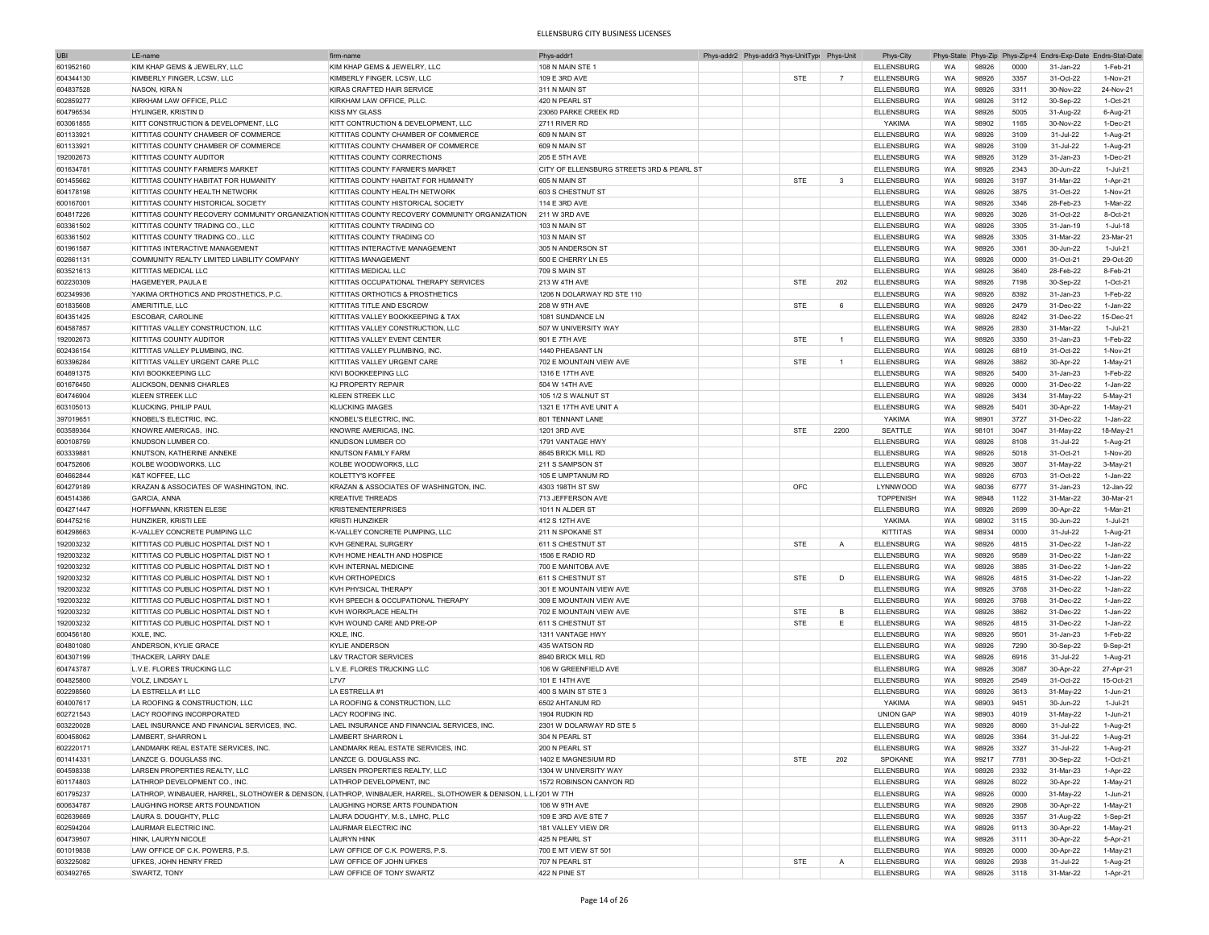# ELLENSBURG CITY BUSINESS LICENSES

| UBI | LE-name | firm-name | Phys-addr1 | Phys-addr2 | Phys-addr3 | Phys-UnitType | Phys-Unit | Phys-City | Phys-State | Phys-Zip | Phys-Zip+4 | Endrs-Exp-Date | Endrs-Stat-Date |
|---|---|---|---|---|---|---|---|---|---|---|---|---|---|
| 601952160 | KIM KHAP GEMS & JEWELRY, LLC | KIM KHAP GEMS & JEWELRY, LLC | 108 N MAIN STE 1 | | | | | ELLENSBURG | WA | 98926 | 0000 | 31-Jan-22 | 1-Feb-21 |
| 604344130 | KIMBERLY FINGER, LCSW, LLC | KIMBERLY FINGER, LCSW, LLC | 109 E 3RD AVE | | | STE | 7 | ELLENSBURG | WA | 98926 | 3357 | 31-Oct-22 | 1-Nov-21 |
| 604837528 | NASON, KIRA N | KIRAS CRAFTED HAIR SERVICE | 311 N MAIN ST | | | | | ELLENSBURG | WA | 98926 | 3311 | 30-Nov-22 | 24-Nov-21 |
| 602859277 | KIRKHAM LAW OFFICE, PLLC | KIRKHAM LAW OFFICE, PLLC. | 420 N PEARL ST | | | | | ELLENSBURG | WA | 98926 | 3112 | 30-Sep-22 | 1-Oct-21 |
| 604796534 | HYLINGER, KRISTIN D | KISS MY GLASS | 23060 PARKE CREEK RD | | | | | ELLENSBURG | WA | 98926 | 5005 | 31-Aug-22 | 6-Aug-21 |
| 603061855 | KITT CONSTRUCTION & DEVELOPMENT, LLC | KITT CONTRUCTION & DEVELOPMENT, LLC | 2711 RIVER RD | | | | | YAKIMA | WA | 98902 | 1165 | 30-Nov-22 | 1-Dec-21 |
| 601133921 | KITTITAS COUNTY CHAMBER OF COMMERCE | KITTITAS COUNTY CHAMBER OF COMMERCE | 609 N MAIN ST | | | | | ELLENSBURG | WA | 98926 | 3109 | 31-Jul-22 | 1-Aug-21 |
| 601133921 | KITTITAS COUNTY CHAMBER OF COMMERCE | KITTITAS COUNTY CHAMBER OF COMMERCE | 609 N MAIN ST | | | | | ELLENSBURG | WA | 98926 | 3109 | 31-Jul-22 | 1-Aug-21 |
| 192002673 | KITTITAS COUNTY AUDITOR | KITTITAS COUNTY CORRECTIONS | 205 E 5TH AVE | | | | | ELLENSBURG | WA | 98926 | 3129 | 31-Jan-23 | 1-Dec-21 |
| 601634781 | KITTITAS COUNTY FARMER'S MARKET | KITTITAS COUNTY FARMER'S MARKET | CITY OF ELLENSBURG STREETS 3RD & PEARL ST | | | | | ELLENSBURG | WA | 98926 | 2343 | 30-Jun-22 | 1-Jul-21 |
| 601455662 | KITTITAS COUNTY HABITAT FOR HUMANITY | KITTITAS COUNTY HABITAT FOR HUMANITY | 605 N MAIN ST | | | STE | 3 | ELLENSBURG | WA | 98926 | 3197 | 31-Mar-22 | 1-Apr-21 |
| 604178198 | KITTITAS COUNTY HEALTH NETWORK | KITTITAS COUNTY HEALTH NETWORK | 603 S CHESTNUT ST | | | | | ELLENSBURG | WA | 98926 | 3875 | 31-Oct-22 | 1-Nov-21 |
| 600167001 | KITTITAS COUNTY HISTORICAL SOCIETY | KITTITAS COUNTY HISTORICAL SOCIETY | 114 E 3RD AVE | | | | | ELLENSBURG | WA | 98926 | 3346 | 28-Feb-23 | 1-Mar-22 |
| 604817226 | KITTITAS COUNTY RECOVERY COMMUNITY ORGANIZATION | KITTITAS COUNTY RECOVERY COMMUNITY ORGANIZATION | 211 W 3RD AVE | | | | | ELLENSBURG | WA | 98926 | 3026 | 31-Oct-22 | 8-Oct-21 |
| 603361502 | KITTITAS COUNTY TRADING CO., LLC | KITTITAS COUNTY TRADING CO | 103 N MAIN ST | | | | | ELLENSBURG | WA | 98926 | 3305 | 31-Jan-19 | 1-Jul-18 |
| 603361502 | KITTITAS COUNTY TRADING CO., LLC | KITTITAS COUNTY TRADING CO | 103 N MAIN ST | | | | | ELLENSBURG | WA | 98926 | 3305 | 31-Mar-22 | 23-Mar-21 |
| 601961587 | KITTITAS INTERACTIVE MANAGEMENT | KITTITAS INTERACTIVE MANAGEMENT | 305 N ANDERSON ST | | | | | ELLENSBURG | WA | 98926 | 3361 | 30-Jun-22 | 1-Jul-21 |
| 602661131 | COMMUNITY REALTY LIMITED LIABILITY COMPANY | KITTITAS MANAGEMENT | 500 E CHERRY LN E5 | | | | | ELLENSBURG | WA | 98926 | 0000 | 31-Oct-21 | 29-Oct-20 |
| 603521613 | KITTITAS MEDICAL LLC | KITTITAS MEDICAL LLC | 709 S MAIN ST | | | | | ELLENSBURG | WA | 98926 | 3640 | 28-Feb-22 | 8-Feb-21 |
| 602230309 | HAGEMEYER, PAULA E | KITTITAS OCCUPATIONAL THERAPY SERVICES | 213 W 4TH AVE | | | STE | 202 | ELLENSBURG | WA | 98926 | 7198 | 30-Sep-22 | 1-Oct-21 |
| 602349936 | YAKIMA ORTHOTICS AND PROSTHETICS, P.C. | KITTITAS ORTHOTICS & PROSTHETICS | 1206 N DOLARWAY RD STE 110 | | | | | ELLENSBURG | WA | 98926 | 8392 | 31-Jan-23 | 1-Feb-22 |
| 601835608 | AMERITITLE, LLC | KITTITAS TITLE AND ESCROW | 208 W 9TH AVE | | | STE | 6 | ELLENSBURG | WA | 98926 | 2479 | 31-Dec-22 | 1-Jan-22 |
| 604351425 | ESCOBAR, CAROLINE | KITTITAS VALLEY BOOKKEEPING & TAX | 1081 SUNDANCE LN | | | | | ELLENSBURG | WA | 98926 | 8242 | 31-Dec-22 | 15-Dec-21 |
| 604587857 | KITTITAS VALLEY CONSTRUCTION, LLC | KITTITAS VALLEY CONSTRUCTION, LLC | 507 W UNIVERSITY WAY | | | | | ELLENSBURG | WA | 98926 | 2830 | 31-Mar-22 | 1-Jul-21 |
| 192002673 | KITTITAS COUNTY AUDITOR | KITTITAS VALLEY EVENT CENTER | 901 E 7TH AVE | | | STE | 1 | ELLENSBURG | WA | 98926 | 3350 | 31-Jan-23 | 1-Feb-22 |
| 602436154 | KITTITAS VALLEY PLUMBING, INC. | KITTITAS VALLEY PLUMBING, INC. | 1440 PHEASANT LN | | | | | ELLENSBURG | WA | 98926 | 6819 | 31-Oct-22 | 1-Nov-21 |
| 603396284 | KITTITAS VALLEY URGENT CARE PLLC | KITTITAS VALLEY URGENT CARE | 702 E MOUNTAIN VIEW AVE | | | STE | 1 | ELLENSBURG | WA | 98926 | 3862 | 30-Apr-22 | 1-May-21 |
| 604691375 | KIVI BOOKKEEPING LLC | KIVI BOOKKEEPING LLC | 1316 E 17TH AVE | | | | | ELLENSBURG | WA | 98926 | 5400 | 31-Jan-23 | 1-Feb-22 |
| 601676450 | ALICKSON, DENNIS CHARLES | KJ PROPERTY REPAIR | 504 W 14TH AVE | | | | | ELLENSBURG | WA | 98926 | 0000 | 31-Dec-22 | 1-Jan-22 |
| 604746904 | KLEEN STREEK LLC | KLEEN STREEK LLC | 105 1/2 S WALNUT ST | | | | | ELLENSBURG | WA | 98926 | 3434 | 31-May-22 | 5-May-21 |
| 603105013 | KLUCKING, PHILIP PAUL | KLUCKING IMAGES | 1321 E 17TH AVE UNIT A | | | | | ELLENSBURG | WA | 98926 | 5401 | 30-Apr-22 | 1-May-21 |
| 397019651 | KNOBEL'S ELECTRIC, INC. | KNOBEL'S ELECTRIC, INC. | 801 TENNANT LANE | | | | | YAKIMA | WA | 98901 | 3727 | 31-Dec-22 | 1-Jan-22 |
| 603589364 | KNOWRE AMERICAS, INC. | KNOWRE AMERICAS, INC. | 1201 3RD AVE | | | STE | 2200 | SEATTLE | WA | 98101 | 3047 | 31-May-22 | 18-May-21 |
| 600108759 | KNUDSON LUMBER CO. | KNUDSON LUMBER CO | 1791 VANTAGE HWY | | | | | ELLENSBURG | WA | 98926 | 8108 | 31-Jul-22 | 1-Aug-21 |
| 603339881 | KNUTSON, KATHERINE ANNEKE | KNUTSON FAMILY FARM | 8645 BRICK MILL RD | | | | | ELLENSBURG | WA | 98926 | 5018 | 31-Oct-21 | 1-Nov-20 |
| 604752606 | KOLBE WOODWORKS, LLC | KOLBE WOODWORKS, LLC | 211 S SAMPSON ST | | | | | ELLENSBURG | WA | 98926 | 3807 | 31-May-22 | 3-May-21 |
| 604662844 | K&T KOFFEE, LLC | KOLETTY'S KOFFEE | 105 E UMPTANUM RD | | | | | ELLENSBURG | WA | 98926 | 6703 | 31-Oct-22 | 1-Jan-22 |
| 604279189 | KRAZAN & ASSOCIATES OF WASHINGTON, INC. | KRAZAN & ASSOCIATES OF WASHINGTON, INC. | 4303 198TH ST SW | | | OFC | | LYNNWOOD | WA | 98036 | 6777 | 31-Jan-23 | 12-Jan-22 |
| 604514386 | GARCIA, ANNA | KREATIVE THREADS | 713 JEFFERSON AVE | | | | | TOPPENISH | WA | 98948 | 1122 | 31-Mar-22 | 30-Mar-21 |
| 604271447 | HOFFMANN, KRISTEN ELESE | KRISTENENTERPRISES | 1011 N ALDER ST | | | | | ELLENSBURG | WA | 98926 | 2699 | 30-Apr-22 | 1-Mar-21 |
| 604475216 | HUNZIKER, KRISTI LEE | KRISTI HUNZIKER | 412 S 12TH AVE | | | | | YAKIMA | WA | 98902 | 3115 | 30-Jun-22 | 1-Jul-21 |
| 604298663 | K-VALLEY CONCRETE PUMPING LLC | K-VALLEY CONCRETE PUMPING, LLC | 211 N SPOKANE ST | | | | | KITTITAS | WA | 98934 | 0000 | 31-Jul-22 | 1-Aug-21 |
| 192003232 | KITTITAS CO PUBLIC HOSPITAL DIST NO 1 | KVH GENERAL SURGERY | 611 S CHESTNUT ST | | | STE | A | ELLENSBURG | WA | 98926 | 4815 | 31-Dec-22 | 1-Jan-22 |
| 192003232 | KITTITAS CO PUBLIC HOSPITAL DIST NO 1 | KVH HOME HEALTH AND HOSPICE | 1506 E RADIO RD | | | | | ELLENSBURG | WA | 98926 | 9589 | 31-Dec-22 | 1-Jan-22 |
| 192003232 | KITTITAS CO PUBLIC HOSPITAL DIST NO 1 | KVH INTERNAL MEDICINE | 700 E MANITOBA AVE | | | | | ELLENSBURG | WA | 98926 | 3885 | 31-Dec-22 | 1-Jan-22 |
| 192003232 | KITTITAS CO PUBLIC HOSPITAL DIST NO 1 | KVH ORTHOPEDICS | 611 S CHESTNUT ST | | | STE | D | ELLENSBURG | WA | 98926 | 4815 | 31-Dec-22 | 1-Jan-22 |
| 192003232 | KITTITAS CO PUBLIC HOSPITAL DIST NO 1 | KVH PHYSICAL THERAPY | 301 E MOUNTAIN VIEW AVE | | | | | ELLENSBURG | WA | 98926 | 3768 | 31-Dec-22 | 1-Jan-22 |
| 192003232 | KITTITAS CO PUBLIC HOSPITAL DIST NO 1 | KVH SPEECH & OCCUPATIONAL THERAPY | 309 E MOUNTAIN VIEW AVE | | | | | ELLENSBURG | WA | 98926 | 3768 | 31-Dec-22 | 1-Jan-22 |
| 192003232 | KITTITAS CO PUBLIC HOSPITAL DIST NO 1 | KVH WORKPLACE HEALTH | 702 E MOUNTAIN VIEW AVE | | | STE | B | ELLENSBURG | WA | 98926 | 3862 | 31-Dec-22 | 1-Jan-22 |
| 192003232 | KITTITAS CO PUBLIC HOSPITAL DIST NO 1 | KVH WOUND CARE AND PRE-OP | 611 S CHESTNUT ST | | | STE | E | ELLENSBURG | WA | 98926 | 4815 | 31-Dec-22 | 1-Jan-22 |
| 600456180 | KXLE, INC. | KXLE, INC. | 1311 VANTAGE HWY | | | | | ELLENSBURG | WA | 98926 | 9501 | 31-Jan-23 | 1-Feb-22 |
| 604801080 | ANDERSON, KYLIE GRACE | KYLIE ANDERSON | 435 WATSON RD | | | | | ELLENSBURG | WA | 98926 | 7290 | 30-Sep-22 | 9-Sep-21 |
| 604307199 | THACKER, LARRY DALE | L&V TRACTOR SERVICES | 8940 BRICK MILL RD | | | | | ELLENSBURG | WA | 98926 | 6916 | 31-Jul-22 | 1-Aug-21 |
| 604743787 | L.V.E. FLORES TRUCKING LLC | L.V.E. FLORES TRUCKING LLC | 106 W GREENFIELD AVE | | | | | ELLENSBURG | WA | 98926 | 3087 | 30-Apr-22 | 27-Apr-21 |
| 604825800 | VOLZ, LINDSAY L | L7V7 | 101 E 14TH AVE | | | | | ELLENSBURG | WA | 98926 | 2549 | 31-Oct-22 | 15-Oct-21 |
| 602298560 | LA ESTRELLA #1 LLC | LA ESTRELLA #1 | 400 S MAIN ST STE 3 | | | | | ELLENSBURG | WA | 98926 | 3613 | 31-May-22 | 1-Jun-21 |
| 604007617 | LA ROOFING & CONSTRUCTION, LLC | LA ROOFING & CONSTRUCTION, LLC | 6502 AHTANUM RD | | | | | YAKIMA | WA | 98903 | 9451 | 30-Jun-22 | 1-Jul-21 |
| 602721543 | LACY ROOFING INCORPORATED | LACY ROOFING INC. | 1904 RUDKIN RD | | | | | UNION GAP | WA | 98903 | 4019 | 31-May-22 | 1-Jun-21 |
| 603220028 | LAEL INSURANCE AND FINANCIAL SERVICES, INC. | LAEL INSURANCE AND FINANCIAL SERVICES, INC. | 2301 W DOLARWAY RD STE 5 | | | | | ELLENSBURG | WA | 98926 | 8060 | 31-Jul-22 | 1-Aug-21 |
| 600458062 | LAMBERT, SHARRON L | LAMBERT SHARRON L | 304 N PEARL ST | | | | | ELLENSBURG | WA | 98926 | 3364 | 31-Jul-22 | 1-Aug-21 |
| 602220171 | LANDMARK REAL ESTATE SERVICES, INC. | LANDMARK REAL ESTATE SERVICES, INC. | 200 N PEARL ST | | | | | ELLENSBURG | WA | 98926 | 3327 | 31-Jul-22 | 1-Aug-21 |
| 601414331 | LANZCE G. DOUGLASS INC. | LANZCE G. DOUGLASS INC. | 1402 E MAGNESIUM RD | | | STE | 202 | SPOKANE | WA | 99217 | 7781 | 30-Sep-22 | 1-Oct-21 |
| 604598338 | LARSEN PROPERTIES REALTY, LLC | LARSEN PROPERTIES REALTY, LLC | 1304 W UNIVERSITY WAY | | | | | ELLENSBURG | WA | 98926 | 2332 | 31-Mar-23 | 1-Apr-22 |
| 601174803 | LATHROP DEVELOPMENT CO., INC. | LATHROP DEVELOPMENT, INC | 1572 ROBINSON CANYON RD | | | | | ELLENSBURG | WA | 98926 | 8022 | 30-Apr-22 | 1-May-21 |
| 601795237 | LATHROP, WINBAUER, HARREL, SLOTHOWER & DENISON, L | LATHROP, WINBAUER, HARREL, SLOTHOWER & DENISON, L.L.P | 201 W 7TH | | | | | ELLENSBURG | WA | 98926 | 0000 | 31-May-22 | 1-Jun-21 |
| 600634787 | LAUGHING HORSE ARTS FOUNDATION | LAUGHING HORSE ARTS FOUNDATION | 106 W 9TH AVE | | | | | ELLENSBURG | WA | 98926 | 2908 | 30-Apr-22 | 1-May-21 |
| 602639669 | LAURA S. DOUGHTY, PLLC | LAURA DOUGHTY, M.S., LMHC, PLLC | 109 E 3RD AVE STE 7 | | | | | ELLENSBURG | WA | 98926 | 3357 | 31-Aug-22 | 1-Sep-21 |
| 602594204 | LAURMAR ELECTRIC INC. | LAURMAR ELECTRIC INC | 181 VALLEY VIEW DR | | | | | ELLENSBURG | WA | 98926 | 9113 | 30-Apr-22 | 1-May-21 |
| 604739507 | HINK, LAURYN NICOLE | LAURYN HINK | 425 N PEARL ST | | | | | ELLENSBURG | WA | 98926 | 3111 | 30-Apr-22 | 5-Apr-21 |
| 601019838 | LAW OFFICE OF C.K. POWERS, P.S. | LAW OFFICE OF C.K. POWERS, P.S. | 700 E MT VIEW ST 501 | | | | | ELLENSBURG | WA | 98926 | 0000 | 30-Apr-22 | 1-May-21 |
| 603225082 | UFKES, JOHN HENRY FRED | LAW OFFICE OF JOHN UFKES | 707 N PEARL ST | | | STE | A | ELLENSBURG | WA | 98926 | 2938 | 31-Jul-22 | 1-Aug-21 |
| 603492765 | SWARTZ, TONY | LAW OFFICE OF TONY SWARTZ | 422 N PINE ST | | | | | ELLENSBURG | WA | 98926 | 3118 | 31-Mar-22 | 1-Apr-21 |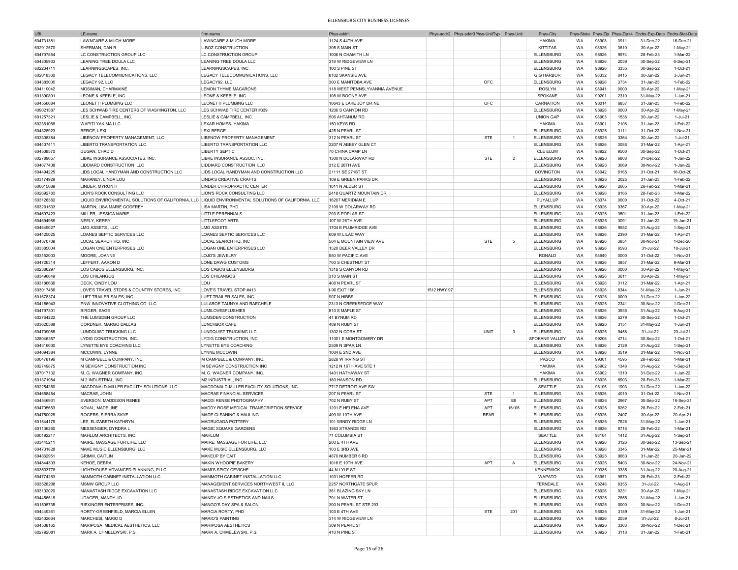| UBI | LE-name | firm-name | Phys-addr1 | Phys-addr2 | Phys-addr3 | Phys-UnitType | Phys-Unit | Phys-City | Phys-State | Phys-Zip | Phys-Zip+4 | Endrs-Exp-Date | Endrs-Stat-Date |
|---|---|---|---|---|---|---|---|---|---|---|---|---|---|
| 604731381 | LAWNCARE & MUCH MORE | LAWNCARE & MUCH MORE | 1124 S 44TH AVE | | | | | YAKIMA | WA | 98908 | 3911 | 31-Dec-22 | 16-Dec-21 |
| 602912570 | SHERMAN, DAN R | L-BOZ-CONSTRUCTION | 305 S MAIN ST | | | | | KITTITAS | WA | 98926 | 3610 | 30-Apr-22 | 1-May-21 |
| 604707854 | LC CONSTRUCTION GROUP LLC | LC CONSTRUCTION GROUP | 1006 N CHAMITH LN | | | | | ELLENSBURG | WA | 98926 | 9574 | 28-Feb-23 | 1-Mar-22 |
| 604805933 | LEANING TREE DOULA LLC | LEANING TREE DOULA LLC | 318 W RIDGEVIEW LN | | | | | ELLENSBURG | WA | 98926 | 2039 | 30-Sep-22 | 6-Sep-21 |
| 602234711 | LEARNINGSCAPES, INC. | LEARNINGSCAPES, INC. | 100 S PINE ST | | | | | ELLENSBURG | WA | 98926 | 3335 | 30-Sep-22 | 1-Oct-21 |
| 602018360 | LEGACY TELECOMMUNICATIONS, LLC | LEGACY TELECOMMUNICATIONS, LLC | 8102 SKANSIE AVE | | | | | GIG HARBOR | WA | 98332 | 8415 | 30-Jun-22 | 3-Jun-21 |
| 604383005 | LEGACY 92, LLC | LEGACY92, LLC | 300 E MANITOBA AVE | | | OFC | | ELLENSBURG | WA | 98926 | 3734 | 31-Jan-23 | 1-Feb-22 |
| 604110042 | MOSIMAN, CHARMAINE | LEMON THYME MACARONS | 118 WEST PENNSLYVANNIA AVENUE | | | | | ROSLYN | WA | 98941 | 0000 | 30-Apr-22 | 1-May-21 |
| 601390891 | LEONE & KEEBLE, INC. | LEONE & KEEBLE, INC. | 108 W BOONE AVE | | | | | SPOKANE | WA | 99201 | 2310 | 31-May-22 | 1-Jun-21 |
| 604556684 | LEONETTI PLUMBING LLC | LEONETTI PLUMBING LLC | 10643 E LAKE JOY DR NE | | | OFC | | CARNATION | WA | 98014 | 6837 | 31-Jan-23 | 1-Feb-22 |
| 409021587 | LES SCHWAB TIRE CENTERS OF WASHINGTON, LLC | LES SCHWAB TIRE CENTER #339 | 1206 S CANYON RD | | | | | ELLENSBURG | WA | 98926 | 0000 | 30-Apr-22 | 1-May-21 |
| 601257321 | LESLIE & CAMPBELL, INC. | LESLIE & CAMPBELL, INC. | 506 AHTANUM RD | | | | | UNION GAP | WA | 98903 | 1536 | 30-Jun-22 | 1-Jul-21 |
| 602361066 | WAPITI YAKIMA LLC | LEXAR HOMES- YAKIMA | 150 KEYS RD | | | | | YAKIMA | WA | 98901 | 2106 | 31-Jan-23 | 1-Feb-22 |
| 604328923 | BERGE, LEXI | LEXI BERGE | 425 N PEARL ST | | | | | ELLENSBURG | WA | 98926 | 3111 | 31-Oct-22 | 1-Nov-21 |
| 603308384 | LIBENOW PROPERTY MANAGEMENT, LLC | LIBENOW PROPERTY MANAGEMENT | 312 N PEARL ST | | | STE | 1 | ELLENSBURG | WA | 98926 | 3364 | 30-Jun-22 | 1-Jul-21 |
| 604407411 | LIBERTO TRANSPORTATION LLC | LIBERTO TRANSPORTATION LLC | 2207 N ABBEY GLEN CT | | | | | ELLENSBURG | WA | 98926 | 3088 | 31-Mar-22 | 1-Apr-21 |
| 604538570 | DUGAN, CHAD D | LIBERTY SEPTIC | 70 CHINA CAMP LN | | | | | CLE ELUM | WA | 98922 | 9500 | 30-Sep-22 | 1-Oct-21 |
| 602789057 | LIBKE INSURANCE ASSOCIATES, INC. | LIBKE INSURANCE ASSOC. INC. | 1300 N DOLARWAY RD | | | STE | 2 | ELLENSBURG | WA | 98926 | 6808 | 31-Dec-22 | 1-Jan-22 |
| 604677408 | LIDDIARD CONSTRUCTION LLC | LIDDIARD CONSTRUCTION LLC | 312 E 28TH AVE | | | | | ELLENSBURG | WA | 98926 | 3069 | 30-Nov-22 | 1-Jan-22 |
| 604494225 | LIDS LOCAL HANDYMAN AND CONSTRUCTION LLC | LIDS LOCAL HANDYMAN AND CONSTRUCTION LLC | 21111 SE 271ST ST | | | | | COVINGTON | WA | 98042 | 6165 | 31-Oct-21 | 16-Oct-20 |
| 603174929 | MAHANEY, LINDA LOU | LINDA'S CREATIVE CRAFTS | 109 E GREEN PARKS DR | | | | | ELLENSBURG | WA | 98926 | 2025 | 31-Jan-23 | 1-Feb-22 |
| 600615089 | LINDER, MYRON H | LINDER CHIROPRACTIC CENTER | 1011 N ALDER ST | | | | | ELLENSBURG | WA | 98926 | 2665 | 28-Feb-22 | 1-Mar-21 |
| 602692783 | LION'S ROCK CONSULTING LLC | LION'S ROCK CONSULTING LLC | 2418 QUARTZ MOUNTAIN DR | | | | | ELLENSBURG | WA | 98926 | 8166 | 28-Feb-23 | 1-Mar-22 |
| 603128382 | LIQUID ENVIRONMENTAL SOLUTIONS OF CALIFORNIA, LLC | LIQUID ENVIRONMENTAL SOLUTIONS OF CALIFORNIA, LLC | 16207 MERIDIAN E | | | | | PUYALLUP | WA | 98374 | 0000 | 31-Oct-22 | 4-Oct-21 |
| 603201533 | MARTIN, LISA MARIE GODFREY | LISA MARTIN, PHD | 2109 W DOLARWAY RD | | | | | ELLENSBURG | WA | 98926 | 9367 | 30-Apr-22 | 1-May-21 |
| 604697423 | MILLER, JESSICA MARIE | LITTLE PERENNIALS | 203 S POPLAR ST | | | | | ELLENSBURG | WA | 98926 | 3501 | 31-Jan-23 | 1-Feb-22 |
| 604694985 | NEELY, KERRY | LITTLEFOOT ARTS | 107 W 26TH AVE | | | | | ELLENSBURG | WA | 98926 | 3091 | 31-Jan-22 | 19-Jan-21 |
| 604649027 | LMG ASSETS , LLC | LMG ASSETS | 1704 E PLUMRIDGE AVE | | | | | ELLENSBURG | WA | 98926 | 9552 | 31-Aug-22 | 1-Sep-21 |
| 604425025 | LOANES SEPTIC SERVICES LLC | LOANES SEPTIC SERVICES LLC | 609 W LILAC WAY | | | | | ELLENSBURG | WA | 98926 | 2390 | 31-Mar-22 | 1-Apr-21 |
| 604370709 | LOCAL SEARCH HQ, INC | LOCAL SEARCH HQ, INC | 504 E MOUNTAIN VIEW AVE | | | STE | 5 | ELLENSBURG | WA | 98926 | 3854 | 30-Nov-21 | 1-Dec-20 |
| 603385004 | LOGAN ONE ENTERPRISES LLC | LOGAN ONE ENTERPRISES LLC | 1520 DEER VALLEY DR | | | | | ELLENSBURG | WA | 98926 | 6593 | 31-Jul-22 | 10-Jul-21 |
| 603152003 | MOORE, JOANNE | LOJO'S JEWELRY | 550 W PACIFIC AVE | | | | | RONALD | WA | 98940 | 0000 | 31-Oct-22 | 1-Nov-21 |
| 604726314 | LEFFERT, AARON D | LONE DAWG CUSTOMS | 700 S CHESTNUT ST | | | | | ELLENSBURG | WA | 98926 | 3857 | 31-Mar-22 | 9-Mar-21 |
| 602386297 | LOS CABOS ELLENSBURG, INC. | LOS CABOS ELLENSBURG | 1318 S CANYON RD | | | | | ELLENSBURG | WA | 98926 | 0000 | 30-Apr-22 | 1-May-21 |
| 603496049 | LOS CHILANGOS | LOS CHILANGOS | 310 S MAIN ST | | | | | ELLENSBURG | WA | 98926 | 3611 | 30-Apr-22 | 1-May-21 |
| 603186666 | DECK, CINDY LOU | LOU | 408 N PEARL ST | | | | | ELLENSBURG | WA | 98926 | 3112 | 31-Mar-22 | 1-Apr-21 |
| 603017466 | LOVE'S TRAVEL STOPS & COUNTRY STORES, INC. | LOVE'S TRAVEL STOP #413 | I-90 EXIT 106 | 1512 HWY 97 | | | | ELLENSBURG | WA | 98926 | 8344 | 31-May-22 | 1-Jun-21 |
| 601678374 | LUFT TRAILER SALES, INC. | LUFT TRAILER SALES, INC. | 907 N HIBBS | | | | | ELLENSBURG | WA | 98926 | 0000 | 31-Dec-22 | 1-Jan-22 |
| 604186943 | PNW INNOVATIVE CLOTHING CO. LLC | LULAROE TAUNYA AND RAECHELE | 2313 N CREEKSEDGE WAY | | | | | ELLENSBURG | WA | 98926 | 2341 | 30-Nov-22 | 1-Dec-21 |
| 604797301 | BIRGER, SAGE | LUMILOVESPLUSHIES | 810 S MAPLE ST | | | | | ELLENSBURG | WA | 98926 | 3935 | 31-Aug-22 | 9-Aug-21 |
| 602764222 | THE LUMSDEN GROUP LLC | LUMSDEN CONSTRUCTION | 41 BYNUM RD | | | | | ELLENSBURG | WA | 98926 | 5279 | 30-Sep-22 | 1-Oct-21 |
| 603620588 | CORDNER, MARGO DALLAS | LUNCHBOX CAFE | 409 N RUBY ST | | | | | ELLENSBURG | WA | 98926 | 3151 | 31-May-22 | 1-Jun-21 |
| 604709085 | LUNDQUIST TRUCKING LLC | LUNDQUIST TRUCKING LLC | 1302 N CORA ST | | | UNIT | 3 | ELLENSBURG | WA | 98926 | 9458 | 31-Jul-22 | 23-Jul-21 |
| 328046357 | LYDIG CONSTRUCTION, INC. | LYDIG CONSTRUCTION, INC. | 11001 E MONTGOMERY DR | | | | | SPOKANE VALLEY | WA | 99206 | 4714 | 30-Sep-22 | 1-Oct-21 |
| 604316030 | LYNETTE BYE COACHING LLC | LYNETTE BYE COACHING | 2509 N SPAR LN | | | | | ELLENSBURG | WA | 98926 | 2129 | 31-Aug-22 | 1-Sep-21 |
| 604094384 | MCCOWIN, LYNNE | LYNNE MCCOWIN | 1004 E 2ND AVE | | | | | ELLENSBURG | WA | 98926 | 3519 | 31-Mar-22 | 1-Nov-21 |
| 600478196 | M CAMPBELL & COMPANY, INC. | M CAMPBELL & COMPANY, INC. | 2828 W IRVING ST | | | | | PASCO | WA | 99301 | 4595 | 28-Feb-22 | 1-Mar-21 |
| 602749875 | M SEVIGNY CONSTRUCTION INC | M SEVIGNY CONSTRUCTION INC | 1212 N 16TH AVE STE 1 | | | | | YAKIMA | WA | 98902 | 1348 | 31-Aug-22 | 1-Sep-21 |
| 397017132 | M. G. WAGNER COMPANY, INC. | M. G. WAGNER COMPANY, INC. | 1401 HATHAWAY ST | | | | | YAKIMA | WA | 98902 | 1310 | 31-Dec-22 | 1-Jan-22 |
| 601371984 | M 2 INDUSTRIAL, INC. | M2 INDUSTRIAL, INC. | 180 HANSON RD | | | | | ELLENSBURG | WA | 98926 | 8903 | 28-Feb-23 | 1-Mar-22 |
| 602254260 | MACDONALD-MILLER FACILITY SOLUTIONS, LLC | MACDONALD-MILLER FACILITY SOLUTIONS, INC. | 7717 DETROIT AVE SW | | | | | SEATTLE | WA | 98106 | 1903 | 31-Dec-22 | 1-Jan-22 |
| 604658484 | MACRAE, JOHN | MACRAE FINANCIAL SERVICES | 207 N PEARL ST | | | STE | 1 | ELLENSBURG | WA | 98926 | 4010 | 31-Oct-22 | 1-Nov-21 |
| 604546931 | EVERSON, MADDISON RENEE | MADDI RENEE PHOTOGRAPHY | 702 N RUBY ST | | | APT | E8 | ELLENSBURG | WA | 98926 | 2967 | 30-Sep-22 | 16-Sep-21 |
| 604705663 | KOVAL, MADELINE | MADDY ROSE MEDICAL TRANSCRIPTION SERVICE | 1201 E HELENA AVE | | | APT | 16106 | ELLENSBURG | WA | 98926 | 8262 | 28-Feb-22 | 2-Feb-21 |
| 604750028 | ROGERS, SIERRA SKYE | MADE CLEANING & HAULING | 409 W 10TH AVE | | | REAR | | ELLENSBURG | WA | 98926 | 2407 | 30-Apr-22 | 20-Apr-21 |
| 601544175 | LEE, ELIZABETH KATHRYN | MADRUGADA POTTERY | 101 WINDY RIDGE LN | | | | | ELLENSBURG | WA | 98926 | 7628 | 31-May-22 | 1-Jun-21 |
| 601136260 | MESSENGER, DYRDRA L | MAGIC SQUARE GARDENS | 1563 STRANDE RD | | | | | ELLENSBURG | WA | 98926 | 8716 | 28-Feb-22 | 1-Mar-21 |
| 600192217 | MAHLUM ARCHITECTS, INC. | MAHLUM | 71 COLUMBIA ST | | | | | SEATTLE | WA | 98104 | 1412 | 31-Aug-22 | 1-Sep-21 |
| 603445211 | MAIRE, MASSAGE FOR LIFE, LLC | MAIRE: MASSAGE FOR LIFE, LLC | 200 E 4TH AVE | | | | | ELLENSBURG | WA | 98926 | 3126 | 30-Sep-22 | 13-Sep-21 |
| 604731828 | MAKE MUSIC ELLENSBURG, LLC | MAKE MUSIC ELLENSBURG, LLC | 103 E 3RD AVE | | | | | ELLENSBURG | WA | 98926 | 3345 | 31-Mar-22 | 25-Mar-21 |
| 604862951 | GRIMM, CAITLIN | MAKEUP BY CAIT | 4870 NUMBER 6 RD | | | | | ELLENSBURG | WA | 98926 | 9663 | 31-Jan-23 | 20-Jan-22 |
| 604844303 | KEHOE, DEBRA | MAKIN WHOOPIE BAKERY | 1016 E 19TH AVE | | | APT | A | ELLENSBURG | WA | 98926 | 5403 | 30-Nov-22 | 24-Nov-21 |
| 603533778 | LIGHTHOUSE ADVANCED PLANNING, PLLC | MAMI'S SPICY CEVICHE | 44 N LYLE ST | | | | | KENNEWICK | WA | 99336 | 3335 | 31-Aug-22 | 20-Aug-21 |
| 604774283 | MAMMOTH CABINET INSTALLATION LLC | MAMMOTH CABINET INSTALLATION LLC | 1031 HOFFER RD | | | | | WAPATO | WA | 98951 | 9570 | 28-Feb-23 | 2-Feb-22 |
| 603528208 | MSNW GROUP LLC | MANAGEMENT SERVICES NORTHWEST II, LLC | 2257 NORTHGATE SPUR | | | | | FERNDALE | WA | 98248 | 8355 | 31-Jul-22 | 1-Aug-21 |
| 603102020 | MANASTASH RIDGE EXCAVATION LLC | MANASTASH RIDGE EXCAVATION LLC | 361 BLAZING SKY LN | | | | | ELLENSBURG | WA | 98926 | 9231 | 30-Apr-22 | 1-May-21 |
| 604456518 | UDAGER, MANDY JO | MANDY JO S ESTHETICS AND NAILS | 701 N WATER ST | | | | | ELLENSBURG | WA | 98926 | 2855 | 31-May-22 | 1-Jun-21 |
| 601505735 | RIEXINGER ENTERPRISES, INC. | MANGO'S DAY SPA & SALON | 300 N PEARL ST STE 203 | | | | | ELLENSBURG | WA | 98926 | 0000 | 30-Nov-22 | 1-Dec-21 |
| 604449361 | RORTY-GREENFIELD, MARCIA ELLEN | MARCIA RORTY, PHD | 103 E 4TH AVE | | | STE | 201 | ELLENSBURG | WA | 98926 | 3189 | 31-May-22 | 1-Jun-21 |
| 602402664 | MARCHESI, MARIO D | MARIO'S PAINTING | 314 W RIDGEVIEW LN | | | | | ELLENSBURG | WA | 98926 | 2039 | 31-Jul-22 | 8-Jul-21 |
| 604538165 | MARIPOSA MEDICAL AESTHETICS, LLC | MARIPOSA AESTHETICS | 309 N PEARL ST | | | | | ELLENSBURG | WA | 98926 | 3363 | 30-Nov-22 | 1-Dec-21 |
| 602792081 | MARK A. CHMELEWSKI, P.S. | MARK A. CHMELEWSKI, P.S. | 410 N PINE ST | | | | | ELLENSBURG | WA | 98926 | 3118 | 31-Jan-22 | 1-Feb-21 |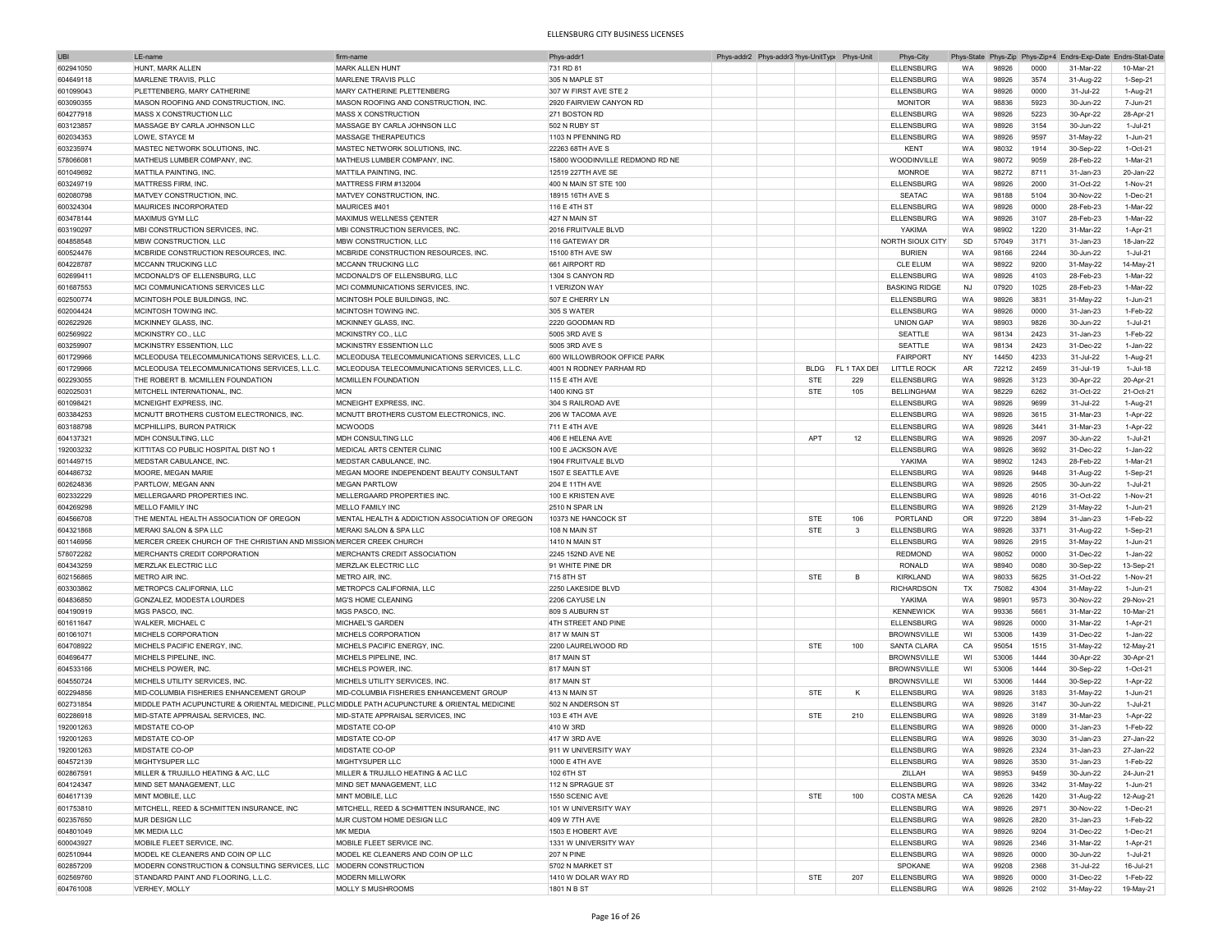# ELLENSBURG CITY BUSINESS LICENSES

| UBI | LE-name | firm-name | Phys-addr1 | Phys-addr2 | Phys-addr3 | Phys-UnitType | Phys-Unit | Phys-City | Phys-State | Phys-Zip | Phys-Zip+4 | Endrs-Exp-Date | Endrs-Stat-Date |
|---|---|---|---|---|---|---|---|---|---|---|---|---|---|
| 602941050 | HUNT, MARK ALLEN | MARK ALLEN HUNT | 731 RD 81 | | | | | ELLENSBURG | WA | 98926 | 0000 | 31-Mar-22 | 10-Mar-21 |
| 604649118 | MARLENE TRAVIS, PLLC | MARLENE TRAVIS PLLC | 305 N MAPLE ST | | | | | ELLENSBURG | WA | 98926 | 3574 | 31-Aug-22 | 1-Sep-21 |
| 601099043 | PLETTENBERG, MARY CATHERINE | MARY CATHERINE PLETTENBERG | 307 W FIRST AVE STE 2 | | | | | ELLENSBURG | WA | 98926 | 0000 | 31-Jul-22 | 1-Aug-21 |
| 603090355 | MASON ROOFING AND CONSTRUCTION, INC. | MASON ROOFING AND CONSTRUCTION, INC. | 2920 FAIRVIEW CANYON RD | | | | | MONITOR | WA | 98836 | 5923 | 30-Jun-22 | 7-Jun-21 |
| 604277918 | MASS X CONSTRUCTION LLC | MASS X CONSTRUCTION | 271 BOSTON RD | | | | | ELLENSBURG | WA | 98926 | 5223 | 30-Apr-22 | 28-Apr-21 |
| 603123857 | MASSAGE BY CARLA JOHNSON LLC | MASSAGE BY CARLA JOHNSON LLC | 502 N RUBY ST | | | | | ELLENSBURG | WA | 98926 | 3154 | 30-Jun-22 | 1-Jul-21 |
| 602034353 | LOWE, STAYCE M | MASSAGE THERAPEUTICS | 1103 N PFENNING RD | | | | | ELLENSBURG | WA | 98926 | 9597 | 31-May-22 | 1-Jun-21 |
| 603235974 | MASTEC NETWORK SOLUTIONS, INC. | MASTEC NETWORK SOLUTIONS, INC. | 22263 68TH AVE S | | | | | KENT | WA | 98032 | 1914 | 30-Sep-22 | 1-Oct-21 |
| 578066081 | MATHEUS LUMBER COMPANY, INC. | MATHEUS LUMBER COMPANY, INC. | 15800 WOODINVILLE REDMOND RD NE | | | | | WOODINVILLE | WA | 98072 | 9059 | 28-Feb-22 | 1-Mar-21 |
| 601049692 | MATTILA PAINTING, INC. | MATTILA PAINTING, INC. | 12519 227TH AVE SE | | | | | MONROE | WA | 98272 | 8711 | 31-Jan-23 | 20-Jan-22 |
| 603249719 | MATTRESS FIRM, INC. | MATTRESS FIRM #132004 | 400 N MAIN ST STE 100 | | | | | ELLENSBURG | WA | 98926 | 2000 | 31-Oct-22 | 1-Nov-21 |
| 602080798 | MATVEY CONSTRUCTION, INC. | MATVEY CONSTRUCTION, INC. | 18915 16TH AVE S | | | | | SEATAC | WA | 98188 | 5104 | 30-Nov-22 | 1-Dec-21 |
| 600324304 | MAURICES INCORPORATED | MAURICES #401 | 116 E 4TH ST | | | | | ELLENSBURG | WA | 98926 | 0000 | 28-Feb-23 | 1-Mar-22 |
| 603478144 | MAXIMUS GYM LLC | MAXIMUS WELLNESS CENTER | 427 N MAIN ST | | | | | ELLENSBURG | WA | 98926 | 3107 | 28-Feb-23 | 1-Mar-22 |
| 603190297 | MBI CONSTRUCTION SERVICES, INC. | MBI CONSTRUCTION SERVICES, INC. | 2016 FRUITVALE BLVD | | | | | YAKIMA | WA | 98902 | 1220 | 31-Mar-22 | 1-Apr-21 |
| 604858548 | MBW CONSTRUCTION, LLC | MBW CONSTRUCTION, LLC | 116 GATEWAY DR | | | | | NORTH SIOUX CITY | SD | 57049 | 3171 | 31-Jan-23 | 18-Jan-22 |
| 600524476 | MCBRIDE CONSTRUCTION RESOURCES, INC. | MCBRIDE CONSTRUCTION RESOURCES, INC. | 15100 8TH AVE SW | | | | | BURIEN | WA | 98166 | 2244 | 30-Jun-22 | 1-Jul-21 |
| 604228787 | MCCANN TRUCKING LLC | MCCANN TRUCKING LLC | 661 AIRPORT RD | | | | | CLE ELUM | WA | 98922 | 9200 | 31-May-22 | 14-May-21 |
| 602699411 | MCDONALD'S OF ELLENSBURG, LLC | MCDONALD'S OF ELLENSBURG, LLC | 1304 S CANYON RD | | | | | ELLENSBURG | WA | 98926 | 4103 | 28-Feb-23 | 1-Mar-22 |
| 601687553 | MCI COMMUNICATIONS SERVICES LLC | MCI COMMUNICATIONS SERVICES, INC. | 1 VERIZON WAY | | | | | BASKING RIDGE | NJ | 07920 | 1025 | 28-Feb-23 | 1-Mar-22 |
| 602500774 | MCINTOSH POLE BUILDINGS, INC. | MCINTOSH POLE BUILDINGS, INC. | 507 E CHERRY LN | | | | | ELLENSBURG | WA | 98926 | 3831 | 31-May-22 | 1-Jun-21 |
| 602004424 | MCINTOSH TOWING INC. | MCINTOSH TOWING INC. | 305 S WATER | | | | | ELLENSBURG | WA | 98926 | 0000 | 31-Jan-23 | 1-Feb-22 |
| 602622926 | MCKINNEY GLASS, INC. | MCKINNEY GLASS, INC. | 2220 GOODMAN RD | | | | | UNION GAP | WA | 98903 | 9826 | 30-Jun-22 | 1-Jul-21 |
| 602569922 | MCKINSTRY CO., LLC | MCKINSTRY CO., LLC | 5005 3RD AVE S | | | | | SEATTLE | WA | 98134 | 2423 | 31-Jan-23 | 1-Feb-22 |
| 603259907 | MCKINSTRY ESSENTION, LLC | MCKINSTRY ESSENTION LLC | 5005 3RD AVE S | | | | | SEATTLE | WA | 98134 | 2423 | 31-Dec-22 | 1-Jan-22 |
| 601729966 | MCLEODUSA TELECOMMUNICATIONS SERVICES, L.L.C. | MCLEODUSA TELECOMMUNICATIONS SERVICES, L.L.C | 600 WILLOWBROOK OFFICE PARK | | | | | FAIRPORT | NY | 14450 | 4233 | 31-Jul-22 | 1-Aug-21 |
| 601729966 | MCLEODUSA TELECOMMUNICATIONS SERVICES, L.L.C. | MCLEODUSA TELECOMMUNICATIONS SERVICES, L.L.C. | 4001 N RODNEY PARHAM RD | | | BLDG | FL 1 TAX DEI | LITTLE ROCK | AR | 72212 | 2459 | 31-Jul-19 | 1-Jul-18 |
| 602293055 | THE ROBERT B. MCMILLEN FOUNDATION | MCMILLEN FOUNDATION | 115 E 4TH AVE | | | STE | 229 | ELLENSBURG | WA | 98926 | 3123 | 30-Apr-22 | 20-Apr-21 |
| 602025031 | MITCHELL INTERNATIONAL, INC. | MCN | 1400 KING ST | | | STE | 105 | BELLINGHAM | WA | 98229 | 6262 | 31-Oct-22 | 21-Oct-21 |
| 601098421 | MCNEIGHT EXPRESS, INC. | MCNEIGHT EXPRESS, INC. | 304 S RAILROAD AVE | | | | | ELLENSBURG | WA | 98926 | 9699 | 31-Jul-22 | 1-Aug-21 |
| 603384253 | MCNUTT BROTHERS CUSTOM ELECTRONICS, INC. | MCNUTT BROTHERS CUSTOM ELECTRONICS, INC. | 206 W TACOMA AVE | | | | | ELLENSBURG | WA | 98926 | 3615 | 31-Mar-23 | 1-Apr-22 |
| 603188798 | MCPHILLIPS, BURON PATRICK | MCWOODS | 711 E 4TH AVE | | | | | ELLENSBURG | WA | 98926 | 3441 | 31-Mar-23 | 1-Apr-22 |
| 604137321 | MDH CONSULTING, LLC | MDH CONSULTING LLC | 406 E HELENA AVE | | | APT | 12 | ELLENSBURG | WA | 98926 | 2097 | 30-Jun-22 | 1-Jul-21 |
| 192003232 | KITTITAS CO PUBLIC HOSPITAL DIST NO 1 | MEDICAL ARTS CENTER CLINIC | 100 E JACKSON AVE | | | | | ELLENSBURG | WA | 98926 | 3692 | 31-Dec-22 | 1-Jan-22 |
| 601449715 | MEDSTAR CABULANCE, INC. | MEDSTAR CABULANCE, INC. | 1904 FRUITVALE BLVD | | | | | YAKIMA | WA | 98902 | 1243 | 28-Feb-22 | 1-Mar-21 |
| 604486732 | MOORE, MEGAN MARIE | MEGAN MOORE INDEPENDENT BEAUTY CONSULTANT | 1507 E SEATTLE AVE | | | | | ELLENSBURG | WA | 98926 | 9448 | 31-Aug-22 | 1-Sep-21 |
| 602624836 | PARTLOW, MEGAN ANN | MEGAN PARTLOW | 204 E 11TH AVE | | | | | ELLENSBURG | WA | 98926 | 2505 | 30-Jun-22 | 1-Jul-21 |
| 602332229 | MELLERGAARD PROPERTIES INC. | MELLERGAARD PROPERTIES INC. | 100 E KRISTEN AVE | | | | | ELLENSBURG | WA | 98926 | 4016 | 31-Oct-22 | 1-Nov-21 |
| 604269298 | MELLO FAMILY INC | MELLO FAMILY INC | 2510 N SPAR LN | | | | | ELLENSBURG | WA | 98926 | 2129 | 31-May-22 | 1-Jun-21 |
| 604566708 | THE MENTAL HEALTH ASSOCIATION OF OREGON | MENTAL HEALTH & ADDICTION ASSOCIATION OF OREGON | 10373 NE HANCOCK ST | | | STE | 106 | PORTLAND | OR | 97220 | 3894 | 31-Jan-23 | 1-Feb-22 |
| 604321868 | MERAKI SALON & SPA LLC | MERAKI SALON & SPA LLC | 108 N MAIN ST | | | STE | 3 | ELLENSBURG | WA | 98926 | 3371 | 31-Aug-22 | 1-Sep-21 |
| 601146956 | MERCER CREEK CHURCH OF THE CHRISTIAN AND MISSION | MERCER CREEK CHURCH | 1410 N MAIN ST | | | | | ELLENSBURG | WA | 98926 | 2915 | 31-May-22 | 1-Jun-21 |
| 578072282 | MERCHANTS CREDIT CORPORATION | MERCHANTS CREDIT ASSOCIATION | 2245 152ND AVE NE | | | | | REDMOND | WA | 98052 | 0000 | 31-Dec-22 | 1-Jan-22 |
| 604343259 | MERZLAK ELECTRIC LLC | MERZLAK ELECTRIC LLC | 91 WHITE PINE DR | | | | | RONALD | WA | 98940 | 0080 | 30-Sep-22 | 13-Sep-21 |
| 602156865 | METRO AIR INC. | METRO AIR, INC. | 715 8TH ST | | | STE | B | KIRKLAND | WA | 98033 | 5625 | 31-Oct-22 | 1-Nov-21 |
| 603303862 | METROPCS CALIFORNIA, LLC | METROPCS CALIFORNIA, LLC | 2250 LAKESIDE BLVD | | | | | RICHARDSON | TX | 75082 | 4304 | 31-May-22 | 1-Jun-21 |
| 604836850 | GONZALEZ, MODESTA LOURDES | MG'S HOME CLEANING | 2206 CAYUSE LN | | | | | YAKIMA | WA | 98901 | 9573 | 30-Nov-22 | 29-Nov-21 |
| 604190919 | MGS PASCO, INC. | MGS PASCO, INC. | 809 S AUBURN ST | | | | | KENNEWICK | WA | 99336 | 5661 | 31-Mar-22 | 10-Mar-21 |
| 601611647 | WALKER, MICHAEL C | MICHAEL'S GARDEN | 4TH STREET AND PINE | | | | | ELLENSBURG | WA | 98926 | 0000 | 31-Mar-22 | 1-Apr-21 |
| 601061071 | MICHELS CORPORATION | MICHELS CORPORATION | 817 W MAIN ST | | | | | BROWNSVILLE | WI | 53006 | 1439 | 31-Dec-22 | 1-Jan-22 |
| 604708922 | MICHELS PACIFIC ENERGY, INC. | MICHELS PACIFIC ENERGY, INC. | 2200 LAURELWOOD RD | | | STE | 100 | SANTA CLARA | CA | 95054 | 1515 | 31-May-22 | 12-May-21 |
| 604696477 | MICHELS PIPELINE, INC. | MICHELS PIPELINE, INC. | 817 MAIN ST | | | | | BROWNSVILLE | WI | 53006 | 1444 | 30-Apr-22 | 30-Apr-21 |
| 604533166 | MICHELS POWER, INC. | MICHELS POWER, INC. | 817 MAIN ST | | | | | BROWNSVILLE | WI | 53006 | 1444 | 30-Sep-22 | 1-Oct-21 |
| 604550724 | MICHELS UTILITY SERVICES, INC. | MICHELS UTILITY SERVICES, INC. | 817 MAIN ST | | | | | BROWNSVILLE | WI | 53006 | 1444 | 30-Sep-22 | 1-Apr-22 |
| 602294856 | MID-COLUMBIA FISHERIES ENHANCEMENT GROUP | MID-COLUMBIA FISHERIES ENHANCEMENT GROUP | 413 N MAIN ST | | | STE | K | ELLENSBURG | WA | 98926 | 3183 | 31-May-22 | 1-Jun-21 |
| 602731854 | MIDDLE PATH ACUPUNCTURE & ORIENTAL MEDICINE, PLLC | MIDDLE PATH ACUPUNCTURE & ORIENTAL MEDICINE | 502 N ANDERSON ST | | | | | ELLENSBURG | WA | 98926 | 3147 | 30-Jun-22 | 1-Jul-21 |
| 602286918 | MID-STATE APPRAISAL SERVICES, INC. | MID-STATE APPRAISAL SERVICES, INC | 103 E 4TH AVE | | | STE | 210 | ELLENSBURG | WA | 98926 | 3189 | 31-Mar-23 | 1-Apr-22 |
| 192001263 | MIDSTATE CO-OP | MIDSTATE CO-OP | 410 W 3RD | | | | | ELLENSBURG | WA | 98926 | 0000 | 31-Jan-23 | 1-Feb-22 |
| 192001263 | MIDSTATE CO-OP | MIDSTATE CO-OP | 417 W 3RD AVE | | | | | ELLENSBURG | WA | 98926 | 3030 | 31-Jan-23 | 27-Jan-22 |
| 192001263 | MIDSTATE CO-OP | MIDSTATE CO-OP | 911 W UNIVERSITY WAY | | | | | ELLENSBURG | WA | 98926 | 2324 | 31-Jan-23 | 27-Jan-22 |
| 604572139 | MIGHTYSUPER LLC | MIGHTYSUPER LLC | 1000 E 4TH AVE | | | | | ELLENSBURG | WA | 98926 | 3530 | 31-Jan-23 | 1-Feb-22 |
| 602867591 | MILLER & TRUJILLO HEATING & A/C, LLC | MILLER & TRUJILLO HEATING & AC LLC | 102 6TH ST | | | | | ZILLAH | WA | 98953 | 9459 | 30-Jun-22 | 24-Jun-21 |
| 604124347 | MIND SET MANAGEMENT, LLC | MIND SET MANAGEMENT, LLC | 112 N SPRAGUE ST | | | | | ELLENSBURG | WA | 98926 | 3342 | 31-May-22 | 1-Jun-21 |
| 604617139 | MINT MOBILE, LLC | MINT MOBILE, LLC | 1550 SCENIC AVE | | | STE | 100 | COSTA MESA | CA | 92626 | 1420 | 31-Aug-22 | 12-Aug-21 |
| 601753810 | MITCHELL, REED & SCHMITTEN INSURANCE, INC | MITCHELL, REED & SCHMITTEN INSURANCE, INC | 101 W UNIVERSITY WAY | | | | | ELLENSBURG | WA | 98926 | 2971 | 30-Nov-22 | 1-Dec-21 |
| 602357650 | MJR DESIGN LLC | MJR CUSTOM HOME DESIGN LLC | 409 W 7TH AVE | | | | | ELLENSBURG | WA | 98926 | 2820 | 31-Jan-23 | 1-Feb-22 |
| 604801049 | MK MEDIA LLC | MK MEDIA | 1503 E HOBERT AVE | | | | | ELLENSBURG | WA | 98926 | 9204 | 31-Dec-22 | 1-Dec-21 |
| 600043927 | MOBILE FLEET SERVICE, INC. | MOBILE FLEET SERVICE INC. | 1331 W UNIVERSITY WAY | | | | | ELLENSBURG | WA | 98926 | 2346 | 31-Mar-22 | 1-Apr-21 |
| 602510944 | MODEL KE CLEANERS AND COIN OP LLC | MODEL KE CLEANERS AND COIN OP LLC | 207 N PINE | | | | | ELLENSBURG | WA | 98926 | 0000 | 30-Jun-22 | 1-Jul-21 |
| 602857209 | MODERN CONSTRUCTION & CONSULTING SERVICES, LLC | MODERN CONSTRUCTION | 5702 N MARKET ST | | | | | SPOKANE | WA | 99208 | 2368 | 31-Jul-22 | 16-Jul-21 |
| 602569760 | STANDARD PAINT AND FLOORING, L.L.C. | MODERN MILLWORK | 1410 W DOLAR WAY RD | | | STE | 207 | ELLENSBURG | WA | 98926 | 0000 | 31-Dec-22 | 1-Feb-22 |
| 604761008 | VERHEY, MOLLY | MOLLY S MUSHROOMS | 1801 N B ST | | | | | ELLENSBURG | WA | 98926 | 2102 | 31-May-22 | 19-May-21 |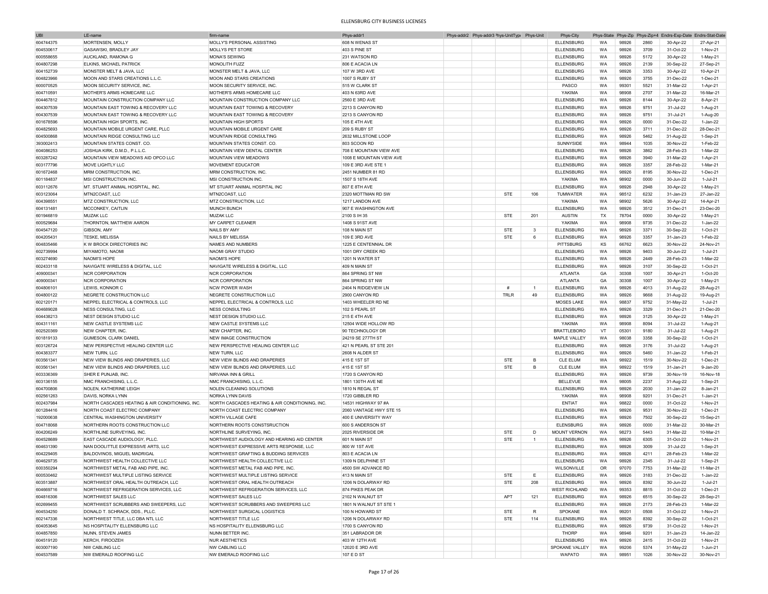# ELLENSBURG CITY BUSINESS LICENSES

| UBI | LE-name | firm-name | Phys-addr1 | Phys-addr2 | Phys-addr3 | Phys-UnitType | Phys-Unit | Phys-City | Phys-State | Phys-Zip | Phys-Zip+4 | Endrs-Exp-Date | Endrs-Stat-Date |
|---|---|---|---|---|---|---|---|---|---|---|---|---|---|
| 604744375 | MORTENSEN, MOLLY | MOLLY'S PERSONAL ASSISTING | 608 N WENAS ST | | | | | ELLENSBURG | WA | 98926 | 2860 | 30-Apr-22 | 27-Apr-21 |
| 604530617 | GASAWSKI, BRADLEY JAY | MOLLYS PET STORE | 403 S PINE ST | | | | | ELLENSBURG | WA | 98926 | 3709 | 31-Oct-22 | 1-Nov-21 |
| 600558655 | AUCKLAND, RAMONA G | MONA'S SEWING | 231 WATSON RD | | | | | ELLENSBURG | WA | 98926 | 5172 | 30-Apr-22 | 1-May-21 |
| 604807298 | ELKINS, MICHAEL PATRICK | MONOLITH FUZZ | 806 E ACACIA LN | | | | | ELLENSBURG | WA | 98926 | 2139 | 30-Sep-22 | 27-Sep-21 |
| 604152739 | MONSTER MELT & JAVA, LLC | MONSTER MELT & JAVA, LLC | 107 W 3RD AVE | | | | | ELLENSBURG | WA | 98926 | 3353 | 30-Apr-22 | 10-Apr-21 |
| 604823966 | MOON AND STARS CREATIONS L.L.C. | MOON AND STARS CREATIONS | 1007 S RUBY ST | | | | | ELLENSBURG | WA | 98926 | 3755 | 31-Dec-22 | 1-Dec-21 |
| 600070525 | MOON SECURITY SERVICE, INC. | MOON SECURITY SERVICE, INC. | 515 W CLARK ST | | | | | PASCO | WA | 99301 | 5521 | 31-Mar-22 | 1-Apr-21 |
| 604710591 | MOTHER'S ARMS HOMECARE LLC | MOTHER'S ARMS HOMECARE LLC | 403 N 63RD AVE | | | | | YAKIMA | WA | 98908 | 2707 | 31-Mar-22 | 16-Mar-21 |
| 604467812 | MOUNTAIN CONSTRUCTION COMPANY LLC | MOUNTAIN CONSTRUCTION COMPANY LLC | 2560 E 3RD AVE | | | | | ELLENSBURG | WA | 98926 | 8144 | 30-Apr-22 | 8-Apr-21 |
| 604307539 | MOUNTAIN EAST TOWING & RECOVERY LLC | MOUNTAIN EAST TOWING & RECOVERY | 2213 S CANYON RD | | | | | ELLENSBURG | WA | 98926 | 9751 | 31-Jul-22 | 1-Aug-21 |
| 604307539 | MOUNTAIN EAST TOWING & RECOVERY LLC | MOUNTAIN EAST TOWING & RECOVERY | 2213 S CANYON RD | | | | | ELLENSBURG | WA | 98926 | 9751 | 31-Jul-21 | 1-Aug-20 |
| 601678596 | MOUNTAIN HIGH SPORTS, INC. | MOUNTAIN HIGH SPORTS | 105 E 4TH AVE | | | | | ELLENSBURG | WA | 98926 | 0000 | 31-Dec-22 | 1-Jan-22 |
| 604825693 | MOUNTAIN MOBILE URGENT CARE, PLLC | MOUNTAIN MOBILE URGENT CARE | 209 S RUBY ST | | | | | ELLENSBURG | WA | 98926 | 3711 | 31-Dec-22 | 28-Dec-21 |
| 604500868 | MOUNTAIN RIDGE CONSULTING LLC | MOUNTAIN RIDGE CONSULTING | 2632 MILLSTONE LOOP | | | | | ELLENSBURG | WA | 98926 | 5462 | 31-Aug-22 | 1-Sep-21 |
| 393002413 | MOUNTAIN STATES CONST. CO. | MOUNTAIN STATES CONST. CO. | 803 SCOON RD | | | | | SUNNYSIDE | WA | 98944 | 1035 | 30-Nov-22 | 1-Feb-22 |
| 604086253 | JOSHUA KIRK, D.M.D., P.L.L.C. | MOUNTAIN VIEW DENTAL CENTER | 708 E MOUNTAIN VIEW AVE | | | | | ELLENSBURG | WA | 98926 | 3862 | 28-Feb-23 | 1-Mar-22 |
| 603287242 | MOUNTAIN VIEW MEADOWS AID OPCO LLC | MOUNTAIN VIEW MEADOWS | 1008 E MOUNTAIN VIEW AVE | | | | | ELLENSBURG | WA | 98926 | 3940 | 31-Mar-22 | 1-Apr-21 |
| 603177796 | MOVE LIGHTLY LLC | MOVEMENT EDUCATOR | 109 E 3RD AVE STE 1 | | | | | ELLENSBURG | WA | 98926 | 3357 | 28-Feb-22 | 1-Mar-21 |
| 601672468 | MRM CONSTRUCTION, INC. | MRM CONSTRUCTION, INC. | 2451 NUMBER 81 RD | | | | | ELLENSBURG | WA | 98926 | 8195 | 30-Nov-22 | 1-Dec-21 |
| 601184837 | MSI CONSTRUCTION INC. | MSI CONSTRUCTION INC. | 1507 S 18TH AVE | | | | | YAKIMA | WA | 98902 | 0000 | 30-Jun-22 | 1-Jul-21 |
| 603112676 | MT. STUART ANIMAL HOSPITAL, INC. | MT STUART ANIMAL HOSPITAL INC | 807 E 8TH AVE | | | | | ELLENSBURG | WA | 98926 | 2948 | 30-Apr-22 | 1-May-21 |
| 603123064 | MTN2COAST, LLC | MTN2COAST, LLC | 2320 MOTTMAN RD SW | | | STE | 106 | TUMWATER | WA | 98512 | 6232 | 31-Jan-23 | 27-Jan-22 |
| 604398551 | MTZ CONSTRUCTION, LLC | MTZ CONSTRUCTION, LLC | 1217 LANDON AVE | | | | | YAKIMA | WA | 98902 | 5626 | 30-Apr-22 | 14-Apr-21 |
| 604131481 | MCCONKEY, CAITLIN | MUNCH BUNCH | 907 E WASHINGTON AVE | | | | | ELLENSBURG | WA | 98926 | 3512 | 31-Dec-21 | 23-Dec-20 |
| 601946819 | MUZAK LLC | MUZAK LLC | 2100 S IH 35 | | | STE | 201 | AUSTIN | TX | 78704 | 0000 | 30-Apr-22 | 1-May-21 |
| 600529684 | THORNTON, MATTHEW AARON | MY CARPET CLEANER | 1408 S 91ST AVE | | | | | YAKIMA | WA | 98908 | 9735 | 31-Dec-22 | 1-Jan-22 |
| 604547120 | GIBSON, AMY | NAILS BY AMY | 108 N MAIN ST | | | STE | 3 | ELLENSBURG | WA | 98926 | 3371 | 30-Sep-22 | 1-Oct-21 |
| 604205431 | TESKE, MELISSA | NAILS BY MELISSA | 109 E 3RD AVE | | | STE | 6 | ELLENSBURG | WA | 98926 | 3357 | 31-Jan-23 | 1-Feb-22 |
| 604835466 | K W BROCK DIRECTORIES INC | NAMES AND NUMBERS | 1225 E CENTENNIAL DR | | | | | PITTSBURG | KS | 66762 | 6623 | 30-Nov-22 | 24-Nov-21 |
| 602739994 | MIYAMOTO, NAOMI | NAOMI GRAY STUDIO | 1001 DRY CREEK RD | | | | | ELLENSBURG | WA | 98926 | 9403 | 30-Jun-22 | 1-Jul-21 |
| 603274690 | NAOMI'S HOPE | NAOMI'S HOPE | 1201 N WATER ST | | | | | ELLENSBURG | WA | 98926 | 2449 | 28-Feb-23 | 1-Mar-22 |
| 602433118 | NAVIGATE WIRELESS & DIGITAL, LLC | NAVIGATE WIRELESS & DIGITAL, LLC | 409 N MAIN ST | | | | | ELLENSBURG | WA | 98926 | 3107 | 30-Sep-22 | 1-Oct-21 |
| 409000341 | NCR CORPORATION | NCR CORPORATION | 864 SPRING ST NW | | | | | ATLANTA | GA | 30308 | 1007 | 30-Apr-21 | 1-Oct-20 |
| 409000341 | NCR CORPORATION | NCR CORPORATION | 864 SPRING ST NW | | | | | ATLANTA | GA | 30308 | 1007 | 30-Apr-22 | 1-May-21 |
| 604806101 | LEWIS, KONNOR C | NCW POWER WASH | 2404 N RIDGEVIEW LN | | | # | 1 | ELLENSBURG | WA | 98926 | 4013 | 31-Aug-22 | 28-Aug-21 |
| 604800122 | NEGRETE CONSTRUCTION LLC | NEGRETE CONSTRUCTION LLC | 2900 CANYON RD | | | TRLR | 49 | ELLENSBURG | WA | 98926 | 9668 | 31-Aug-22 | 19-Aug-21 |
| 602120171 | NEPPEL ELECTRICAL & CONTROLS, LLC | NEPPEL ELECTRICAL & CONTROLS, LLC | 1403 WHEELER RD NE | | | | | MOSES LAKE | WA | 98837 | 9752 | 31-May-22 | 1-Jul-21 |
| 604689028 | NESS CONSULTING, LLC | NESS CONSULTING | 102 S PEARL ST | | | | | ELLENSBURG | WA | 98926 | 3329 | 31-Dec-21 | 21-Dec-20 |
| 604438213 | NEST DESIGN STUDIO LLC | NEST DESIGN STUDIO LLC. | 215 E 4TH AVE | | | | | ELLENSBURG | WA | 98926 | 3125 | 30-Apr-22 | 1-May-21 |
| 604311161 | NEW CASTLE SYSTEMS LLC | NEW CASTLE SYSTEMS LLC | 12504 WIDE HOLLOW RD | | | | | YAKIMA | WA | 98908 | 8094 | 31-Jul-22 | 1-Aug-21 |
| 602520369 | NEW CHAPTER, INC. | NEW CHAPTER, INC. | 90 TECHNOLOGY DR | | | | | BRATTLEBORO | VT | 05301 | 9180 | 31-Jul-22 | 1-Aug-21 |
| 601819133 | GUMESON, CLARK DANIEL | NEW IMAGE CONSTRUCTION | 24219 SE 277TH ST | | | | | MAPLE VALLEY | WA | 98038 | 3358 | 30-Sep-22 | 1-Oct-21 |
| 603126724 | NEW PERSPECTIVE HEALING CENTER LLC | NEW PERSPECTIVE HEALING CENTER LLC | 421 N PEARL ST STE 201 | | | | | ELLENSBURG | WA | 98926 | 3176 | 31-Jul-22 | 1-Aug-21 |
| 604383377 | NEW TURN, LLC | NEW TURN, LLC | 2608 N ALDER ST | | | | | ELLENSBURG | WA | 98926 | 5460 | 31-Jan-22 | 1-Feb-21 |
| 603561341 | NEW VIEW BLINDS AND DRAPERIES, LLC | NEW VIEW BLINDS AND DRAPERIES | 415 E 1ST ST | | | STE | B | CLE ELUM | WA | 98922 | 1519 | 30-Nov-22 | 1-Dec-21 |
| 603561341 | NEW VIEW BLINDS AND DRAPERIES, LLC | NEW VIEW BLINDS AND DRAPERIES, LLC | 415 E 1ST ST | | | STE | B | CLE ELUM | WA | 98922 | 1519 | 31-Jan-21 | 9-Jan-20 |
| 603336369 | SHER E PUNJAB, INC. | NIRVANA INN & GRILL | 1720 S CANYON RD | | | | | ELLENSBURG | WA | 98926 | 9739 | 30-Nov-19 | 16-Nov-18 |
| 603136155 | NMC FRANCHISING, L.L.C. | NMC FRANCHISING, L.L.C. | 1801 130TH AVE NE | | | | | BELLEVUE | WA | 98005 | 2237 | 31-Aug-22 | 1-Sep-21 |
| 604700806 | NOLEN, KATHERINE LEIGH | NOLEN CLEANING SOLUTIONS | 1810 N REGAL ST | | | | | ELLENSBURG | WA | 98926 | 2030 | 31-Jan-22 | 8-Jan-21 |
| 602561263 | DAVIS, NORKA LYNN | NORKA LYNN DAVIS | 1720 GIBBLER RD | | | | | YAKIMA | WA | 98908 | 9201 | 31-Dec-21 | 1-Jan-21 |
| 602437984 | NORTH CASCADES HEATING & AIR CONDITIONING, INC. | NORTH CASCADES HEATING & AIR CONDITIONING, INC. | 14531 HIGHWAY 97 #A | | | | | ENTIAT | WA | 98822 | 0000 | 31-Oct-22 | 1-Nov-21 |
| 601284416 | NORTH COAST ELECTRIC COMPANY | NORTH COAST ELECTRIC COMPANY | 2060 VANTAGE HWY STE 15 | | | | | ELLENSBURG | WA | 98926 | 9531 | 30-Nov-22 | 1-Dec-21 |
| 192000638 | CENTRAL WASHINGTON UNIVERSITY | NORTH VILLAGE CAFE | 400 E UNIVERSITY WAY | | | | | ELLENSBURG | WA | 98926 | 7502 | 30-Sep-22 | 15-Sep-21 |
| 604718068 | NORTHERN ROOTS CONSTRUCTION LLC | NORTHERN ROOTS CONSTSRUCTION | 600 S ANDERSON ST | | | | | ELENSBURG | WA | 98926 | 0000 | 31-Mar-22 | 30-Mar-21 |
| 604206249 | NORTHLINE SURVEYING, INC. | NORTHLINE SURVEYING, INC. | 2025 RIVERSIDE DR | | | STE | D | MOUNT VERNON | WA | 98273 | 5443 | 31-Mar-22 | 10-Mar-21 |
| 604528689 | EAST CASCADE AUDIOLOGY, PLLC. | NORTHWEST AUDIOLOGY AND HEARING AID CENTER | 601 N MAIN ST | | | STE | 1 | ELLENSBURG | WA | 98926 | 6305 | 31-Oct-22 | 1-Nov-21 |
| 604631390 | NAN DOOLITTLE EXPRESSIVE ARTS, LLC | NORTHWEST EXPRESSIVE ARTS RESPONSE, LLC | 800 W 1ST AVE | | | | | ELLENSBURG | WA | 98926 | 3009 | 31-Jul-22 | 1-Sep-21 |
| 604229405 | BALDOVINOS, MIGUEL MADRIGAL | NORTHWEST GRAFTING & BUDDING SERVICES | 803 E ACACIA LN | | | | | ELLENSBURG | WA | 98926 | 4211 | 28-Feb-23 | 1-Mar-22 |
| 604629735 | NORTHWEST HEALTH COLLECTIVE LLC | NORTHWEST HEALTH COLLECTIVE LLC | 1309 N DELPHINE ST | | | | | ELLENSBURG | WA | 98926 | 2345 | 31-Jul-22 | 1-Sep-21 |
| 600350294 | NORTHWEST METAL FAB AND PIPE, INC. | NORTHWEST METAL FAB AND PIPE, INC. | 4500 SW ADVANCE RD | | | | | WILSONVILLE | OR | 97070 | 7753 | 31-Mar-22 | 11-Mar-21 |
| 600530462 | NORTHWEST MULTIPLE LISTING SERVICE | NORTHWEST MULTIPLE LISTING SERVICE | 413 N MAIN ST | | | STE | E | ELLENSBURG | WA | 98926 | 3183 | 31-Dec-22 | 1-Jan-22 |
| 603513887 | NORTHWEST ORAL HEALTH OUTREACH, LLC | NORTHWEST ORAL HEALTH OUTREACH | 1206 N DOLARWAY RD | | | STE | 208 | ELLENSBURG | WA | 98926 | 8392 | 30-Jun-22 | 1-Jul-21 |
| 604669716 | NORTHWEST REFRIGERATION SERVICES, LLC | NORTHWEST REFRIGERATION SERVICES, LLC | 874 PIKES PEAK DR | | | | | WEST RICHLAND | WA | 99353 | 8815 | 31-Oct-22 | 1-Dec-21 |
| 604816306 | NORTHWEST SALES LLC | NORTHWEST SALES LLC | 2102 N WALNUT ST | | | APT | 121 | ELLENSBURG | WA | 98926 | 6515 | 30-Sep-22 | 28-Sep-21 |
| 602699455 | NORTHWEST SCRUBBERS AND SWEEPERS, LLC | NORTHWEST SCRUBBERS AND SWEEPERS LLC | 1801 N WALNUT ST STE 1 | | | | | ELLENSBURG | WA | 98926 | 2173 | 28-Feb-23 | 1-Mar-22 |
| 604534250 | DONALD T. SCHRACK, DDS., PLLC. | NORTHWEST SURGICAL LOGISTICS | 100 N HOWARD ST | | | STE | R | SPOKANE | WA | 99201 | 0508 | 31-Oct-22 | 1-Nov-21 |
| 602147336 | NORTHWEST TITLE, LLC DBA NTL LLC | NORTHWEST TITLE LLC | 1206 N DOLARWAY RD | | | STE | 114 | ELLENSBURG | WA | 98926 | 8392 | 30-Sep-22 | 1-Oct-21 |
| 604053645 | NS HOSPITALITY ELLENSBURG LLC | NS HOSPITALITY ELLENSBURG LLC | 1700 S CANYON RD | | | | | ELLENSBURG | WA | 98926 | 9739 | 31-Oct-22 | 1-Nov-21 |
| 604857850 | NUNN, STEVEN JAMES | NUNN BETTER INC. | 351 LABRADOR DR | | | | | THORP | WA | 98946 | 9201 | 31-Jan-23 | 14-Jan-22 |
| 604519120 | KERCH, FIROOZEH | NUR AESTHETICS | 403 W 12TH AVE | | | | | ELLENSBURG | WA | 98926 | 2415 | 31-Oct-22 | 1-Nov-21 |
| 603007190 | NW CABLING LLC | NW CABLING LLC | 12020 E 3RD AVE | | | | | SPOKANE VALLEY | WA | 99206 | 5374 | 31-May-22 | 1-Jun-21 |
| 604537589 | NW EMERALD ROOFING LLC | NW EMERALD ROOFING LLC | 107 E D ST | | | | | WAPATO | WA | 98951 | 1026 | 30-Nov-22 | 30-Nov-21 |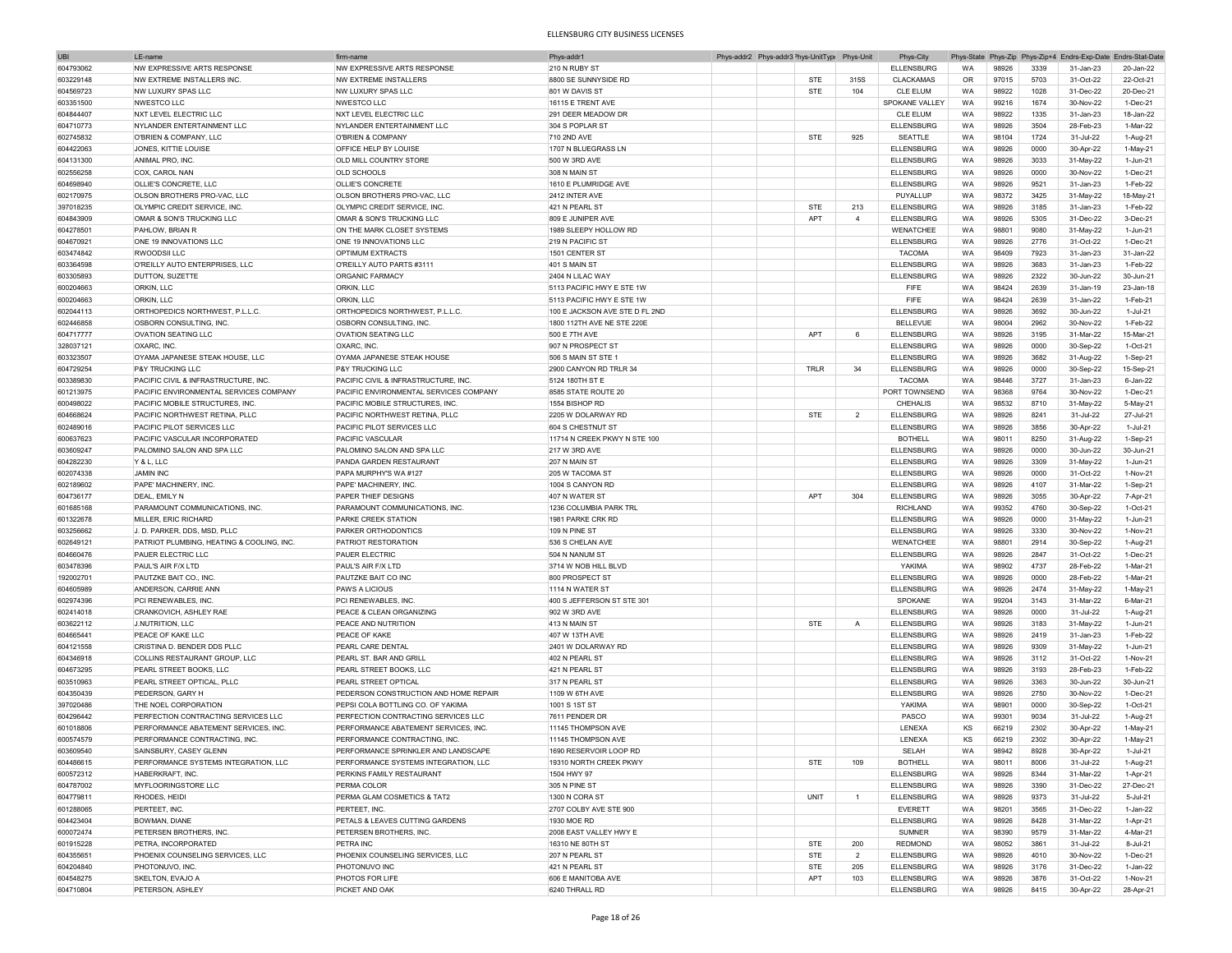# ELLENSBURG CITY BUSINESS LICENSES

| UBI | LE-name | firm-name | Phys-addr1 | Phys-addr2 | Phys-addr3 | Phys-UnitType | Phys-Unit | Phys-City | Phys-State | Phys-Zip | Phys-Zip+4 | Endrs-Exp-Date | Endrs-Stat-Date |
|---|---|---|---|---|---|---|---|---|---|---|---|---|---|
| 604793062 | NW EXPRESSIVE ARTS RESPONSE | NW EXPRESSIVE ARTS RESPONSE | 210 N RUBY ST | | | | | ELLENSBURG | WA | 98926 | 3339 | 31-Jan-23 | 20-Jan-22 |
| 603229148 | NW EXTREME INSTALLERS INC. | NW EXTREME INSTALLERS | 8800 SE SUNNYSIDE RD | | | STE | 315S | CLACKAMAS | OR | 97015 | 5703 | 31-Oct-22 | 22-Oct-21 |
| 604569723 | NW LUXURY SPAS LLC | NW LUXURY SPAS LLC | 801 W DAVIS ST | | | STE | 104 | CLE ELUM | WA | 98922 | 1028 | 31-Dec-22 | 20-Dec-21 |
| 603351500 | NWESTCO LLC | NWESTCO LLC | 16115 E TRENT AVE | | | | | SPOKANE VALLEY | WA | 99216 | 1674 | 30-Nov-22 | 1-Dec-21 |
| 604844407 | NXT LEVEL ELECTRIC LLC | NXT LEVEL ELECTRIC LLC | 291 DEER MEADOW DR | | | | | CLE ELUM | WA | 98922 | 1335 | 31-Jan-23 | 18-Jan-22 |
| 604710773 | NYLANDER ENTERTAINMENT LLC | NYLANDER ENTERTAINMENT LLC | 304 S POPLAR ST | | | | | ELLENSBURG | WA | 98926 | 3504 | 28-Feb-23 | 1-Mar-22 |
| 602745832 | O'BRIEN & COMPANY, LLC | O'BRIEN & COMPANY | 710 2ND AVE | | | STE | 925 | SEATTLE | WA | 98104 | 1724 | 31-Jul-22 | 1-Aug-21 |
| 604422063 | JONES, KITTIE LOUISE | OFFICE HELP BY LOUISE | 1707 N BLUEGRASS LN | | | | | ELLENSBURG | WA | 98926 | 0000 | 30-Apr-22 | 1-May-21 |
| 604131300 | ANIMAL PRO, INC. | OLD MILL COUNTRY STORE | 500 W 3RD AVE | | | | | ELLENSBURG | WA | 98926 | 3033 | 31-May-22 | 1-Jun-21 |
| 602556258 | COX, CAROL NAN | OLD SCHOOLS | 308 N MAIN ST | | | | | ELLENSBURG | WA | 98926 | 0000 | 30-Nov-22 | 1-Dec-21 |
| 604698940 | OLLIE'S CONCRETE, LLC | OLLIE'S CONCRETE | 1610 E PLUMRIDGE AVE | | | | | ELLENSBURG | WA | 98926 | 9521 | 31-Jan-23 | 1-Feb-22 |
| 602170975 | OLSON BROTHERS PRO-VAC, LLC | OLSON BROTHERS PRO-VAC, LLC | 2412 INTER AVE | | | | | PUYALLUP | WA | 98372 | 3425 | 31-May-22 | 18-May-21 |
| 397018235 | OLYMPIC CREDIT SERVICE, INC. | OLYMPIC CREDIT SERVICE, INC. | 421 N PEARL ST | | | STE | 213 | ELLENSBURG | WA | 98926 | 3185 | 31-Jan-23 | 1-Feb-22 |
| 604843909 | OMAR & SON'S TRUCKING LLC | OMAR & SON'S TRUCKING LLC | 809 E JUNIPER AVE | | | APT | 4 | ELLENSBURG | WA | 98926 | 5305 | 31-Dec-22 | 3-Dec-21 |
| 604278501 | PAHLOW, BRIAN R | ON THE MARK CLOSET SYSTEMS | 1989 SLEEPY HOLLOW RD | | | | | WENATCHEE | WA | 98801 | 9080 | 31-May-22 | 1-Jun-21 |
| 604670921 | ONE 19 INNOVATIONS LLC | ONE 19 INNOVATIONS LLC | 219 N PACIFIC ST | | | | | ELLENSBURG | WA | 98926 | 2776 | 31-Oct-22 | 1-Dec-21 |
| 603474842 | RWOODSII LLC | OPTIMUM EXTRACTS | 1501 CENTER ST | | | | | TACOMA | WA | 98409 | 7923 | 31-Jan-23 | 31-Jan-22 |
| 603364598 | O'REILLY AUTO ENTERPRISES, LLC | O'REILLY AUTO PARTS #3111 | 401 S MAIN ST | | | | | ELLENSBURG | WA | 98926 | 3683 | 31-Jan-23 | 1-Feb-22 |
| 603305893 | DUTTON, SUZETTE | ORGANIC FARMACY | 2404 N LILAC WAY | | | | | ELLENSBURG | WA | 98926 | 2322 | 30-Jun-22 | 30-Jun-21 |
| 600204663 | ORKIN, LLC | ORKIN, LLC | 5113 PACIFIC HWY E STE 1W | | | | | FIFE | WA | 98424 | 2639 | 31-Jan-19 | 23-Jan-18 |
| 600204663 | ORKIN, LLC | ORKIN, LLC | 5113 PACIFIC HWY E STE 1W | | | | | FIFE | WA | 98424 | 2639 | 31-Jan-22 | 1-Feb-21 |
| 602044113 | ORTHOPEDICS NORTHWEST, P.L.L.C. | ORTHOPEDICS NORTHWEST, P.L.L.C. | 100 E JACKSON AVE STE D FL 2ND | | | | | ELLENSBURG | WA | 98926 | 3692 | 30-Jun-22 | 1-Jul-21 |
| 602446858 | OSBORN CONSULTING, INC. | OSBORN CONSULTING, INC. | 1800 112TH AVE NE STE 220E | | | | | BELLEVUE | WA | 98004 | 2962 | 30-Nov-22 | 1-Feb-22 |
| 604717777 | OVATION SEATING LLC | OVATION SEATING LLC | 500 E 7TH AVE | | | APT | 6 | ELLENSBURG | WA | 98926 | 3195 | 31-Mar-22 | 15-Mar-21 |
| 328037121 | OXARC, INC. | OXARC, INC. | 907 N PROSPECT ST | | | | | ELLENSBURG | WA | 98926 | 0000 | 30-Sep-22 | 1-Oct-21 |
| 603323507 | OYAMA JAPANESE STEAK HOUSE, LLC | OYAMA JAPANESE STEAK HOUSE | 506 S MAIN ST STE 1 | | | | | ELLENSBURG | WA | 98926 | 3682 | 31-Aug-22 | 1-Sep-21 |
| 604729254 | P&Y TRUCKING LLC | P&Y TRUCKING LLC | 2900 CANYON RD TRLR 34 | | | TRLR | 34 | ELLENSBURG | WA | 98926 | 0000 | 30-Sep-22 | 15-Sep-21 |
| 603389830 | PACIFIC CIVIL & INFRASTRUCTURE, INC. | PACIFIC CIVIL & INFRASTRUCTURE, INC. | 5124 180TH ST E | | | | | TACOMA | WA | 98446 | 3727 | 31-Jan-23 | 6-Jan-22 |
| 601213975 | PACIFIC ENVIRONMENTAL SERVICES COMPANY | PACIFIC ENVIRONMENTAL SERVICES COMPANY | 8585 STATE ROUTE 20 | | | | | PORT TOWNSEND | WA | 98368 | 9764 | 30-Nov-22 | 1-Dec-21 |
| 600498022 | PACIFIC MOBILE STRUCTURES, INC. | PACIFIC MOBILE STRUCTURES, INC. | 1554 BISHOP RD | | | | | CHEHALIS | WA | 98532 | 8710 | 31-May-22 | 5-May-21 |
| 604668624 | PACIFIC NORTHWEST RETINA, PLLC | PACIFIC NORTHWEST RETINA, PLLC | 2205 W DOLARWAY RD | | | STE | 2 | ELLENSBURG | WA | 98926 | 8241 | 31-Jul-22 | 27-Jul-21 |
| 602489016 | PACIFIC PILOT SERVICES LLC | PACIFIC PILOT SERVICES LLC | 604 S CHESTNUT ST | | | | | ELLENSBURG | WA | 98926 | 3856 | 30-Apr-22 | 1-Jul-21 |
| 600637623 | PACIFIC VASCULAR INCORPORATED | PACIFIC VASCULAR | 11714 N CREEK PKWY N STE 100 | | | | | BOTHELL | WA | 98011 | 8250 | 31-Aug-22 | 1-Sep-21 |
| 603609247 | PALOMINO SALON AND SPA LLC | PALOMINO SALON AND SPA LLC | 217 W 3RD AVE | | | | | ELLENSBURG | WA | 98926 | 0000 | 30-Jun-22 | 30-Jun-21 |
| 604282230 | Y & L, LLC | PANDA GARDEN RESTAURANT | 207 N MAIN ST | | | | | ELLENSBURG | WA | 98926 | 3309 | 31-May-22 | 1-Jun-21 |
| 602074338 | JAMIN INC | PAPA MURPHY'S WA #127 | 205 W TACOMA ST | | | | | ELLENSBURG | WA | 98926 | 0000 | 31-Oct-22 | 1-Nov-21 |
| 602189602 | PAPE' MACHINERY, INC. | PAPE' MACHINERY, INC. | 1004 S CANYON RD | | | | | ELLENSBURG | WA | 98926 | 4107 | 31-Mar-22 | 1-Sep-21 |
| 604736177 | DEAL, EMILY N | PAPER THIEF DESIGNS | 407 N WATER ST | | | APT | 304 | ELLENSBURG | WA | 98926 | 3055 | 30-Apr-22 | 7-Apr-21 |
| 601685168 | PARAMOUNT COMMUNICATIONS, INC. | PARAMOUNT COMMUNICATIONS, INC. | 1236 COLUMBIA PARK TRL | | | | | RICHLAND | WA | 99352 | 4760 | 30-Sep-22 | 1-Oct-21 |
| 601322678 | MILLER, ERIC RICHARD | PARKE CREEK STATION | 1981 PARKE CRK RD | | | | | ELLENSBURG | WA | 98926 | 0000 | 31-May-22 | 1-Jun-21 |
| 603256662 | J. D. PARKER, DDS, MSD, PLLC | PARKER ORTHODONTICS | 109 N PINE ST | | | | | ELLENSBURG | WA | 98926 | 3330 | 30-Nov-22 | 1-Nov-21 |
| 602649121 | PATRIOT PLUMBING, HEATING & COOLING, INC. | PATRIOT RESTORATION | 536 S CHELAN AVE | | | | | WENATCHEE | WA | 98801 | 2914 | 30-Sep-22 | 1-Aug-21 |
| 604660476 | PAUER ELECTRIC LLC | PAUER ELECTRIC | 504 N NANUM ST | | | | | ELLENSBURG | WA | 98926 | 2847 | 31-Oct-22 | 1-Dec-21 |
| 603478396 | PAUL'S AIR F/X LTD | PAUL'S AIR F/X LTD | 3714 W NOB HILL BLVD | | | | | YAKIMA | WA | 98902 | 4737 | 28-Feb-22 | 1-Mar-21 |
| 192002701 | PAUTZKE BAIT CO., INC. | PAUTZKE BAIT CO INC | 800 PROSPECT ST | | | | | ELLENSBURG | WA | 98926 | 0000 | 28-Feb-22 | 1-Mar-21 |
| 604605989 | ANDERSON, CARRIE ANN | PAWS A LICIOUS | 1114 N WATER ST | | | | | ELLENSBURG | WA | 98926 | 2474 | 31-May-22 | 1-May-21 |
| 602974396 | PCI RENEWABLES, INC. | PCI RENEWABLES, INC. | 400 S JEFFERSON ST STE 301 | | | | | SPOKANE | WA | 99204 | 3143 | 31-Mar-22 | 6-Mar-21 |
| 602414018 | CRANKOVICH, ASHLEY RAE | PEACE & CLEAN ORGANIZING | 902 W 3RD AVE | | | | | ELLENSBURG | WA | 98926 | 0000 | 31-Jul-22 | 1-Aug-21 |
| 603622112 | J.NUTRITION, LLC | PEACE AND NUTRITION | 413 N MAIN ST | | | STE | A | ELLENSBURG | WA | 98926 | 3183 | 31-May-22 | 1-Jun-21 |
| 604665441 | PEACE OF KAKE LLC | PEACE OF KAKE | 407 W 13TH AVE | | | | | ELLENSBURG | WA | 98926 | 2419 | 31-Jan-23 | 1-Feb-22 |
| 604121558 | CRISTINA D. BENDER DDS PLLC | PEARL CARE DENTAL | 2401 W DOLARWAY RD | | | | | ELLENSBURG | WA | 98926 | 9309 | 31-May-22 | 1-Jun-21 |
| 604346918 | COLLINS RESTAURANT GROUP, LLC | PEARL ST. BAR AND GRILL | 402 N PEARL ST | | | | | ELLENSBURG | WA | 98926 | 3112 | 31-Oct-22 | 1-Nov-21 |
| 604673295 | PEARL STREET BOOKS, LLC | PEARL STREET BOOKS, LLC | 421 N PEARL ST | | | | | ELLENSBURG | WA | 98926 | 3193 | 28-Feb-23 | 1-Feb-22 |
| 603510963 | PEARL STREET OPTICAL, PLLC | PEARL STREET OPTICAL | 317 N PEARL ST | | | | | ELLENSBURG | WA | 98926 | 3363 | 30-Jun-22 | 30-Jun-21 |
| 604350439 | PEDERSON, GARY H | PEDERSON CONSTRUCTION AND HOME REPAIR | 1109 W 6TH AVE | | | | | ELLENSBURG | WA | 98926 | 2750 | 30-Nov-22 | 1-Dec-21 |
| 397020486 | THE NOEL CORPORATION | PEPSI COLA BOTTLING CO. OF YAKIMA | 1001 S 1ST ST | | | | | YAKIMA | WA | 98901 | 0000 | 30-Sep-22 | 1-Oct-21 |
| 604296442 | PERFECTION CONTRACTING SERVICES LLC | PERFECTION CONTRACTING SERVICES LLC | 7611 PENDER DR | | | | | PASCO | WA | 99301 | 9034 | 31-Jul-22 | 1-Aug-21 |
| 601018806 | PERFORMANCE ABATEMENT SERVICES, INC. | PERFORMANCE ABATEMENT SERVICES, INC. | 11145 THOMPSON AVE | | | | | LENEXA | KS | 66219 | 2302 | 30-Apr-22 | 1-May-21 |
| 600574579 | PERFORMANCE CONTRACTING, INC. | PERFORMANCE CONTRACTING, INC. | 11145 THOMPSON AVE | | | | | LENEXA | KS | 66219 | 2302 | 30-Apr-22 | 1-May-21 |
| 603609540 | SAINSBURY, CASEY GLENN | PERFORMANCE SPRINKLER AND LANDSCAPE | 1690 RESERVOIR LOOP RD | | | | | SELAH | WA | 98942 | 8928 | 30-Apr-22 | 1-Jul-21 |
| 604486615 | PERFORMANCE SYSTEMS INTEGRATION, LLC | PERFORMANCE SYSTEMS INTEGRATION, LLC | 19310 NORTH CREEK PKWY | | | STE | 109 | BOTHELL | WA | 98011 | 8006 | 31-Jul-22 | 1-Aug-21 |
| 600572312 | HABERKRAFT, INC. | PERKINS FAMILY RESTAURANT | 1504 HWY 97 | | | | | ELLENSBURG | WA | 98926 | 8344 | 31-Mar-22 | 1-Apr-21 |
| 604787002 | MYFLOORINGSTORE LLC | PERMA COLOR | 305 N PINE ST | | | | | ELLENSBURG | WA | 98926 | 3390 | 31-Dec-22 | 27-Dec-21 |
| 604779811 | RHODES, HEIDI | PERMA GLAM COSMETICS & TAT2 | 1300 N CORA ST | | | UNIT | 1 | ELLENSBURG | WA | 98926 | 9373 | 31-Jul-22 | 5-Jul-21 |
| 601288065 | PERTEET, INC. | PERTEET, INC. | 2707 COLBY AVE STE 900 | | | | | EVERETT | WA | 98201 | 3565 | 31-Dec-22 | 1-Jan-22 |
| 604423404 | BOWMAN, DIANE | PETALS & LEAVES CUTTING GARDENS | 1930 MOE RD | | | | | ELLENSBURG | WA | 98926 | 8428 | 31-Mar-22 | 1-Apr-21 |
| 600072474 | PETERSEN BROTHERS, INC. | PETERSEN BROTHERS, INC. | 2008 EAST VALLEY HWY E | | | | | SUMNER | WA | 98390 | 9579 | 31-Mar-22 | 4-Mar-21 |
| 601915228 | PETRA, INCORPORATED | PETRA INC | 16310 NE 80TH ST | | | STE | 200 | REDMOND | WA | 98052 | 3861 | 31-Jul-22 | 8-Jul-21 |
| 604355651 | PHOENIX COUNSELING SERVICES, LLC | PHOENIX COUNSELING SERVICES, LLC | 207 N PEARL ST | | | STE | 2 | ELLENSBURG | WA | 98926 | 4010 | 30-Nov-22 | 1-Dec-21 |
| 604204840 | PHOTONUVO, INC. | PHOTONUVO INC | 421 N PEARL ST | | | STE | 205 | ELLENSBURG | WA | 98926 | 3176 | 31-Dec-22 | 1-Jan-22 |
| 604548275 | SKELTON, EVAJO A | PHOTOS FOR LIFE | 606 E MANITOBA AVE | | | APT | 103 | ELLENSBURG | WA | 98926 | 3876 | 31-Oct-22 | 1-Nov-21 |
| 604710804 | PETERSON, ASHLEY | PICKET AND OAK | 6240 THRALL RD | | | | | ELLENSBURG | WA | 98926 | 8415 | 30-Apr-22 | 28-Apr-21 |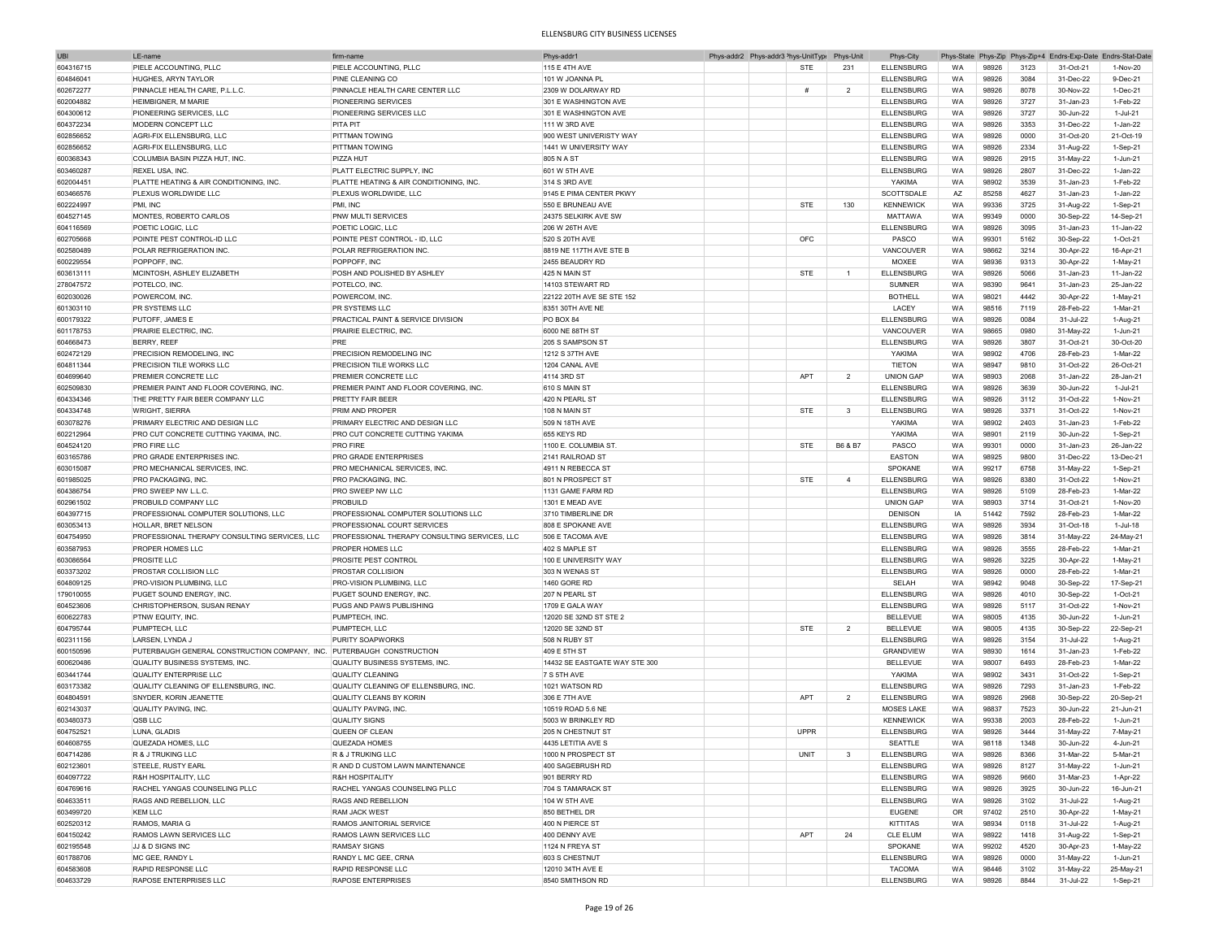# ELLENSBURG CITY BUSINESS LICENSES

| UBI | LE-name | firm-name | Phys-addr1 | Phys-addr2 | Phys-addr3 | Phys-UnitType | Phys-Unit | Phys-City | Phys-State | Phys-Zip | Phys-Zip+4 | Endrs-Exp-Date | Endrs-Stat-Date |
|---|---|---|---|---|---|---|---|---|---|---|---|---|---|
| 604316715 | PIELE ACCOUNTING, PLLC | PIELE ACCOUNTING, PLLC | 115 E 4TH AVE | | | STE | 231 | ELLENSBURG | WA | 98926 | 3123 | 31-Oct-21 | 1-Nov-20 |
| 604846041 | HUGHES, ARYN TAYLOR | PINE CLEANING CO | 101 W JOANNA PL | | | | | ELLENSBURG | WA | 98926 | 3084 | 31-Dec-22 | 9-Dec-21 |
| 602672277 | PINNACLE HEALTH CARE, P.L.L.C. | PINNACLE HEALTH CARE CENTER LLC | 2309 W DOLARWAY RD | | | # | 2 | ELLENSBURG | WA | 98926 | 8078 | 30-Nov-22 | 1-Dec-21 |
| 602004882 | HEIMBIGNER, M MARIE | PIONEERING SERVICES | 301 E WASHINGTON AVE | | | | | ELLENSBURG | WA | 98926 | 3727 | 31-Jan-23 | 1-Feb-22 |
| 604300612 | PIONEERING SERVICES, LLC | PIONEERING SERVICES LLC | 301 E WASHINGTON AVE | | | | | ELLENSBURG | WA | 98926 | 3727 | 30-Jun-22 | 1-Jul-21 |
| 604372234 | MODERN CONCEPT LLC | PITA PIT | 111 W 3RD AVE | | | | | ELLENSBURG | WA | 98926 | 3353 | 31-Dec-22 | 1-Jan-22 |
| 602856652 | AGRI-FIX ELLENSBURG, LLC | PITTMAN TOWING | 900 WEST UNIVERISTY WAY | | | | | ELLENSBURG | WA | 98926 | 0000 | 31-Oct-20 | 21-Oct-19 |
| 602856652 | AGRI-FIX ELLENSBURG, LLC | PITTMAN TOWING | 1441 W UNIVERSITY WAY | | | | | ELLENSBURG | WA | 98926 | 2334 | 31-Aug-22 | 1-Sep-21 |
| 600368343 | COLUMBIA BASIN PIZZA HUT, INC. | PIZZA HUT | 805 N A ST | | | | | ELLENSBURG | WA | 98926 | 2915 | 31-May-22 | 1-Jun-21 |
| 603460287 | REXEL USA, INC. | PLATT ELECTRIC SUPPLY, INC | 601 W 5TH AVE | | | | | ELLENSBURG | WA | 98926 | 2807 | 31-Dec-22 | 1-Jan-22 |
| 602004451 | PLATTE HEATING & AIR CONDITIONING, INC. | PLATTE HEATING & AIR CONDITIONING, INC. | 314 S 3RD AVE | | | | | YAKIMA | WA | 98902 | 3539 | 31-Jan-23 | 1-Feb-22 |
| 603466576 | PLEXUS WORLDWIDE LLC | PLEXUS WORLDWIDE, LLC | 9145 E PIMA CENTER PKWY | | | | | SCOTTSDALE | AZ | 85258 | 4627 | 31-Jan-23 | 1-Jan-22 |
| 602224997 | PMI, INC | PMI, INC | 550 E BRUNEAU AVE | | | STE | 130 | KENNEWICK | WA | 99336 | 3725 | 31-Aug-22 | 1-Sep-21 |
| 604527145 | MONTES, ROBERTO CARLOS | PNW MULTI SERVICES | 24375 SELKIRK AVE SW | | | | | MATTAWA | WA | 99349 | 0000 | 30-Sep-22 | 14-Sep-21 |
| 604116569 | POETIC LOGIC, LLC | POETIC LOGIC, LLC | 206 W 26TH AVE | | | | | ELLENSBURG | WA | 98926 | 3095 | 31-Jan-23 | 11-Jan-22 |
| 602705668 | POINTE PEST CONTROL-ID LLC | POINTE PEST CONTROL - ID, LLC | 520 S 20TH AVE | | | OFC | | PASCO | WA | 99301 | 5162 | 30-Sep-22 | 1-Oct-21 |
| 602580489 | POLAR REFRIGERATION INC. | POLAR REFRIGERATION INC. | 8819 NE 117TH AVE STE B | | | | | VANCOUVER | WA | 98662 | 3214 | 30-Apr-22 | 16-Apr-21 |
| 600229554 | POPPOFF, INC. | POPPOFF, INC | 2455 BEAUDRY RD | | | | | MOXEE | WA | 98936 | 9313 | 30-Apr-22 | 1-May-21 |
| 603613111 | MCINTOSH, ASHLEY ELIZABETH | POSH AND POLISHED BY ASHLEY | 425 N MAIN ST | | | STE | 1 | ELLENSBURG | WA | 98926 | 5066 | 31-Jan-23 | 11-Jan-22 |
| 278047572 | POTELCO, INC. | POTELCO, INC. | 14103 STEWART RD | | | | | SUMNER | WA | 98390 | 9641 | 31-Jan-23 | 25-Jan-22 |
| 602030026 | POWERCOM, INC. | POWERCOM, INC. | 22122 20TH AVE SE STE 152 | | | | | BOTHELL | WA | 98021 | 4442 | 30-Apr-22 | 1-May-21 |
| 601303110 | PR SYSTEMS LLC | PR SYSTEMS LLC | 8351 30TH AVE NE | | | | | LACEY | WA | 98516 | 7119 | 28-Feb-22 | 1-Mar-21 |
| 600179322 | PUTOFF, JAMES E | PRACTICAL PAINT & SERVICE DIVISION | PO BOX 84 | | | | | ELLENSBURG | WA | 98926 | 0084 | 31-Jul-22 | 1-Aug-21 |
| 601178753 | PRAIRIE ELECTRIC, INC. | PRAIRIE ELECTRIC, INC. | 6000 NE 88TH ST | | | | | VANCOUVER | WA | 98665 | 0980 | 31-May-22 | 1-Jun-21 |
| 604668473 | BERRY, REEF | PRE | 205 S SAMPSON ST | | | | | ELLENSBURG | WA | 98926 | 3807 | 31-Oct-21 | 30-Oct-20 |
| 602472129 | PRECISION REMODELING, INC | PRECISION REMODELING INC | 1212 S 37TH AVE | | | | | YAKIMA | WA | 98902 | 4706 | 28-Feb-23 | 1-Mar-22 |
| 604811344 | PRECISION TILE WORKS LLC | PRECISION TILE WORKS LLC | 1204 CANAL AVE | | | | | TIETON | WA | 98947 | 9810 | 31-Oct-22 | 26-Oct-21 |
| 604699640 | PREMIER CONCRETE LLC | PREMIER CONCRETE LLC | 4114 3RD ST | | | APT | 2 | UNION GAP | WA | 98903 | 2068 | 31-Jan-22 | 28-Jan-21 |
| 602509830 | PREMIER PAINT AND FLOOR COVERING, INC. | PREMIER PAINT AND FLOOR COVERING, INC. | 610 S MAIN ST | | | | | ELLENSBURG | WA | 98926 | 3639 | 30-Jun-22 | 1-Jul-21 |
| 604334346 | THE PRETTY FAIR BEER COMPANY LLC | PRETTY FAIR BEER | 420 N PEARL ST | | | | | ELLENSBURG | WA | 98926 | 3112 | 31-Oct-22 | 1-Nov-21 |
| 604334748 | WRIGHT, SIERRA | PRIM AND PROPER | 108 N MAIN ST | | | STE | 3 | ELLENSBURG | WA | 98926 | 3371 | 31-Oct-22 | 1-Nov-21 |
| 603078276 | PRIMARY ELECTRIC AND DESIGN LLC | PRIMARY ELECTRIC AND DESIGN LLC | 509 N 18TH AVE | | | | | YAKIMA | WA | 98902 | 2403 | 31-Jan-23 | 1-Feb-22 |
| 602212964 | PRO CUT CONCRETE CUTTING YAKIMA, INC. | PRO CUT CONCRETE CUTTING YAKIMA | 655 KEYS RD | | | | | YAKIMA | WA | 98901 | 2119 | 30-Jun-22 | 1-Sep-21 |
| 604524120 | PRO FIRE LLC | PRO FIRE | 1100 E. COLUMBIA ST. | | | STE | B6 & B7 | PASCO | WA | 99301 | 0000 | 31-Jan-23 | 26-Jan-22 |
| 603165786 | PRO GRADE ENTERPRISES INC. | PRO GRADE ENTERPRISES | 2141 RAILROAD ST | | | | | EASTON | WA | 98925 | 9800 | 31-Dec-22 | 13-Dec-21 |
| 603015087 | PRO MECHANICAL SERVICES, INC. | PRO MECHANICAL SERVICES, INC. | 4911 N REBECCA ST | | | | | SPOKANE | WA | 99217 | 6758 | 31-May-22 | 1-Sep-21 |
| 601985025 | PRO PACKAGING, INC. | PRO PACKAGING, INC. | 801 N PROSPECT ST | | | STE | 4 | ELLENSBURG | WA | 98926 | 8380 | 31-Oct-22 | 1-Nov-21 |
| 604386754 | PRO SWEEP NW L.L.C. | PRO SWEEP NW LLC | 1131 GAME FARM RD | | | | | ELLENSBURG | WA | 98926 | 5109 | 28-Feb-23 | 1-Mar-22 |
| 602961502 | PROBUILD COMPANY LLC | PROBUILD | 1301 E MEAD AVE | | | | | UNION GAP | WA | 98903 | 3714 | 31-Oct-21 | 1-Nov-20 |
| 604397715 | PROFESSIONAL COMPUTER SOLUTIONS, LLC | PROFESSIONAL COMPUTER SOLUTIONS LLC | 3710 TIMBERLINE DR | | | | | DENISON | IA | 51442 | 7592 | 28-Feb-23 | 1-Mar-22 |
| 603053413 | HOLLAR, BRET NELSON | PROFESSIONAL COURT SERVICES | 808 E SPOKANE AVE | | | | | ELLENSBURG | WA | 98926 | 3934 | 31-Oct-18 | 1-Jul-18 |
| 604754950 | PROFESSIONAL THERAPY CONSULTING SERVICES, LLC | PROFESSIONAL THERAPY CONSULTING SERVICES, LLC | 506 E TACOMA AVE | | | | | ELLENSBURG | WA | 98926 | 3814 | 31-May-22 | 24-May-21 |
| 603587953 | PROPER HOMES LLC | PROPER HOMES LLC | 402 S MAPLE ST | | | | | ELLENSBURG | WA | 98926 | 3555 | 28-Feb-22 | 1-Mar-21 |
| 603086564 | PROSITE LLC | PROSITE PEST CONTROL | 100 E UNIVERSITY WAY | | | | | ELLENSBURG | WA | 98926 | 3225 | 30-Apr-22 | 1-May-21 |
| 603373202 | PROSTAR COLLISION LLC | PROSTAR COLLISION | 303 N WENAS ST | | | | | ELLENSBURG | WA | 98926 | 0000 | 28-Feb-22 | 1-Mar-21 |
| 604809125 | PRO-VISION PLUMBING, LLC | PRO-VISION PLUMBING, LLC | 1460 GORE RD | | | | | SELAH | WA | 98942 | 9048 | 30-Sep-22 | 17-Sep-21 |
| 179010055 | PUGET SOUND ENERGY, INC. | PUGET SOUND ENERGY, INC. | 207 N PEARL ST | | | | | ELLENSBURG | WA | 98926 | 4010 | 30-Sep-22 | 1-Oct-21 |
| 604523606 | CHRISTOPHERSON, SUSAN RENAY | PUGS AND PAWS PUBLISHING | 1709 E GALA WAY | | | | | ELLENSBURG | WA | 98926 | 5117 | 31-Oct-22 | 1-Nov-21 |
| 600622783 | PTNW EQUITY, INC. | PUMPTECH, INC. | 12020 SE 32ND ST STE 2 | | | | | BELLEVUE | WA | 98005 | 4135 | 30-Jun-22 | 1-Jun-21 |
| 604795744 | PUMPTECH, LLC | PUMPTECH, LLC | 12020 SE 32ND ST | | | STE | 2 | BELLEVUE | WA | 98005 | 4135 | 30-Sep-22 | 22-Sep-21 |
| 602311156 | LARSEN, LYNDA J | PURITY SOAPWORKS | 508 N RUBY ST | | | | | ELLENSBURG | WA | 98926 | 3154 | 31-Jul-22 | 1-Aug-21 |
| 600150596 | PUTERBAUGH GENERAL CONSTRUCTION COMPANY, INC. | PUTERBAUGH CONSTRUCTION | 409 E 5TH ST | | | | | GRANDVIEW | WA | 98930 | 1614 | 31-Jan-23 | 1-Feb-22 |
| 600620486 | QUALITY BUSINESS SYSTEMS, INC. | QUALITY BUSINESS SYSTEMS, INC. | 14432 SE EASTGATE WAY STE 300 | | | | | BELLEVUE | WA | 98007 | 6493 | 28-Feb-23 | 1-Mar-22 |
| 603441744 | QUALITY ENTERPRISE LLC | QUALITY CLEANING | 7 S 5TH AVE | | | | | YAKIMA | WA | 98902 | 3431 | 31-Oct-22 | 1-Sep-21 |
| 603173382 | QUALITY CLEANING OF ELLENSBURG, INC. | QUALITY CLEANING OF ELLENSBURG, INC. | 1021 WATSON RD | | | | | ELLENSBURG | WA | 98926 | 7293 | 31-Jan-23 | 1-Feb-22 |
| 604804591 | SNYDER, KORIN JEANETTE | QUALITY CLEANS BY KORIN | 306 E 7TH AVE | | | APT | 2 | ELLENSBURG | WA | 98926 | 2968 | 30-Sep-22 | 20-Sep-21 |
| 602143037 | QUALITY PAVING, INC. | QUALITY PAVING, INC. | 10519 ROAD 5.6 NE | | | | | MOSES LAKE | WA | 98837 | 7523 | 30-Jun-22 | 21-Jun-21 |
| 603480373 | QSB LLC | QUALITY SIGNS | 5003 W BRINKLEY RD | | | | | KENNEWICK | WA | 99338 | 2003 | 28-Feb-22 | 1-Jun-21 |
| 604752521 | LUNA, GLADIS | QUEEN OF CLEAN | 205 N CHESTNUT ST | | | UPPR | | ELLENSBURG | WA | 98926 | 3444 | 31-May-22 | 7-May-21 |
| 604608755 | QUEZADA HOMES, LLC | QUEZADA HOMES | 4435 LETITIA AVE S | | | | | SEATTLE | WA | 98118 | 1348 | 30-Jun-22 | 4-Jun-21 |
| 604714286 | R & J TRUKING LLC | R & J TRUKING LLC | 1000 N PROSPECT ST | | | UNIT | 3 | ELLENSBURG | WA | 98926 | 8366 | 31-Mar-22 | 5-Mar-21 |
| 602123601 | STEELE, RUSTY EARL | R AND D CUSTOM LAWN MAINTENANCE | 400 SAGEBRUSH RD | | | | | ELLENSBURG | WA | 98926 | 8127 | 31-May-22 | 1-Jun-21 |
| 604097722 | R&H HOSPITALITY, LLC | R&H HOSPITALITY | 901 BERRY RD | | | | | ELLENSBURG | WA | 98926 | 9660 | 31-Mar-23 | 1-Apr-22 |
| 604769616 | RACHEL YANGAS COUNSELING PLLC | RACHEL YANGAS COUNSELING PLLC | 704 S TAMARACK ST | | | | | ELLENSBURG | WA | 98926 | 3925 | 30-Jun-22 | 16-Jun-21 |
| 604633511 | RAGS AND REBELLION, LLC | RAGS AND REBELLION | 104 W 5TH AVE | | | | | ELLENSBURG | WA | 98926 | 3102 | 31-Jul-22 | 1-Aug-21 |
| 603499720 | KEM LLC | RAM JACK WEST | 850 BETHEL DR | | | | | EUGENE | OR | 97402 | 2510 | 30-Apr-22 | 1-May-21 |
| 602520312 | RAMOS, MARIA G | RAMOS JANITORIAL SERVICE | 400 N PIERCE ST | | | | | KITTITAS | WA | 98934 | 0118 | 31-Jul-22 | 1-Aug-21 |
| 604150242 | RAMOS LAWN SERVICES LLC | RAMOS LAWN SERVICES LLC | 400 DENNY AVE | | | APT | 24 | CLE ELUM | WA | 98922 | 1418 | 31-Aug-22 | 1-Sep-21 |
| 602195548 | JJ & D SIGNS INC | RAMSAY SIGNS | 1124 N FREYA ST | | | | | SPOKANE | WA | 99202 | 4520 | 30-Apr-23 | 1-May-22 |
| 601788706 | MC GEE, RANDY L | RANDY L MC GEE, CRNA | 603 S CHESTNUT | | | | | ELLENSBURG | WA | 98926 | 0000 | 31-May-22 | 1-Jun-21 |
| 604583608 | RAPID RESPONSE LLC | RAPID RESPONSE LLC | 12010 34TH AVE E | | | | | TACOMA | WA | 98446 | 3102 | 31-May-22 | 25-May-21 |
| 604633729 | RAPOSE ENTERPRISES LLC | RAPOSE ENTERPRISES | 8540 SMITHSON RD | | | | | ELLENSBURG | WA | 98926 | 8844 | 31-Jul-22 | 1-Sep-21 |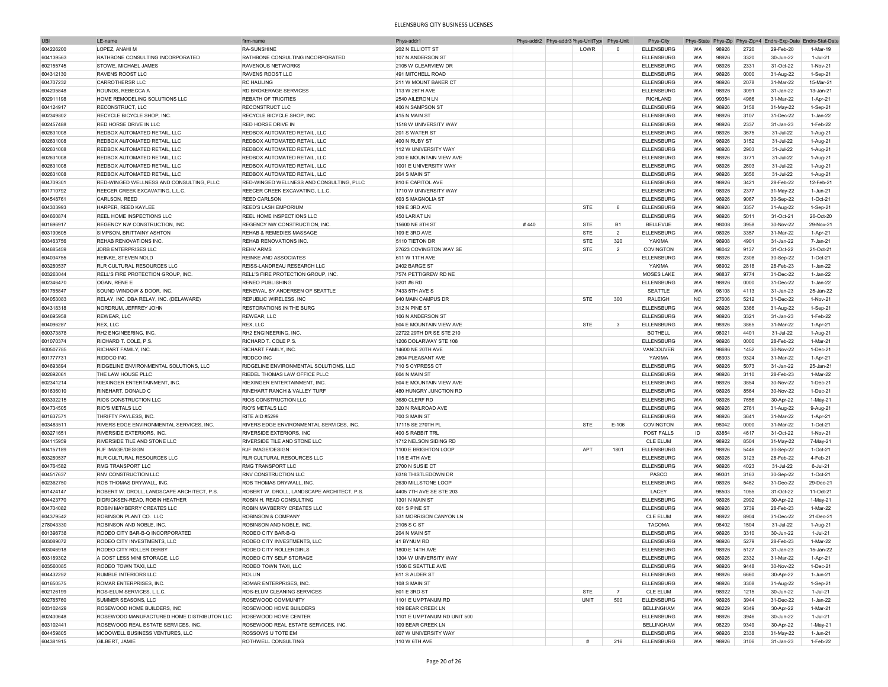# ELLENSBURG CITY BUSINESS LICENSES

| UBI | LE-name | firm-name | Phys-addr1 | Phys-addr2 | Phys-addr3 | Phys-UnitType | Phys-Unit | Phys-City | Phys-State | Phys-Zip | Phys-Zip+4 | Endrs-Exp-Date | Endrs-Stat-Date |
|---|---|---|---|---|---|---|---|---|---|---|---|---|---|
| 604226200 | LOPEZ, ANAHI M | RA-SUNSHINE | 202 N ELLIOTT ST | | | LOWR | 0 | ELLENSBURG | WA | 98926 | 2720 | 29-Feb-20 | 1-Mar-19 |
| 604139563 | RATHBONE CONSULTING INCORPORATED | RATHBONE CONSULTING INCORPORATED | 107 N ANDERSON ST | | | | | ELLENSBURG | WA | 98926 | 3320 | 30-Jun-22 | 1-Jul-21 |
| 602155745 | STOWE, MICHAEL JAMES | RAVENOUS NETWORKS | 2105 W CLEARVIEW DR | | | | | ELLENSBURG | WA | 98926 | 2331 | 31-Oct-22 | 1-Nov-21 |
| 604312130 | RAVENS ROOST LLC | RAVENS ROOST LLC | 491 MITCHELL ROAD | | | | | ELLENSBURG | WA | 98926 | 0000 | 31-Aug-22 | 1-Sep-21 |
| 604707232 | CARROTHERSR LLC | RC HAULING | 211 W MOUNT BAKER CT | | | | | ELLENSBURG | WA | 98926 | 2078 | 31-Mar-22 | 15-Mar-21 |
| 604205848 | ROUNDS, REBECCA A | RD BROKERAGE SERVICES | 113 W 26TH AVE | | | | | ELLENSBURG | WA | 98926 | 3091 | 31-Jan-22 | 13-Jan-21 |
| 602911198 | HOME REMODELING SOLUTIONS LLC | REBATH OF TRICITIES | 2540 AILERON LN | | | | | RICHLAND | WA | 99354 | 4966 | 31-Mar-22 | 1-Apr-21 |
| 604124917 | RECONSTRUCT, LLC | RECONSTRUCT LLC | 406 N SAMPSON ST | | | | | ELLENSBURG | WA | 98926 | 3158 | 31-May-22 | 1-Sep-21 |
| 602349802 | RECYCLE BICYCLE SHOP, INC. | RECYCLE BICYCLE SHOP, INC. | 415 N MAIN ST | | | | | ELLENSBURG | WA | 98926 | 3107 | 31-Dec-22 | 1-Jan-22 |
| 602457488 | RED HORSE DRIVE IN LLC | RED HORSE DRIVE IN | 1518 W UNIVERSITY WAY | | | | | ELLENSBURG | WA | 98926 | 2337 | 31-Jan-23 | 1-Feb-22 |
| 602631008 | REDBOX AUTOMATED RETAIL, LLC | REDBOX AUTOMATED RETAIL, LLC | 201 S WATER ST | | | | | ELLENSBURG | WA | 98926 | 3675 | 31-Jul-22 | 1-Aug-21 |
| 602631008 | REDBOX AUTOMATED RETAIL, LLC | REDBOX AUTOMATED RETAIL, LLC | 400 N RUBY ST | | | | | ELLENSBURG | WA | 98926 | 3152 | 31-Jul-22 | 1-Aug-21 |
| 602631008 | REDBOX AUTOMATED RETAIL, LLC | REDBOX AUTOMATED RETAIL, LLC | 112 W UNIVERSITY WAY | | | | | ELLENSBURG | WA | 98926 | 2903 | 31-Jul-22 | 1-Aug-21 |
| 602631008 | REDBOX AUTOMATED RETAIL, LLC | REDBOX AUTOMATED RETAIL, LLC | 200 E MOUNTAIN VIEW AVE | | | | | ELLENSBURG | WA | 98926 | 3771 | 31-Jul-22 | 1-Aug-21 |
| 602631008 | REDBOX AUTOMATED RETAIL, LLC | REDBOX AUTOMATED RETAIL, LLC | 1001 E UNIVERSITY WAY | | | | | ELLENSBURG | WA | 98926 | 2603 | 31-Jul-22 | 1-Aug-21 |
| 602631008 | REDBOX AUTOMATED RETAIL, LLC | REDBOX AUTOMATED RETAIL, LLC | 204 S MAIN ST | | | | | ELLENSBURG | WA | 98926 | 3656 | 31-Jul-22 | 1-Aug-21 |
| 604709301 | RED-WINGED WELLNESS AND CONSULTING, PLLC | RED-WINGED WELLNESS AND CONSULTING, PLLC | 810 E CAPITOL AVE | | | | | ELLENSBURG | WA | 98926 | 3421 | 28-Feb-22 | 12-Feb-21 |
| 601710792 | REECER CREEK EXCAVATING, L.L.C. | REECER CREEK EXCAVATING, L.L.C. | 1710 W UNIVERSITY WAY | | | | | ELLENSBURG | WA | 98926 | 2377 | 31-May-22 | 1-Jun-21 |
| 604548761 | CARLSON, REED | REED CARLSON | 603 S MAGNOLIA ST | | | | | ELLENSBURG | WA | 98926 | 9067 | 30-Sep-22 | 1-Oct-21 |
| 604303993 | HARPER, REED KAYLEE | REED'S LASH EMPORIUM | 109 E 3RD AVE | | | STE | 6 | ELLENSBURG | WA | 98926 | 3357 | 31-Aug-22 | 1-Sep-21 |
| 604660874 | REEL HOME INSPECTIONS LLC | REEL HOME INSPECTIONS LLC | 450 LARIAT LN | | | | | ELLENSBURG | WA | 98926 | 5011 | 31-Oct-21 | 26-Oct-20 |
| 601696917 | REGENCY NW CONSTRUCTION, INC. | REGENCY NW CONSTRUCTION, INC. | 15600 NE 8TH ST | # 440 | | STE | B1 | BELLEVUE | WA | 98008 | 3958 | 30-Nov-22 | 29-Nov-21 |
| 603190605 | SIMPSON, BRITTAINY ASHTON | REHAB & REMEDIES MASSAGE | 109 E 3RD AVE | | | STE | 2 | ELLENSBURG | WA | 98926 | 3357 | 31-Mar-22 | 1-Apr-21 |
| 603463756 | REHAB RENOVATIONS INC. | REHAB RENOVATIONS INC. | 5110 TIETON DR | | | STE | 320 | YAKIMA | WA | 98908 | 4901 | 31-Jan-22 | 7-Jan-21 |
| 604685459 | JDRB ENTERPRISES LLC | REHV ARMS | 27623 COVINGTON WAY SE | | | STE | 2 | COVINGTON | WA | 98042 | 9137 | 31-Oct-22 | 21-Oct-21 |
| 604034755 | REINKE, STEVEN NOLD | REINKE AND ASSOCIATES | 611 W 11TH AVE | | | | | ELLENSBURG | WA | 98926 | 2308 | 30-Sep-22 | 1-Oct-21 |
| 603280537 | RLR CULTURAL RESOURCES LLC | REISS-LANDREAU RESEARCH LLC | 2402 BARGE ST | | | | | YAKIMA | WA | 98902 | 2818 | 28-Feb-23 | 1-Jan-22 |
| 603263044 | RELL'S FIRE PROTECTION GROUP, INC. | RELL'S FIRE PROTECTION GROUP, INC. | 7574 PETTIGREW RD NE | | | | | MOSES LAKE | WA | 98837 | 9774 | 31-Dec-22 | 1-Jan-22 |
| 602346470 | OGAN, RENE E | RENEO PUBLISHING | 5201 #6 RD | | | | | ELLENSBURG | WA | 98926 | 0000 | 31-Dec-22 | 1-Jan-22 |
| 601765847 | SOUND WINDOW & DOOR, INC. | RENEWAL BY ANDERSEN OF SEATTLE | 7433 5TH AVE S | | | | | SEATTLE | WA | 98108 | 4113 | 31-Jan-23 | 25-Jan-22 |
| 604053083 | RELAY, INC. DBA RELAY, INC. (DELAWARE) | REPUBLIC WIRELESS, INC | 940 MAIN CAMPUS DR | | | STE | 300 | RALEIGH | NC | 27606 | 5212 | 31-Dec-22 | 1-Nov-21 |
| 604318318 | NORDRUM, JEFFREY JOHN | RESTORATIONS IN THE BURG | 312 N PINE ST | | | | | ELLENSBURG | WA | 98926 | 3366 | 31-Aug-22 | 1-Sep-21 |
| 604695958 | REWEAR, LLC | REWEAR, LLC | 106 N ANDERSON ST | | | | | ELLENSBURG | WA | 98926 | 3321 | 31-Jan-23 | 1-Feb-22 |
| 604096287 | REX, LLC | REX, LLC | 504 E MOUNTAIN VIEW AVE | | | STE | 3 | ELLENSBURG | WA | 98926 | 3865 | 31-Mar-22 | 1-Apr-21 |
| 600373878 | RH2 ENGINEERING, INC. | RH2 ENGINEERING, INC. | 22722 29TH DR SE STE 210 | | | | | BOTHELL | WA | 98021 | 4401 | 31-Jul-22 | 1-Aug-21 |
| 601070374 | RICHARD T. COLE, P.S. | RICHARD T. COLE P.S. | 1206 DOLARWAY STE 108 | | | | | ELLENSBURG | WA | 98926 | 0000 | 28-Feb-22 | 1-Mar-21 |
| 600507785 | RICHART FAMILY, INC. | RICHART FAMILY, INC. | 14600 NE 20TH AVE | | | | | VANCOUVER | WA | 98686 | 1452 | 30-Nov-22 | 1-Dec-21 |
| 601777731 | RIDDCO INC. | RIDDCO INC | 2604 PLEASANT AVE | | | | | YAKIMA | WA | 98903 | 9324 | 31-Mar-22 | 1-Apr-21 |
| 604693894 | RIDGELINE ENVIRONMENTAL SOLUTIONS, LLC | RIDGELINE ENVIRONMENTAL SOLUTIONS, LLC | 710 S CYPRESS CT | | | | | ELLENSBURG | WA | 98926 | 5073 | 31-Jan-22 | 25-Jan-21 |
| 602692061 | THE LAW HOUSE PLLC | RIEDEL THOMAS LAW OFFICE PLLC | 604 N MAIN ST | | | | | ELLENSBURG | WA | 98926 | 3110 | 28-Feb-23 | 1-Mar-22 |
| 602341214 | RIEXINGER ENTERTAINMENT, INC. | RIEXINGER ENTERTAINMENT, INC. | 504 E MOUNTAIN VIEW AVE | | | | | ELLENSBURG | WA | 98926 | 3854 | 30-Nov-22 | 1-Dec-21 |
| 601636010 | RINEHART, DONALD C | RINEHART RANCH & VALLEY TURF | 480 HUNGRY JUNCTION RD | | | | | ELLENSBURG | WA | 98926 | 8564 | 30-Nov-22 | 1-Dec-21 |
| 603392215 | RIOS CONSTRUCTION LLC | RIOS CONSTRUCTION LLC | 3680 CLERF RD | | | | | ELLENSBURG | WA | 98926 | 7656 | 30-Apr-22 | 1-May-21 |
| 604734505 | RIO'S METALS LLC | RIO'S METALS LLC | 320 N RAILROAD AVE | | | | | ELLENSBURG | WA | 98926 | 2761 | 31-Aug-22 | 9-Aug-21 |
| 601637571 | THRIFTY PAYLESS, INC. | RITE AID #5299 | 700 S MAIN ST | | | | | ELLENSBURG | WA | 98926 | 3641 | 31-Mar-22 | 1-Apr-21 |
| 603483511 | RIVERS EDGE ENVIRONMENTAL SERVICES, INC. | RIVERS EDGE ENVIRONMENTAL SERVICES, INC. | 17115 SE 270TH PL | | | STE | E-106 | COVINGTON | WA | 98042 | 0000 | 31-Mar-22 | 1-Oct-21 |
| 603271651 | RIVERSIDE EXTERIORS, INC. | RIVERSIDE EXTERIORS, INC | 400 S RABBIT TRL | | | | | POST FALLS | ID | 83854 | 4617 | 31-Oct-22 | 1-Nov-21 |
| 604115959 | RIVERSIDE TILE AND STONE LLC | RIVERSIDE TILE AND STONE LLC | 1712 NELSON SIDING RD | | | | | CLE ELUM | WA | 98922 | 8504 | 31-May-22 | 7-May-21 |
| 604157189 | RJF IMAGE/DESIGN | RJF IMAGE/DESIGN | 1100 E BRIGHTON LOOP | | | APT | 1801 | ELLENSBURG | WA | 98926 | 5446 | 30-Sep-22 | 1-Oct-21 |
| 603280537 | RLR CULTURAL RESOURCES LLC | RLR CULTURAL RESOURCES LLC | 115 E 4TH AVE | | | | | ELLENSBURG | WA | 98926 | 3123 | 28-Feb-22 | 4-Feb-21 |
| 604764582 | RMG TRANSPORT LLC | RMG TRANSPORT LLC | 2700 N SUSIE CT | | | | | ELLENSBURG | WA | 98926 | 4023 | 31-Jul-22 | 6-Jul-21 |
| 604517637 | RNV CONSTRUCTION LLC | RNV CONSTRUCTION LLC | 6318 THISTLEDOWN DR | | | | | PASCO | WA | 99301 | 3163 | 30-Sep-22 | 1-Oct-21 |
| 602362750 | ROB THOMAS DRYWALL, INC. | ROB THOMAS DRYWALL, INC. | 2630 MILLSTONE LOOP | | | | | ELLENSBURG | WA | 98926 | 5462 | 31-Dec-22 | 29-Dec-21 |
| 601424147 | ROBERT W. DROLL, LANDSCAPE ARCHITECT, P.S. | ROBERT W. DROLL, LANDSCAPE ARCHITECT, P.S. | 4405 7TH AVE SE STE 203 | | | | | LACEY | WA | 98503 | 1055 | 31-Oct-22 | 11-Oct-21 |
| 604423770 | DIDRICKSEN-READ, ROBIN HEATHER | ROBIN H. READ CONSULTING | 1301 N MAIN ST | | | | | ELLENSBURG | WA | 98926 | 2992 | 30-Apr-22 | 1-May-21 |
| 604704082 | ROBIN MAYBERRY CREATES LLC | ROBIN MAYBERRY CREATES LLC | 601 S PINE ST | | | | | ELLENSBURG | WA | 98926 | 3739 | 28-Feb-23 | 1-Mar-22 |
| 604379542 | ROBINSON PLANT CO. LLC | ROBINSON & COMPANY | 531 MORRISON CANYON LN | | | | | CLE ELUM | WA | 98922 | 8904 | 31-Dec-22 | 21-Dec-21 |
| 278043330 | ROBINSON AND NOBLE, INC. | ROBINSON AND NOBLE, INC. | 2105 S C ST | | | | | TACOMA | WA | 98402 | 1504 | 31-Jul-22 | 1-Aug-21 |
| 601398738 | RODEO CITY BAR-B-Q INCORPORATED | RODEO CITY BAR-B-Q | 204 N MAIN ST | | | | | ELLENSBURG | WA | 98926 | 3310 | 30-Jun-22 | 1-Jul-21 |
| 603089072 | RODEO CITY INVESTMENTS, LLC | RODEO CITY INVESTMENTS, LLC | 41 BYNUM RD | | | | | ELLENSBURG | WA | 98926 | 5279 | 28-Feb-23 | 1-Mar-22 |
| 603046918 | RODEO CITY ROLLER DERBY | RODEO CITY ROLLERGIRLS | 1800 E 14TH AVE | | | | | ELLENSBURG | WA | 98926 | 5127 | 31-Jan-23 | 15-Jan-22 |
| 603189302 | A COST LESS MINI STORAGE, LLC | RODEO CITY SELF STORAGE | 1304 W UNIVERSITY WAY | | | | | ELLENSBURG | WA | 98926 | 2332 | 31-Mar-22 | 1-Apr-21 |
| 603560085 | RODEO TOWN TAXI, LLC | RODEO TOWN TAXI, LLC | 1506 E SEATTLE AVE | | | | | ELLENSBURG | WA | 98926 | 9448 | 30-Nov-22 | 1-Dec-21 |
| 604432252 | RUMBLE INTERIORS LLC | ROLLIN | 611 S ALDER ST | | | | | ELLENSBURG | WA | 98926 | 6660 | 30-Apr-22 | 1-Jun-21 |
| 601650575 | ROMAR ENTERPRISES, INC. | ROMAR ENTERPRISES, INC. | 108 S MAIN ST | | | | | ELLENSBURG | WA | 98926 | 3308 | 31-Aug-22 | 1-Sep-21 |
| 602126199 | ROS-ELUM SERVICES, L.L.C. | ROS-ELUM CLEANING SERVICES | 501 E 3RD ST | | | STE | 7 | CLE ELUM | WA | 98922 | 1215 | 30-Jun-22 | 1-Jul-21 |
| 602785760 | SUMMER SEASONS, LLC | ROSEWOOD COMMUNITY | 1101 E UMPTANUM RD | | | UNIT | 500 | ELLENSBURG | WA | 98926 | 3944 | 31-Dec-22 | 1-Jan-22 |
| 603102429 | ROSEWOOD HOME BUILDERS, INC | ROSEWOOD HOME BUILDERS | 109 BEAR CREEK LN | | | | | BELLINGHAM | WA | 98229 | 9349 | 30-Apr-22 | 1-Mar-21 |
| 602400648 | ROSEWOOD MANUFACTURED HOME DISTRIBUTOR LLC | ROSEWOOD HOME CENTER | 1101 E UMPTANUM RD UNIT 500 | | | | | ELLENSBURG | WA | 98926 | 3946 | 30-Jun-22 | 1-Jul-21 |
| 603102441 | ROSEWOOD REAL ESTATE SERVICES, INC. | ROSEWOOD REAL ESTATE SERVICES, INC. | 109 BEAR CREEK LN | | | | | BELLINGHAM | WA | 98229 | 9349 | 30-Apr-22 | 1-May-21 |
| 604459805 | MCDOWELL BUSINESS VENTURES, LLC | ROSSOWS U TOTE EM | 807 W UNIVERSITY WAY | | | | | ELLENSBURG | WA | 98926 | 2338 | 31-May-22 | 1-Jun-21 |
| 604381915 | GILBERT, JAMIE | ROTHWELL CONSULTING | 110 W 6TH AVE | | | # | 216 | ELLENSBURG | WA | 98926 | 3106 | 31-Jan-23 | 1-Feb-22 |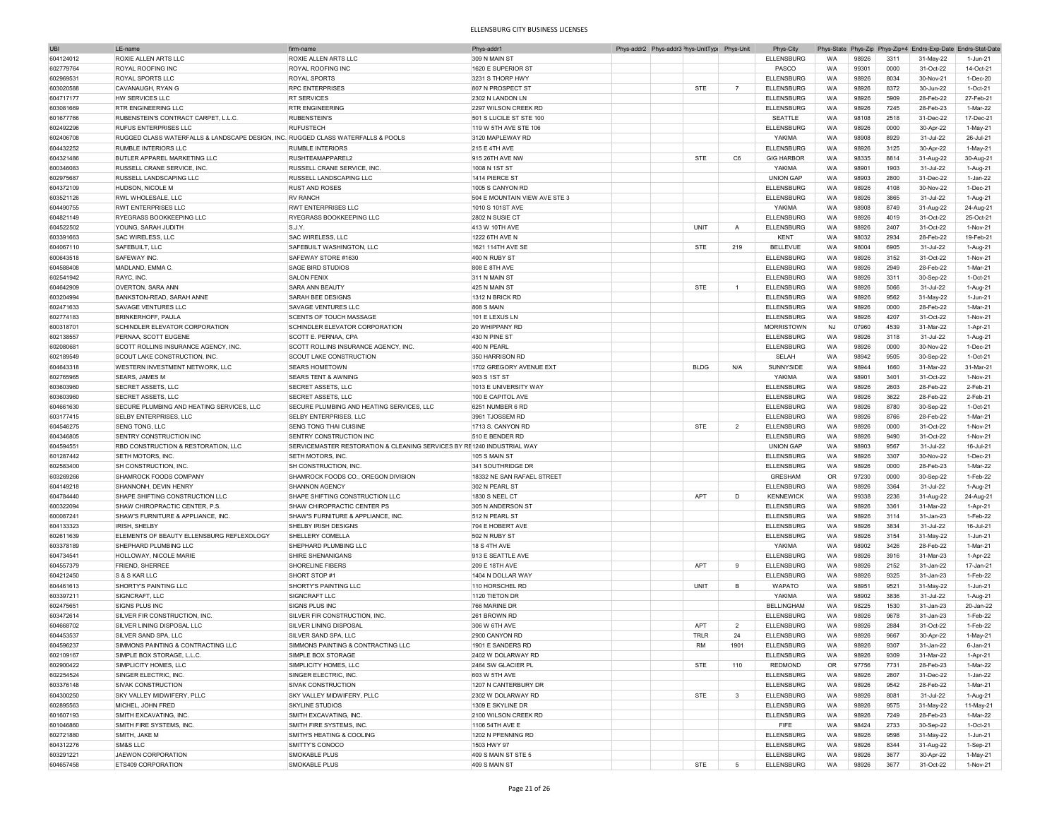| UBI | LE-name | firm-name | Phys-addr1 | Phys-addr2 | Phys-addr3 | Phys-UnitType | Phys-Unit | Phys-City | Phys-State | Phys-Zip | Phys-Zip+4 | Endrs-Exp-Date | Endrs-Stat-Date |
|---|---|---|---|---|---|---|---|---|---|---|---|---|---|
| 604124012 | ROXIE ALLEN ARTS LLC | ROXIE ALLEN ARTS LLC | 309 N MAIN ST | | | | | ELLENSBURG | WA | 98926 | 3311 | 31-May-22 | 1-Jun-21 |
| 602779764 | ROYAL ROOFING INC | ROYAL ROOFING INC | 1620 E SUPERIOR ST | | | | | PASCO | WA | 99301 | 0000 | 31-Oct-22 | 14-Oct-21 |
| 602969531 | ROYAL SPORTS LLC | ROYAL SPORTS | 3231 S THORP HWY | | | | | ELLENSBURG | WA | 98926 | 8034 | 30-Nov-21 | 1-Dec-20 |
| 603020588 | CAVANAUGH, RYAN G | RPC ENTERPRISES | 807 N PROSPECT ST | | | STE | 7 | ELLENSBURG | WA | 98926 | 8372 | 30-Jun-22 | 1-Oct-21 |
| 604717177 | HW SERVICES LLC | RT SERVICES | 2302 N LANDON LN | | | | | ELLENSBURG | WA | 98926 | 5909 | 28-Feb-22 | 27-Feb-21 |
| 603081669 | RTR ENGINEERING LLC | RTR ENGINEERING | 2297 WILSON CREEK RD | | | | | ELLENSBURG | WA | 98926 | 7245 | 28-Feb-23 | 1-Mar-22 |
| 601677766 | RUBENSTEIN'S CONTRACT CARPET, L.L.C. | RUBENSTEIN'S | 501 S LUCILE ST STE 100 | | | | | SEATTLE | WA | 98108 | 2518 | 31-Dec-22 | 17-Dec-21 |
| 602492296 | RUFUS ENTERPRISES LLC | RUFUSTECH | 119 W 5TH AVE STE 106 | | | | | ELLENSBURG | WA | 98926 | 0000 | 30-Apr-22 | 1-May-21 |
| 602406708 | RUGGED CLASS WATERFALLS & LANDSCAPE DESIGN, INC. | RUGGED CLASS WATERFALLS & POOLS | 3120 MAPLEWAY RD | | | | | YAKIMA | WA | 98908 | 8929 | 31-Jul-22 | 26-Jul-21 |
| 604432252 | RUMBLE INTERIORS LLC | RUMBLE INTERIORS | 215 E 4TH AVE | | | | | ELLENSBURG | WA | 98926 | 3125 | 30-Apr-22 | 1-May-21 |
| 604321486 | BUTLER APPAREL MARKETING LLC | RUSHTEAMAPPAREL2 | 915 26TH AVE NW | | | STE | C6 | GIG HARBOR | WA | 98335 | 8814 | 31-Aug-22 | 30-Aug-21 |
| 600346083 | RUSSELL CRANE SERVICE, INC. | RUSSELL CRANE SERVICE, INC. | 1008 N 1ST ST | | | | | YAKIMA | WA | 98901 | 1903 | 31-Jul-22 | 1-Aug-21 |
| 602975687 | RUSSELL LANDSCAPING LLC | RUSSELL LANDSCAPING LLC | 1414 PIERCE ST | | | | | UNION GAP | WA | 98903 | 2800 | 31-Dec-22 | 1-Jan-22 |
| 604372109 | HUDSON, NICOLE M | RUST AND ROSES | 1005 S CANYON RD | | | | | ELLENSBURG | WA | 98926 | 4108 | 30-Nov-22 | 1-Dec-21 |
| 603521126 | RWL WHOLESALE, LLC | RV RANCH | 504 E MOUNTAIN VIEW AVE STE 3 | | | | | ELLENSBURG | WA | 98926 | 3865 | 31-Jul-22 | 1-Aug-21 |
| 604490755 | RWT ENTERPRISES LLC | RWT ENTERPRISES LLC | 1010 S 101ST AVE | | | | | YAKIMA | WA | 98908 | 8749 | 31-Aug-22 | 24-Aug-21 |
| 604821149 | RYEGRASS BOOKKEEPING LLC | RYEGRASS BOOKKEEPING LLC | 2802 N SUSIE CT | | | | | ELLENSBURG | WA | 98926 | 4019 | 31-Oct-22 | 25-Oct-21 |
| 604522502 | YOUNG, SARAH JUDITH | S.J.Y. | 413 W 10TH AVE | | | UNIT | A | ELLENSBURG | WA | 98926 | 2407 | 31-Oct-22 | 1-Nov-21 |
| 603391663 | SAC WIRELESS, LLC | SAC WIRELESS, LLC | 1222 6TH AVE N | | | | | KENT | WA | 98032 | 2934 | 28-Feb-22 | 19-Feb-21 |
| 604067110 | SAFEBUILT, LLC | SAFEBUILT WASHINGTON, LLC | 1621 114TH AVE SE | | | STE | 219 | BELLEVUE | WA | 98004 | 6905 | 31-Jul-22 | 1-Aug-21 |
| 600643518 | SAFEWAY INC. | SAFEWAY STORE #1630 | 400 N RUBY ST | | | | | ELLENSBURG | WA | 98926 | 3152 | 31-Oct-22 | 1-Nov-21 |
| 604588408 | MADLAND, EMMA C. | SAGE BIRD STUDIOS | 808 E 8TH AVE | | | | | ELLENSBURG | WA | 98926 | 2949 | 28-Feb-22 | 1-Mar-21 |
| 602541942 | RAYC, INC. | SALON FENIX | 311 N MAIN ST | | | | | ELLENSBURG | WA | 98926 | 3311 | 30-Sep-22 | 1-Oct-21 |
| 604642909 | OVERTON, SARA ANN | SARA ANN BEAUTY | 425 N MAIN ST | | | STE | 1 | ELLENSBURG | WA | 98926 | 5066 | 31-Jul-22 | 1-Aug-21 |
| 603204994 | BANKSTON-READ, SARAH ANNE | SARAH BEE DESIGNS | 1312 N BRICK RD | | | | | ELLENSBURG | WA | 98926 | 9562 | 31-May-22 | 1-Jun-21 |
| 602471633 | SAVAGE VENTURES LLC | SAVAGE VENTURES LLC | 808 S MAIN | | | | | ELLENSBURG | WA | 98926 | 0000 | 28-Feb-22 | 1-Mar-21 |
| 602774183 | BRINKERHOFF, PAULA | SCENTS OF TOUCH MASSAGE | 101 E LEXUS LN | | | | | ELLENSBURG | WA | 98926 | 4207 | 31-Oct-22 | 1-Nov-21 |
| 600318701 | SCHINDLER ELEVATOR CORPORATION | SCHINDLER ELEVATOR CORPORATION | 20 WHIPPANY RD | | | | | MORRISTOWN | NJ | 07960 | 4539 | 31-Mar-22 | 1-Apr-21 |
| 602138557 | PERNAA, SCOTT EUGENE | SCOTT E. PERNAA, CPA | 430 N PINE ST | | | | | ELLENSBURG | WA | 98926 | 3118 | 31-Jul-22 | 1-Aug-21 |
| 602080681 | SCOTT ROLLINS INSURANCE AGENCY, INC. | SCOTT ROLLINS INSURANCE AGENCY, INC. | 400 N PEARL | | | | | ELLENSBURG | WA | 98926 | 0000 | 30-Nov-22 | 1-Dec-21 |
| 602189549 | SCOUT LAKE CONSTRUCTION, INC. | SCOUT LAKE CONSTRUCTION | 350 HARRISON RD | | | | | SELAH | WA | 98942 | 9505 | 30-Sep-22 | 1-Oct-21 |
| 604643318 | WESTERN INVESTMENT NETWORK, LLC | SEARS HOMETOWN | 1702 GREGORY AVENUE EXT | | | BLDG | N/A | SUNNYSIDE | WA | 98944 | 1660 | 31-Mar-22 | 31-Mar-21 |
| 602765965 | SEARS, JAMES M | SEARS TENT & AWNING | 903 S 1ST ST | | | | | YAKIMA | WA | 98901 | 3401 | 31-Oct-22 | 1-Nov-21 |
| 603603960 | SECRET ASSETS, LLC | SECRET ASSETS, LLC | 1013 E UNIVERSITY WAY | | | | | ELLENSBURG | WA | 98926 | 2603 | 28-Feb-22 | 2-Feb-21 |
| 603603960 | SECRET ASSETS, LLC | SECRET ASSETS, LLC | 100 E CAPITOL AVE | | | | | ELLENSBURG | WA | 98926 | 3622 | 28-Feb-22 | 2-Feb-21 |
| 604661630 | SECURE PLUMBING AND HEATING SERVICES, LLC | SECURE PLUMBING AND HEATING SERVICES, LLC | 6251 NUMBER 6 RD | | | | | ELLENSBURG | WA | 98926 | 8780 | 30-Sep-22 | 1-Oct-21 |
| 603177415 | SELBY ENTERPRISES, LLC | SELBY ENTERPRISES, LLC | 3961 TJOSSEM RD | | | | | ELLENSBURG | WA | 98926 | 8766 | 28-Feb-22 | 1-Mar-21 |
| 604546275 | SENG TONG, LLC | SENG TONG THAI CUISINE | 1713 S. CANYON RD | | | STE | 2 | ELLENSBURG | WA | 98926 | 0000 | 31-Oct-22 | 1-Nov-21 |
| 604346805 | SENTRY CONSTRUCTION INC | SENTRY CONSTRUCTION INC | 510 E BENDER RD | | | | | ELLENSBURG | WA | 98926 | 9490 | 31-Oct-22 | 1-Nov-21 |
| 604594551 | RBD CONSTRUCTION & RESTORATION, LLC | SERVICEMASTER RESTORATION & CLEANING SERVICES BY RE | 1240 INDUSTRIAL WAY | | | | | UNION GAP | WA | 98903 | 9567 | 31-Jul-22 | 16-Jul-21 |
| 601287442 | SETH MOTORS, INC. | SETH MOTORS, INC. | 105 S MAIN ST | | | | | ELLENSBURG | WA | 98926 | 3307 | 30-Nov-22 | 1-Dec-21 |
| 602583400 | SH CONSTRUCTION, INC. | SH CONSTRUCTION, INC. | 341 SOUTHRIDGE DR | | | | | ELLENSBURG | WA | 98926 | 0000 | 28-Feb-23 | 1-Mar-22 |
| 603269266 | SHAMROCK FOODS COMPANY | SHAMROCK FOODS CO., OREGON DIVISION | 18332 NE SAN RAFAEL STREET | | | | | GRESHAM | OR | 97230 | 0000 | 30-Sep-22 | 1-Feb-22 |
| 604149218 | SHANNONH, DEVIN HENRY | SHANNON AGENCY | 302 N PEARL ST | | | | | ELLENSBURG | WA | 98926 | 3364 | 31-Jul-22 | 1-Aug-21 |
| 604784440 | SHAPE SHIFTING CONSTRUCTION LLC | SHAPE SHIFTING CONSTRUCTION LLC | 1830 S NEEL CT | | | APT | D | KENNEWICK | WA | 99338 | 2236 | 31-Aug-22 | 24-Aug-21 |
| 600322094 | SHAW CHIROPRACTIC CENTER, P.S. | SHAW CHIROPRACTIC CENTER PS | 305 N ANDERSON ST | | | | | ELLENSBURG | WA | 98926 | 3361 | 31-Mar-22 | 1-Apr-21 |
| 600087241 | SHAW'S FURNITURE & APPLIANCE, INC. | SHAW'S FURNITURE & APPLIANCE, INC. | 512 N PEARL ST | | | | | ELLENSBURG | WA | 98926 | 3114 | 31-Jan-23 | 1-Feb-22 |
| 604133323 | IRISH, SHELBY | SHELBY IRISH DESIGNS | 704 E HOBERT AVE | | | | | ELLENSBURG | WA | 98926 | 3834 | 31-Jul-22 | 16-Jul-21 |
| 602611639 | ELEMENTS OF BEAUTY ELLENSBURG REFLEXOLOGY | SHELLERY COMELLA | 502 N RUBY ST | | | | | ELLENSBURG | WA | 98926 | 3154 | 31-May-22 | 1-Jun-21 |
| 603378189 | SHEPHARD PLUMBING LLC | SHEPHARD PLUMBING LLC | 18 S 4TH AVE | | | | | YAKIMA | WA | 98902 | 3426 | 28-Feb-22 | 1-Mar-21 |
| 604734541 | HOLLOWAY, NICOLE MARIE | SHIRE SHENANIGANS | 913 E SEATTLE AVE | | | | | ELLENSBURG | WA | 98926 | 3916 | 31-Mar-23 | 1-Apr-22 |
| 604557379 | FRIEND, SHERREE | SHORELINE FIBERS | 209 E 18TH AVE | | | APT | 9 | ELLENSBURG | WA | 98926 | 2152 | 31-Jan-22 | 17-Jan-21 |
| 604212450 | S & S KAR LLC | SHORT STOP #1 | 1404 N DOLLAR WAY | | | | | ELLENSBURG | WA | 98926 | 9325 | 31-Jan-23 | 1-Feb-22 |
| 604461613 | SHORTY'S PAINTING LLC | SHORTY'S PAINTING LLC | 110 HORSCHEL RD | | | UNIT | B | WAPATO | WA | 98951 | 9521 | 31-May-22 | 1-Jun-21 |
| 603397211 | SIGNCRAFT, LLC | SIGNCRAFT LLC | 1120 TIETON DR | | | | | YAKIMA | WA | 98902 | 3836 | 31-Jul-22 | 1-Aug-21 |
| 602475651 | SIGNS PLUS INC | SIGNS PLUS INC | 766 MARINE DR | | | | | BELLINGHAM | WA | 98225 | 1530 | 31-Jan-23 | 20-Jan-22 |
| 603472614 | SILVER FIR CONSTRUCTION, INC. | SILVER FIR CONSTRUCTION, INC. | 261 BROWN RD | | | | | ELLENSBURG | WA | 98926 | 9678 | 31-Jan-23 | 1-Feb-22 |
| 604668702 | SILVER LINING DISPOSAL LLC | SILVER LINING DISPOSAL | 306 W 6TH AVE | | | APT | 2 | ELLENSBURG | WA | 98926 | 2884 | 31-Oct-22 | 1-Feb-22 |
| 604453537 | SILVER SAND SPA, LLC | SILVER SAND SPA, LLC | 2900 CANYON RD | | | TRLR | 24 | ELLENSBURG | WA | 98926 | 9667 | 30-Apr-22 | 1-May-21 |
| 604596237 | SIMMONS PAINTING & CONTRACTING LLC | SIMMONS PAINTING & CONTRACTING LLC | 1901 E SANDERS RD | | | RM | 1901 | ELLENSBURG | WA | 98926 | 9307 | 31-Jan-22 | 6-Jan-21 |
| 602109167 | SIMPLE BOX STORAGE, L.L.C. | SIMPLE BOX STORAGE | 2402 W DOLARWAY RD | | | | | ELLENSBURG | WA | 98926 | 9309 | 31-Mar-22 | 1-Apr-21 |
| 602900422 | SIMPLICITY HOMES, LLC | SIMPLICITY HOMES, LLC | 2464 SW GLACIER PL | | | STE | 110 | REDMOND | OR | 97756 | 7731 | 28-Feb-23 | 1-Mar-22 |
| 602254524 | SINGER ELECTRIC, INC. | SINGER ELECTRIC, INC. | 603 W 5TH AVE | | | | | ELLENSBURG | WA | 98926 | 2807 | 31-Dec-22 | 1-Jan-22 |
| 603376148 | SIVAK CONSTRUCTION | SIVAK CONSTRUCTION | 1207 N CANTERBURY DR | | | | | ELLENSBURG | WA | 98926 | 9542 | 28-Feb-22 | 1-Mar-21 |
| 604300250 | SKY VALLEY MIDWIFERY, PLLC | SKY VALLEY MIDWIFERY, PLLC | 2302 W DOLARWAY RD | | | STE | 3 | ELLENSBURG | WA | 98926 | 8081 | 31-Jul-22 | 1-Aug-21 |
| 602895563 | MICHEL, JOHN FRED | SKYLINE STUDIOS | 1309 E SKYLINE DR | | | | | ELLENSBURG | WA | 98926 | 9575 | 31-May-22 | 11-May-21 |
| 601607193 | SMITH EXCAVATING, INC. | SMITH EXCAVATING, INC. | 2100 WILSON CREEK RD | | | | | ELLENSBURG | WA | 98926 | 7249 | 28-Feb-23 | 1-Mar-22 |
| 601046860 | SMITH FIRE SYSTEMS, INC. | SMITH FIRE SYSTEMS, INC. | 1106 54TH AVE E | | | | | FIFE | WA | 98424 | 2733 | 30-Sep-22 | 1-Oct-21 |
| 602721880 | SMITH, JAKE M | SMITH'S HEATING & COOLING | 1202 N PFENNING RD | | | | | ELLENSBURG | WA | 98926 | 9598 | 31-May-22 | 1-Jun-21 |
| 604312276 | SM&S LLC | SMITTY'S CONOCO | 1503 HWY 97 | | | | | ELLENSBURG | WA | 98926 | 8344 | 31-Aug-22 | 1-Sep-21 |
| 603291221 | JAEWON CORPORATION | SMOKABLE PLUS | 409 S MAIN ST STE 5 | | | | | ELLENSBURG | WA | 98926 | 3677 | 30-Apr-22 | 1-May-21 |
| 604657458 | ETS409 CORPORATION | SMOKABLE PLUS | 409 S MAIN ST | | | STE | 5 | ELLENSBURG | WA | 98926 | 3677 | 31-Oct-22 | 1-Nov-21 |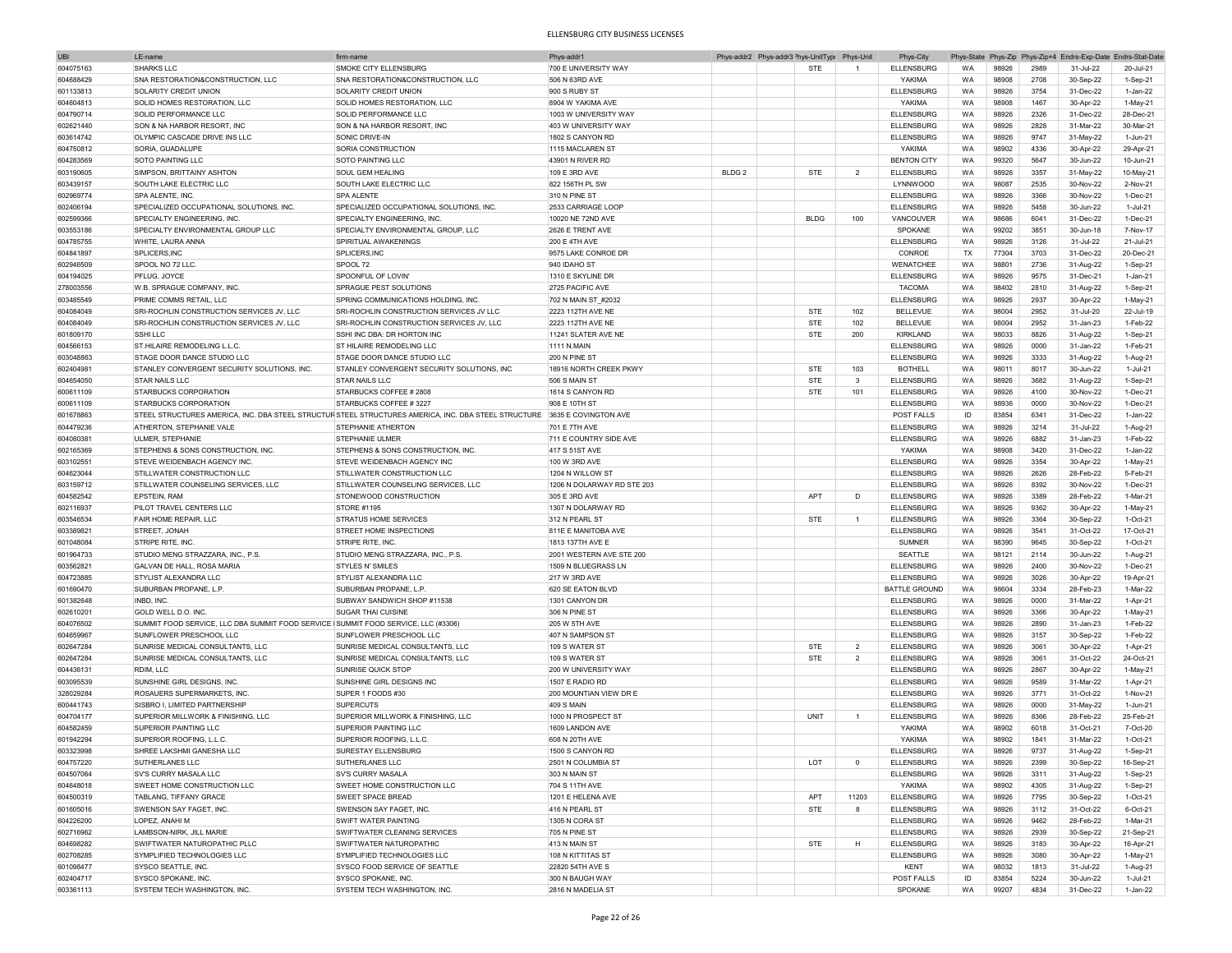# ELLENSBURG CITY BUSINESS LICENSES

| UBI | LE-name | firm-name | Phys-addr1 | Phys-addr2 | Phys-addr3 | Phys-UnitType | Phys-Unit | Phys-City | Phys-State | Phys-Zip | Phys-Zip+4 | Endrs-Exp-Date | Endrs-Stat-Date |
|---|---|---|---|---|---|---|---|---|---|---|---|---|---|
| 604075163 | SHARKS LLC | SMOKE CITY ELLENSBURG | 700 E UNIVERSITY WAY | | | STE | 1 | ELLENSBURG | WA | 98926 | 2989 | 31-Jul-22 | 20-Jul-21 |
| 604688429 | SNA RESTORATION&CONSTRUCTION, LLC | SNA RESTORATION&CONSTRUCTION, LLC | 506 N 63RD AVE | | | | | YAKIMA | WA | 98908 | 2708 | 30-Sep-22 | 1-Sep-21 |
| 601133813 | SOLARITY CREDIT UNION | SOLARITY CREDIT UNION | 900 S RUBY ST | | | | | ELLENSBURG | WA | 98926 | 3754 | 31-Dec-22 | 1-Jan-22 |
| 604604813 | SOLID HOMES RESTORATION, LLC | SOLID HOMES RESTORATION, LLC | 8904 W YAKIMA AVE | | | | | YAKIMA | WA | 98908 | 1467 | 30-Apr-22 | 1-May-21 |
| 604790714 | SOLID PERFORMANCE LLC | SOLID PERFORMANCE LLC | 1003 W UNIVERSITY WAY | | | | | ELLENSBURG | WA | 98926 | 2326 | 31-Dec-22 | 28-Dec-21 |
| 602621440 | SON & NA HARBOR RESORT, INC | SON & NA HARBOR RESORT, INC | 403 W UNIVERSITY WAY | | | | | ELLENSBURG | WA | 98926 | 2828 | 31-Mar-22 | 30-Mar-21 |
| 603614742 | OLYMPIC CASCADE DRIVE INS LLC | SONIC DRIVE-IN | 1802 S CANYON RD | | | | | ELLENSBURG | WA | 98926 | 9747 | 31-May-22 | 1-Jun-21 |
| 604750812 | SORIA, GUADALUPE | SORIA CONSTRUCTION | 1115 MACLAREN ST | | | | | YAKIMA | WA | 98902 | 4336 | 30-Apr-22 | 29-Apr-21 |
| 604283569 | SOTO PAINTING LLC | SOTO PAINTING LLC | 43901 N RIVER RD | | | | | BENTON CITY | WA | 99320 | 5647 | 30-Jun-22 | 10-Jun-21 |
| 603190605 | SIMPSON, BRITTAINY ASHTON | SOUL GEM HEALING | 109 E 3RD AVE | BLDG 2 | | STE | 2 | ELLENSBURG | WA | 98926 | 3357 | 31-May-22 | 10-May-21 |
| 603439157 | SOUTH LAKE ELECTRIC LLC | SOUTH LAKE ELECTRIC LLC | 822 156TH PL SW | | | | | LYNNWOOD | WA | 98087 | 2535 | 30-Nov-22 | 2-Nov-21 |
| 602969774 | SPA ALENTE, INC. | SPA ALENTE | 310 N PINE ST | | | | | ELLENSBURG | WA | 98926 | 3366 | 30-Nov-22 | 1-Dec-21 |
| 602406194 | SPECIALIZED OCCUPATIONAL SOLUTIONS, INC. | SPECIALIZED OCCUPATIONAL SOLUTIONS, INC. | 2533 CARRIAGE LOOP | | | | | ELLENSBURG | WA | 98926 | 5458 | 30-Jun-22 | 1-Jul-21 |
| 602599366 | SPECIALTY ENGINEERING, INC. | SPECIALTY ENGINEERING, INC. | 10020 NE 72ND AVE | | | BLDG | 100 | VANCOUVER | WA | 98686 | 6041 | 31-Dec-22 | 1-Dec-21 |
| 603553186 | SPECIALTY ENVIRONMENTAL GROUP LLC | SPECIALTY ENVIRONMENTAL GROUP, LLC | 2626 E TRENT AVE | | | | | SPOKANE | WA | 99202 | 3851 | 30-Jun-18 | 7-Nov-17 |
| 604785755 | WHITE, LAURA ANNA | SPIRITUAL AWAKENINGS | 200 E 4TH AVE | | | | | ELLENSBURG | WA | 98926 | 3126 | 31-Jul-22 | 21-Jul-21 |
| 604841897 | SPLICERS,INC | SPLICERS,INC | 9575 LAKE CONROE DR | | | | | CONROE | TX | 77304 | 3703 | 31-Dec-22 | 20-Dec-21 |
| 602946509 | SPOOL NO 72 LLC. | SPOOL 72 | 940 IDAHO ST | | | | | WENATCHEE | WA | 98801 | 2736 | 31-Aug-22 | 1-Sep-21 |
| 604194025 | PFLUG, JOYCE | SPOONFUL OF LOVIN' | 1310 E SKYLINE DR | | | | | ELLENSBURG | WA | 98926 | 9575 | 31-Dec-21 | 1-Jan-21 |
| 278003556 | W.B. SPRAGUE COMPANY, INC. | SPRAGUE PEST SOLUTIONS | 2725 PACIFIC AVE | | | | | TACOMA | WA | 98402 | 2810 | 31-Aug-22 | 1-Sep-21 |
| 603485549 | PRIME COMMS RETAIL, LLC | SPRING COMMUNICATIONS HOLDING, INC. | 702 N MAIN ST_#2032 | | | | | ELLENSBURG | WA | 98926 | 2937 | 30-Apr-22 | 1-May-21 |
| 604084049 | SRI-ROCHLIN CONSTRUCTION SERVICES JV, LLC | SRI-ROCHLIN CONSTRUCTION SERVICES JV LLC | 2223 112TH AVE NE | | | STE | 102 | BELLEVUE | WA | 98004 | 2952 | 31-Jul-20 | 22-Jul-19 |
| 604084049 | SRI-ROCHLIN CONSTRUCTION SERVICES JV, LLC | SRI-ROCHLIN CONSTRUCTION SERVICES JV, LLC | 2223 112TH AVE NE | | | STE | 102 | BELLEVUE | WA | 98004 | 2952 | 31-Jan-23 | 1-Feb-22 |
| 601809170 | SSHI LLC | SSHI INC DBA: DR HORTON INC | 11241 SLATER AVE NE | | | STE | 200 | KIRKLAND | WA | 98033 | 8826 | 31-Aug-22 | 1-Sep-21 |
| 604566153 | ST.HILAIRE REMODELING L.L.C. | ST HILAIRE REMODELING LLC | 1111 N.MAIN | | | | | ELLENSBURG | WA | 98926 | 0000 | 31-Jan-22 | 1-Feb-21 |
| 603048863 | STAGE DOOR DANCE STUDIO LLC | STAGE DOOR DANCE STUDIO LLC | 200 N PINE ST | | | | | ELLENSBURG | WA | 98926 | 3333 | 31-Aug-22 | 1-Aug-21 |
| 602404981 | STANLEY CONVERGENT SECURITY SOLUTIONS, INC. | STANLEY CONVERGENT SECURITY SOLUTIONS, INC | 18916 NORTH CREEK PKWY | | | STE | 103 | BOTHELL | WA | 98011 | 8017 | 30-Jun-22 | 1-Jul-21 |
| 604654050 | STAR NAILS LLC | STAR NAILS LLC | 506 S MAIN ST | | | STE | 3 | ELLENSBURG | WA | 98926 | 3682 | 31-Aug-22 | 1-Sep-21 |
| 600611109 | STARBUCKS CORPORATION | STARBUCKS COFFEE # 2808 | 1614 S CANYON RD | | | STE | 101 | ELLENSBURG | WA | 98926 | 4100 | 30-Nov-22 | 1-Dec-21 |
| 600611109 | STARBUCKS CORPORATION | STARBUCKS COFFEE # 3227 | 908 E 10TH ST | | | | | ELLENSBURG | WA | 98936 | 0000 | 30-Nov-22 | 1-Dec-21 |
| 601678863 | STEEL STRUCTURES AMERICA, INC. DBA STEEL STRUCTUR | STEEL STRUCTURES AMERICA, INC. DBA STEEL STRUCTURE | 3635 E COVINGTON AVE | | | | | POST FALLS | ID | 83854 | 6341 | 31-Dec-22 | 1-Jan-22 |
| 604479236 | ATHERTON, STEPHANIE VALE | STEPHANIE ATHERTON | 701 E 7TH AVE | | | | | ELLENSBURG | WA | 98926 | 3214 | 31-Jul-22 | 1-Aug-21 |
| 604080381 | ULMER, STEPHANIE | STEPHANIE ULMER | 711 E COUNTRY SIDE AVE | | | | | ELLENSBURG | WA | 98926 | 6882 | 31-Jan-23 | 1-Feb-22 |
| 602165369 | STEPHENS & SONS CONSTRUCTION, INC. | STEPHENS & SONS CONSTRUCTION, INC. | 417 S 51ST AVE | | | | | YAKIMA | WA | 98908 | 3420 | 31-Dec-22 | 1-Jan-22 |
| 603102551 | STEVE WEIDENBACH AGENCY INC. | STEVE WEIDENBACH AGENCY INC | 100 W 3RD AVE | | | | | ELLENSBURG | WA | 98926 | 3354 | 30-Apr-22 | 1-May-21 |
| 604623044 | STILLWATER CONSTRUCTION LLC | STILLWATER CONSTRUCTION LLC | 1204 N WILLOW ST | | | | | ELLENSBURG | WA | 98926 | 2626 | 28-Feb-22 | 5-Feb-21 |
| 603159712 | STILLWATER COUNSELING SERVICES, LLC | STILLWATER COUNSELING SERVICES, LLC | 1206 N DOLARWAY RD STE 203 | | | | | ELLENSBURG | WA | 98926 | 8392 | 30-Nov-22 | 1-Dec-21 |
| 604582542 | EPSTEIN, RAM | STONEWOOD CONSTRUCTION | 305 E 3RD AVE | | | APT | D | ELLENSBURG | WA | 98926 | 3389 | 28-Feb-22 | 1-Mar-21 |
| 602116937 | PILOT TRAVEL CENTERS LLC | STORE #1195 | 1307 N DOLARWAY RD | | | | | ELLENSBURG | WA | 98926 | 9362 | 30-Apr-22 | 1-May-21 |
| 603546534 | FAIR HOME REPAIR, LLC | STRATUS HOME SERVICES | 312 N PEARL ST | | | STE | 1 | ELLENSBURG | WA | 98926 | 3364 | 30-Sep-22 | 1-Oct-21 |
| 603389821 | STREET, JONAH | STREET HOME INSPECTIONS | 811E E MANITOBA AVE | | | | | ELLENSBURG | WA | 98926 | 3541 | 31-Oct-22 | 17-Oct-21 |
| 601048084 | STRIPE RITE, INC. | STRIPE RITE, INC. | 1813 137TH AVE E | | | | | SUMNER | WA | 98390 | 9645 | 30-Sep-22 | 1-Oct-21 |
| 601964733 | STUDIO MENG STRAZZARA, INC., P.S. | STUDIO MENG STRAZZARA, INC., P.S. | 2001 WESTERN AVE STE 200 | | | | | SEATTLE | WA | 98121 | 2114 | 30-Jun-22 | 1-Aug-21 |
| 603562821 | GALVAN DE HALL, ROSA MARIA | STYLES N' SMILES | 1509 N BLUEGRASS LN | | | | | ELLENSBURG | WA | 98926 | 2400 | 30-Nov-22 | 1-Dec-21 |
| 604723885 | STYLIST ALEXANDRA LLC | STYLIST ALEXANDRA LLC | 217 W 3RD AVE | | | | | ELLENSBURG | WA | 98926 | 3026 | 30-Apr-22 | 19-Apr-21 |
| 601690470 | SUBURBAN PROPANE, L.P. | SUBURBAN PROPANE, L.P. | 620 SE EATON BLVD | | | | | BATTLE GROUND | WA | 98604 | 3334 | 28-Feb-23 | 1-Mar-22 |
| 601382648 | INBD, INC. | SUBWAY SANDWICH SHOP #11538 | 1301 CANYON DR | | | | | ELLENSBURG | WA | 98926 | 0000 | 31-Mar-22 | 1-Apr-21 |
| 602610201 | GOLD WELL D.O. INC. | SUGAR THAI CUISINE | 306 N PINE ST | | | | | ELLENSBURG | WA | 98926 | 3366 | 30-Apr-22 | 1-May-21 |
| 604076502 | SUMMIT FOOD SERVICE, LLC DBA SUMMIT FOOD SERVICE | SUMMIT FOOD SERVICE, LLC (#3306) | 205 W 5TH AVE | | | | | ELLENSBURG | WA | 98926 | 2890 | 31-Jan-23 | 1-Feb-22 |
| 604659967 | SUNFLOWER PRESCHOOL LLC | SUNFLOWER PRESCHOOL LLC | 407 N SAMPSON ST | | | | | ELLENSBURG | WA | 98926 | 3157 | 30-Sep-22 | 1-Feb-22 |
| 602647284 | SUNRISE MEDICAL CONSULTANTS, LLC | SUNRISE MEDICAL CONSULTANTS, LLC | 109 S WATER ST | | | STE | 2 | ELLENSBURG | WA | 98926 | 3061 | 30-Apr-22 | 1-Apr-21 |
| 602647284 | SUNRISE MEDICAL CONSULTANTS, LLC | SUNRISE MEDICAL CONSULTANTS, LLC | 109 S WATER ST | | | STE | 2 | ELLENSBURG | WA | 98926 | 3061 | 31-Oct-22 | 24-Oct-21 |
| 604436131 | RDIM, LLC | SUNRISE QUICK STOP | 200 W UNIVERSITY WAY | | | | | ELLENSBURG | WA | 98926 | 2867 | 30-Apr-22 | 1-May-21 |
| 603095539 | SUNSHINE GIRL DESIGNS, INC. | SUNSHINE GIRL DESIGNS INC | 1507 E RADIO RD | | | | | ELLENSBURG | WA | 98926 | 9589 | 31-Mar-22 | 1-Apr-21 |
| 328029284 | ROSAUERS SUPERMARKETS, INC. | SUPER 1 FOODS #30 | 200 MOUNTIAN VIEW DR E | | | | | ELLENSBURG | WA | 98926 | 3771 | 31-Oct-22 | 1-Nov-21 |
| 600441743 | SISBRO I, LIMITED PARTNERSHIP | SUPERCUTS | 409 S MAIN | | | | | ELLENSBURG | WA | 98926 | 0000 | 31-May-22 | 1-Jun-21 |
| 604704177 | SUPERIOR MILLWORK & FINISHING, LLC | SUPERIOR MILLWORK & FINISHING, LLC | 1000 N PROSPECT ST | | | UNIT | 1 | ELLENSBURG | WA | 98926 | 8366 | 28-Feb-22 | 25-Feb-21 |
| 604582459 | SUPERIOR PAINTING LLC | SUPERIOR PAINTING LLC | 1609 LANDON AVE | | | | | YAKIMA | WA | 98902 | 6018 | 31-Oct-21 | 7-Oct-20 |
| 601942294 | SUPERIOR ROOFING, L.L.C. | SUPERIOR ROOFING, L.L.C. | 608 N 20TH AVE | | | | | YAKIMA | WA | 98902 | 1841 | 31-Mar-22 | 1-Oct-21 |
| 603323998 | SHREE LAKSHMI GANESHA LLC | SURESTAY ELLENSBURG | 1500 S CANYON RD | | | | | ELLENSBURG | WA | 98926 | 9737 | 31-Aug-22 | 1-Sep-21 |
| 604757220 | SUTHERLANES LLC | SUTHERLANES LLC | 2501 N COLUMBIA ST | | | LOT | 0 | ELLENSBURG | WA | 98926 | 2399 | 30-Sep-22 | 16-Sep-21 |
| 604507064 | SV'S CURRY MASALA LLC | SV'S CURRY MASALA | 303 N MAIN ST | | | | | ELLENSBURG | WA | 98926 | 3311 | 31-Aug-22 | 1-Sep-21 |
| 604648018 | SWEET HOME CONSTRUCTION LLC | SWEET HOME CONSTRUCTION LLC | 704 S 11TH AVE | | | | | YAKIMA | WA | 98902 | 4305 | 31-Aug-22 | 1-Sep-21 |
| 604500319 | TABLANG, TIFFANY GRACE | SWEET SPACE BREAD | 1201 E HELENA AVE | | | APT | 11203 | ELLENSBURG | WA | 98926 | 7795 | 30-Sep-22 | 1-Oct-21 |
| 601605016 | SWENSON SAY FAGET, INC. | SWENSON SAY FAGET, INC. | 416 N PEARL ST | | | STE | 8 | ELLENSBURG | WA | 98926 | 3112 | 31-Oct-22 | 6-Oct-21 |
| 604226200 | LOPEZ, ANAHI M | SWIFT WATER PAINTING | 1305 N CORA ST | | | | | ELLENSBURG | WA | 98926 | 9462 | 28-Feb-22 | 1-Mar-21 |
| 602716962 | LAMBSON-NIRK, JILL MARIE | SWIFTWATER CLEANING SERVICES | 705 N PINE ST | | | | | ELLENSBURG | WA | 98926 | 2939 | 30-Sep-22 | 21-Sep-21 |
| 604698282 | SWIFTWATER NATUROPATHIC PLLC | SWIFTWATER NATUROPATHIC | 413 N MAIN ST | | | STE | H | ELLENSBURG | WA | 98926 | 3183 | 30-Apr-22 | 16-Apr-21 |
| 602708285 | SYMPLIFIED TECHNOLOGIES LLC | SYMPLIFIED TECHNOLOGIES LLC | 108 N KITTITAS ST | | | | | ELLENSBURG | WA | 98926 | 3080 | 30-Apr-22 | 1-May-21 |
| 601098477 | SYSCO SEATTLE, INC. | SYSCO FOOD SERVICE OF SEATTLE | 22820 54TH AVE S | | | | | KENT | WA | 98032 | 1813 | 31-Jul-22 | 1-Aug-21 |
| 602404717 | SYSCO SPOKANE, INC. | SYSCO SPOKANE, INC. | 300 N BAUGH WAY | | | | | POST FALLS | ID | 83854 | 5224 | 30-Jun-22 | 1-Jul-21 |
| 603361113 | SYSTEM TECH WASHINGTON, INC. | SYSTEM TECH WASHINGTON, INC. | 2816 N MADELIA ST | | | | | SPOKANE | WA | 99207 | 4834 | 31-Dec-22 | 1-Jan-22 |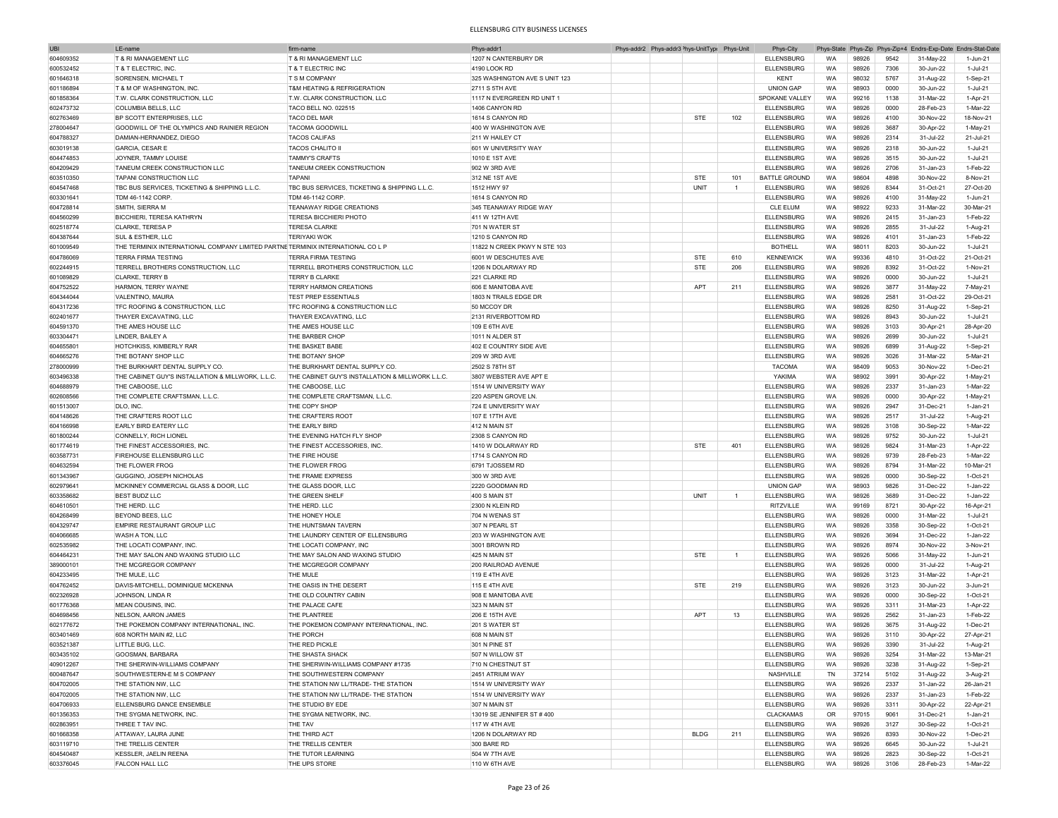# ELLENSBURG CITY BUSINESS LICENSES

| UBI | LE-name | firm-name | Phys-addr1 | Phys-addr2 | Phys-addr3 | Phys-UnitType | Phys-Unit | Phys-City | Phys-State | Phys-Zip | Phys-Zip+4 | Endrs-Exp-Date | Endrs-Stat-Date |
|---|---|---|---|---|---|---|---|---|---|---|---|---|---|
| 604609352 | T & RI MANAGEMENT LLC | T & RI MANAGEMENT LLC | 1207 N CANTERBURY DR | | | | | ELLENSBURG | WA | 98926 | 9542 | 31-May-22 | 1-Jun-21 |
| 600532452 | T & T ELECTRIC, INC. | T & T ELECTRIC INC | 4190 LOOK RD | | | | | ELLENSBURG | WA | 98926 | 7306 | 30-Jun-22 | 1-Jul-21 |
| 601646318 | SORENSEN, MICHAEL T | T S M COMPANY | 325 WASHINGTON AVE S UNIT 123 | | | | | KENT | WA | 98032 | 5767 | 31-Aug-22 | 1-Sep-21 |
| 601186894 | T & M OF WASHINGTON, INC. | T&M HEATING & REFRIGERATION | 2711 S 5TH AVE | | | | | UNION GAP | WA | 98903 | 0000 | 30-Jun-22 | 1-Jul-21 |
| 601858364 | T.W. CLARK CONSTRUCTION, LLC | T.W. CLARK CONSTRUCTION, LLC | 1117 N EVERGREEN RD UNIT 1 | | | | | SPOKANE VALLEY | WA | 99216 | 1138 | 31-Mar-22 | 1-Apr-21 |
| 602473732 | COLUMBIA BELLS, LLC | TACO BELL NO. 022515 | 1406 CANYON RD | | | | | ELLENSBURG | WA | 98926 | 0000 | 28-Feb-23 | 1-Mar-22 |
| 602763469 | BP SCOTT ENTERPRISES, LLC | TACO DEL MAR | 1614 S CANYON RD | | | STE | 102 | ELLENSBURG | WA | 98926 | 4100 | 30-Nov-22 | 18-Nov-21 |
| 278004647 | GOODWILL OF THE OLYMPICS AND RAINIER REGION | TACOMA GOODWILL | 400 W WASHINGTON AVE | | | | | ELLENSBURG | WA | 98926 | 3687 | 30-Apr-22 | 1-May-21 |
| 604788327 | DAMIAN-HERNANDEZ, DIEGO | TACOS CALIFAS | 211 W HAILEY CT | | | | | ELLENSBURG | WA | 98926 | 2314 | 31-Jul-22 | 21-Jul-21 |
| 603019138 | GARCIA, CESAR E | TACOS CHALITO II | 601 W UNIVERSITY WAY | | | | | ELLENSBURG | WA | 98926 | 2318 | 30-Jun-22 | 1-Jul-21 |
| 604474853 | JOYNER, TAMMY LOUISE | TAMMY'S CRAFTS | 1010 E 1ST AVE | | | | | ELLENSBURG | WA | 98926 | 3515 | 30-Jun-22 | 1-Jul-21 |
| 604209429 | TANEUM CREEK CONSTRUCTION LLC | TANEUM CREEK CONSTRUCTION | 902 W 3RD AVE | | | | | ELLENSBURG | WA | 98926 | 2706 | 31-Jan-23 | 1-Feb-22 |
| 603510350 | TAPANI CONSTRUCTION LLC | TAPANI | 312 NE 1ST AVE | | | STE | 101 | BATTLE GROUND | WA | 98604 | 4898 | 30-Nov-22 | 8-Nov-21 |
| 604547468 | TBC BUS SERVICES, TICKETING & SHIPPING L.L.C. | TBC BUS SERVICES, TICKETING & SHIPPING L.L.C. | 1512 HWY 97 | | | UNIT | 1 | ELLENSBURG | WA | 98926 | 8344 | 31-Oct-21 | 27-Oct-20 |
| 603301641 | TDM 46-1142 CORP. | TDM 46-1142 CORP. | 1614 S CANYON RD | | | | | ELLENSBURG | WA | 98926 | 4100 | 31-May-22 | 1-Jun-21 |
| 604728814 | SMITH, SIERRA M | TEANAWAY RIDGE CREATIONS | 345 TEANAWAY RIDGE WAY | | | | | CLE ELUM | WA | 98922 | 9233 | 31-Mar-22 | 30-Mar-21 |
| 604560299 | BICCHIERI, TERESA KATHRYN | TERESA BICCHIERI PHOTO | 411 W 12TH AVE | | | | | ELLENSBURG | WA | 98926 | 2415 | 31-Jan-23 | 1-Feb-22 |
| 602518774 | CLARKE, TERESA P | TERESA CLARKE | 701 N WATER ST | | | | | ELLENSBURG | WA | 98926 | 2855 | 31-Jul-22 | 1-Aug-21 |
| 604387644 | SUL & ESTHER, LLC | TERIYAKI WOK | 1210 S CANYON RD | | | | | ELLENSBURG | WA | 98926 | 4101 | 31-Jan-23 | 1-Feb-22 |
| 601009549 | THE TERMINIX INTERNATIONAL COMPANY LIMITED PARTNE | TERMINIX INTERNATIONAL CO L P | 11822 N CREEK PKWY N STE 103 | | | | | BOTHELL | WA | 98011 | 8203 | 30-Jun-22 | 1-Jul-21 |
| 604786069 | TERRA FIRMA TESTING | TERRA FIRMA TESTING | 6001 W DESCHUTES AVE | | | STE | 610 | KENNEWICK | WA | 99336 | 4810 | 31-Oct-22 | 21-Oct-21 |
| 602244915 | TERRELL BROTHERS CONSTRUCTION, LLC | TERRELL BROTHERS CONSTRUCTION, LLC | 1206 N DOLARWAY RD | | | STE | 206 | ELLENSBURG | WA | 98926 | 8392 | 31-Oct-22 | 1-Nov-21 |
| 601089829 | CLARKE, TERRY B | TERRY B CLARKE | 221 CLARKE RD | | | | | ELLENSBURG | WA | 98926 | 0000 | 30-Jun-22 | 1-Jul-21 |
| 604752522 | HARMON, TERRY WAYNE | TERRY HARMON CREATIONS | 606 E MANITOBA AVE | | | APT | 211 | ELLENSBURG | WA | 98926 | 3877 | 31-May-22 | 7-May-21 |
| 604344044 | VALENTINO, MAURA | TEST PREP ESSENTIALS | 1803 N TRAILS EDGE DR | | | | | ELLENSBURG | WA | 98926 | 2581 | 31-Oct-22 | 29-Oct-21 |
| 604317236 | TFC ROOFING & CONSTRUCTION, LLC | TFC ROOFING & CONSTRUCTION LLC | 50 MCCOY DR | | | | | ELLENSBURG | WA | 98926 | 8250 | 31-Aug-22 | 1-Sep-21 |
| 602401677 | THAYER EXCAVATING, LLC | THAYER EXCAVATING, LLC | 2131 RIVERBOTTOM RD | | | | | ELLENSBURG | WA | 98926 | 8943 | 30-Jun-22 | 1-Jul-21 |
| 604591370 | THE AMES HOUSE LLC | THE AMES HOUSE LLC | 109 E 6TH AVE | | | | | ELLENSBURG | WA | 98926 | 3103 | 30-Apr-21 | 28-Apr-20 |
| 603304471 | LINDER, BAILEY A | THE BARBER CHOP | 1011 N ALDER ST | | | | | ELLENSBURG | WA | 98926 | 2699 | 30-Jun-22 | 1-Jul-21 |
| 604655801 | HOTCHKISS, KIMBERLY RAR | THE BASKET BABE | 402 E COUNTRY SIDE AVE | | | | | ELLENSBURG | WA | 98926 | 6899 | 31-Aug-22 | 1-Sep-21 |
| 604665276 | THE BOTANY SHOP LLC | THE BOTANY SHOP | 209 W 3RD AVE | | | | | ELLENSBURG | WA | 98926 | 3026 | 31-Mar-22 | 5-Mar-21 |
| 278000999 | THE BURKHART DENTAL SUPPLY CO. | THE BURKHART DENTAL SUPPLY CO. | 2502 S 78TH ST | | | | | TACOMA | WA | 98409 | 9053 | 30-Nov-22 | 1-Dec-21 |
| 603496338 | THE CABINET GUY'S INSTALLATION & MILLWORK, L.L.C. | THE CABINET GUY'S INSTALLATION & MILLWORK L.L.C. | 3807 WEBSTER AVE APT E | | | | | YAKIMA | WA | 98902 | 3991 | 30-Apr-22 | 1-May-21 |
| 604688979 | THE CABOOSE, LLC | THE CABOOSE, LLC | 1514 W UNIVERSITY WAY | | | | | ELLENSBURG | WA | 98926 | 2337 | 31-Jan-23 | 1-Mar-22 |
| 602608566 | THE COMPLETE CRAFTSMAN, L.L.C. | THE COMPLETE CRAFTSMAN, L.L.C. | 220 ASPEN GROVE LN. | | | | | ELLENSBURG | WA | 98926 | 0000 | 30-Apr-22 | 1-May-21 |
| 601513007 | DLO, INC. | THE COPY SHOP | 724 E UNIVERSITY WAY | | | | | ELLENSBURG | WA | 98926 | 2947 | 31-Dec-21 | 1-Jan-21 |
| 604148626 | THE CRAFTERS ROOT LLC | THE CRAFTERS ROOT | 107 E 17TH AVE | | | | | ELLENSBURG | WA | 98926 | 2517 | 31-Jul-22 | 1-Aug-21 |
| 604166998 | EARLY BIRD EATERY LLC | THE EARLY BIRD | 412 N MAIN ST | | | | | ELLENSBURG | WA | 98926 | 3108 | 30-Sep-22 | 1-Mar-22 |
| 601800244 | CONNELLY, RICH LIONEL | THE EVENING HATCH FLY SHOP | 2308 S CANYON RD | | | | | ELLENSBURG | WA | 98926 | 9752 | 30-Jun-22 | 1-Jul-21 |
| 601774619 | THE FINEST ACCESSORIES, INC. | THE FINEST ACCESSORIES, INC. | 1410 W DOLARWAY RD | | | STE | 401 | ELLENSBURG | WA | 98926 | 9824 | 31-Mar-23 | 1-Apr-22 |
| 603587731 | FIREHOUSE ELLENSBURG LLC | THE FIRE HOUSE | 1714 S CANYON RD | | | | | ELLENSBURG | WA | 98926 | 9739 | 28-Feb-23 | 1-Mar-22 |
| 604632594 | THE FLOWER FROG | THE FLOWER FROG | 6791 TJOSSEM RD | | | | | ELLENSBURG | WA | 98926 | 8794 | 31-Mar-22 | 10-Mar-21 |
| 601343967 | GUGGINO, JOSEPH NICHOLAS | THE FRAME EXPRESS | 300 W 3RD AVE | | | | | ELLENSBURG | WA | 98926 | 0000 | 30-Sep-22 | 1-Oct-21 |
| 602979641 | MCKINNEY COMMERCIAL GLASS & DOOR, LLC | THE GLASS DOOR, LLC | 2220 GOODMAN RD | | | | | UNION GAP | WA | 98903 | 9826 | 31-Dec-22 | 1-Jan-22 |
| 603358682 | BEST BUDZ LLC | THE GREEN SHELF | 400 S MAIN ST | | | UNIT | 1 | ELLENSBURG | WA | 98926 | 3689 | 31-Dec-22 | 1-Jan-22 |
| 604610501 | THE HERD. LLC | THE HERD. LLC | 2300 N KLEIN RD | | | | | RITZVILLE | WA | 99169 | 8721 | 30-Apr-22 | 16-Apr-21 |
| 604268499 | BEYOND BEES, LLC | THE HONEY HOLE | 704 N WENAS ST | | | | | ELLENSBURG | WA | 98926 | 0000 | 31-Mar-22 | 1-Jul-21 |
| 604329747 | EMPIRE RESTAURANT GROUP LLC | THE HUNTSMAN TAVERN | 307 N PEARL ST | | | | | ELLENSBURG | WA | 98926 | 3358 | 30-Sep-22 | 1-Oct-21 |
| 604066685 | WASH A TON, LLC | THE LAUNDRY CENTER OF ELLENSBURG | 203 W WASHINGTON AVE | | | | | ELLENSBURG | WA | 98926 | 3694 | 31-Dec-22 | 1-Jan-22 |
| 602535982 | THE LOCATI COMPANY, INC. | THE LOCATI COMPANY, INC | 3001 BROWN RD | | | | | ELLENSBURG | WA | 98926 | 8974 | 30-Nov-22 | 3-Nov-21 |
| 604464231 | THE MAY SALON AND WAXING STUDIO LLC | THE MAY SALON AND WAXING STUDIO | 425 N MAIN ST | | | STE | 1 | ELLENSBURG | WA | 98926 | 5066 | 31-May-22 | 1-Jun-21 |
| 389000101 | THE MCGREGOR COMPANY | THE MCGREGOR COMPANY | 200 RAILROAD AVENUE | | | | | ELLENSBURG | WA | 98926 | 0000 | 31-Jul-22 | 1-Aug-21 |
| 604233495 | THE MULE, LLC | THE MULE | 119 E 4TH AVE | | | | | ELLENSBURG | WA | 98926 | 3123 | 31-Mar-22 | 1-Apr-21 |
| 604762452 | DAVIS-MITCHELL, DOMINIQUE MCKENNA | THE OASIS IN THE DESERT | 115 E 4TH AVE | | | STE | 219 | ELLENSBURG | WA | 98926 | 3123 | 30-Jun-22 | 3-Jun-21 |
| 602326928 | JOHNSON, LINDA R | THE OLD COUNTRY CABIN | 908 E MANITOBA AVE | | | | | ELLENSBURG | WA | 98926 | 0000 | 30-Sep-22 | 1-Oct-21 |
| 601776368 | MEAN COUSINS, INC. | THE PALACE CAFE | 323 N MAIN ST | | | | | ELLENSBURG | WA | 98926 | 3311 | 31-Mar-23 | 1-Apr-22 |
| 604698456 | NELSON, AARON JAMES | THE PLANTREE | 206 E 15TH AVE | | | APT | 13 | ELLENSBURG | WA | 98926 | 2562 | 31-Jan-23 | 1-Feb-22 |
| 602177672 | THE POKEMON COMPANY INTERNATIONAL, INC. | THE POKEMON COMPANY INTERNATIONAL, INC. | 201 S WATER ST | | | | | ELLENSBURG | WA | 98926 | 3675 | 31-Aug-22 | 1-Dec-21 |
| 603401469 | 608 NORTH MAIN #2, LLC | THE PORCH | 608 N MAIN ST | | | | | ELLENSBURG | WA | 98926 | 3110 | 30-Apr-22 | 27-Apr-21 |
| 603521387 | LITTLE BUG, LLC. | THE RED PICKLE | 301 N PINE ST | | | | | ELLENSBURG | WA | 98926 | 3390 | 31-Jul-22 | 1-Aug-21 |
| 603435102 | GOOSMAN, BARBARA | THE SHASTA SHACK | 507 N WILLOW ST | | | | | ELLENSBURG | WA | 98926 | 3254 | 31-Mar-22 | 13-Mar-21 |
| 409012267 | THE SHERWIN-WILLIAMS COMPANY | THE SHERWIN-WILLIAMS COMPANY #1735 | 710 N CHESTNUT ST | | | | | ELLENSBURG | WA | 98926 | 3238 | 31-Aug-22 | 1-Sep-21 |
| 600487647 | SOUTHWESTERN-E M S COMPANY | THE SOUTHWESTERN COMPANY | 2451 ATRIUM WAY | | | | | NASHVILLE | TN | 37214 | 5102 | 31-Aug-22 | 3-Aug-21 |
| 604702005 | THE STATION NW, LLC | THE STATION NW LL/TRADE- THE STATION | 1514 W UNIVERSITY WAY | | | | | ELLENSBURG | WA | 98926 | 2337 | 31-Jan-22 | 26-Jan-21 |
| 604702005 | THE STATION NW, LLC | THE STATION NW LL/TRADE- THE STATION | 1514 W UNIVERSITY WAY | | | | | ELLENSBURG | WA | 98926 | 2337 | 31-Jan-23 | 1-Feb-22 |
| 604706933 | ELLENSBURG DANCE ENSEMBLE | THE STUDIO BY EDE | 307 N MAIN ST | | | | | ELLENSBURG | WA | 98926 | 3311 | 30-Apr-22 | 22-Apr-21 |
| 601356353 | THE SYGMA NETWORK, INC. | THE SYGMA NETWORK, INC. | 13019 SE JENNIFER ST # 400 | | | | | CLACKAMAS | OR | 97015 | 9061 | 31-Dec-21 | 1-Jan-21 |
| 602863951 | THREE T TAV INC. | THE TAV | 117 W 4TH AVE | | | | | ELLENSBURG | WA | 98926 | 3127 | 30-Sep-22 | 1-Oct-21 |
| 601668358 | ATTAWAY, LAURA JUNE | THE THIRD ACT | 1206 N DOLARWAY RD | | | BLDG | 211 | ELLENSBURG | WA | 98926 | 8393 | 30-Nov-22 | 1-Dec-21 |
| 603119710 | THE TRELLIS CENTER | THE TRELLIS CENTER | 300 BARE RD | | | | | ELLENSBURG | WA | 98926 | 6645 | 30-Jun-22 | 1-Jul-21 |
| 604540487 | KESSLER, JAELIN REENA | THE TUTOR LEARNING | 504 W 7TH AVE | | | | | ELLENSBURG | WA | 98926 | 2823 | 30-Sep-22 | 1-Oct-21 |
| 603376045 | FALCON HALL LLC | THE UPS STORE | 110 W 6TH AVE | | | | | ELLENSBURG | WA | 98926 | 3106 | 28-Feb-23 | 1-Mar-22 |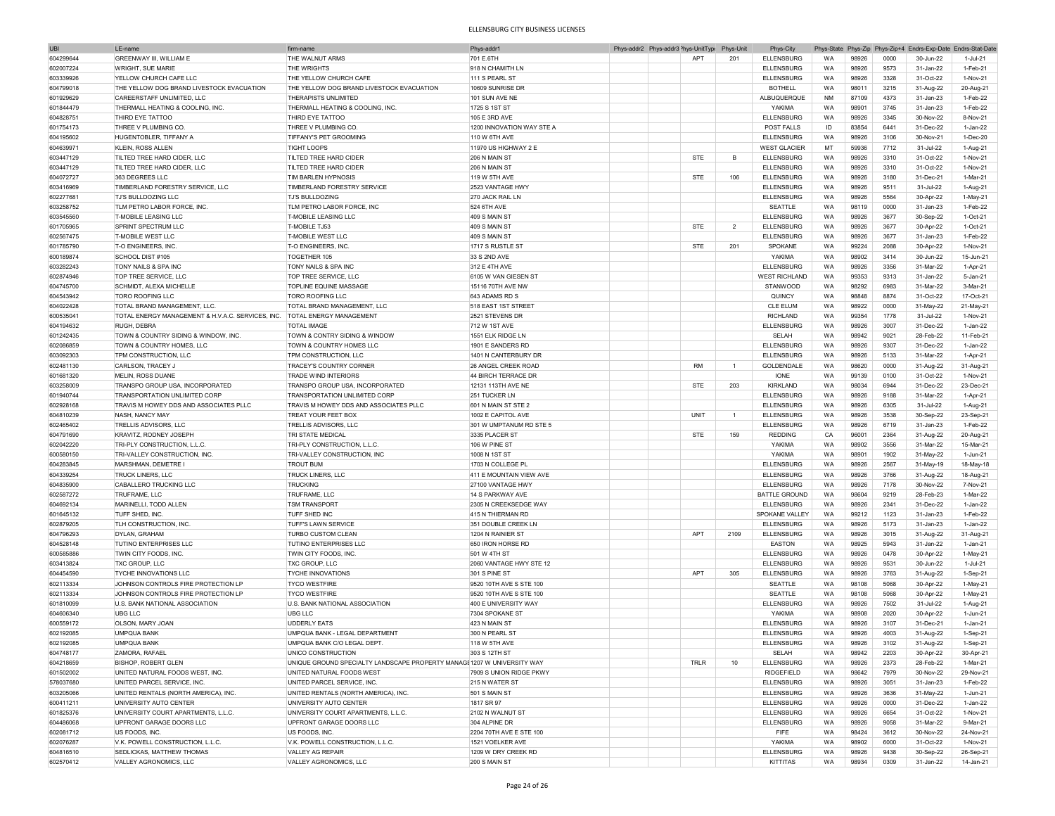# ELLENSBURG CITY BUSINESS LICENSES

| UBI | LE-name | firm-name | Phys-addr1 | Phys-addr2 | Phys-addr3 | Phys-UnitType | Phys-Unit | Phys-City | Phys-State | Phys-Zip | Phys-Zip+4 | Endrs-Exp-Date | Endrs-Stat-Date |
|---|---|---|---|---|---|---|---|---|---|---|---|---|---|
| 604299644 | GREENWAY III, WILLIAM E | THE WALNUT ARMS | 701 E.6TH | | | APT | 201 | ELLENSBURG | WA | 98926 | 0000 | 30-Jun-22 | 1-Jul-21 |
| 602007224 | WRIGHT, SUE MARIE | THE WRIGHTS | 918 N CHAMITH LN | | | | | ELLENSBURG | WA | 98926 | 9573 | 31-Jan-22 | 1-Feb-21 |
| 603339926 | YELLOW CHURCH CAFE LLC | THE YELLOW CHURCH CAFE | 111 S PEARL ST | | | | | ELLENSBURG | WA | 98926 | 3328 | 31-Oct-22 | 1-Nov-21 |
| 604799018 | THE YELLOW DOG BRAND LIVESTOCK EVACUATION | THE YELLOW DOG BRAND LIVESTOCK EVACUATION | 10609 SUNRISE DR | | | | | BOTHELL | WA | 98011 | 3215 | 31-Aug-22 | 20-Aug-21 |
| 601929629 | CAREERSTAFF UNLIMITED, LLC | THERAPISTS UNLIMITED | 101 SUN AVE NE | | | | | ALBUQUERQUE | NM | 87109 | 4373 | 31-Jan-23 | 1-Feb-22 |
| 601844479 | THERMALL HEATING & COOLING, INC. | THERMALL HEATING & COOLING, INC. | 1725 S 1ST ST | | | | | YAKIMA | WA | 98901 | 3745 | 31-Jan-23 | 1-Feb-22 |
| 604828751 | THIRD EYE TATTOO | THIRD EYE TATTOO | 105 E 3RD AVE | | | | | ELLENSBURG | WA | 98926 | 3345 | 30-Nov-22 | 8-Nov-21 |
| 601754173 | THREE V PLUMBING CO. | THREE V PLUMBING CO. | 1200 INNOVATION WAY STE A | | | | | POST FALLS | ID | 83854 | 6441 | 31-Dec-22 | 1-Jan-22 |
| 604195602 | HUGENTOBLER, TIFFANY A | TIFFANY'S PET GROOMING | 110 W 6TH AVE | | | | | ELLENSBURG | WA | 98926 | 3106 | 30-Nov-21 | 1-Dec-20 |
| 604639971 | KLEIN, ROSS ALLEN | TIGHT LOOPS | 11970 US HIGHWAY 2 E | | | | | WEST GLACIER | MT | 59936 | 7712 | 31-Jul-22 | 1-Aug-21 |
| 603447129 | TILTED TREE HARD CIDER, LLC | TILTED TREE HARD CIDER | 206 N MAIN ST | | | STE | B | ELLENSBURG | WA | 98926 | 3310 | 31-Oct-22 | 1-Nov-21 |
| 603447129 | TILTED TREE HARD CIDER, LLC | TILTED TREE HARD CIDER | 206 N MAIN ST | | | | | ELLENSBURG | WA | 98926 | 3310 | 31-Oct-22 | 1-Nov-21 |
| 604072727 | 363 DEGREES LLC | TIM BARLEN HYPNOSIS | 119 W 5TH AVE | | | STE | 106 | ELLENSBURG | WA | 98926 | 3180 | 31-Dec-21 | 1-Mar-21 |
| 603416969 | TIMBERLAND FORESTRY SERVICE, LLC | TIMBERLAND FORESTRY SERVICE | 2523 VANTAGE HWY | | | | | ELLENSBURG | WA | 98926 | 9511 | 31-Jul-22 | 1-Aug-21 |
| 602277681 | TJ'S BULLDOZING LLC | TJ'S BULLDOZING | 270 JACK RAIL LN | | | | | ELLENSBURG | WA | 98926 | 5564 | 30-Apr-22 | 1-May-21 |
| 603258752 | TLM PETRO LABOR FORCE, INC. | TLM PETRO LABOR FORCE, INC | 524 6TH AVE | | | | | SEATTLE | WA | 98119 | 0000 | 31-Jan-23 | 1-Feb-22 |
| 603545560 | T-MOBILE LEASING LLC | T-MOBILE LEASING LLC | 409 S MAIN ST | | | | | ELLENSBURG | WA | 98926 | 3677 | 30-Sep-22 | 1-Oct-21 |
| 601705965 | SPRINT SPECTRUM LLC | T-MOBILE TJ53 | 409 S MAIN ST | | | STE | 2 | ELLENSBURG | WA | 98926 | 3677 | 30-Apr-22 | 1-Oct-21 |
| 602567475 | T-MOBILE WEST LLC | T-MOBILE WEST LLC | 409 S MAIN ST | | | | | ELLENSBURG | WA | 98926 | 3677 | 31-Jan-23 | 1-Feb-22 |
| 601785790 | T-O ENGINEERS, INC. | T-O ENGINEERS, INC. | 1717 S RUSTLE ST | | | STE | 201 | SPOKANE | WA | 99224 | 2088 | 30-Apr-22 | 1-Nov-21 |
| 600189874 | SCHOOL DIST #105 | TOGETHER 105 | 33 S 2ND AVE | | | | | YAKIMA | WA | 98902 | 3414 | 30-Jun-22 | 15-Jun-21 |
| 603282243 | TONY NAILS & SPA INC | TONY NAILS & SPA INC | 312 E 4TH AVE | | | | | ELLENSBURG | WA | 98926 | 3356 | 31-Mar-22 | 1-Apr-21 |
| 602874946 | TOP TREE SERVICE, LLC | TOP TREE SERVICE, LLC | 6105 W VAN GIESEN ST | | | | | WEST RICHLAND | WA | 99353 | 9313 | 31-Jan-22 | 5-Jan-21 |
| 604745700 | SCHMIDT, ALEXA MICHELLE | TOPLINE EQUINE MASSAGE | 15116 70TH AVE NW | | | | | STANWOOD | WA | 98292 | 6983 | 31-Mar-22 | 3-Mar-21 |
| 604543942 | TORO ROOFING LLC | TORO ROOFING LLC | 643 ADAMS RD S | | | | | QUINCY | WA | 98848 | 8874 | 31-Oct-22 | 17-Oct-21 |
| 604022428 | TOTAL BRAND MANAGEMENT, LLC. | TOTAL BRAND MANAGEMENT, LLC | 518 EAST 1ST STREET | | | | | CLE ELUM | WA | 98922 | 0000 | 31-May-22 | 21-May-21 |
| 600535041 | TOTAL ENERGY MANAGEMENT & H.V.A.C. SERVICES, INC. | TOTAL ENERGY MANAGEMENT | 2521 STEVENS DR | | | | | RICHLAND | WA | 99354 | 1778 | 31-Jul-22 | 1-Nov-21 |
| 604194632 | RUGH, DEBRA | TOTAL IMAGE | 712 W 1ST AVE | | | | | ELLENSBURG | WA | 98926 | 3007 | 31-Dec-22 | 1-Jan-22 |
| 601242435 | TOWN & COUNTRY SIDING & WINDOW, INC. | TOWN & CONTRY SIDING & WINDOW | 1551 ELK RIDGE LN | | | | | SELAH | WA | 98942 | 9021 | 28-Feb-22 | 11-Feb-21 |
| 602086859 | TOWN & COUNTRY HOMES, LLC | TOWN & COUNTRY HOMES LLC | 1901 E SANDERS RD | | | | | ELLENSBURG | WA | 98926 | 9307 | 31-Dec-22 | 1-Jan-22 |
| 603092303 | TPM CONSTRUCTION, LLC | TPM CONSTRUCTION, LLC | 1401 N CANTERBURY DR | | | | | ELLENSBURG | WA | 98926 | 5133 | 31-Mar-22 | 1-Apr-21 |
| 602481130 | CARLSON, TRACEY J | TRACEY'S COUNTRY CORNER | 26 ANGEL CREEK ROAD | | | RM | 1 | GOLDENDALE | WA | 98620 | 0000 | 31-Aug-22 | 31-Aug-21 |
| 601681320 | MELIN, ROSS DUANE | TRADE WIND INTERIORS | 44 BIRCH TERRACE DR | | | | | IONE | WA | 99139 | 0100 | 31-Oct-22 | 1-Nov-21 |
| 603258009 | TRANSPO GROUP USA, INCORPORATED | TRANSPO GROUP USA, INCORPORATED | 12131 113TH AVE NE | | | STE | 203 | KIRKLAND | WA | 98034 | 6944 | 31-Dec-22 | 23-Dec-21 |
| 601940744 | TRANSPORTATION UNLIMITED CORP | TRANSPORTATION UNLIMITED CORP | 251 TUCKER LN | | | | | ELLENSBURG | WA | 98926 | 9188 | 31-Mar-22 | 1-Apr-21 |
| 602928168 | TRAVIS M HOWEY DDS AND ASSOCIATES PLLC | TRAVIS M HOWEY DDS AND ASSOCIATES PLLC | 601 N MAIN ST STE 2 | | | | | ELLENSBURG | WA | 98926 | 6305 | 31-Jul-22 | 1-Aug-21 |
| 604810239 | NASH, NANCY MAY | TREAT YOUR FEET BOX | 1002 E CAPITOL AVE | | | UNIT | 1 | ELLENSBURG | WA | 98926 | 3538 | 30-Sep-22 | 23-Sep-21 |
| 602465402 | TRELLIS ADVISORS, LLC | TRELLIS ADVISORS, LLC | 301 W UMPTANUM RD STE 5 | | | | | ELLENSBURG | WA | 98926 | 6719 | 31-Jan-23 | 1-Feb-22 |
| 604791690 | KRAVITZ, RODNEY JOSEPH | TRI STATE MEDICAL | 3335 PLACER ST | | | STE | 159 | REDDING | CA | 96001 | 2364 | 31-Aug-22 | 20-Aug-21 |
| 602042220 | TRI-PLY CONSTRUCTION, L.L.C. | TRI-PLY CONSTRUCTION, L.L.C. | 106 W PINE ST | | | | | YAKIMA | WA | 98902 | 3556 | 31-Mar-22 | 15-Mar-21 |
| 600580150 | TRI-VALLEY CONSTRUCTION, INC. | TRI-VALLEY CONSTRUCTION, INC | 1008 N 1ST ST | | | | | YAKIMA | WA | 98901 | 1902 | 31-May-22 | 1-Jun-21 |
| 604283845 | MARSHMAN, DEMETRE I | TROUT BUM | 1703 N COLLEGE PL | | | | | ELLENSBURG | WA | 98926 | 2567 | 31-May-19 | 18-May-18 |
| 604339254 | TRUCK LINERS, LLC | TRUCK LINERS, LLC | 411 E MOUNTAIN VIEW AVE | | | | | ELLENSBURG | WA | 98926 | 3766 | 31-Aug-22 | 18-Aug-21 |
| 604835900 | CABALLERO TRUCKING LLC | TRUCKING | 27100 VANTAGE HWY | | | | | ELLENSBURG | WA | 98926 | 7178 | 30-Nov-22 | 7-Nov-21 |
| 602587272 | TRUFRAME, LLC | TRUFRAME, LLC | 14 S PARKWAY AVE | | | | | BATTLE GROUND | WA | 98604 | 9219 | 28-Feb-23 | 1-Mar-22 |
| 604692134 | MARINELLI, TODD ALLEN | TSM TRANSPORT | 2305 N CREEKSEDGE WAY | | | | | ELLENSBURG | WA | 98926 | 2341 | 31-Dec-22 | 1-Jan-22 |
| 601645132 | TUFF SHED, INC. | TUFF SHED INC | 415 N THIERMAN RD | | | | | SPOKANE VALLEY | WA | 99212 | 1123 | 31-Jan-23 | 1-Feb-22 |
| 602879205 | TLH CONSTRUCTION, INC. | TUFF'S LAWN SERVICE | 351 DOUBLE CREEK LN | | | | | ELLENSBURG | WA | 98926 | 5173 | 31-Jan-23 | 1-Jan-22 |
| 604796293 | DYLAN, GRAHAM | TURBO CUSTOM CLEAN | 1204 N RAINIER ST | | | APT | 2109 | ELLENSBURG | WA | 98926 | 3015 | 31-Aug-22 | 31-Aug-21 |
| 604528148 | TUTINO ENTERPRISES LLC | TUTINO ENTERPRISES LLC | 650 IRON HORSE RD | | | | | EASTON | WA | 98925 | 5943 | 31-Jan-22 | 1-Jan-21 |
| 600585886 | TWIN CITY FOODS, INC. | TWIN CITY FOODS, INC. | 501 W 4TH ST | | | | | ELLENSBURG | WA | 98926 | 0478 | 30-Apr-22 | 1-May-21 |
| 603413824 | TXC GROUP, LLC | TXC GROUP, LLC | 2060 VANTAGE HWY STE 12 | | | | | ELLENSBURG | WA | 98926 | 9531 | 30-Jun-22 | 1-Jul-21 |
| 604454590 | TYCHE INNOVATIONS LLC | TYCHE INNOVATIONS | 301 S PINE ST | | | APT | 305 | ELLENSBURG | WA | 98926 | 3763 | 31-Aug-22 | 1-Sep-21 |
| 602113334 | JOHNSON CONTROLS FIRE PROTECTION LP | TYCO WESTFIRE | 9520 10TH AVE S STE 100 | | | | | SEATTLE | WA | 98108 | 5068 | 30-Apr-22 | 1-May-21 |
| 602113334 | JOHNSON CONTROLS FIRE PROTECTION LP | TYCO WESTFIRE | 9520 10TH AVE S STE 100 | | | | | SEATTLE | WA | 98108 | 5068 | 30-Apr-22 | 1-May-21 |
| 601810099 | U.S. BANK NATIONAL ASSOCIATION | U.S. BANK NATIONAL ASSOCIATION | 400 E UNIVERSITY WAY | | | | | ELLENSBURG | WA | 98926 | 7502 | 31-Jul-22 | 1-Aug-21 |
| 604606340 | UBG LLC | UBG LLC | 7304 SPOKANE ST | | | | | YAKIMA | WA | 98908 | 2020 | 30-Apr-22 | 1-Jun-21 |
| 600559172 | OLSON, MARY JOAN | UDDERLY EATS | 423 N MAIN ST | | | | | ELLENSBURG | WA | 98926 | 3107 | 31-Dec-21 | 1-Jan-21 |
| 602192085 | UMPQUA BANK | UMPQUA BANK - LEGAL DEPARTMENT | 300 N PEARL ST | | | | | ELLENSBURG | WA | 98926 | 4003 | 31-Aug-22 | 1-Sep-21 |
| 602192085 | UMPQUA BANK | UMPQUA BANK C/O LEGAL DEPT. | 118 W 5TH AVE | | | | | ELLENSBURG | WA | 98926 | 3102 | 31-Aug-22 | 1-Sep-21 |
| 604748177 | ZAMORA, RAFAEL | UNICO CONSTRUCTION | 303 S 12TH ST | | | | | SELAH | WA | 98942 | 2203 | 30-Apr-22 | 30-Apr-21 |
| 604218659 | BISHOP, ROBERT GLEN | UNIQUE GROUND SPECIALTY LANDSCAPE PROPERTY MANAGE | 1207 W UNIVERSITY WAY | | | TRLR | 10 | ELLENSBURG | WA | 98926 | 2373 | 28-Feb-22 | 1-Mar-21 |
| 601502002 | UNITED NATURAL FOODS WEST, INC. | UNITED NATURAL FOODS WEST | 7909 S UNION RIDGE PKWY | | | | | RIDGEFIELD | WA | 98642 | 7979 | 30-Nov-22 | 29-Nov-21 |
| 578037680 | UNITED PARCEL SERVICE, INC. | UNITED PARCEL SERVICE, INC. | 215 N WATER ST | | | | | ELLENSBURG | WA | 98926 | 3051 | 31-Jan-23 | 1-Feb-22 |
| 603205066 | UNITED RENTALS (NORTH AMERICA), INC. | UNITED RENTALS (NORTH AMERICA), INC. | 501 S MAIN ST | | | | | ELLENSBURG | WA | 98926 | 3636 | 31-May-22 | 1-Jun-21 |
| 600411211 | UNIVERSITY AUTO CENTER | UNIVERSITY AUTO CENTER | 1817 SR 97 | | | | | ELLENSBURG | WA | 98926 | 0000 | 31-Dec-22 | 1-Jan-22 |
| 601825376 | UNIVERSITY COURT APARTMENTS, L.L.C. | UNIVERSITY COURT APARTMENTS, L.L.C. | 2102 N WALNUT ST | | | | | ELLENSBURG | WA | 98926 | 6654 | 31-Oct-22 | 1-Nov-21 |
| 604486068 | UPFRONT GARAGE DOORS LLC | UPFRONT GARAGE DOORS LLC | 304 ALPINE DR | | | | | ELLENSBURG | WA | 98926 | 9058 | 31-Mar-22 | 9-Mar-21 |
| 602081712 | US FOODS, INC. | US FOODS, INC. | 2204 70TH AVE E STE 100 | | | | | FIFE | WA | 98424 | 3612 | 30-Nov-22 | 24-Nov-21 |
| 602076287 | V.K. POWELL CONSTRUCTION, L.L.C. | V.K. POWELL CONSTRUCTION, L.L.C. | 1521 VOELKER AVE | | | | | YAKIMA | WA | 98902 | 6000 | 31-Oct-22 | 1-Nov-21 |
| 604816510 | SEDLICKAS, MATTHEW THOMAS | VALLEY AG REPAIR | 1209 W DRY CREEK RD | | | | | ELLENSBURG | WA | 98926 | 9438 | 30-Sep-22 | 26-Sep-21 |
| 602570412 | VALLEY AGRONOMICS, LLC | VALLEY AGRONOMICS, LLC | 200 S MAIN ST | | | | | KITTITAS | WA | 98934 | 0309 | 31-Jan-22 | 14-Jan-21 |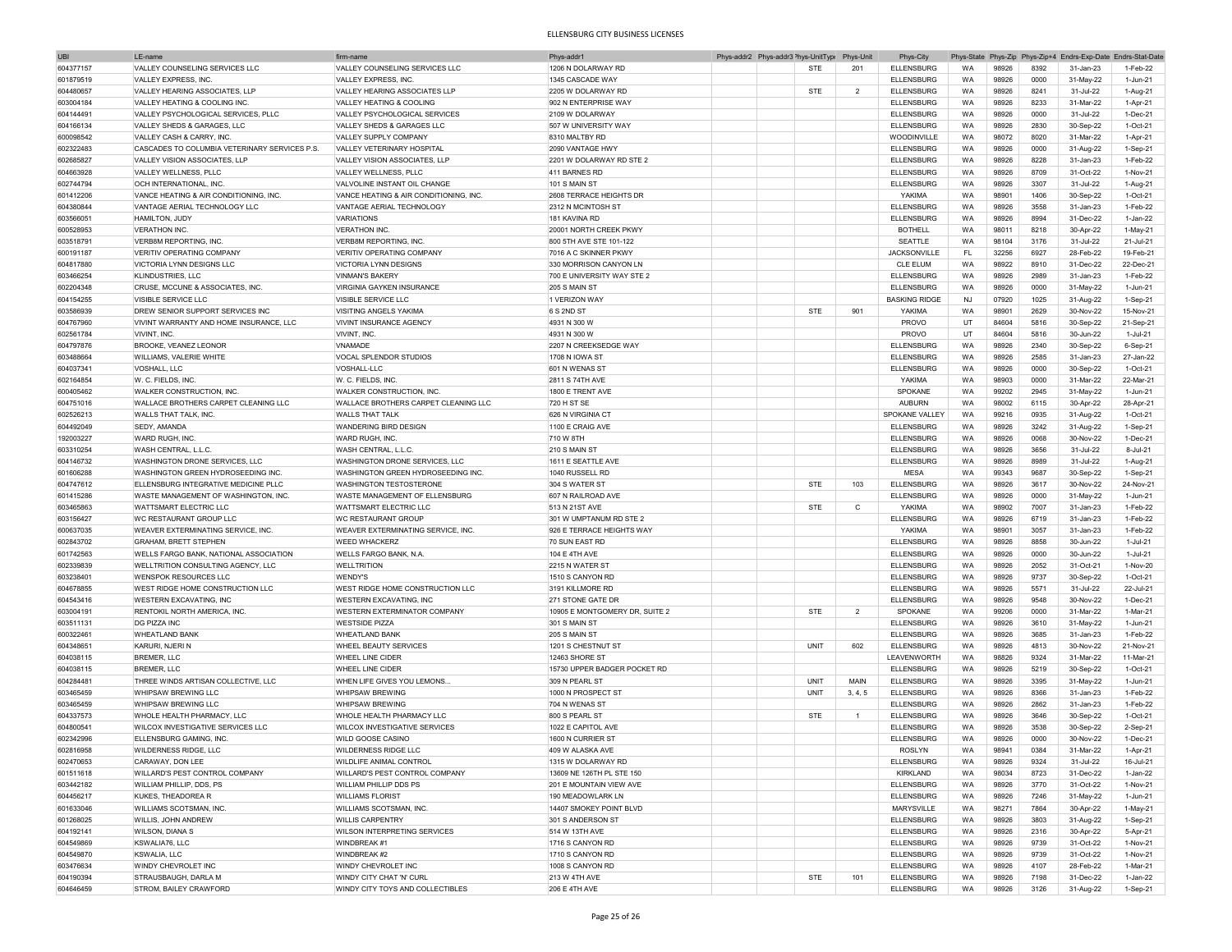# ELLENSBURG CITY BUSINESS LICENSES

| UBI | LE-name | firm-name | Phys-addr1 | Phys-addr2 | Phys-addr3 | Phys-UnitType | Phys-Unit | Phys-City | Phys-State | Phys-Zip | Phys-Zip+4 | Endrs-Exp-Date | Endrs-Stat-Date |
|---|---|---|---|---|---|---|---|---|---|---|---|---|---|
| 604377157 | VALLEY COUNSELING SERVICES LLC | VALLEY COUNSELING SERVICES LLC | 1206 N DOLARWAY RD | | | STE | 201 | ELLENSBURG | WA | 98926 | 8392 | 31-Jan-23 | 1-Feb-22 |
| 601879519 | VALLEY EXPRESS, INC. | VALLEY EXPRESS, INC. | 1345 CASCADE WAY | | | | | ELLENSBURG | WA | 98926 | 0000 | 31-May-22 | 1-Jun-21 |
| 604480657 | VALLEY HEARING ASSOCIATES, LLP | VALLEY HEARING ASSOCIATES LLP | 2205 W DOLARWAY RD | | | STE | 2 | ELLENSBURG | WA | 98926 | 8241 | 31-Jul-22 | 1-Aug-21 |
| 603004184 | VALLEY HEATING & COOLING INC. | VALLEY HEATING & COOLING | 902 N ENTERPRISE WAY | | | | | ELLENSBURG | WA | 98926 | 8233 | 31-Mar-22 | 1-Apr-21 |
| 604144491 | VALLEY PSYCHOLOGICAL SERVICES, PLLC | VALLEY PSYCHOLOGICAL SERVICES | 2109 W DOLARWAY | | | | | ELLENSBURG | WA | 98926 | 0000 | 31-Jul-22 | 1-Dec-21 |
| 604166134 | VALLEY SHEDS & GARAGES, LLC | VALLEY SHEDS & GARAGES LLC | 507 W UNIVERSITY WAY | | | | | ELLENSBURG | WA | 98926 | 2830 | 30-Sep-22 | 1-Oct-21 |
| 600098542 | VALLEY CASH & CARRY, INC. | VALLEY SUPPLY COMPANY | 8310 MALTBY RD | | | | | WOODINVILLE | WA | 98072 | 8020 | 31-Mar-22 | 1-Apr-21 |
| 602322483 | CASCADES TO COLUMBIA VETERINARY SERVICES P.S. | VALLEY VETERINARY HOSPITAL | 2090 VANTAGE HWY | | | | | ELLENSBURG | WA | 98926 | 0000 | 31-Aug-22 | 1-Sep-21 |
| 602685827 | VALLEY VISION ASSOCIATES, LLP | VALLEY VISION ASSOCIATES, LLP | 2201 W DOLARWAY RD STE 2 | | | | | ELLENSBURG | WA | 98926 | 8228 | 31-Jan-23 | 1-Feb-22 |
| 604663928 | VALLEY WELLNESS, PLLC | VALLEY WELLNESS, PLLC | 411 BARNES RD | | | | | ELLENSBURG | WA | 98926 | 8709 | 31-Oct-22 | 1-Nov-21 |
| 602744794 | OCH INTERNATIONAL, INC. | VALVOLINE INSTANT OIL CHANGE | 101 S MAIN ST | | | | | ELLENSBURG | WA | 98926 | 3307 | 31-Jul-22 | 1-Aug-21 |
| 601412206 | VANCE HEATING & AIR CONDITIONING, INC. | VANCE HEATING & AIR CONDITIONING, INC. | 2608 TERRACE HEIGHTS DR | | | | | YAKIMA | WA | 98901 | 1406 | 30-Sep-22 | 1-Oct-21 |
| 604380844 | VANTAGE AERIAL TECHNOLOGY LLC | VANTAGE AERIAL TECHNOLOGY | 2312 N MCINTOSH ST | | | | | ELLENSBURG | WA | 98926 | 3558 | 31-Jan-23 | 1-Feb-22 |
| 603566051 | HAMILTON, JUDY | VARIATIONS | 181 KAVINA RD | | | | | ELLENSBURG | WA | 98926 | 8994 | 31-Dec-22 | 1-Jan-22 |
| 600528953 | VERATHON INC. | VERATHON INC. | 20001 NORTH CREEK PKWY | | | | | BOTHELL | WA | 98011 | 8218 | 30-Apr-22 | 1-May-21 |
| 603518791 | VERB8M REPORTING, INC. | VERB8M REPORTING, INC. | 800 5TH AVE STE 101-122 | | | | | SEATTLE | WA | 98104 | 3176 | 31-Jul-22 | 21-Jul-21 |
| 600191187 | VERITIV OPERATING COMPANY | VERITIV OPERATING COMPANY | 7016 A C SKINNER PKWY | | | | | JACKSONVILLE | FL | 32256 | 6927 | 28-Feb-22 | 19-Feb-21 |
| 604817880 | VICTORIA LYNN DESIGNS LLC | VICTORIA LYNN DESIGNS | 330 MORRISON CANYON LN | | | | | CLE ELUM | WA | 98922 | 8910 | 31-Dec-22 | 22-Dec-21 |
| 603466254 | KLINDUSTRIES, LLC | VINMAN'S BAKERY | 700 E UNIVERSITY WAY STE 2 | | | | | ELLENSBURG | WA | 98926 | 2989 | 31-Jan-23 | 1-Feb-22 |
| 602204348 | CRUSE, MCCUNE & ASSOCIATES, INC. | VIRGINIA GAYKEN INSURANCE | 205 S MAIN ST | | | | | ELLENSBURG | WA | 98926 | 0000 | 31-May-22 | 1-Jun-21 |
| 604154255 | VISIBLE SERVICE LLC | VISIBLE SERVICE LLC | 1 VERIZON WAY | | | | | BASKING RIDGE | NJ | 07920 | 1025 | 31-Aug-22 | 1-Sep-21 |
| 603586939 | DREW SENIOR SUPPORT SERVICES INC | VISITING ANGELS YAKIMA | 6 S 2ND ST | | | STE | 901 | YAKIMA | WA | 98901 | 2629 | 30-Nov-22 | 15-Nov-21 |
| 604767960 | VIVINT WARRANTY AND HOME INSURANCE, LLC | VIVINT INSURANCE AGENCY | 4931 N 300 W | | | | | PROVO | UT | 84604 | 5816 | 30-Sep-22 | 21-Sep-21 |
| 602561784 | VIVINT, INC. | VIVINT, INC. | 4931 N 300 W | | | | | PROVO | UT | 84604 | 5816 | 30-Jun-22 | 1-Jul-21 |
| 604797876 | BROOKE, VEANEZ LEONOR | VNAMADE | 2207 N CREEKSEDGE WAY | | | | | ELLENSBURG | WA | 98926 | 2340 | 30-Sep-22 | 6-Sep-21 |
| 603488664 | WILLIAMS, VALERIE WHITE | VOCAL SPLENDOR STUDIOS | 1708 N IOWA ST | | | | | ELLENSBURG | WA | 98926 | 2585 | 31-Jan-23 | 27-Jan-22 |
| 604037341 | VOSHALL, LLC | VOSHALL-LLC | 601 N WENAS ST | | | | | ELLENSBURG | WA | 98926 | 0000 | 30-Sep-22 | 1-Oct-21 |
| 602164854 | W. C. FIELDS, INC. | W. C. FIELDS, INC. | 2811 S 74TH AVE | | | | | YAKIMA | WA | 98903 | 0000 | 31-Mar-22 | 22-Mar-21 |
| 600405462 | WALKER CONSTRUCTION, INC. | WALKER CONSTRUCTION, INC. | 1800 E TRENT AVE | | | | | SPOKANE | WA | 99202 | 2945 | 31-May-22 | 1-Jun-21 |
| 604751016 | WALLACE BROTHERS CARPET CLEANING LLC | WALLACE BROTHERS CARPET CLEANING LLC | 720 H ST SE | | | | | AUBURN | WA | 98002 | 6115 | 30-Apr-22 | 28-Apr-21 |
| 602526213 | WALLS THAT TALK, INC. | WALLS THAT TALK | 626 N VIRGINIA CT | | | | | SPOKANE VALLEY | WA | 99216 | 0935 | 31-Aug-22 | 1-Oct-21 |
| 604492049 | SEDY, AMANDA | WANDERING BIRD DESIGN | 1100 E CRAIG AVE | | | | | ELLENSBURG | WA | 98926 | 3242 | 31-Aug-22 | 1-Sep-21 |
| 192003227 | WARD RUGH, INC. | WARD RUGH, INC. | 710 W 8TH | | | | | ELLENSBURG | WA | 98926 | 0068 | 30-Nov-22 | 1-Dec-21 |
| 603310254 | WASH CENTRAL, L.L.C. | WASH CENTRAL, L.L.C. | 210 S MAIN ST | | | | | ELLENSBURG | WA | 98926 | 3656 | 31-Jul-22 | 8-Jul-21 |
| 604146732 | WASHINGTON DRONE SERVICES, LLC | WASHINGTON DRONE SERVICES, LLC | 1611 E SEATTLE AVE | | | | | ELLENSBURG | WA | 98926 | 8989 | 31-Jul-22 | 1-Aug-21 |
| 601606288 | WASHINGTON GREEN HYDROSEEDING INC. | WASHINGTON GREEN HYDROSEEDING INC. | 1040 RUSSELL RD | | | | | MESA | WA | 99343 | 9687 | 30-Sep-22 | 1-Sep-21 |
| 604747612 | ELLENSBURG INTEGRATIVE MEDICINE PLLC | WASHINGTON TESTOSTERONE | 304 S WATER ST | | | STE | 103 | ELLENSBURG | WA | 98926 | 3617 | 30-Nov-22 | 24-Nov-21 |
| 601415286 | WASTE MANAGEMENT OF WASHINGTON, INC. | WASTE MANAGEMENT OF ELLENSBURG | 607 N RAILROAD AVE | | | | | ELLENSBURG | WA | 98926 | 0000 | 31-May-22 | 1-Jun-21 |
| 603465863 | WATTSMART ELECTRIC LLC | WATTSMART ELECTRIC LLC | 513 N 21ST AVE | | | STE | C | YAKIMA | WA | 98902 | 7007 | 31-Jan-23 | 1-Feb-22 |
| 603156427 | WC RESTAURANT GROUP LLC | WC RESTAURANT GROUP | 301 W UMPTANUM RD STE 2 | | | | | ELLENSBURG | WA | 98926 | 6719 | 31-Jan-23 | 1-Feb-22 |
| 600637035 | WEAVER EXTERMINATING SERVICE, INC. | WEAVER EXTERMINATING SERVICE, INC. | 926 E TERRACE HEIGHTS WAY | | | | | YAKIMA | WA | 98901 | 3057 | 31-Jan-23 | 1-Feb-22 |
| 602843702 | GRAHAM, BRETT STEPHEN | WEED WHACKERZ | 70 SUN EAST RD | | | | | ELLENSBURG | WA | 98926 | 8858 | 30-Jun-22 | 1-Jul-21 |
| 601742563 | WELLS FARGO BANK, NATIONAL ASSOCIATION | WELLS FARGO BANK, N.A. | 104 E 4TH AVE | | | | | ELLENSBURG | WA | 98926 | 0000 | 30-Jun-22 | 1-Jul-21 |
| 602339839 | WELLTRITION CONSULTING AGENCY, LLC | WELLTRITION | 2215 N WATER ST | | | | | ELLENSBURG | WA | 98926 | 2052 | 31-Oct-21 | 1-Nov-20 |
| 603238401 | WENSPOK RESOURCES LLC | WENDY'S | 1510 S CANYON RD | | | | | ELLENSBURG | WA | 98926 | 9737 | 30-Sep-22 | 1-Oct-21 |
| 604678855 | WEST RIDGE HOME CONSTRUCTION LLC | WEST RIDGE HOME CONSTRUCTION LLC | 3191 KILLMORE RD | | | | | ELLENSBURG | WA | 98926 | 5571 | 31-Jul-22 | 22-Jul-21 |
| 604543416 | WESTERN EXCAVATING, INC | WESTERN EXCAVATING, INC | 271 STONE GATE DR | | | | | ELLENSBURG | WA | 98926 | 9548 | 30-Nov-22 | 1-Dec-21 |
| 603004191 | RENTOKIL NORTH AMERICA, INC. | WESTERN EXTERMINATOR COMPANY | 10905 E MONTGOMERY DR, SUITE 2 | | | STE | 2 | SPOKANE | WA | 99206 | 0000 | 31-Mar-22 | 1-Mar-21 |
| 603511131 | DG PIZZA INC | WESTSIDE PIZZA | 301 S MAIN ST | | | | | ELLENSBURG | WA | 98926 | 3610 | 31-May-22 | 1-Jun-21 |
| 600322461 | WHEATLAND BANK | WHEATLAND BANK | 205 S MAIN ST | | | | | ELLENSBURG | WA | 98926 | 3685 | 31-Jan-23 | 1-Feb-22 |
| 604348651 | KARURI, NJERI N | WHEEL BEAUTY SERVICES | 1201 S CHESTNUT ST | | | UNIT | 602 | ELLENSBURG | WA | 98926 | 4813 | 30-Nov-22 | 21-Nov-21 |
| 604038115 | BREMER, LLC | WHEEL LINE CIDER | 12463 SHORE ST | | | | | LEAVENWORTH | WA | 98826 | 9324 | 31-Mar-22 | 11-Mar-21 |
| 604038115 | BREMER, LLC | WHEEL LINE CIDER | 15730 UPPER BADGER POCKET RD | | | | | ELLENSBURG | WA | 98926 | 5219 | 30-Sep-22 | 1-Oct-21 |
| 604284481 | THREE WINDS ARTISAN COLLECTIVE, LLC | WHEN LIFE GIVES YOU LEMONS... | 309 N PEARL ST | | | UNIT | MAIN | ELLENSBURG | WA | 98926 | 3395 | 31-May-22 | 1-Jun-21 |
| 603465459 | WHIPSAW BREWING LLC | WHIPSAW BREWING | 1000 N PROSPECT ST | | | UNIT | 3, 4, 5 | ELLENSBURG | WA | 98926 | 8366 | 31-Jan-23 | 1-Feb-22 |
| 603465459 | WHIPSAW BREWING LLC | WHIPSAW BREWING | 704 N WENAS ST | | | | | ELLENSBURG | WA | 98926 | 2862 | 31-Jan-23 | 1-Feb-22 |
| 604337573 | WHOLE HEALTH PHARMACY, LLC | WHOLE HEALTH PHARMACY LLC | 800 S PEARL ST | | | STE | 1 | ELLENSBURG | WA | 98926 | 3646 | 30-Sep-22 | 1-Oct-21 |
| 604800541 | WILCOX INVESTIGATIVE SERVICES LLC | WILCOX INVESTIGATIVE SERVICES | 1022 E CAPITOL AVE | | | | | ELLENSBURG | WA | 98926 | 3538 | 30-Sep-22 | 2-Sep-21 |
| 602342996 | ELLENSBURG GAMING, INC. | WILD GOOSE CASINO | 1600 N CURRIER ST | | | | | ELLENSBURG | WA | 98926 | 0000 | 30-Nov-22 | 1-Dec-21 |
| 602816958 | WILDERNESS RIDGE, LLC | WILDERNESS RIDGE LLC | 409 W ALASKA AVE | | | | | ROSLYN | WA | 98941 | 0384 | 31-Mar-22 | 1-Apr-21 |
| 602470653 | CARAWAY, DON LEE | WILDLIFE ANIMAL CONTROL | 1315 W DOLARWAY RD | | | | | ELLENSBURG | WA | 98926 | 9324 | 31-Jul-22 | 16-Jul-21 |
| 601511618 | WILLARD'S PEST CONTROL COMPANY | WILLARD'S PEST CONTROL COMPANY | 13609 NE 126TH PL STE 150 | | | | | KIRKLAND | WA | 98034 | 8723 | 31-Dec-22 | 1-Jan-22 |
| 603442182 | WILLIAM PHILLIP, DDS, PS | WILLIAM PHILLIP DDS PS | 201 E MOUNTAIN VIEW AVE | | | | | ELLENSBURG | WA | 98926 | 3770 | 31-Oct-22 | 1-Nov-21 |
| 604456217 | KUKES, THEADOREA R | WILLIAMS FLORIST | 190 MEADOWLARK LN | | | | | ELLENSBURG | WA | 98926 | 7246 | 31-May-22 | 1-Jun-21 |
| 601633046 | WILLIAMS SCOTSMAN, INC. | WILLIAMS SCOTSMAN, INC. | 14407 SMOKEY POINT BLVD | | | | | MARYSVILLE | WA | 98271 | 7864 | 30-Apr-22 | 1-May-21 |
| 601268025 | WILLIS, JOHN ANDREW | WILLIS CARPENTRY | 301 S ANDERSON ST | | | | | ELLENSBURG | WA | 98926 | 3803 | 31-Aug-22 | 1-Sep-21 |
| 604192141 | WILSON, DIANA S | WILSON INTERPRETING SERVICES | 514 W 13TH AVE | | | | | ELLENSBURG | WA | 98926 | 2316 | 30-Apr-22 | 5-Apr-21 |
| 604549869 | KSWALIA76, LLC | WINDBREAK #1 | 1716 S CANYON RD | | | | | ELLENSBURG | WA | 98926 | 9739 | 31-Oct-22 | 1-Nov-21 |
| 604549870 | KSWALIA, LLC | WINDBREAK #2 | 1710 S CANYON RD | | | | | ELLENSBURG | WA | 98926 | 9739 | 31-Oct-22 | 1-Nov-21 |
| 603476634 | WINDY CHEVROLET INC | WINDY CHEVROLET INC | 1008 S CANYON RD | | | | | ELLENSBURG | WA | 98926 | 4107 | 28-Feb-22 | 1-Mar-21 |
| 604190394 | STRAUSBAUGH, DARLA M | WINDY CITY CHAT 'N' CURL | 213 W 4TH AVE | | | STE | 101 | ELLENSBURG | WA | 98926 | 7198 | 31-Dec-22 | 1-Jan-22 |
| 604646459 | STROM, BAILEY CRAWFORD | WINDY CITY TOYS AND COLLECTIBLES | 206 E 4TH AVE | | | | | ELLENSBURG | WA | 98926 | 3126 | 31-Aug-22 | 1-Sep-21 |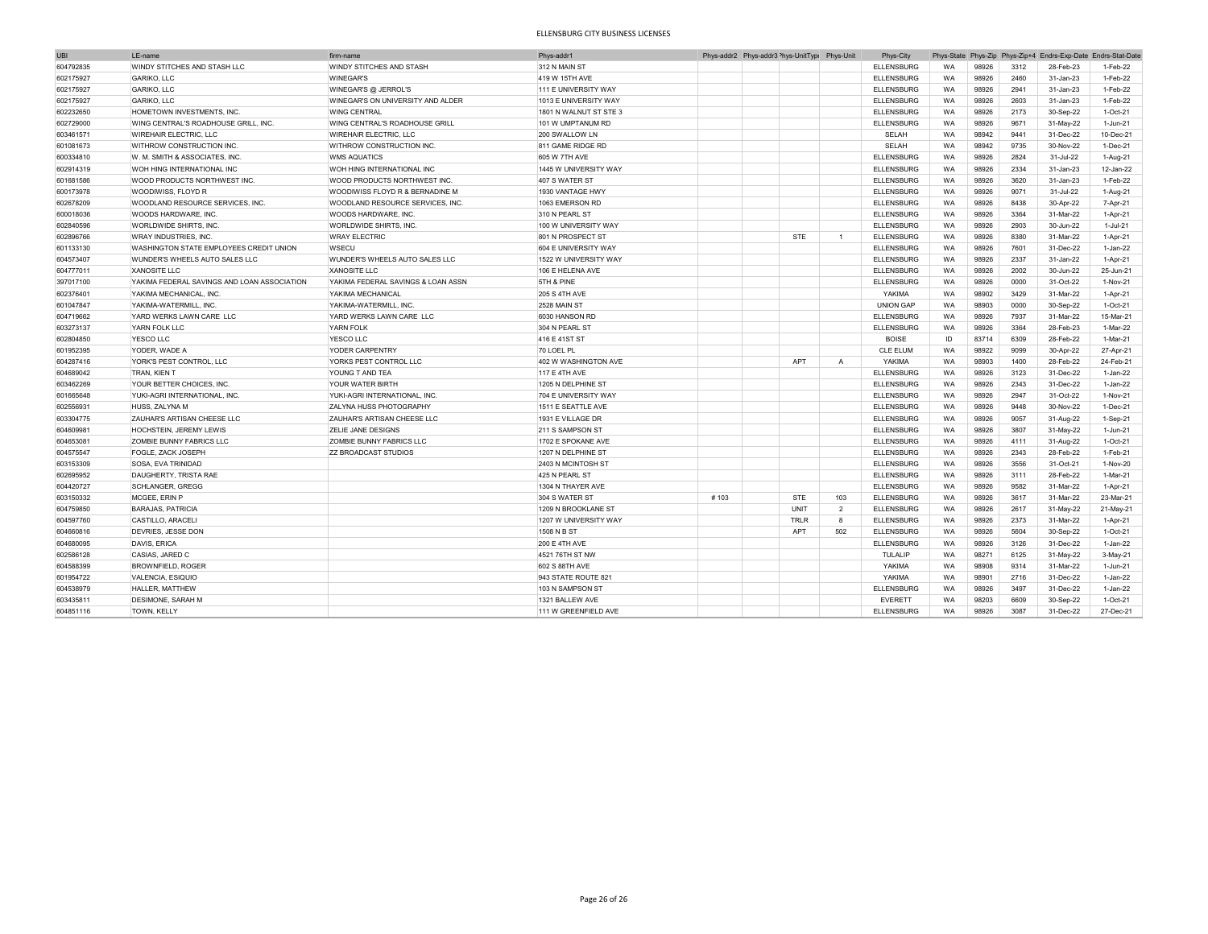# ELLENSBURG CITY BUSINESS LICENSES

| UBI | LE-name | firm-name | Phys-addr1 | Phys-addr2 | Phys-addr3 | Phys-UnitType | Phys-Unit | Phys-City | Phys-State | Phys-Zip | Phys-Zip+4 | Endrs-Exp-Date | Endrs-Stat-Date |
|---|---|---|---|---|---|---|---|---|---|---|---|---|---|
| 604792835 | WINDY STITCHES AND STASH LLC | WINDY STITCHES AND STASH | 312 N MAIN ST | | | | | ELLENSBURG | WA | 98926 | 3312 | 28-Feb-23 | 1-Feb-22 |
| 602175927 | GARIKO, LLC | WINEGAR'S | 419 W 15TH AVE | | | | | ELLENSBURG | WA | 98926 | 2460 | 31-Jan-23 | 1-Feb-22 |
| 602175927 | GARIKO, LLC | WINEGAR'S @ JERROL'S | 111 E UNIVERSITY WAY | | | | | ELLENSBURG | WA | 98926 | 2941 | 31-Jan-23 | 1-Feb-22 |
| 602175927 | GARIKO, LLC | WINEGAR'S ON UNIVERSITY AND ALDER | 1013 E UNIVERSITY WAY | | | | | ELLENSBURG | WA | 98926 | 2603 | 31-Jan-23 | 1-Feb-22 |
| 602232650 | HOMETOWN INVESTMENTS, INC. | WING CENTRAL | 1801 N WALNUT ST STE 3 | | | | | ELLENSBURG | WA | 98926 | 2173 | 30-Sep-22 | 1-Oct-21 |
| 602729000 | WING CENTRAL'S ROADHOUSE GRILL, INC. | WING CENTRAL'S ROADHOUSE GRILL | 101 W UMPTANUM RD | | | | | ELLENSBURG | WA | 98926 | 9671 | 31-May-22 | 1-Jun-21 |
| 603461571 | WIREHAIR ELECTRIC, LLC | WIREHAIR ELECTRIC, LLC | 200 SWALLOW LN | | | | | SELAH | WA | 98942 | 9441 | 31-Dec-22 | 10-Dec-21 |
| 601081673 | WITHROW CONSTRUCTION INC. | WITHROW CONSTRUCTION INC. | 811 GAME RIDGE RD | | | | | SELAH | WA | 98942 | 9735 | 30-Nov-22 | 1-Dec-21 |
| 600334810 | W. M. SMITH & ASSOCIATES, INC. | WMS AQUATICS | 605 W 7TH AVE | | | | | ELLENSBURG | WA | 98926 | 2824 | 31-Jul-22 | 1-Aug-21 |
| 602914319 | WOH HING INTERNATIONAL INC | WOH HING INTERNATIONAL INC | 1445 W UNIVERSITY WAY | | | | | ELLENSBURG | WA | 98926 | 2334 | 31-Jan-23 | 12-Jan-22 |
| 601681586 | WOOD PRODUCTS NORTHWEST INC. | WOOD PRODUCTS NORTHWEST INC. | 407 S WATER ST | | | | | ELLENSBURG | WA | 98926 | 3620 | 31-Jan-23 | 1-Feb-22 |
| 600173978 | WOODIWISS, FLOYD R | WOODIWISS FLOYD R & BERNADINE M | 1930 VANTAGE HWY | | | | | ELLENSBURG | WA | 98926 | 9071 | 31-Jul-22 | 1-Aug-21 |
| 602678209 | WOODLAND RESOURCE SERVICES, INC. | WOODLAND RESOURCE SERVICES, INC. | 1063 EMERSON RD | | | | | ELLENSBURG | WA | 98926 | 8438 | 30-Apr-22 | 7-Apr-21 |
| 600018036 | WOODS HARDWARE, INC. | WOODS HARDWARE, INC. | 310 N PEARL ST | | | | | ELLENSBURG | WA | 98926 | 3364 | 31-Mar-22 | 1-Apr-21 |
| 602840596 | WORLDWIDE SHIRTS, INC. | WORLDWIDE SHIRTS, INC. | 100 W UNIVERSITY WAY | | | | | ELLENSBURG | WA | 98926 | 2903 | 30-Jun-22 | 1-Jul-21 |
| 602896766 | WRAY INDUSTRIES, INC. | WRAY ELECTRIC | 801 N PROSPECT ST | | | STE | 1 | ELLENSBURG | WA | 98926 | 8380 | 31-Mar-22 | 1-Apr-21 |
| 601133130 | WASHINGTON STATE EMPLOYEES CREDIT UNION | WSECU | 604 E UNIVERSITY WAY | | | | | ELLENSBURG | WA | 98926 | 7601 | 31-Dec-22 | 1-Jan-22 |
| 604573407 | WUNDER'S WHEELS AUTO SALES LLC | WUNDER'S WHEELS AUTO SALES LLC | 1522 W UNIVERSITY WAY | | | | | ELLENSBURG | WA | 98926 | 2337 | 31-Jan-22 | 1-Apr-21 |
| 604777011 | XANOSITE LLC | XANOSITE LLC | 106 E HELENA AVE | | | | | ELLENSBURG | WA | 98926 | 2002 | 30-Jun-22 | 25-Jun-21 |
| 397017100 | YAKIMA FEDERAL SAVINGS AND LOAN ASSOCIATION | YAKIMA FEDERAL SAVINGS & LOAN ASSN | 5TH & PINE | | | | | ELLENSBURG | WA | 98926 | 0000 | 31-Oct-22 | 1-Nov-21 |
| 602376401 | YAKIMA MECHANICAL, INC. | YAKIMA MECHANICAL | 205 S 4TH AVE | | | | | YAKIMA | WA | 98902 | 3429 | 31-Mar-22 | 1-Apr-21 |
| 601047847 | YAKIMA-WATERMILL, INC. | YAKIMA-WATERMILL, INC. | 2528 MAIN ST | | | | | UNION GAP | WA | 98903 | 0000 | 30-Sep-22 | 1-Oct-21 |
| 604719662 | YARD WERKS LAWN CARE LLC | YARD WERKS LAWN CARE LLC | 6030 HANSON RD | | | | | ELLENSBURG | WA | 98926 | 7937 | 31-Mar-22 | 15-Mar-21 |
| 603273137 | YARN FOLK LLC | YARN FOLK | 304 N PEARL ST | | | | | ELLENSBURG | WA | 98926 | 3364 | 28-Feb-23 | 1-Mar-22 |
| 602804850 | YESCO LLC | YESCO LLC | 416 E 41ST ST | | | | | BOISE | ID | 83714 | 6309 | 28-Feb-22 | 1-Mar-21 |
| 601952395 | YODER, WADE A | YODER CARPENTRY | 70 LOEL PL | | | | | CLE ELUM | WA | 98922 | 9099 | 30-Apr-22 | 27-Apr-21 |
| 604287416 | YORK'S PEST CONTROL, LLC | YORKS PEST CONTROL LLC | 402 W WASHINGTON AVE | | | APT | A | YAKIMA | WA | 98903 | 1400 | 28-Feb-22 | 24-Feb-21 |
| 604689042 | TRAN, KIEN T | YOUNG T AND TEA | 117 E 4TH AVE | | | | | ELLENSBURG | WA | 98926 | 3123 | 31-Dec-22 | 1-Jan-22 |
| 603462269 | YOUR BETTER CHOICES, INC. | YOUR WATER BIRTH | 1205 N DELPHINE ST | | | | | ELLENSBURG | WA | 98926 | 2343 | 31-Dec-22 | 1-Jan-22 |
| 601665648 | YUKI-AGRI INTERNATIONAL, INC. | YUKI-AGRI INTERNATIONAL, INC. | 704 E UNIVERSITY WAY | | | | | ELLENSBURG | WA | 98926 | 2947 | 31-Oct-22 | 1-Nov-21 |
| 602556931 | HUSS, ZALYNA M | ZALYNA HUSS PHOTOGRAPHY | 1511 E SEATTLE AVE | | | | | ELLENSBURG | WA | 98926 | 9448 | 30-Nov-22 | 1-Dec-21 |
| 603304775 | ZAUHAR'S ARTISAN CHEESE LLC | ZAUHAR'S ARTISAN CHEESE LLC | 1931 E VILLAGE DR | | | | | ELLENSBURG | WA | 98926 | 9057 | 31-Aug-22 | 1-Sep-21 |
| 604609981 | HOCHSTEIN, JEREMY LEWIS | ZELIE JANE DESIGNS | 211 S SAMPSON ST | | | | | ELLENSBURG | WA | 98926 | 3807 | 31-May-22 | 1-Jun-21 |
| 604653081 | ZOMBIE BUNNY FABRICS LLC | ZOMBIE BUNNY FABRICS LLC | 1702 E SPOKANE AVE | | | | | ELLENSBURG | WA | 98926 | 4111 | 31-Aug-22 | 1-Oct-21 |
| 604575547 | FOGLE, ZACK JOSEPH | ZZ BROADCAST STUDIOS | 1207 N DELPHINE ST | | | | | ELLENSBURG | WA | 98926 | 2343 | 28-Feb-22 | 1-Feb-21 |
| 603153309 | SOSA, EVA TRINIDAD | | 2403 N MCINTOSH ST | | | | | ELLENSBURG | WA | 98926 | 3556 | 31-Oct-21 | 1-Nov-20 |
| 602695952 | DAUGHERTY, TRISTA RAE | | 425 N PEARL ST | | | | | ELLENSBURG | WA | 98926 | 3111 | 28-Feb-22 | 1-Mar-21 |
| 604420727 | SCHLANGER, GREGG | | 1304 N THAYER AVE | | | | | ELLENSBURG | WA | 98926 | 9582 | 31-Mar-22 | 1-Apr-21 |
| 603150332 | MCGEE, ERIN P | | 304 S WATER ST | # 103 | | STE | 103 | ELLENSBURG | WA | 98926 | 3617 | 31-Mar-22 | 23-Mar-21 |
| 604759850 | BARAJAS, PATRICIA | | 1209 N BROOKLANE ST | | | UNIT | 2 | ELLENSBURG | WA | 98926 | 2617 | 31-May-22 | 21-May-21 |
| 604597760 | CASTILLO, ARACELI | | 1207 W UNIVERSITY WAY | | | TRLR | 8 | ELLENSBURG | WA | 98926 | 2373 | 31-Mar-22 | 1-Apr-21 |
| 604660816 | DEVRIES, JESSE DON | | 1508 N B ST | | | APT | 502 | ELLENSBURG | WA | 98926 | 5604 | 30-Sep-22 | 1-Oct-21 |
| 604680095 | DAVIS, ERICA | | 200 E 4TH AVE | | | | | ELLENSBURG | WA | 98926 | 3126 | 31-Dec-22 | 1-Jan-22 |
| 602586128 | CASIAS, JARED C | | 4521 76TH ST NW | | | | | TULALIP | WA | 98271 | 6125 | 31-May-22 | 3-May-21 |
| 604588399 | BROWNFIELD, ROGER | | 602 S 88TH AVE | | | | | YAKIMA | WA | 98908 | 9314 | 31-Mar-22 | 1-Jun-21 |
| 601954722 | VALENCIA, ESIQUIO | | 943 STATE ROUTE 821 | | | | | YAKIMA | WA | 98901 | 2716 | 31-Dec-22 | 1-Jan-22 |
| 604538979 | HALLER, MATTHEW | | 103 N SAMPSON ST | | | | | ELLENSBURG | WA | 98926 | 3497 | 31-Dec-22 | 1-Jan-22 |
| 603435811 | DESIMONE, SARAH M | | 1321 BALLEW AVE | | | | | EVERETT | WA | 98203 | 6609 | 30-Sep-22 | 1-Oct-21 |
| 604851116 | TOWN, KELLY | | 111 W GREENFIELD AVE | | | | | ELLENSBURG | WA | 98926 | 3087 | 31-Dec-22 | 27-Dec-21 |